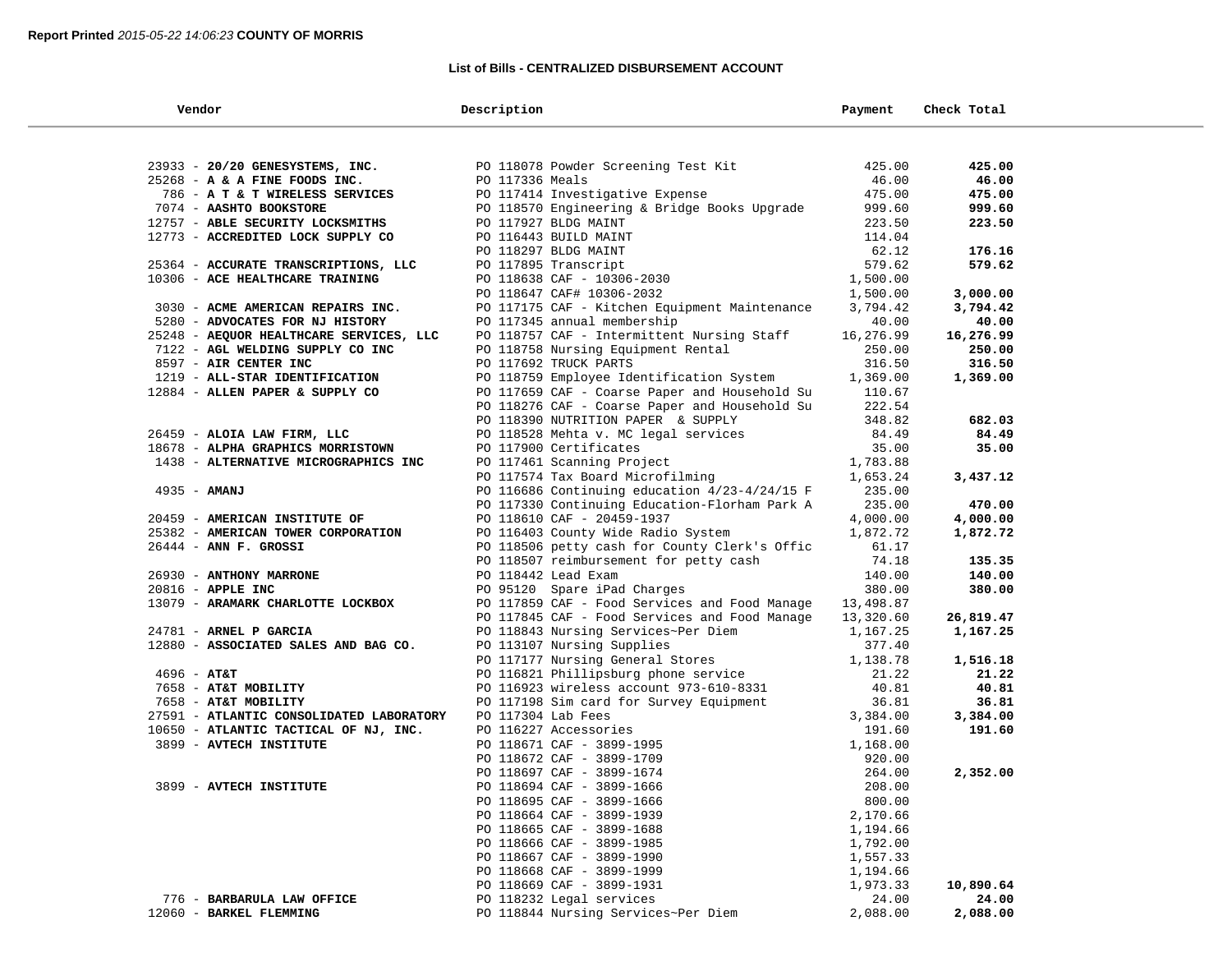**Report Printed** *2015-05-22 14:06:23* **COUNTY OF MORRIS**

### List of Bills - CENTRALIZED DISBURSEMENT ACCOUNT

| Vendor | Description | Payment | Check Total |
|---|---|---|---|
| 23933 - **20/20 GENESYSTEMS, INC.** | PO 118078 Powder Screening Test Kit | 425.00 | **425.00** |
| 25268 - **A & A FINE FOODS INC.** | PO 117336 Meals | 46.00 | **46.00** |
| 786 - **A T & T WIRELESS SERVICES** | PO 117414 Investigative Expense | 475.00 | **475.00** |
| 7074 - **AASHTO BOOKSTORE** | PO 118570 Engineering & Bridge Books Upgrade | 999.60 | **999.60** |
| 12757 - **ABLE SECURITY LOCKSMITHS** | PO 117927 BLDG MAINT | 223.50 | **223.50** |
| 12773 - **ACCREDITED LOCK SUPPLY CO** | PO 116443 BUILD MAINT | 114.04 | |
| | PO 118297 BLDG MAINT | 62.12 | **176.16** |
| 25364 - **ACCURATE TRANSCRIPTIONS, LLC** | PO 117895 Transcript | 579.62 | **579.62** |
| 10306 - **ACE HEALTHCARE TRAINING** | PO 118638 CAF - 10306-2030 | 1,500.00 | |
| | PO 118647 CAF# 10306-2032 | 1,500.00 | **3,000.00** |
| 3030 - **ACME AMERICAN REPAIRS INC.** | PO 117175 CAF - Kitchen Equipment Maintenance | 3,794.42 | **3,794.42** |
| 5280 - **ADVOCATES FOR NJ HISTORY** | PO 117345 annual membership | 40.00 | **40.00** |
| 25248 - **AEQUOR HEALTHCARE SERVICES, LLC** | PO 118757 CAF - Intermittent Nursing Staff | 16,276.99 | **16,276.99** |
| 7122 - **AGL WELDING SUPPLY CO INC** | PO 118758 Nursing Equipment Rental | 250.00 | **250.00** |
| 8597 - **AIR CENTER INC** | PO 117692 TRUCK PARTS | 316.50 | **316.50** |
| 1219 - **ALL-STAR IDENTIFICATION** | PO 118759 Employee Identification System | 1,369.00 | **1,369.00** |
| 12884 - **ALLEN PAPER & SUPPLY CO** | PO 117659 CAF - Coarse Paper and Household Su | 110.67 | |
| | PO 118276 CAF - Coarse Paper and Household Su | 222.54 | |
| | PO 118390 NUTRITION PAPER & SUPPLY | 348.82 | **682.03** |
| 26459 - **ALOIA LAW FIRM, LLC** | PO 118528 Mehta v. MC legal services | 84.49 | **84.49** |
| 18678 - **ALPHA GRAPHICS MORRISTOWN** | PO 117900 Certificates | 35.00 | **35.00** |
| 1438 - **ALTERNATIVE MICROGRAPHICS INC** | PO 117461 Scanning Project | 1,783.88 | |
| | PO 117574 Tax Board Microfilming | 1,653.24 | **3,437.12** |
| 4935 - **AMANJ** | PO 116686 Continuing education 4/23-4/24/15 F | 235.00 | |
| | PO 117330 Continuing Education-Florham Park A | 235.00 | **470.00** |
| 20459 - **AMERICAN INSTITUTE OF** | PO 118610 CAF - 20459-1937 | 4,000.00 | **4,000.00** |
| 25382 - **AMERICAN TOWER CORPORATION** | PO 116403 County Wide Radio System | 1,872.72 | **1,872.72** |
| 26444 - **ANN F. GROSSI** | PO 118506 petty cash for County Clerk's Offic | 61.17 | |
| | PO 118507 reimbursement for petty cash | 74.18 | **135.35** |
| 26930 - **ANTHONY MARRONE** | PO 118442 Lead Exam | 140.00 | **140.00** |
| 20816 - **APPLE INC** | PO 95120 Spare iPad Charges | 380.00 | **380.00** |
| 13079 - **ARAMARK CHARLOTTE LOCKBOX** | PO 117859 CAF - Food Services and Food Manage | 13,498.87 | |
| | PO 117845 CAF - Food Services and Food Manage | 13,320.60 | **26,819.47** |
| 24781 - **ARNEL P GARCIA** | PO 118843 Nursing Services~Per Diem | 1,167.25 | **1,167.25** |
| 12880 - **ASSOCIATED SALES AND BAG CO.** | PO 113107 Nursing Supplies | 377.40 | |
| | PO 117177 Nursing General Stores | 1,138.78 | **1,516.18** |
| 4696 - **AT&T** | PO 116821 Phillipsburg phone service | 21.22 | **21.22** |
| 7658 - **AT&T MOBILITY** | PO 116923 wireless account 973-610-8331 | 40.81 | **40.81** |
| 7658 - **AT&T MOBILITY** | PO 117198 Sim card for Survey Equipment | 36.81 | **36.81** |
| 27591 - **ATLANTIC CONSOLIDATED LABORATORY** | PO 117304 Lab Fees | 3,384.00 | **3,384.00** |
| 10650 - **ATLANTIC TACTICAL OF NJ, INC.** | PO 116227 Accessories | 191.60 | **191.60** |
| 3899 - **AVTECH INSTITUTE** | PO 118671 CAF - 3899-1995 | 1,168.00 | |
| | PO 118672 CAF - 3899-1709 | 920.00 | |
| | PO 118697 CAF - 3899-1674 | 264.00 | **2,352.00** |
| 3899 - **AVTECH INSTITUTE** | PO 118694 CAF - 3899-1666 | 208.00 | |
| | PO 118695 CAF - 3899-1666 | 800.00 | |
| | PO 118664 CAF - 3899-1939 | 2,170.66 | |
| | PO 118665 CAF - 3899-1688 | 1,194.66 | |
| | PO 118666 CAF - 3899-1985 | 1,792.00 | |
| | PO 118667 CAF - 3899-1990 | 1,557.33 | |
| | PO 118668 CAF - 3899-1999 | 1,194.66 | |
| | PO 118669 CAF - 3899-1931 | 1,973.33 | **10,890.64** |
| 776 - **BARBARULA LAW OFFICE** | PO 118232 Legal services | 24.00 | **24.00** |
| 12060 - **BARKEL FLEMMING** | PO 118844 Nursing Services~Per Diem | 2,088.00 | **2,088.00** |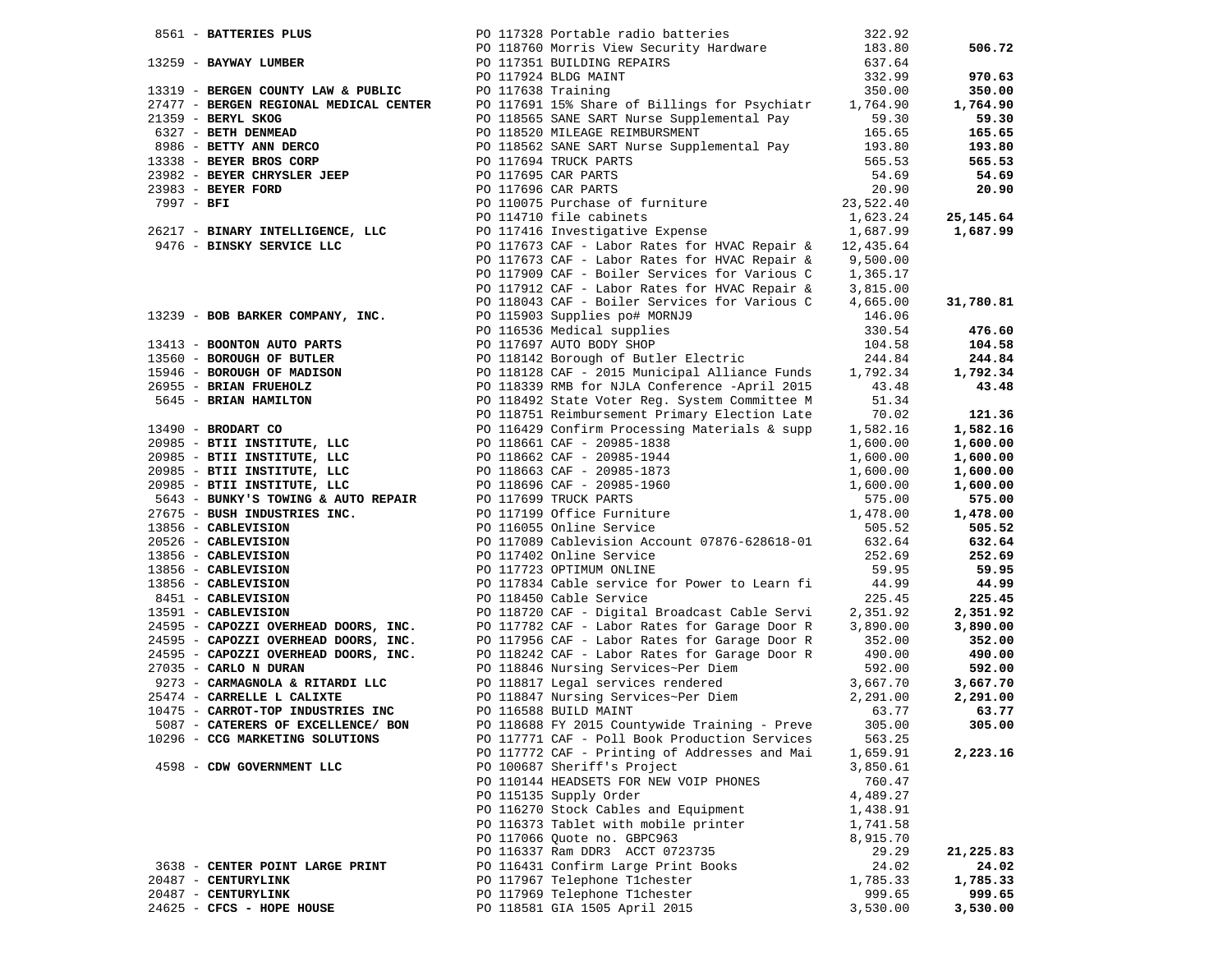| Vendor | PO / Description | Amount | Total |
|---|---|---|---|
| 8561 - **BATTERIES PLUS** | PO 117328 Portable radio batteries | 322.92 | |
| | PO 118760 Morris View Security Hardware | 183.80 | **506.72** |
| 13259 - **BAYWAY LUMBER** | PO 117351 BUILDING REPAIRS | 637.64 | |
| | PO 117924 BLDG MAINT | 332.99 | **970.63** |
| 13319 - **BERGEN COUNTY LAW & PUBLIC** | PO 117638 Training | 350.00 | **350.00** |
| 27477 - **BERGEN REGIONAL MEDICAL CENTER** | PO 117691 15% Share of Billings for Psychiatr | 1,764.90 | **1,764.90** |
| 21359 - **BERYL SKOG** | PO 118565 SANE SART Nurse Supplemental Pay | 59.30 | **59.30** |
| 6327 - **BETH DENMEAD** | PO 118520 MILEAGE REIMBURSMENT | 165.65 | **165.65** |
| 8986 - **BETTY ANN DERCO** | PO 118562 SANE SART Nurse Supplemental Pay | 193.80 | **193.80** |
| 13338 - **BEYER BROS CORP** | PO 117694 TRUCK PARTS | 565.53 | **565.53** |
| 23982 - **BEYER CHRYSLER JEEP** | PO 117695 CAR PARTS | 54.69 | **54.69** |
| 23983 - **BEYER FORD** | PO 117696 CAR PARTS | 20.90 | **20.90** |
| 7997 - **BFI** | PO 110075 Purchase of furniture | 23,522.40 | |
| | PO 114710 file cabinets | 1,623.24 | **25,145.64** |
| 26217 - **BINARY INTELLIGENCE, LLC** | PO 117416 Investigative Expense | 1,687.99 | **1,687.99** |
| 9476 - **BINSKY SERVICE LLC** | PO 117673 CAF - Labor Rates for HVAC Repair & | 12,435.64 | |
| | PO 117673 CAF - Labor Rates for HVAC Repair & | 9,500.00 | |
| | PO 117909 CAF - Boiler Services for Various C | 1,365.17 | |
| | PO 117912 CAF - Labor Rates for HVAC Repair & | 3,815.00 | |
| | PO 118043 CAF - Boiler Services for Various C | 4,665.00 | **31,780.81** |
| 13239 - **BOB BARKER COMPANY, INC.** | PO 115903 Supplies po# MORNJ9 | 146.06 | |
| | PO 116536 Medical supplies | 330.54 | **476.60** |
| 13413 - **BOONTON AUTO PARTS** | PO 117697 AUTO BODY SHOP | 104.58 | **104.58** |
| 13560 - **BOROUGH OF BUTLER** | PO 118142 Borough of Butler Electric | 244.84 | **244.84** |
| 15946 - **BOROUGH OF MADISON** | PO 118128 CAF - 2015 Municipal Alliance Funds | 1,792.34 | **1,792.34** |
| 26955 - **BRIAN FRUEHOLZ** | PO 118339 RMB for NJLA Conference -April 2015 | 43.48 | **43.48** |
| 5645 - **BRIAN HAMILTON** | PO 118492 State Voter Reg. System Committee M | 51.34 | |
| | PO 118751 Reimbursement Primary Election Late | 70.02 | **121.36** |
| 13490 - **BRODART CO** | PO 116429 Confirm Processing Materials & supp | 1,582.16 | **1,582.16** |
| 20985 - **BTII INSTITUTE, LLC** | PO 118661 CAF - 20985-1838 | 1,600.00 | **1,600.00** |
| 20985 - **BTII INSTITUTE, LLC** | PO 118662 CAF - 20985-1944 | 1,600.00 | **1,600.00** |
| 20985 - **BTII INSTITUTE, LLC** | PO 118663 CAF - 20985-1873 | 1,600.00 | **1,600.00** |
| 20985 - **BTII INSTITUTE, LLC** | PO 118696 CAF - 20985-1960 | 1,600.00 | **1,600.00** |
| 5643 - **BUNKY'S TOWING & AUTO REPAIR** | PO 117699 TRUCK PARTS | 575.00 | **575.00** |
| 27675 - **BUSH INDUSTRIES INC.** | PO 117199 Office Furniture | 1,478.00 | **1,478.00** |
| 13856 - **CABLEVISION** | PO 116055 Online Service | 505.52 | **505.52** |
| 20526 - **CABLEVISION** | PO 117089 Cablevision Account 07876-628618-01 | 632.64 | **632.64** |
| 13856 - **CABLEVISION** | PO 117402 Online Service | 252.69 | **252.69** |
| 13856 - **CABLEVISION** | PO 117723 OPTIMUM ONLINE | 59.95 | **59.95** |
| 13856 - **CABLEVISION** | PO 117834 Cable service for Power to Learn fi | 44.99 | **44.99** |
| 8451 - **CABLEVISION** | PO 118450 Cable Service | 225.45 | **225.45** |
| 13591 - **CABLEVISION** | PO 118720 CAF - Digital Broadcast Cable Servi | 2,351.92 | **2,351.92** |
| 24595 - **CAPOZZI OVERHEAD DOORS, INC.** | PO 117782 CAF - Labor Rates for Garage Door R | 3,890.00 | **3,890.00** |
| 24595 - **CAPOZZI OVERHEAD DOORS, INC.** | PO 117956 CAF - Labor Rates for Garage Door R | 352.00 | **352.00** |
| 24595 - **CAPOZZI OVERHEAD DOORS, INC.** | PO 118242 CAF - Labor Rates for Garage Door R | 490.00 | **490.00** |
| 27035 - **CARLO N DURAN** | PO 118846 Nursing Services~Per Diem | 592.00 | **592.00** |
| 9273 - **CARMAGNOLA & RITARDI LLC** | PO 118817 Legal services rendered | 3,667.70 | **3,667.70** |
| 25474 - **CARRELLE L CALIXTE** | PO 118847 Nursing Services~Per Diem | 2,291.00 | **2,291.00** |
| 10475 - **CARROT-TOP INDUSTRIES INC** | PO 116588 BUILD MAINT | 63.77 | **63.77** |
| 5087 - **CATERERS OF EXCELLENCE/ BON** | PO 118688 FY 2015 Countywide Training - Preve | 305.00 | **305.00** |
| 10296 - **CCG MARKETING SOLUTIONS** | PO 117771 CAF - Poll Book Production Services | 563.25 | |
| | PO 117772 CAF - Printing of Addresses and Mai | 1,659.91 | **2,223.16** |
| 4598 - **CDW GOVERNMENT LLC** | PO 100687 Sheriff's Project | 3,850.61 | |
| | PO 110144 HEADSETS FOR NEW VOIP PHONES | 760.47 | |
| | PO 115135 Supply Order | 4,489.27 | |
| | PO 116270 Stock Cables and Equipment | 1,438.91 | |
| | PO 116373 Tablet with mobile printer | 1,741.58 | |
| | PO 117066 Quote no. GBPC963 | 8,915.70 | |
| | PO 116337 Ram DDR3 ACCT 0723735 | 29.29 | **21,225.83** |
| 3638 - **CENTER POINT LARGE PRINT** | PO 116431 Confirm Large Print Books | 24.02 | **24.02** |
| 20487 - **CENTURYLINK** | PO 117967 Telephone T1chester | 1,785.33 | **1,785.33** |
| 20487 - **CENTURYLINK** | PO 117969 Telephone T1chester | 999.65 | **999.65** |
| 24625 - **CFCS - HOPE HOUSE** | PO 118581 GIA 1505 April 2015 | 3,530.00 | **3,530.00** |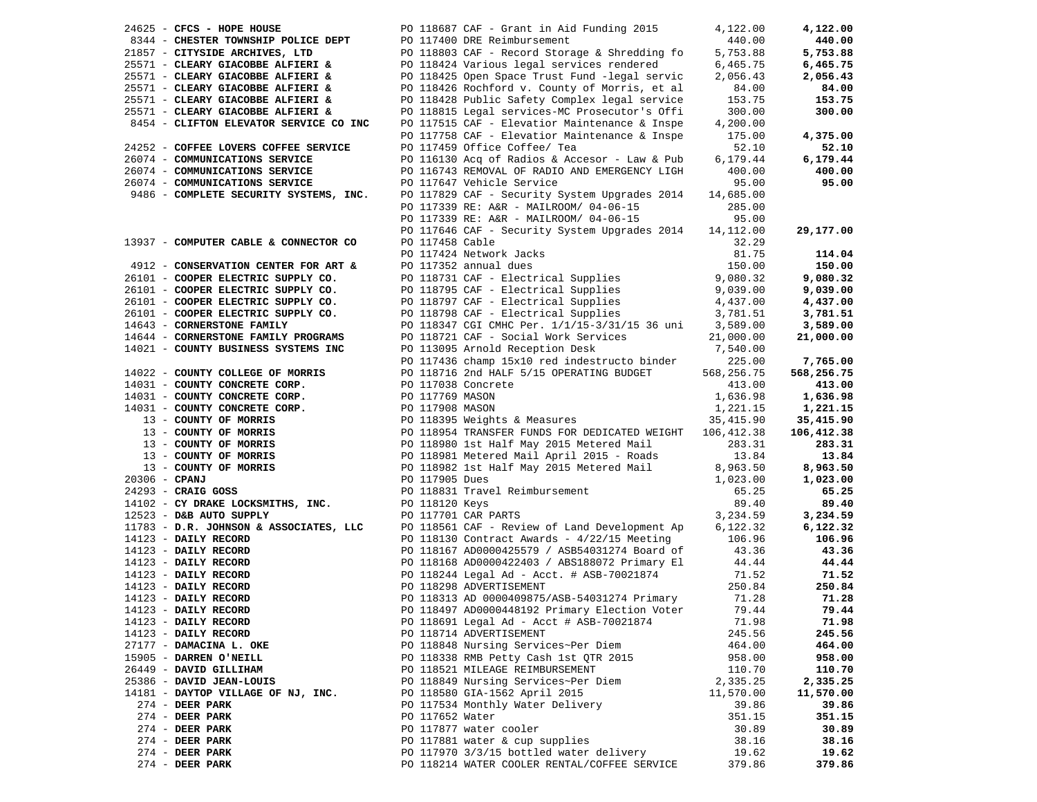| Vendor | PO / Description | Amount | Total |
|---|---|---|---|
| 24625 - **CFCS - HOPE HOUSE** | PO 118687 CAF - Grant in Aid Funding 2015 | 4,122.00 | **4,122.00** |
| 8344 - **CHESTER TOWNSHIP POLICE DEPT** | PO 117400 DRE Reimbursement | 440.00 | **440.00** |
| 21857 - **CITYSIDE ARCHIVES, LTD** | PO 118803 CAF - Record Storage & Shredding fo | 5,753.88 | **5,753.88** |
| 25571 - **CLEARY GIACOBBE ALFIERI &** | PO 118424 Various legal services rendered | 6,465.75 | **6,465.75** |
| 25571 - **CLEARY GIACOBBE ALFIERI &** | PO 118425 Open Space Trust Fund -legal servic | 2,056.43 | **2,056.43** |
| 25571 - **CLEARY GIACOBBE ALFIERI &** | PO 118426 Rochford v. County of Morris, et al | 84.00 | **84.00** |
| 25571 - **CLEARY GIACOBBE ALFIERI &** | PO 118428 Public Safety Complex legal service | 153.75 | **153.75** |
| 25571 - **CLEARY GIACOBBE ALFIERI &** | PO 118815 Legal services-MC Prosecutor's Offi | 300.00 | **300.00** |
| 8454 - **CLIFTON ELEVATOR SERVICE CO INC** | PO 117515 CAF - Elevatior Maintenance & Inspe | 4,200.00 | |
| | PO 117758 CAF - Elevatior Maintenance & Inspe | 175.00 | **4,375.00** |
| 24252 - **COFFEE LOVERS COFFEE SERVICE** | PO 117459 Office Coffee/ Tea | 52.10 | **52.10** |
| 26074 - **COMMUNICATIONS SERVICE** | PO 116130 Acq of Radios & Accesor - Law & Pub | 6,179.44 | **6,179.44** |
| 26074 - **COMMUNICATIONS SERVICE** | PO 116743 REMOVAL OF RADIO AND EMERGENCY LIGH | 400.00 | **400.00** |
| 26074 - **COMMUNICATIONS SERVICE** | PO 117647 Vehicle Service | 95.00 | **95.00** |
| 9486 - **COMPLETE SECURITY SYSTEMS, INC.** | PO 117829 CAF - Security System Upgrades 2014 | 14,685.00 | |
| | PO 117339 RE: A&R - MAILROOM/ 04-06-15 | 285.00 | |
| | PO 117339 RE: A&R - MAILROOM/ 04-06-15 | 95.00 | |
| | PO 117646 CAF - Security System Upgrades 2014 | 14,112.00 | **29,177.00** |
| 13937 - **COMPUTER CABLE & CONNECTOR CO** | PO 117458 Cable | 32.29 | |
| | PO 117424 Network Jacks | 81.75 | **114.04** |
| 4912 - **CONSERVATION CENTER FOR ART &** | PO 117352 annual dues | 150.00 | **150.00** |
| 26101 - **COOPER ELECTRIC SUPPLY CO.** | PO 118731 CAF - Electrical Supplies | 9,080.32 | **9,080.32** |
| 26101 - **COOPER ELECTRIC SUPPLY CO.** | PO 118795 CAF - Electrical Supplies | 9,039.00 | **9,039.00** |
| 26101 - **COOPER ELECTRIC SUPPLY CO.** | PO 118797 CAF - Electrical Supplies | 4,437.00 | **4,437.00** |
| 26101 - **COOPER ELECTRIC SUPPLY CO.** | PO 118798 CAF - Electrical Supplies | 3,781.51 | **3,781.51** |
| 14643 - **CORNERSTONE FAMILY** | PO 118347 CGI CMHC Per. 1/1/15-3/31/15 36 uni | 3,589.00 | **3,589.00** |
| 14644 - **CORNERSTONE FAMILY PROGRAMS** | PO 118721 CAF - Social Work Services | 21,000.00 | **21,000.00** |
| 14021 - **COUNTY BUSINESS SYSTEMS INC** | PO 113095 Arnold Reception Desk | 7,540.00 | |
| | PO 117436 champ 15x10 red indestructo binder | 225.00 | **7,765.00** |
| 14022 - **COUNTY COLLEGE OF MORRIS** | PO 118716 2nd HALF 5/15 OPERATING BUDGET | 568,256.75 | **568,256.75** |
| 14031 - **COUNTY CONCRETE CORP.** | PO 117038 Concrete | 413.00 | **413.00** |
| 14031 - **COUNTY CONCRETE CORP.** | PO 117769 MASON | 1,636.98 | **1,636.98** |
| 14031 - **COUNTY CONCRETE CORP.** | PO 117908 MASON | 1,221.15 | **1,221.15** |
| 13 - **COUNTY OF MORRIS** | PO 118395 Weights & Measures | 35,415.90 | **35,415.90** |
| 13 - **COUNTY OF MORRIS** | PO 118954 TRANSFER FUNDS FOR DEDICATED WEIGHT | 106,412.38 | **106,412.38** |
| 13 - **COUNTY OF MORRIS** | PO 118980 1st Half May 2015 Metered Mail | 283.31 | **283.31** |
| 13 - **COUNTY OF MORRIS** | PO 118981 Metered Mail April 2015 - Roads | 13.84 | **13.84** |
| 13 - **COUNTY OF MORRIS** | PO 118982 1st Half May 2015 Metered Mail | 8,963.50 | **8,963.50** |
| 20306 - **CPANJ** | PO 117905 Dues | 1,023.00 | **1,023.00** |
| 24293 - **CRAIG GOSS** | PO 118831 Travel Reimbursement | 65.25 | **65.25** |
| 14102 - **CY DRAKE LOCKSMITHS, INC.** | PO 118120 Keys | 89.40 | **89.40** |
| 12523 - **D&B AUTO SUPPLY** | PO 117701 CAR PARTS | 3,234.59 | **3,234.59** |
| 11783 - **D.R. JOHNSON & ASSOCIATES, LLC** | PO 118561 CAF - Review of Land Development Ap | 6,122.32 | **6,122.32** |
| 14123 - **DAILY RECORD** | PO 118130 Contract Awards - 4/22/15 Meeting | 106.96 | **106.96** |
| 14123 - **DAILY RECORD** | PO 118167 AD0000425579 / ASB54031274 Board of | 43.36 | **43.36** |
| 14123 - **DAILY RECORD** | PO 118168 AD0000422403 / ABS188072 Primary El | 44.44 | **44.44** |
| 14123 - **DAILY RECORD** | PO 118244 Legal Ad - Acct. # ASB-70021874 | 71.52 | **71.52** |
| 14123 - **DAILY RECORD** | PO 118298 ADVERTISEMENT | 250.84 | **250.84** |
| 14123 - **DAILY RECORD** | PO 118313 AD 0000409875/ASB-54031274 Primary | 71.28 | **71.28** |
| 14123 - **DAILY RECORD** | PO 118497 AD0000448192 Primary Election Voter | 79.44 | **79.44** |
| 14123 - **DAILY RECORD** | PO 118691 Legal Ad - Acct # ASB-70021874 | 71.98 | **71.98** |
| 14123 - **DAILY RECORD** | PO 118714 ADVERTISEMENT | 245.56 | **245.56** |
| 27177 - **DAMACINA L. OKE** | PO 118848 Nursing Services~Per Diem | 464.00 | **464.00** |
| 15905 - **DARREN O'NEILL** | PO 118338 RMB Petty Cash 1st QTR 2015 | 958.00 | **958.00** |
| 26449 - **DAVID GILLIHAM** | PO 118521 MILEAGE REIMBURSEMENT | 110.70 | **110.70** |
| 25386 - **DAVID JEAN-LOUIS** | PO 118849 Nursing Services~Per Diem | 2,335.25 | **2,335.25** |
| 14181 - **DAYTOP VILLAGE OF NJ, INC.** | PO 118580 GIA-1562 April 2015 | 11,570.00 | **11,570.00** |
| 274 - **DEER PARK** | PO 117534 Monthly Water Delivery | 39.86 | **39.86** |
| 274 - **DEER PARK** | PO 117652 Water | 351.15 | **351.15** |
| 274 - **DEER PARK** | PO 117877 water cooler | 30.89 | **30.89** |
| 274 - **DEER PARK** | PO 117881 water & cup supplies | 38.16 | **38.16** |
| 274 - **DEER PARK** | PO 117970 3/3/15 bottled water delivery | 19.62 | **19.62** |
| 274 - **DEER PARK** | PO 118214 WATER COOLER RENTAL/COFFEE SERVICE | 379.86 | **379.86** |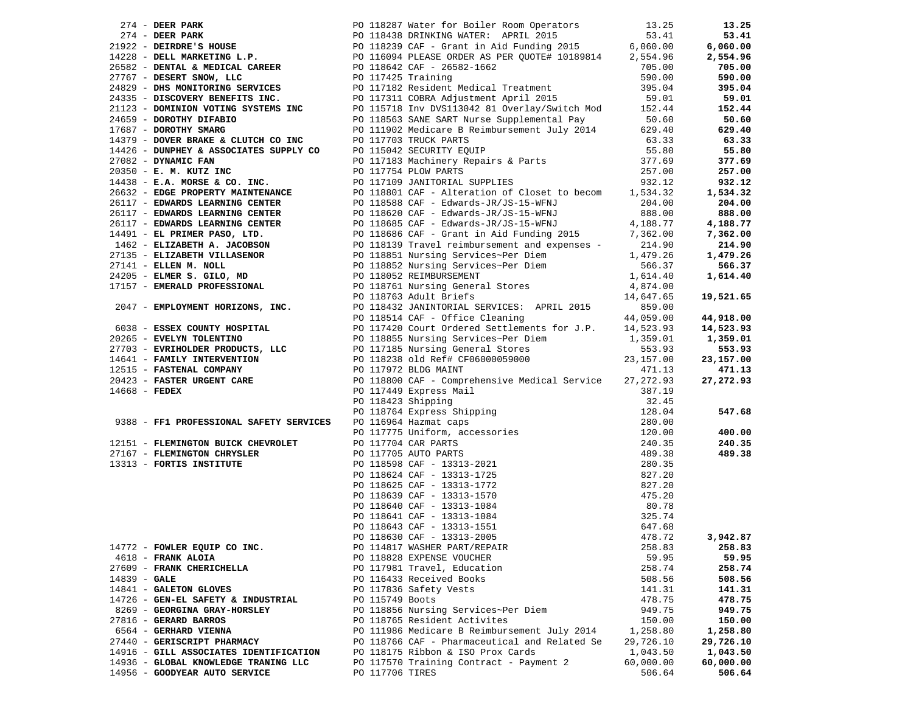| Vendor | Description | Amount | Total |
|---|---|---|---|
| 274 - **DEER PARK** | PO 118287 Water for Boiler Room Operators | 13.25 | **13.25** |
| 274 - **DEER PARK** | PO 118438 DRINKING WATER: APRIL 2015 | 53.41 | **53.41** |
| 21922 - **DEIRDRE'S HOUSE** | PO 118239 CAF - Grant in Aid Funding 2015 | 6,060.00 | **6,060.00** |
| 14228 - **DELL MARKETING L.P.** | PO 116094 PLEASE ORDER AS PER QUOTE# 10189814 | 2,554.96 | **2,554.96** |
| 26582 - **DENTAL & MEDICAL CAREER** | PO 118642 CAF - 26582-1662 | 705.00 | **705.00** |
| 27767 - **DESERT SNOW, LLC** | PO 117425 Training | 590.00 | **590.00** |
| 24829 - **DHS MONITORING SERVICES** | PO 117182 Resident Medical Treatment | 395.04 | **395.04** |
| 24335 - **DISCOVERY BENEFITS INC.** | PO 117311 COBRA Adjustment April 2015 | 59.01 | **59.01** |
| 21123 - **DOMINION VOTING SYSTEMS INC** | PO 115718 Inv DVS113042 81 Overlay/Switch Mod | 152.44 | **152.44** |
| 24659 - **DOROTHY DIFABIO** | PO 118563 SANE SART Nurse Supplemental Pay | 50.60 | **50.60** |
| 17687 - **DOROTHY SMARG** | PO 111902 Medicare B Reimbursement July 2014 | 629.40 | **629.40** |
| 14379 - **DOVER BRAKE & CLUTCH CO INC** | PO 117703 TRUCK PARTS | 63.33 | **63.33** |
| 14426 - **DUNPHEY & ASSOCIATES SUPPLY CO** | PO 115042 SECURITY EQUIP | 55.80 | **55.80** |
| 27082 - **DYNAMIC FAN** | PO 117183 Machinery Repairs & Parts | 377.69 | **377.69** |
| 20350 - **E. M. KUTZ INC** | PO 117754 PLOW PARTS | 257.00 | **257.00** |
| 14438 - **E.A. MORSE & CO. INC.** | PO 117109 JANITORIAL SUPPLIES | 932.12 | **932.12** |
| 26632 - **EDGE PROPERTY MAINTENANCE** | PO 118801 CAF - Alteration of Closet to becom | 1,534.32 | **1,534.32** |
| 26117 - **EDWARDS LEARNING CENTER** | PO 118588 CAF - Edwards-JR/JS-15-WFNJ | 204.00 | **204.00** |
| 26117 - **EDWARDS LEARNING CENTER** | PO 118620 CAF - Edwards-JR/JS-15-WFNJ | 888.00 | **888.00** |
| 26117 - **EDWARDS LEARNING CENTER** | PO 118685 CAF - Edwards-JR/JS-15-WFNJ | 4,188.77 | **4,188.77** |
| 14491 - **EL PRIMER PASO, LTD.** | PO 118686 CAF - Grant in Aid Funding 2015 | 7,362.00 | **7,362.00** |
| 1462 - **ELIZABETH A. JACOBSON** | PO 118139 Travel reimbursement and expenses - | 214.90 | **214.90** |
| 27135 - **ELIZABETH VILLASENOR** | PO 118851 Nursing Services~Per Diem | 1,479.26 | **1,479.26** |
| 27141 - **ELLEN M. NOLL** | PO 118852 Nursing Services~Per Diem | 566.37 | **566.37** |
| 24205 - **ELMER S. GILO, MD** | PO 118052 REIMBURSEMENT | 1,614.40 | **1,614.40** |
| 17157 - **EMERALD PROFESSIONAL** | PO 118761 Nursing General Stores | 4,874.00 | |
| | PO 118763 Adult Briefs | 14,647.65 | **19,521.65** |
| 2047 - **EMPLOYMENT HORIZONS, INC.** | PO 118432 JANINTORIAL SERVICES: APRIL 2015 | 859.00 | |
| | PO 118514 CAF - Office Cleaning | 44,059.00 | **44,918.00** |
| 6038 - **ESSEX COUNTY HOSPITAL** | PO 117420 Court Ordered Settlements for J.P. | 14,523.93 | **14,523.93** |
| 20265 - **EVELYN TOLENTINO** | PO 118855 Nursing Services~Per Diem | 1,359.01 | **1,359.01** |
| 27703 - **EVRIHOLDER PRODUCTS, LLC** | PO 117185 Nursing General Stores | 553.93 | **553.93** |
| 14641 - **FAMILY INTERVENTION** | PO 118238 old Ref# CF06000059000 | 23,157.00 | **23,157.00** |
| 12515 - **FASTENAL COMPANY** | PO 117972 BLDG MAINT | 471.13 | **471.13** |
| 20423 - **FASTER URGENT CARE** | PO 118800 CAF - Comprehensive Medical Service | 27,272.93 | **27,272.93** |
| 14668 - **FEDEX** | PO 117449 Express Mail | 387.19 | |
| | PO 118423 Shipping | 32.45 | |
| | PO 118764 Express Shipping | 128.04 | **547.68** |
| 9388 - **FF1 PROFESSIONAL SAFETY SERVICES** | PO 116964 Hazmat caps | 280.00 | |
| | PO 117775 Uniform, accessories | 120.00 | **400.00** |
| 12151 - **FLEMINGTON BUICK CHEVROLET** | PO 117704 CAR PARTS | 240.35 | **240.35** |
| 27167 - **FLEMINGTON CHRYSLER** | PO 117705 AUTO PARTS | 489.38 | **489.38** |
| 13313 - **FORTIS INSTITUTE** | PO 118598 CAF - 13313-2021 | 280.35 | |
| | PO 118624 CAF - 13313-1725 | 827.20 | |
| | PO 118625 CAF - 13313-1772 | 827.20 | |
| | PO 118639 CAF - 13313-1570 | 475.20 | |
| | PO 118640 CAF - 13313-1084 | 80.78 | |
| | PO 118641 CAF - 13313-1084 | 325.74 | |
| | PO 118643 CAF - 13313-1551 | 647.68 | |
| | PO 118630 CAF - 13313-2005 | 478.72 | **3,942.87** |
| 14772 - **FOWLER EQUIP CO INC.** | PO 114817 WASHER PART/REPAIR | 258.83 | **258.83** |
| 4618 - **FRANK ALOIA** | PO 118828 EXPENSE VOUCHER | 59.95 | **59.95** |
| 27609 - **FRANK CHERICHELLA** | PO 117981 Travel, Education | 258.74 | **258.74** |
| 14839 - **GALE** | PO 116433 Received Books | 508.56 | **508.56** |
| 14841 - **GALETON GLOVES** | PO 117836 Safety Vests | 141.31 | **141.31** |
| 14726 - **GEN-EL SAFETY & INDUSTRIAL** | PO 115749 Boots | 478.75 | **478.75** |
| 8269 - **GEORGINA GRAY-HORSLEY** | PO 118856 Nursing Services~Per Diem | 949.75 | **949.75** |
| 27816 - **GERARD BARROS** | PO 118765 Resident Activites | 150.00 | **150.00** |
| 6564 - **GERHARD VIENNA** | PO 111986 Medicare B Reimbursement July 2014 | 1,258.80 | **1,258.80** |
| 27440 - **GERISCRIPT PHARMACY** | PO 118766 CAF - Pharmaceutical and Related Se | 29,726.10 | **29,726.10** |
| 14916 - **GILL ASSOCIATES IDENTIFICATION** | PO 118175 Ribbon & ISO Prox Cards | 1,043.50 | **1,043.50** |
| 14936 - **GLOBAL KNOWLEDGE TRANING LLC** | PO 117570 Training Contract - Payment 2 | 60,000.00 | **60,000.00** |
| 14956 - **GOODYEAR AUTO SERVICE** | PO 117706 TIRES | 506.64 | **506.64** |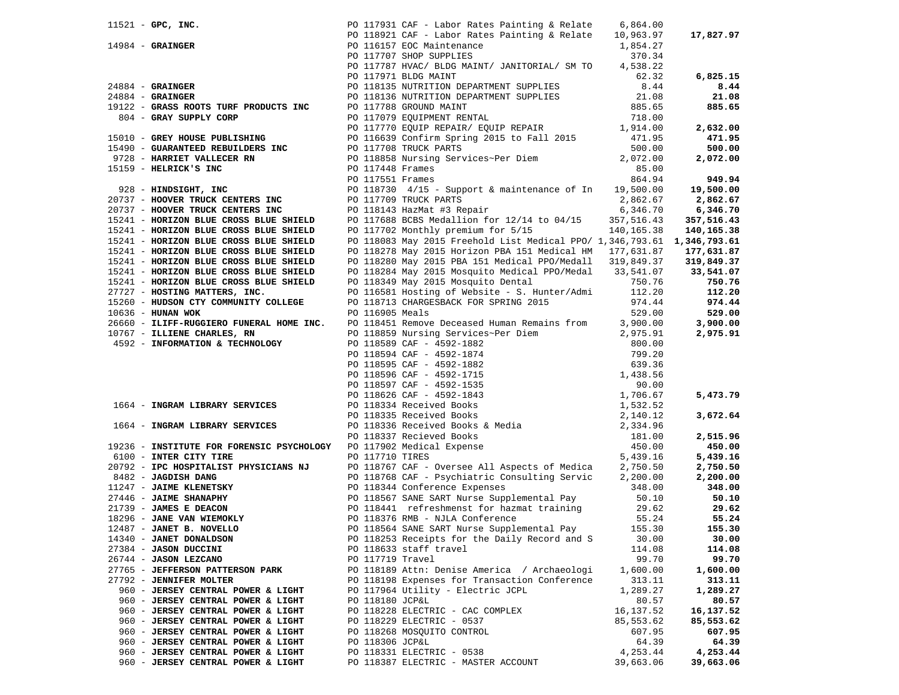| Vendor | PO / Description | Amount | Total |
|---|---|---|---|
| 11521 - **GPC, INC.** | PO 117931 CAF - Labor Rates Painting & Relate | 6,864.00 | |
| | PO 118921 CAF - Labor Rates Painting & Relate | 10,963.97 | **17,827.97** |
| 14984 - **GRAINGER** | PO 116157 EOC Maintenance | 1,854.27 | |
| | PO 117707 SHOP SUPPLIES | 370.34 | |
| | PO 117787 HVAC/ BLDG MAINT/ JANITORIAL/ SM TO | 4,538.22 | |
| | PO 117971 BLDG MAINT | 62.32 | **6,825.15** |
| 24884 - **GRAINGER** | PO 118135 NUTRITION DEPARTMENT SUPPLIES | 8.44 | **8.44** |
| 24884 - **GRAINGER** | PO 118136 NUTRITION DEPARTMENT SUPPLIES | 21.08 | **21.08** |
| 19122 - **GRASS ROOTS TURF PRODUCTS INC** | PO 117788 GROUND MAINT | 885.65 | **885.65** |
| 804 - **GRAY SUPPLY CORP** | PO 117079 EQUIPMENT RENTAL | 718.00 | |
| | PO 117770 EQUIP REPAIR/ EQUIP REPAIR | 1,914.00 | **2,632.00** |
| 15010 - **GREY HOUSE PUBLISHING** | PO 116639 Confirm Spring 2015 to Fall 2015 | 471.95 | **471.95** |
| 15490 - **GUARANTEED REBUILDERS INC** | PO 117708 TRUCK PARTS | 500.00 | **500.00** |
| 9728 - **HARRIET VALLECER RN** | PO 118858 Nursing Services~Per Diem | 2,072.00 | **2,072.00** |
| 15159 - **HELRICK'S INC** | PO 117448 Frames | 85.00 | |
| | PO 117551 Frames | 864.94 | **949.94** |
| 928 - **HINDSIGHT, INC** | PO 118730 4/15 - Support & maintenance of In | 19,500.00 | **19,500.00** |
| 20737 - **HOOVER TRUCK CENTERS INC** | PO 117709 TRUCK PARTS | 2,862.67 | **2,862.67** |
| 20737 - **HOOVER TRUCK CENTERS INC** | PO 118143 HazMat #3 Repair | 6,346.70 | **6,346.70** |
| 15241 - **HORIZON BLUE CROSS BLUE SHIELD** | PO 117688 BCBS Medallion for 12/14 to 04/15 | 357,516.43 | **357,516.43** |
| 15241 - **HORIZON BLUE CROSS BLUE SHIELD** | PO 117702 Monthly premium for 5/15 | 140,165.38 | **140,165.38** |
| 15241 - **HORIZON BLUE CROSS BLUE SHIELD** | PO 118083 May 2015 Freehold List Medical PPO/ | 1,346,793.61 | **1,346,793.61** |
| 15241 - **HORIZON BLUE CROSS BLUE SHIELD** | PO 118278 May 2015 Horizon PBA 151 Medical HM | 177,631.87 | **177,631.87** |
| 15241 - **HORIZON BLUE CROSS BLUE SHIELD** | PO 118280 May 2015 PBA 151 Medical PPO/Medall | 319,849.37 | **319,849.37** |
| 15241 - **HORIZON BLUE CROSS BLUE SHIELD** | PO 118284 May 2015 Mosquito Medical PPO/Medal | 33,541.07 | **33,541.07** |
| 15241 - **HORIZON BLUE CROSS BLUE SHIELD** | PO 118349 May 2015 Mosquito Dental | 750.76 | **750.76** |
| 27727 - **HOSTING MATTERS, INC.** | PO 116581 Hosting of Website - S. Hunter/Admi | 112.20 | **112.20** |
| 15260 - **HUDSON CTY COMMUNITY COLLEGE** | PO 118713 CHARGESBACK FOR SPRING 2015 | 974.44 | **974.44** |
| 10636 - **HUNAN WOK** | PO 116905 Meals | 529.00 | **529.00** |
| 26660 - **ILIFF-RUGGIERO FUNERAL HOME INC.** | PO 118451 Remove Deceased Human Remains from | 3,900.00 | **3,900.00** |
| 10767 - **ILLIENE CHARLES, RN** | PO 118859 Nursing Services~Per Diem | 2,975.91 | **2,975.91** |
| 4592 - **INFORMATION & TECHNOLOGY** | PO 118589 CAF - 4592-1882 | 800.00 | |
| | PO 118594 CAF - 4592-1874 | 799.20 | |
| | PO 118595 CAF - 4592-1882 | 639.36 | |
| | PO 118596 CAF - 4592-1715 | 1,438.56 | |
| | PO 118597 CAF - 4592-1535 | 90.00 | |
| | PO 118626 CAF - 4592-1843 | 1,706.67 | **5,473.79** |
| 1664 - **INGRAM LIBRARY SERVICES** | PO 118334 Received Books | 1,532.52 | |
| | PO 118335 Received Books | 2,140.12 | **3,672.64** |
| 1664 - **INGRAM LIBRARY SERVICES** | PO 118336 Received Books & Media | 2,334.96 | |
| | PO 118337 Recieved Books | 181.00 | **2,515.96** |
| 19236 - **INSTITUTE FOR FORENSIC PSYCHOLOGY** | PO 117902 Medical Expense | 450.00 | **450.00** |
| 6100 - **INTER CITY TIRE** | PO 117710 TIRES | 5,439.16 | **5,439.16** |
| 20792 - **IPC HOSPITALIST PHYSICIANS NJ** | PO 118767 CAF - Oversee All Aspects of Medica | 2,750.50 | **2,750.50** |
| 8482 - **JAGDISH DANG** | PO 118768 CAF - Psychiatric Consulting Servic | 2,200.00 | **2,200.00** |
| 11247 - **JAIME KLENETSKY** | PO 118344 Conference Expenses | 348.00 | **348.00** |
| 27446 - **JAIME SHANAPHY** | PO 118567 SANE SART Nurse Supplemental Pay | 50.10 | **50.10** |
| 21739 - **JAMES E DEACON** | PO 118441 refreshmenst for hazmat training | 29.62 | **29.62** |
| 18296 - **JANE VAN WIEMOKLY** | PO 118376 RMB - NJLA Conference | 55.24 | **55.24** |
| 12487 - **JANET B. NOVELLO** | PO 118564 SANE SART Nurse Supplemental Pay | 155.30 | **155.30** |
| 14340 - **JANET DONALDSON** | PO 118253 Receipts for the Daily Record and S | 30.00 | **30.00** |
| 27384 - **JASON DUCCINI** | PO 118633 staff travel | 114.08 | **114.08** |
| 26744 - **JASON LEZCANO** | PO 117719 Travel | 99.70 | **99.70** |
| 27765 - **JEFFERSON PATTERSON PARK** | PO 118189 Attn: Denise America / Archaeologi | 1,600.00 | **1,600.00** |
| 27792 - **JENNIFER MOLTER** | PO 118198 Expenses for Transaction Conference | 313.11 | **313.11** |
| 960 - **JERSEY CENTRAL POWER & LIGHT** | PO 117964 Utility - Electric JCPL | 1,289.27 | **1,289.27** |
| 960 - **JERSEY CENTRAL POWER & LIGHT** | PO 118180 JCP&L | 80.57 | **80.57** |
| 960 - **JERSEY CENTRAL POWER & LIGHT** | PO 118228 ELECTRIC - CAC COMPLEX | 16,137.52 | **16,137.52** |
| 960 - **JERSEY CENTRAL POWER & LIGHT** | PO 118229 ELECTRIC - 0537 | 85,553.62 | **85,553.62** |
| 960 - **JERSEY CENTRAL POWER & LIGHT** | PO 118268 MOSQUITO CONTROL | 607.95 | **607.95** |
| 960 - **JERSEY CENTRAL POWER & LIGHT** | PO 118306 JCP&L | 64.39 | **64.39** |
| 960 - **JERSEY CENTRAL POWER & LIGHT** | PO 118331 ELECTRIC - 0538 | 4,253.44 | **4,253.44** |
| 960 - **JERSEY CENTRAL POWER & LIGHT** | PO 118387 ELECTRIC - MASTER ACCOUNT | 39,663.06 | **39,663.06** |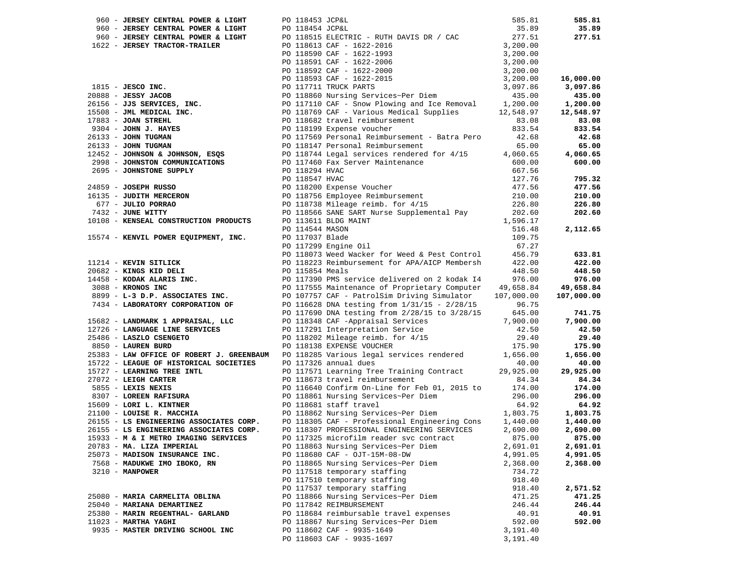| Vendor | PO / Description | Amount | Total |
|---|---|---|---|
| 960 - **JERSEY CENTRAL POWER & LIGHT** | PO 118453 JCP&L | 585.81 | **585.81** |
| 960 - **JERSEY CENTRAL POWER & LIGHT** | PO 118454 JCP&L | 35.89 | **35.89** |
| 960 - **JERSEY CENTRAL POWER & LIGHT** | PO 118515 ELECTRIC - RUTH DAVIS DR / CAC | 277.51 | **277.51** |
| 1622 - **JERSEY TRACTOR-TRAILER** | PO 118613 CAF - 1622-2016 | 3,200.00 | |
| | PO 118590 CAF - 1622-1993 | 3,200.00 | |
| | PO 118591 CAF - 1622-2006 | 3,200.00 | |
| | PO 118592 CAF - 1622-2000 | 3,200.00 | |
| | PO 118593 CAF - 1622-2015 | 3,200.00 | **16,000.00** |
| 1815 - **JESCO INC.** | PO 117711 TRUCK PARTS | 3,097.86 | **3,097.86** |
| 20888 - **JESSY JACOB** | PO 118860 Nursing Services~Per Diem | 435.00 | **435.00** |
| 26156 - **JJS SERVICES, INC.** | PO 117110 CAF - Snow Plowing and Ice Removal | 1,200.00 | **1,200.00** |
| 15508 - **JML MEDICAL INC.** | PO 118769 CAF - Various Medical Supplies | 12,548.97 | **12,548.97** |
| 17883 - **JOAN STREHL** | PO 118682 travel reimbursement | 83.08 | **83.08** |
| 9304 - **JOHN J. HAYES** | PO 118199 Expense voucher | 833.54 | **833.54** |
| 26133 - **JOHN TUGMAN** | PO 117569 Personal Reimbursement - Batra Pero | 42.68 | **42.68** |
| 26133 - **JOHN TUGMAN** | PO 118147 Personal Reimbursement | 65.00 | **65.00** |
| 12452 - **JOHNSON & JOHNSON, ESQS** | PO 118744 Legal services rendered for 4/15 | 4,060.65 | **4,060.65** |
| 2998 - **JOHNSTON COMMUNICATIONS** | PO 117460 Fax Server Maintenance | 600.00 | **600.00** |
| 2695 - **JOHNSTONE SUPPLY** | PO 118294 HVAC | 667.56 | |
| | PO 118547 HVAC | 127.76 | **795.32** |
| 24859 - **JOSEPH RUSSO** | PO 118200 Expense Voucher | 477.56 | **477.56** |
| 16135 - **JUDITH MERCERON** | PO 118756 Employee Reimbursement | 210.00 | **210.00** |
| 677 - **JULIO PORRAO** | PO 118738 Mileage reimb. for 4/15 | 226.80 | **226.80** |
| 7432 - **JUNE WITTY** | PO 118566 SANE SART Nurse Supplemental Pay | 202.60 | **202.60** |
| 10108 - **KENSEAL CONSTRUCTION PRODUCTS** | PO 113611 BLDG MAINT | 1,596.17 | |
| | PO 114544 MASON | 516.48 | **2,112.65** |
| 15574 - **KENVIL POWER EQUIPMENT, INC.** | PO 117037 Blade | 109.75 | |
| | PO 117299 Engine Oil | 67.27 | |
| | PO 118073 Weed Wacker for Weed & Pest Control | 456.79 | **633.81** |
| 11214 - **KEVIN SITLICK** | PO 118223 Reimbursement for APA/AICP Membersh | 422.00 | **422.00** |
| 20682 - **KINGS KID DELI** | PO 115854 Meals | 448.50 | **448.50** |
| 14458 - **KODAK ALARIS INC.** | PO 117390 PMS service delivered on 2 kodak I4 | 976.00 | **976.00** |
| 3088 - **KRONOS INC** | PO 117555 Maintenance of Proprietary Computer | 49,658.84 | **49,658.84** |
| 8899 - **L-3 D.P. ASSOCIATES INC.** | PO 107757 CAF - PatrolSim Driving Simulator | 107,000.00 | **107,000.00** |
| 7434 - **LABORATORY CORPORATION OF** | PO 116628 DNA testing from 1/31/15 - 2/28/15 | 96.75 | |
| | PO 117690 DNA testing from 2/28/15 to 3/28/15 | 645.00 | **741.75** |
| 15682 - **LANDMARK 1 APPRAISAL, LLC** | PO 118348 CAF -Appraisal Services | 7,900.00 | **7,900.00** |
| 12726 - **LANGUAGE LINE SERVICES** | PO 117291 Interpretation Service | 42.50 | **42.50** |
| 25486 - **LASZLO CSENGETO** | PO 118202 Mileage reimb. for 4/15 | 29.40 | **29.40** |
| 8850 - **LAUREN BURD** | PO 118138 EXPENSE VOUCHER | 175.90 | **175.90** |
| 25383 - **LAW OFFICE OF ROBERT J. GREENBAUM** | PO 118285 Various legal services rendered | 1,656.00 | **1,656.00** |
| 15722 - **LEAGUE OF HISTORICAL SOCIETIES** | PO 117326 annual dues | 40.00 | **40.00** |
| 15727 - **LEARNING TREE INTL** | PO 117571 Learning Tree Training Contract | 29,925.00 | **29,925.00** |
| 27072 - **LEIGH CARTER** | PO 118673 travel reimbursement | 84.34 | **84.34** |
| 5855 - **LEXIS NEXIS** | PO 116640 Confirm On-Line for Feb 01, 2015 to | 174.00 | **174.00** |
| 8307 - **LOREEN RAFISURA** | PO 118861 Nursing Services~Per Diem | 296.00 | **296.00** |
| 15609 - **LORI L. KINTNER** | PO 118681 staff travel | 64.92 | **64.92** |
| 21100 - **LOUISE R. MACCHIA** | PO 118862 Nursing Services~Per Diem | 1,803.75 | **1,803.75** |
| 26155 - **LS ENGINEERING ASSOCIATES CORP.** | PO 118305 CAF - Professional Engineering Cons | 1,440.00 | **1,440.00** |
| 26155 - **LS ENGINEERING ASSOCIATES CORP.** | PO 118307 PROFESSIONAL ENGINEERING SERVICES | 2,690.00 | **2,690.00** |
| 15933 - **M & I METRO IMAGING SERVICES** | PO 117325 microfilm reader svc contract | 875.00 | **875.00** |
| 20783 - **MA. LIZA IMPERIAL** | PO 118863 Nursing Services~Per Diem | 2,691.01 | **2,691.01** |
| 25073 - **MADISON INSURANCE INC.** | PO 118680 CAF - OJT-15M-08-DW | 4,991.05 | **4,991.05** |
| 7568 - **MADUKWE IMO IBOKO, RN** | PO 118865 Nursing Services~Per Diem | 2,368.00 | **2,368.00** |
| 3210 - **MANPOWER** | PO 117518 temporary staffing | 734.72 | |
| | PO 117510 temporary staffing | 918.40 | |
| | PO 117537 temporary staffing | 918.40 | **2,571.52** |
| 25080 - **MARIA CARMELITA OBLINA** | PO 118866 Nursing Services~Per Diem | 471.25 | **471.25** |
| 25040 - **MARIANA DEMARTINEZ** | PO 117842 REIMBURSEMENT | 246.44 | **246.44** |
| 25380 - **MARIN REGENTHAL- GARLAND** | PO 118684 reimbursable travel expenses | 40.91 | **40.91** |
| 11023 - **MARTHA YAGHI** | PO 118867 Nursing Services~Per Diem | 592.00 | **592.00** |
| 9935 - **MASTER DRIVING SCHOOL INC** | PO 118602 CAF - 9935-1649 | 3,191.40 | |
| | PO 118603 CAF - 9935-1697 | 3,191.40 | |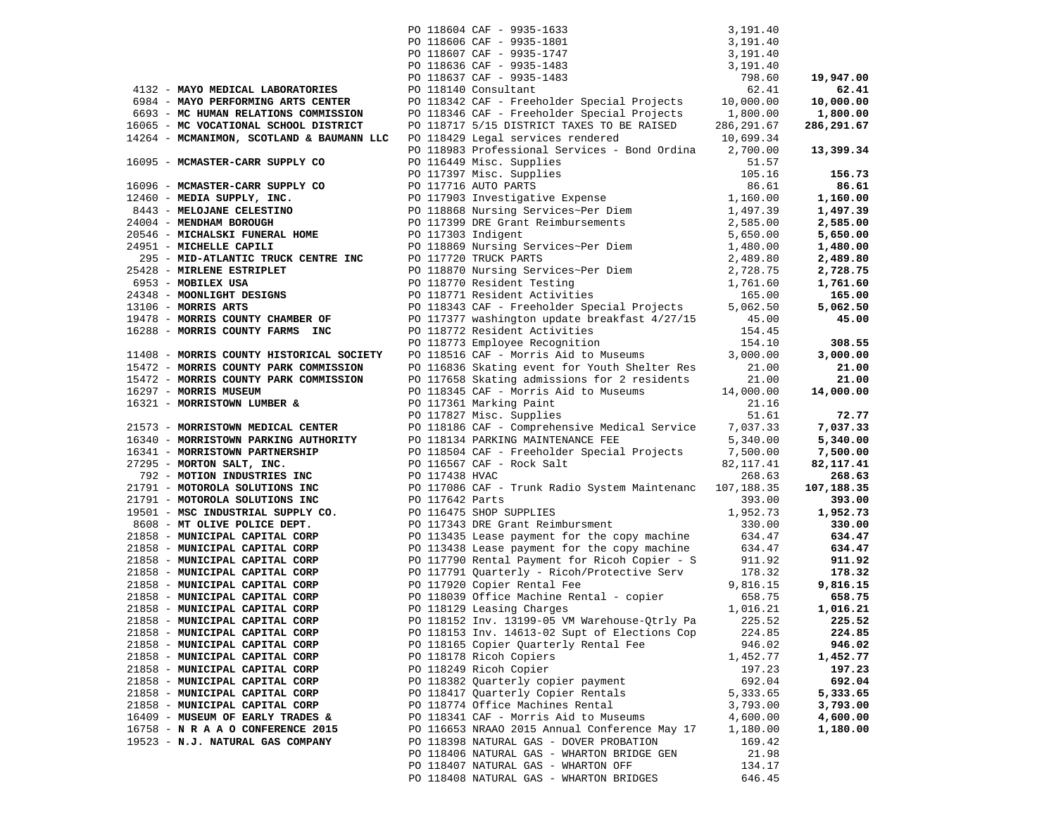| Vendor | PO / Description | Amount | Total |
|---|---|---|---|
| | PO 118604 CAF - 9935-1633 | 3,191.40 | |
| | PO 118606 CAF - 9935-1801 | 3,191.40 | |
| | PO 118607 CAF - 9935-1747 | 3,191.40 | |
| | PO 118636 CAF - 9935-1483 | 3,191.40 | |
| | PO 118637 CAF - 9935-1483 | 798.60 | **19,947.00** |
| 4132 - **MAYO MEDICAL LABORATORIES** | PO 118140 Consultant | 62.41 | **62.41** |
| 6984 - **MAYO PERFORMING ARTS CENTER** | PO 118342 CAF - Freeholder Special Projects | 10,000.00 | **10,000.00** |
| 6693 - **MC HUMAN RELATIONS COMMISSION** | PO 118346 CAF - Freeholder Special Projects | 1,800.00 | **1,800.00** |
| 16065 - **MC VOCATIONAL SCHOOL DISTRICT** | PO 118717 5/15 DISTRICT TAXES TO BE RAISED | 286,291.67 | **286,291.67** |
| 14264 - **MCMANIMON, SCOTLAND & BAUMANN LLC** | PO 118429 Legal services rendered | 10,699.34 | |
| | PO 118983 Professional Services - Bond Ordina | 2,700.00 | **13,399.34** |
| 16095 - **MCMASTER-CARR SUPPLY CO** | PO 116449 Misc. Supplies | 51.57 | |
| | PO 117397 Misc. Supplies | 105.16 | **156.73** |
| 16096 - **MCMASTER-CARR SUPPLY CO** | PO 117716 AUTO PARTS | 86.61 | **86.61** |
| 12460 - **MEDIA SUPPLY, INC.** | PO 117903 Investigative Expense | 1,160.00 | **1,160.00** |
| 8443 - **MELOJANE CELESTINO** | PO 118868 Nursing Services~Per Diem | 1,497.39 | **1,497.39** |
| 24004 - **MENDHAM BOROUGH** | PO 117399 DRE Grant Reimbursements | 2,585.00 | **2,585.00** |
| 20546 - **MICHALSKI FUNERAL HOME** | PO 117303 Indigent | 5,650.00 | **5,650.00** |
| 24951 - **MICHELLE CAPILI** | PO 118869 Nursing Services~Per Diem | 1,480.00 | **1,480.00** |
| 295 - **MID-ATLANTIC TRUCK CENTRE INC** | PO 117720 TRUCK PARTS | 2,489.80 | **2,489.80** |
| 25428 - **MIRLENE ESTRIPLET** | PO 118870 Nursing Services~Per Diem | 2,728.75 | **2,728.75** |
| 6953 - **MOBILEX USA** | PO 118770 Resident Testing | 1,761.60 | **1,761.60** |
| 24348 - **MOONLIGHT DESIGNS** | PO 118771 Resident Activities | 165.00 | **165.00** |
| 13106 - **MORRIS ARTS** | PO 118343 CAF - Freeholder Special Projects | 5,062.50 | **5,062.50** |
| 19478 - **MORRIS COUNTY CHAMBER OF** | PO 117377 washington update breakfast 4/27/15 | 45.00 | **45.00** |
| 16288 - **MORRIS COUNTY FARMS INC** | PO 118772 Resident Activities | 154.45 | |
| | PO 118773 Employee Recognition | 154.10 | **308.55** |
| 11408 - **MORRIS COUNTY HISTORICAL SOCIETY** | PO 118516 CAF - Morris Aid to Museums | 3,000.00 | **3,000.00** |
| 15472 - **MORRIS COUNTY PARK COMMISSION** | PO 116836 Skating event for Youth Shelter Res | 21.00 | **21.00** |
| 15472 - **MORRIS COUNTY PARK COMMISSION** | PO 117658 Skating admissions for 2 residents | 21.00 | **21.00** |
| 16297 - **MORRIS MUSEUM** | PO 118345 CAF - Morris Aid to Museums | 14,000.00 | **14,000.00** |
| 16321 - **MORRISTOWN LUMBER &** | PO 117361 Marking Paint | 21.16 | |
| | PO 117827 Misc. Supplies | 51.61 | **72.77** |
| 21573 - **MORRISTOWN MEDICAL CENTER** | PO 118186 CAF - Comprehensive Medical Service | 7,037.33 | **7,037.33** |
| 16340 - **MORRISTOWN PARKING AUTHORITY** | PO 118134 PARKING MAINTENANCE FEE | 5,340.00 | **5,340.00** |
| 16341 - **MORRISTOWN PARTNERSHIP** | PO 118504 CAF - Freeholder Special Projects | 7,500.00 | **7,500.00** |
| 27295 - **MORTON SALT, INC.** | PO 116567 CAF - Rock Salt | 82,117.41 | **82,117.41** |
| 792 - **MOTION INDUSTRIES INC** | PO 117438 HVAC | 268.63 | **268.63** |
| 21791 - **MOTOROLA SOLUTIONS INC** | PO 117086 CAF - Trunk Radio System Maintenanc | 107,188.35 | **107,188.35** |
| 21791 - **MOTOROLA SOLUTIONS INC** | PO 117642 Parts | 393.00 | **393.00** |
| 19501 - **MSC INDUSTRIAL SUPPLY CO.** | PO 116475 SHOP SUPPLIES | 1,952.73 | **1,952.73** |
| 8608 - **MT OLIVE POLICE DEPT.** | PO 117343 DRE Grant Reimbursment | 330.00 | **330.00** |
| 21858 - **MUNICIPAL CAPITAL CORP** | PO 113435 Lease payment for the copy machine | 634.47 | **634.47** |
| 21858 - **MUNICIPAL CAPITAL CORP** | PO 113438 Lease payment for the copy machine | 634.47 | **634.47** |
| 21858 - **MUNICIPAL CAPITAL CORP** | PO 117790 Rental Payment for Ricoh Copier - S | 911.92 | **911.92** |
| 21858 - **MUNICIPAL CAPITAL CORP** | PO 117791 Quarterly - Ricoh/Protective Serv | 178.32 | **178.32** |
| 21858 - **MUNICIPAL CAPITAL CORP** | PO 117920 Copier Rental Fee | 9,816.15 | **9,816.15** |
| 21858 - **MUNICIPAL CAPITAL CORP** | PO 118039 Office Machine Rental - copier | 658.75 | **658.75** |
| 21858 - **MUNICIPAL CAPITAL CORP** | PO 118129 Leasing Charges | 1,016.21 | **1,016.21** |
| 21858 - **MUNICIPAL CAPITAL CORP** | PO 118152 Inv. 13199-05 VM Warehouse-Qtrly Pa | 225.52 | **225.52** |
| 21858 - **MUNICIPAL CAPITAL CORP** | PO 118153 Inv. 14613-02 Supt of Elections Cop | 224.85 | **224.85** |
| 21858 - **MUNICIPAL CAPITAL CORP** | PO 118165 Copier Quarterly Rental Fee | 946.02 | **946.02** |
| 21858 - **MUNICIPAL CAPITAL CORP** | PO 118178 Ricoh Copiers | 1,452.77 | **1,452.77** |
| 21858 - **MUNICIPAL CAPITAL CORP** | PO 118249 Ricoh Copier | 197.23 | **197.23** |
| 21858 - **MUNICIPAL CAPITAL CORP** | PO 118382 Quarterly copier payment | 692.04 | **692.04** |
| 21858 - **MUNICIPAL CAPITAL CORP** | PO 118417 Quarterly Copier Rentals | 5,333.65 | **5,333.65** |
| 21858 - **MUNICIPAL CAPITAL CORP** | PO 118774 Office Machines Rental | 3,793.00 | **3,793.00** |
| 16409 - **MUSEUM OF EARLY TRADES &** | PO 118341 CAF - Morris Aid to Museums | 4,600.00 | **4,600.00** |
| 16758 - **N R A A O CONFERENCE 2015** | PO 116653 NRAAO 2015 Annual Conference May 17 | 1,180.00 | **1,180.00** |
| 19523 - **N.J. NATURAL GAS COMPANY** | PO 118398 NATURAL GAS - DOVER PROBATION | 169.42 | |
| | PO 118406 NATURAL GAS - WHARTON BRIDGE GEN | 21.98 | |
| | PO 118407 NATURAL GAS - WHARTON OFF | 134.17 | |
| | PO 118408 NATURAL GAS - WHARTON BRIDGES | 646.45 | |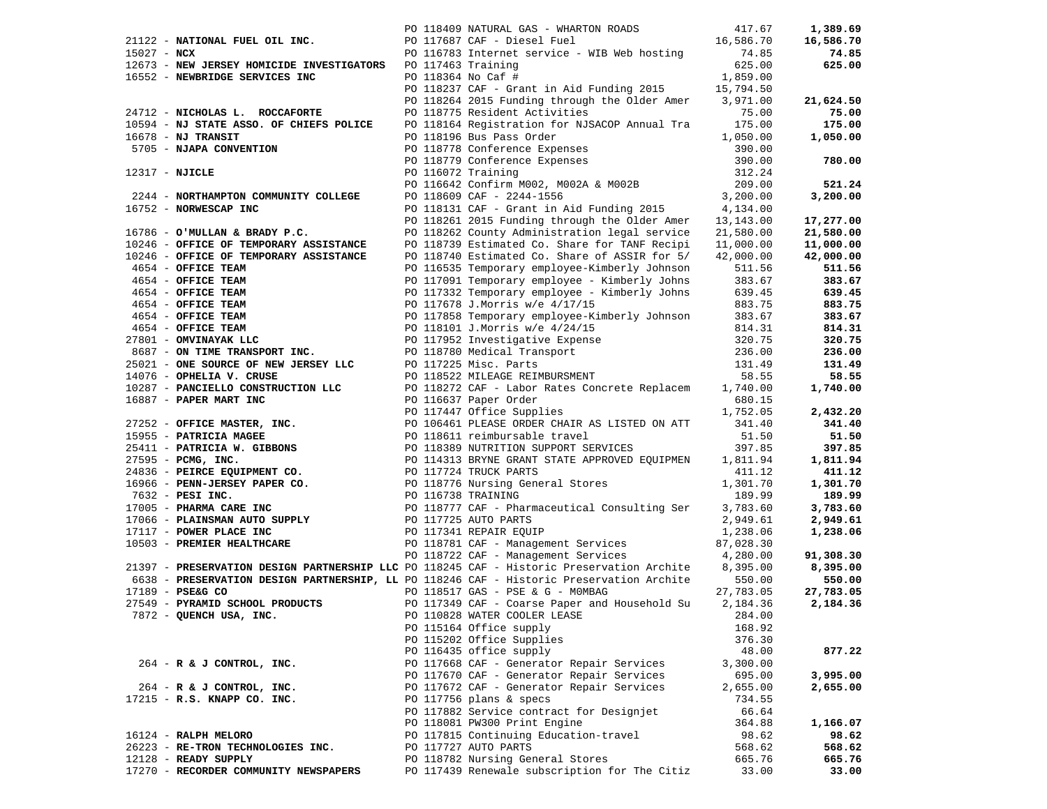| Vendor | PO / Description | Amount | Total |
|---|---|---|---|
| | PO 118409 NATURAL GAS - WHARTON ROADS | 417.67 | **1,389.69** |
| 21122 - **NATIONAL FUEL OIL INC.** | PO 117687 CAF - Diesel Fuel | 16,586.70 | **16,586.70** |
| 15027 - **NCX** | PO 116783 Internet service - WIB Web hosting | 74.85 | **74.85** |
| 12673 - **NEW JERSEY HOMICIDE INVESTIGATORS** | PO 117463 Training | 625.00 | **625.00** |
| 16552 - **NEWBRIDGE SERVICES INC** | PO 118364 No Caf # | 1,859.00 | |
| | PO 118237 CAF - Grant in Aid Funding 2015 | 15,794.50 | |
| | PO 118264 2015 Funding through the Older Amer | 3,971.00 | **21,624.50** |
| 24712 - **NICHOLAS L. ROCCAFORTE** | PO 118775 Resident Activities | 75.00 | **75.00** |
| 10594 - **NJ STATE ASSO. OF CHIEFS POLICE** | PO 118164 Registration for NJSACOP Annual Tra | 175.00 | **175.00** |
| 16678 - **NJ TRANSIT** | PO 118196 Bus Pass Order | 1,050.00 | **1,050.00** |
| 5705 - **NJAPA CONVENTION** | PO 118778 Conference Expenses | 390.00 | |
| | PO 118779 Conference Expenses | 390.00 | **780.00** |
| 12317 - **NJICLE** | PO 116072 Training | 312.24 | |
| | PO 116642 Confirm M002, M002A & M002B | 209.00 | **521.24** |
| 2244 - **NORTHAMPTON COMMUNITY COLLEGE** | PO 118609 CAF - 2244-1556 | 3,200.00 | **3,200.00** |
| 16752 - **NORWESCAP INC** | PO 118131 CAF - Grant in Aid Funding 2015 | 4,134.00 | |
| | PO 118261 2015 Funding through the Older Amer | 13,143.00 | **17,277.00** |
| 16786 - **O'MULLAN & BRADY P.C.** | PO 118262 County Administration legal service | 21,580.00 | **21,580.00** |
| 10246 - **OFFICE OF TEMPORARY ASSISTANCE** | PO 118739 Estimated Co. Share for TANF Recipi | 11,000.00 | **11,000.00** |
| 10246 - **OFFICE OF TEMPORARY ASSISTANCE** | PO 118740 Estimated Co. Share of ASSIR for 5/ | 42,000.00 | **42,000.00** |
| 4654 - **OFFICE TEAM** | PO 116535 Temporary employee-Kimberly Johnson | 511.56 | **511.56** |
| 4654 - **OFFICE TEAM** | PO 117091 Temporary employee - Kimberly Johns | 383.67 | **383.67** |
| 4654 - **OFFICE TEAM** | PO 117332 Temporary employee - Kimberly Johns | 639.45 | **639.45** |
| 4654 - **OFFICE TEAM** | PO 117678 J.Morris w/e 4/17/15 | 883.75 | **883.75** |
| 4654 - **OFFICE TEAM** | PO 117858 Temporary employee-Kimberly Johnson | 383.67 | **383.67** |
| 4654 - **OFFICE TEAM** | PO 118101 J.Morris w/e 4/24/15 | 814.31 | **814.31** |
| 27801 - **OMVINAYAK LLC** | PO 117952 Investigative Expense | 320.75 | **320.75** |
| 8687 - **ON TIME TRANSPORT INC.** | PO 118780 Medical Transport | 236.00 | **236.00** |
| 25021 - **ONE SOURCE OF NEW JERSEY LLC** | PO 117225 Misc. Parts | 131.49 | **131.49** |
| 14076 - **OPHELIA V. CRUSE** | PO 118522 MILEAGE REIMBURSMENT | 58.55 | **58.55** |
| 10287 - **PANCIELLO CONSTRUCTION LLC** | PO 118272 CAF - Labor Rates Concrete Replacem | 1,740.00 | **1,740.00** |
| 16887 - **PAPER MART INC** | PO 116637 Paper Order | 680.15 | |
| | PO 117447 Office Supplies | 1,752.05 | **2,432.20** |
| 27252 - **OFFICE MASTER, INC.** | PO 106461 PLEASE ORDER CHAIR AS LISTED ON ATT | 341.40 | **341.40** |
| 15955 - **PATRICIA MAGEE** | PO 118611 reimbursable travel | 51.50 | **51.50** |
| 25411 - **PATRICIA W. GIBBONS** | PO 118389 NUTRITION SUPPORT SERVICES | 397.85 | **397.85** |
| 27595 - **PCMG, INC.** | PO 114313 BRYNE GRANT STATE APPROVED EQUIPMEN | 1,811.94 | **1,811.94** |
| 24836 - **PEIRCE EQUIPMENT CO.** | PO 117724 TRUCK PARTS | 411.12 | **411.12** |
| 16966 - **PENN-JERSEY PAPER CO.** | PO 118776 Nursing General Stores | 1,301.70 | **1,301.70** |
| 7632 - **PESI INC.** | PO 116738 TRAINING | 189.99 | **189.99** |
| 17005 - **PHARMA CARE INC** | PO 118777 CAF - Pharmaceutical Consulting Ser | 3,783.60 | **3,783.60** |
| 17066 - **PLAINSMAN AUTO SUPPLY** | PO 117725 AUTO PARTS | 2,949.61 | **2,949.61** |
| 17117 - **POWER PLACE INC** | PO 117341 REPAIR EQUIP | 1,238.06 | **1,238.06** |
| 10503 - **PREMIER HEALTHCARE** | PO 118781 CAF - Management Services | 87,028.30 | |
| | PO 118722 CAF - Management Services | 4,280.00 | **91,308.30** |
| 21397 - **PRESERVATION DESIGN PARTNERSHIP LLC** | PO 118245 CAF - Historic Preservation Archite | 8,395.00 | **8,395.00** |
| 6638 - **PRESERVATION DESIGN PARTNERSHIP, LL** | PO 118246 CAF - Historic Preservation Archite | 550.00 | **550.00** |
| 17189 - **PSE&G CO** | PO 118517 GAS - PSE & G - M0MBAG | 27,783.05 | **27,783.05** |
| 27549 - **PYRAMID SCHOOL PRODUCTS** | PO 117349 CAF - Coarse Paper and Household Su | 2,184.36 | **2,184.36** |
| 7872 - **QUENCH USA, INC.** | PO 110828 WATER COOLER LEASE | 284.00 | |
| | PO 115164 Office supply | 168.92 | |
| | PO 115202 Office Supplies | 376.30 | |
| | PO 116435 office supply | 48.00 | **877.22** |
| 264 - **R & J CONTROL, INC.** | PO 117668 CAF - Generator Repair Services | 3,300.00 | |
| | PO 117670 CAF - Generator Repair Services | 695.00 | **3,995.00** |
| 264 - **R & J CONTROL, INC.** | PO 117672 CAF - Generator Repair Services | 2,655.00 | **2,655.00** |
| 17215 - **R.S. KNAPP CO. INC.** | PO 117756 plans & specs | 734.55 | |
| | PO 117882 Service contract for Designjet | 66.64 | |
| | PO 118081 PW300 Print Engine | 364.88 | **1,166.07** |
| 16124 - **RALPH MELORO** | PO 117815 Continuing Education-travel | 98.62 | **98.62** |
| 26223 - **RE-TRON TECHNOLOGIES INC.** | PO 117727 AUTO PARTS | 568.62 | **568.62** |
| 12128 - **READY SUPPLY** | PO 118782 Nursing General Stores | 665.76 | **665.76** |
| 17270 - **RECORDER COMMUNITY NEWSPAPERS** | PO 117439 Renewale subscription for The Citiz | 33.00 | **33.00** |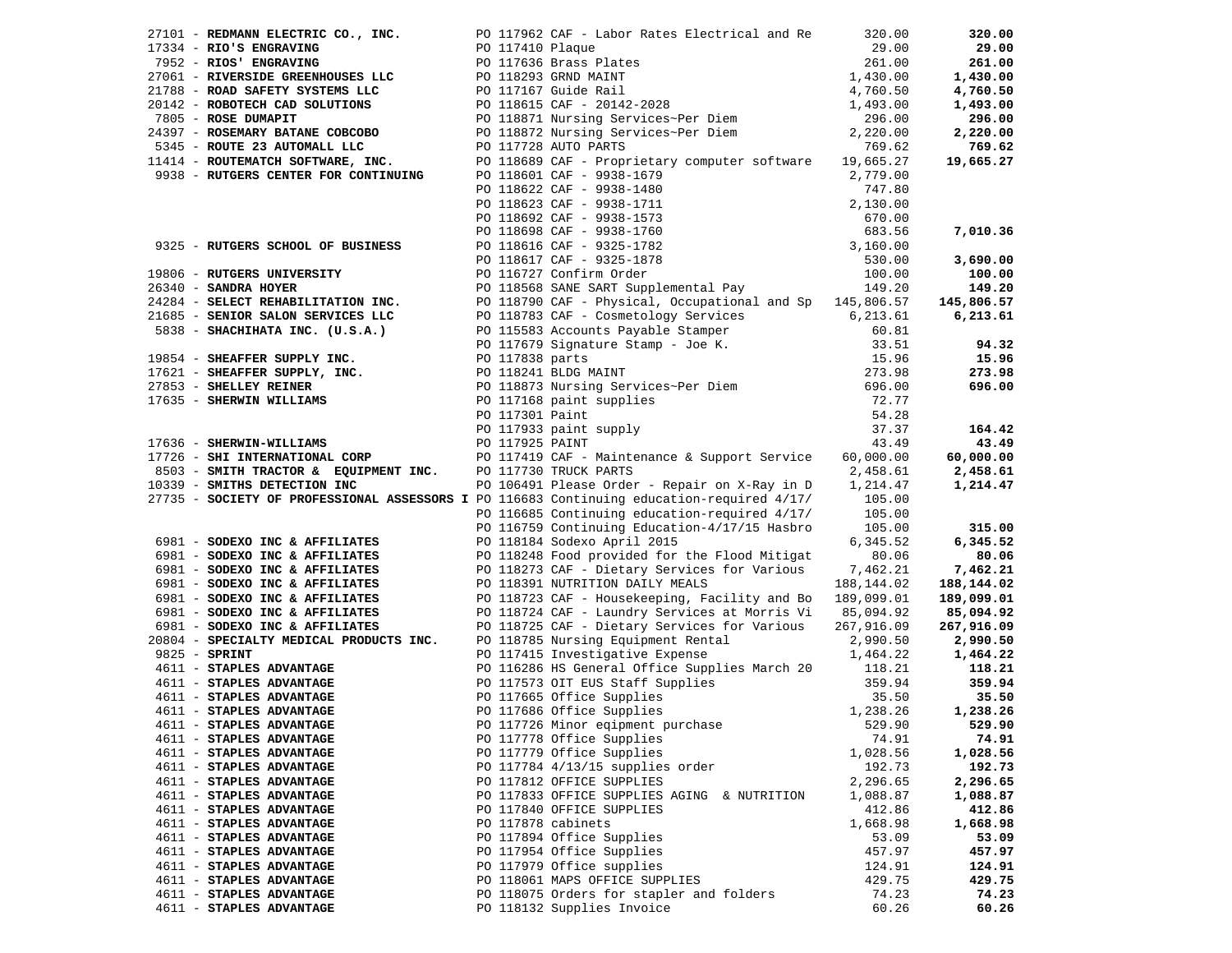| Vendor | PO / Description | Amount | Total |
|---|---|---|---|
| 27101 - **REDMANN ELECTRIC CO., INC.** | PO 117962 CAF - Labor Rates Electrical and Re | 320.00 | **320.00** |
| 17334 - **RIO'S ENGRAVING** | PO 117410 Plaque | 29.00 | **29.00** |
| 7952 - **RIOS' ENGRAVING** | PO 117636 Brass Plates | 261.00 | **261.00** |
| 27061 - **RIVERSIDE GREENHOUSES LLC** | PO 118293 GRND MAINT | 1,430.00 | **1,430.00** |
| 21788 - **ROAD SAFETY SYSTEMS LLC** | PO 117167 Guide Rail | 4,760.50 | **4,760.50** |
| 20142 - **ROBOTECH CAD SOLUTIONS** | PO 118615 CAF - 20142-2028 | 1,493.00 | **1,493.00** |
| 7805 - **ROSE DUMAPIT** | PO 118871 Nursing Services~Per Diem | 296.00 | **296.00** |
| 24397 - **ROSEMARY BATANE COBCOBO** | PO 118872 Nursing Services~Per Diem | 2,220.00 | **2,220.00** |
| 5345 - **ROUTE 23 AUTOMALL LLC** | PO 117728 AUTO PARTS | 769.62 | **769.62** |
| 11414 - **ROUTEMATCH SOFTWARE, INC.** | PO 118689 CAF - Proprietary computer software | 19,665.27 | **19,665.27** |
| 9938 - **RUTGERS CENTER FOR CONTINUING** | PO 118601 CAF - 9938-1679 | 2,779.00 | |
| | PO 118622 CAF - 9938-1480 | 747.80 | |
| | PO 118623 CAF - 9938-1711 | 2,130.00 | |
| | PO 118692 CAF - 9938-1573 | 670.00 | |
| | PO 118698 CAF - 9938-1760 | 683.56 | **7,010.36** |
| 9325 - **RUTGERS SCHOOL OF BUSINESS** | PO 118616 CAF - 9325-1782 | 3,160.00 | |
| | PO 118617 CAF - 9325-1878 | 530.00 | **3,690.00** |
| 19806 - **RUTGERS UNIVERSITY** | PO 116727 Confirm Order | 100.00 | **100.00** |
| 26340 - **SANDRA HOYER** | PO 118568 SANE SART Supplemental Pay | 149.20 | **149.20** |
| 24284 - **SELECT REHABILITATION INC.** | PO 118790 CAF - Physical, Occupational and Sp | 145,806.57 | **145,806.57** |
| 21685 - **SENIOR SALON SERVICES LLC** | PO 118783 CAF - Cosmetology Services | 6,213.61 | **6,213.61** |
| 5838 - **SHACHIHATA INC. (U.S.A.)** | PO 115583 Accounts Payable Stamper | 60.81 | |
| | PO 117679 Signature Stamp - Joe K. | 33.51 | **94.32** |
| 19854 - **SHEAFFER SUPPLY INC.** | PO 117838 parts | 15.96 | **15.96** |
| 17621 - **SHEAFFER SUPPLY, INC.** | PO 118241 BLDG MAINT | 273.98 | **273.98** |
| 27853 - **SHELLEY REINER** | PO 118873 Nursing Services~Per Diem | 696.00 | **696.00** |
| 17635 - **SHERWIN WILLIAMS** | PO 117168 paint supplies | 72.77 | |
| | PO 117301 Paint | 54.28 | |
| | PO 117933 paint supply | 37.37 | **164.42** |
| 17636 - **SHERWIN-WILLIAMS** | PO 117925 PAINT | 43.49 | **43.49** |
| 17726 - **SHI INTERNATIONAL CORP** | PO 117419 CAF - Maintenance & Support Service | 60,000.00 | **60,000.00** |
| 8503 - **SMITH TRACTOR & EQUIPMENT INC.** | PO 117730 TRUCK PARTS | 2,458.61 | **2,458.61** |
| 10339 - **SMITHS DETECTION INC** | PO 106491 Please Order - Repair on X-Ray in D | 1,214.47 | **1,214.47** |
| 27735 - **SOCIETY OF PROFESSIONAL ASSESSORS I** | PO 116683 Continuing education-required 4/17/ | 105.00 | |
| | PO 116685 Continuing education-required 4/17/ | 105.00 | |
| | PO 116759 Continuing Education-4/17/15 Hasbro | 105.00 | **315.00** |
| 6981 - **SODEXO INC & AFFILIATES** | PO 118184 Sodexo April 2015 | 6,345.52 | **6,345.52** |
| 6981 - **SODEXO INC & AFFILIATES** | PO 118248 Food provided for the Flood Mitigat | 80.06 | **80.06** |
| 6981 - **SODEXO INC & AFFILIATES** | PO 118273 CAF - Dietary Services for Various | 7,462.21 | **7,462.21** |
| 6981 - **SODEXO INC & AFFILIATES** | PO 118391 NUTRITION DAILY MEALS | 188,144.02 | **188,144.02** |
| 6981 - **SODEXO INC & AFFILIATES** | PO 118723 CAF - Housekeeping, Facility and Bo | 189,099.01 | **189,099.01** |
| 6981 - **SODEXO INC & AFFILIATES** | PO 118724 CAF - Laundry Services at Morris Vi | 85,094.92 | **85,094.92** |
| 6981 - **SODEXO INC & AFFILIATES** | PO 118725 CAF - Dietary Services for Various | 267,916.09 | **267,916.09** |
| 20804 - **SPECIALTY MEDICAL PRODUCTS INC.** | PO 118785 Nursing Equipment Rental | 2,990.50 | **2,990.50** |
| 9825 - **SPRINT** | PO 117415 Investigative Expense | 1,464.22 | **1,464.22** |
| 4611 - **STAPLES ADVANTAGE** | PO 116286 HS General Office Supplies March 20 | 118.21 | **118.21** |
| 4611 - **STAPLES ADVANTAGE** | PO 117573 OIT EUS Staff Supplies | 359.94 | **359.94** |
| 4611 - **STAPLES ADVANTAGE** | PO 117665 Office Supplies | 35.50 | **35.50** |
| 4611 - **STAPLES ADVANTAGE** | PO 117686 Office Supplies | 1,238.26 | **1,238.26** |
| 4611 - **STAPLES ADVANTAGE** | PO 117726 Minor eqipment purchase | 529.90 | **529.90** |
| 4611 - **STAPLES ADVANTAGE** | PO 117778 Office Supplies | 74.91 | **74.91** |
| 4611 - **STAPLES ADVANTAGE** | PO 117779 Office Supplies | 1,028.56 | **1,028.56** |
| 4611 - **STAPLES ADVANTAGE** | PO 117784 4/13/15 supplies order | 192.73 | **192.73** |
| 4611 - **STAPLES ADVANTAGE** | PO 117812 OFFICE SUPPLIES | 2,296.65 | **2,296.65** |
| 4611 - **STAPLES ADVANTAGE** | PO 117833 OFFICE SUPPLIES AGING & NUTRITION | 1,088.87 | **1,088.87** |
| 4611 - **STAPLES ADVANTAGE** | PO 117840 OFFICE SUPPLIES | 412.86 | **412.86** |
| 4611 - **STAPLES ADVANTAGE** | PO 117878 cabinets | 1,668.98 | **1,668.98** |
| 4611 - **STAPLES ADVANTAGE** | PO 117894 Office Supplies | 53.09 | **53.09** |
| 4611 - **STAPLES ADVANTAGE** | PO 117954 Office Supplies | 457.97 | **457.97** |
| 4611 - **STAPLES ADVANTAGE** | PO 117979 Office supplies | 124.91 | **124.91** |
| 4611 - **STAPLES ADVANTAGE** | PO 118061 MAPS OFFICE SUPPLIES | 429.75 | **429.75** |
| 4611 - **STAPLES ADVANTAGE** | PO 118075 Orders for stapler and folders | 74.23 | **74.23** |
| 4611 - **STAPLES ADVANTAGE** | PO 118132 Supplies Invoice | 60.26 | **60.26** |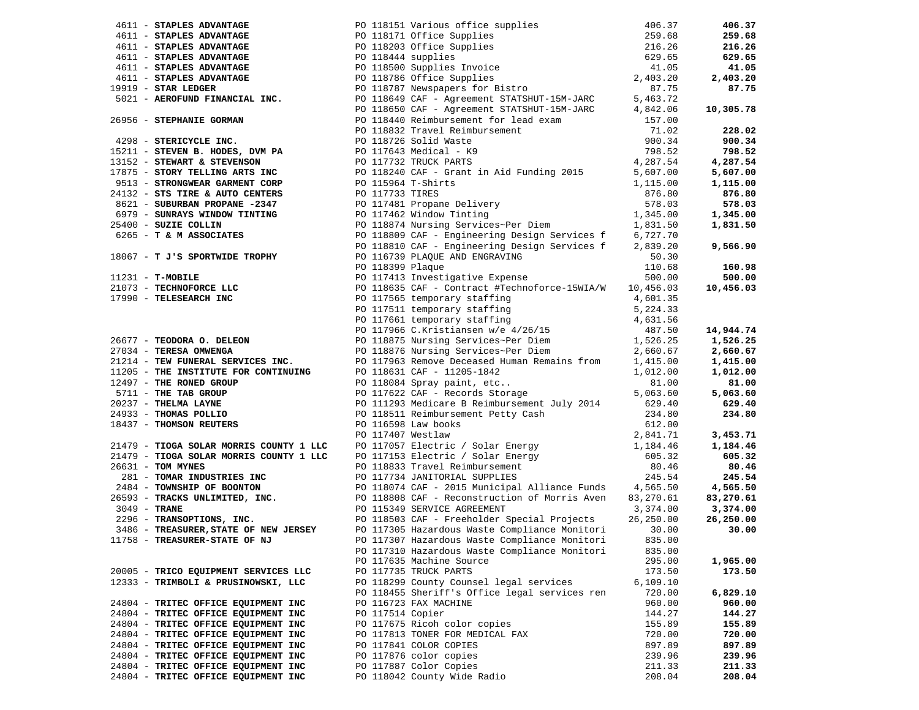| Vendor | PO / Description | Amount | Total |
|---|---|---|---|
| 4611 - **STAPLES ADVANTAGE** | PO 118151 Various office supplies | 406.37 | **406.37** |
| 4611 - **STAPLES ADVANTAGE** | PO 118171 Office Supplies | 259.68 | **259.68** |
| 4611 - **STAPLES ADVANTAGE** | PO 118203 Office Supplies | 216.26 | **216.26** |
| 4611 - **STAPLES ADVANTAGE** | PO 118444 supplies | 629.65 | **629.65** |
| 4611 - **STAPLES ADVANTAGE** | PO 118500 Supplies Invoice | 41.05 | **41.05** |
| 4611 - **STAPLES ADVANTAGE** | PO 118786 Office Supplies | 2,403.20 | **2,403.20** |
| 19919 - **STAR LEDGER** | PO 118787 Newspapers for Bistro | 87.75 | **87.75** |
| 5021 - **AEROFUND FINANCIAL INC.** | PO 118649 CAF - Agreement STATSHUT-15M-JARC | 5,463.72 | |
| | PO 118650 CAF - Agreement STATSHUT-15M-JARC | 4,842.06 | **10,305.78** |
| 26956 - **STEPHANIE GORMAN** | PO 118440 Reimbursement for lead exam | 157.00 | |
| | PO 118832 Travel Reimbursement | 71.02 | **228.02** |
| 4298 - **STERICYCLE INC.** | PO 118726 Solid Waste | 900.34 | **900.34** |
| 15211 - **STEVEN B. HODES, DVM PA** | PO 117643 Medical - K9 | 798.52 | **798.52** |
| 13152 - **STEWART & STEVENSON** | PO 117732 TRUCK PARTS | 4,287.54 | **4,287.54** |
| 17875 - **STORY TELLING ARTS INC** | PO 118240 CAF - Grant in Aid Funding 2015 | 5,607.00 | **5,607.00** |
| 9513 - **STRONGWEAR GARMENT CORP** | PO 115964 T-Shirts | 1,115.00 | **1,115.00** |
| 24132 - **STS TIRE & AUTO CENTERS** | PO 117733 TIRES | 876.80 | **876.80** |
| 8621 - **SUBURBAN PROPANE -2347** | PO 117481 Propane Delivery | 578.03 | **578.03** |
| 6979 - **SUNRAYS WINDOW TINTING** | PO 117462 Window Tinting | 1,345.00 | **1,345.00** |
| 25400 - **SUZIE COLLIN** | PO 118874 Nursing Services~Per Diem | 1,831.50 | **1,831.50** |
| 6265 - **T & M ASSOCIATES** | PO 118809 CAF - Engineering Design Services f | 6,727.70 | |
| | PO 118810 CAF - Engineering Design Services f | 2,839.20 | **9,566.90** |
| 18067 - **T J'S SPORTWIDE TROPHY** | PO 116739 PLAQUE AND ENGRAVING | 50.30 | |
| | PO 118399 Plaque | 110.68 | **160.98** |
| 11231 - **T-MOBILE** | PO 117413 Investigative Expense | 500.00 | **500.00** |
| 21073 - **TECHNOFORCE LLC** | PO 118635 CAF - Contract #Technoforce-15WIA/W | 10,456.03 | **10,456.03** |
| 17990 - **TELESEARCH INC** | PO 117565 temporary staffing | 4,601.35 | |
| | PO 117511 temporary staffing | 5,224.33 | |
| | PO 117661 temporary staffing | 4,631.56 | |
| | PO 117966 C.Kristiansen w/e 4/26/15 | 487.50 | **14,944.74** |
| 26677 - **TEODORA O. DELEON** | PO 118875 Nursing Services~Per Diem | 1,526.25 | **1,526.25** |
| 27034 - **TERESA OMWENGA** | PO 118876 Nursing Services~Per Diem | 2,660.67 | **2,660.67** |
| 21214 - **TEW FUNERAL SERVICES INC.** | PO 117963 Remove Deceased Human Remains from | 1,415.00 | **1,415.00** |
| 11205 - **THE INSTITUTE FOR CONTINUING** | PO 118631 CAF - 11205-1842 | 1,012.00 | **1,012.00** |
| 12497 - **THE RONED GROUP** | PO 118084 Spray paint, etc.. | 81.00 | **81.00** |
| 5711 - **THE TAB GROUP** | PO 117622 CAF - Records Storage | 5,063.60 | **5,063.60** |
| 20237 - **THELMA LAYNE** | PO 111293 Medicare B Reimbursement July 2014 | 629.40 | **629.40** |
| 24933 - **THOMAS POLLIO** | PO 118511 Reimbursement Petty Cash | 234.80 | **234.80** |
| 18437 - **THOMSON REUTERS** | PO 116598 Law books | 612.00 | |
| | PO 117407 Westlaw | 2,841.71 | **3,453.71** |
| 21479 - **TIOGA SOLAR MORRIS COUNTY 1 LLC** | PO 117057 Electric / Solar Energy | 1,184.46 | **1,184.46** |
| 21479 - **TIOGA SOLAR MORRIS COUNTY 1 LLC** | PO 117153 Electric / Solar Energy | 605.32 | **605.32** |
| 26631 - **TOM MYNES** | PO 118833 Travel Reimbursement | 80.46 | **80.46** |
| 281 - **TOMAR INDUSTRIES INC** | PO 117734 JANITORIAL SUPPLIES | 245.54 | **245.54** |
| 2484 - **TOWNSHIP OF BOONTON** | PO 118074 CAF - 2015 Municipal Alliance Funds | 4,565.50 | **4,565.50** |
| 26593 - **TRACKS UNLIMITED, INC.** | PO 118808 CAF - Reconstruction of Morris Aven | 83,270.61 | **83,270.61** |
| 3049 - **TRANE** | PO 115349 SERVICE AGREEMENT | 3,374.00 | **3,374.00** |
| 2296 - **TRANSOPTIONS, INC.** | PO 118503 CAF - Freeholder Special Projects | 26,250.00 | **26,250.00** |
| 3486 - **TREASURER,STATE OF NEW JERSEY** | PO 117305 Hazardous Waste Compliance Monitori | 30.00 | **30.00** |
| 11758 - **TREASURER-STATE OF NJ** | PO 117307 Hazardous Waste Compliance Monitori | 835.00 | |
| | PO 117310 Hazardous Waste Compliance Monitori | 835.00 | |
| | PO 117635 Machine Source | 295.00 | **1,965.00** |
| 20005 - **TRICO EQUIPMENT SERVICES LLC** | PO 117735 TRUCK PARTS | 173.50 | **173.50** |
| 12333 - **TRIMBOLI & PRUSINOWSKI, LLC** | PO 118299 County Counsel legal services | 6,109.10 | |
| | PO 118455 Sheriff's Office legal services ren | 720.00 | **6,829.10** |
| 24804 - **TRITEC OFFICE EQUIPMENT INC** | PO 116723 FAX MACHINE | 960.00 | **960.00** |
| 24804 - **TRITEC OFFICE EQUIPMENT INC** | PO 117514 Copier | 144.27 | **144.27** |
| 24804 - **TRITEC OFFICE EQUIPMENT INC** | PO 117675 Ricoh color copies | 155.89 | **155.89** |
| 24804 - **TRITEC OFFICE EQUIPMENT INC** | PO 117813 TONER FOR MEDICAL FAX | 720.00 | **720.00** |
| 24804 - **TRITEC OFFICE EQUIPMENT INC** | PO 117841 COLOR COPIES | 897.89 | **897.89** |
| 24804 - **TRITEC OFFICE EQUIPMENT INC** | PO 117876 color copies | 239.96 | **239.96** |
| 24804 - **TRITEC OFFICE EQUIPMENT INC** | PO 117887 Color Copies | 211.33 | **211.33** |
| 24804 - **TRITEC OFFICE EQUIPMENT INC** | PO 118042 County Wide Radio | 208.04 | **208.04** |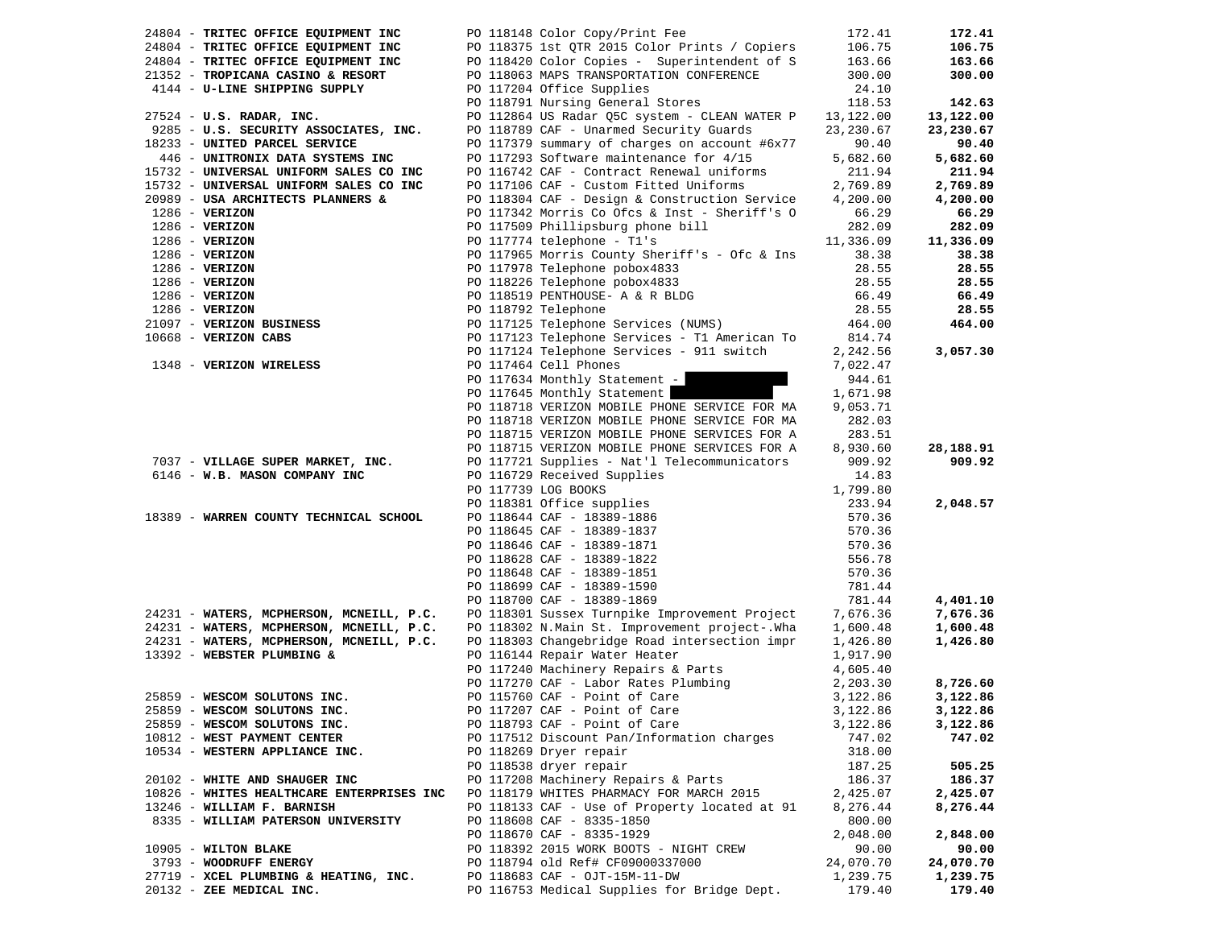| Vendor | PO / Description | Amount | Total |
|---|---|---|---|
| 24804 - **TRITEC OFFICE EQUIPMENT INC** | PO 118148 Color Copy/Print Fee | 172.41 | **172.41** |
| 24804 - **TRITEC OFFICE EQUIPMENT INC** | PO 118375 1st QTR 2015 Color Prints / Copiers | 106.75 | **106.75** |
| 24804 - **TRITEC OFFICE EQUIPMENT INC** | PO 118420 Color Copies - Superintendent of S | 163.66 | **163.66** |
| 21352 - **TROPICANA CASINO & RESORT** | PO 118063 MAPS TRANSPORTATION CONFERENCE | 300.00 | **300.00** |
| 4144 - **U-LINE SHIPPING SUPPLY** | PO 117204 Office Supplies | 24.10 | |
| | PO 118791 Nursing General Stores | 118.53 | **142.63** |
| 27524 - **U.S. RADAR, INC.** | PO 112864 US Radar Q5C system - CLEAN WATER P | 13,122.00 | **13,122.00** |
| 9285 - **U.S. SECURITY ASSOCIATES, INC.** | PO 118789 CAF - Unarmed Security Guards | 23,230.67 | **23,230.67** |
| 18233 - **UNITED PARCEL SERVICE** | PO 117379 summary of charges on account #6x77 | 90.40 | **90.40** |
| 446 - **UNITRONIX DATA SYSTEMS INC** | PO 117293 Software maintenance for 4/15 | 5,682.60 | **5,682.60** |
| 15732 - **UNIVERSAL UNIFORM SALES CO INC** | PO 116742 CAF - Contract Renewal uniforms | 211.94 | **211.94** |
| 15732 - **UNIVERSAL UNIFORM SALES CO INC** | PO 117106 CAF - Custom Fitted Uniforms | 2,769.89 | **2,769.89** |
| 20989 - **USA ARCHITECTS PLANNERS &** | PO 118304 CAF - Design & Construction Service | 4,200.00 | **4,200.00** |
| 1286 - **VERIZON** | PO 117342 Morris Co Ofcs & Inst - Sheriff's O | 66.29 | **66.29** |
| 1286 - **VERIZON** | PO 117509 Phillipsburg phone bill | 282.09 | **282.09** |
| 1286 - **VERIZON** | PO 117774 telephone - T1's | 11,336.09 | **11,336.09** |
| 1286 - **VERIZON** | PO 117965 Morris County Sheriff's - Ofc & Ins | 38.38 | **38.38** |
| 1286 - **VERIZON** | PO 117978 Telephone pobox4833 | 28.55 | **28.55** |
| 1286 - **VERIZON** | PO 118226 Telephone pobox4833 | 28.55 | **28.55** |
| 1286 - **VERIZON** | PO 118519 PENTHOUSE- A & R BLDG | 66.49 | **66.49** |
| 1286 - **VERIZON** | PO 118792 Telephone | 28.55 | **28.55** |
| 21097 - **VERIZON BUSINESS** | PO 117125 Telephone Services (NUMS) | 464.00 | **464.00** |
| 10668 - **VERIZON CABS** | PO 117123 Telephone Services - T1 American To | 814.74 | |
| | PO 117124 Telephone Services - 911 switch | 2,242.56 | **3,057.30** |
| 1348 - **VERIZON WIRELESS** | PO 117464 Cell Phones | 7,022.47 | |
| | PO 117634 Monthly Statement - | 944.61 | |
| | PO 117645 Monthly Statement | 1,671.98 | |
| | PO 118718 VERIZON MOBILE PHONE SERVICE FOR MA | 9,053.71 | |
| | PO 118718 VERIZON MOBILE PHONE SERVICE FOR MA | 282.03 | |
| | PO 118715 VERIZON MOBILE PHONE SERVICES FOR A | 283.51 | |
| | PO 118715 VERIZON MOBILE PHONE SERVICES FOR A | 8,930.60 | **28,188.91** |
| 7037 - **VILLAGE SUPER MARKET, INC.** | PO 117721 Supplies - Nat'l Telecommunicators | 909.92 | **909.92** |
| 6146 - **W.B. MASON COMPANY INC** | PO 116729 Received Supplies | 14.83 | |
| | PO 117739 LOG BOOKS | 1,799.80 | |
| | PO 118381 Office supplies | 233.94 | **2,048.57** |
| 18389 - **WARREN COUNTY TECHNICAL SCHOOL** | PO 118644 CAF - 18389-1886 | 570.36 | |
| | PO 118645 CAF - 18389-1837 | 570.36 | |
| | PO 118646 CAF - 18389-1871 | 570.36 | |
| | PO 118628 CAF - 18389-1822 | 556.78 | |
| | PO 118648 CAF - 18389-1851 | 570.36 | |
| | PO 118699 CAF - 18389-1590 | 781.44 | |
| | PO 118700 CAF - 18389-1869 | 781.44 | **4,401.10** |
| 24231 - **WATERS, MCPHERSON, MCNEILL, P.C.** | PO 118301 Sussex Turnpike Improvement Project | 7,676.36 | **7,676.36** |
| 24231 - **WATERS, MCPHERSON, MCNEILL, P.C.** | PO 118302 N.Main St. Improvement project-.Wha | 1,600.48 | **1,600.48** |
| 24231 - **WATERS, MCPHERSON, MCNEILL, P.C.** | PO 118303 Changebridge Road intersection impr | 1,426.80 | **1,426.80** |
| 13392 - **WEBSTER PLUMBING &** | PO 116144 Repair Water Heater | 1,917.90 | |
| | PO 117240 Machinery Repairs & Parts | 4,605.40 | |
| | PO 117270 CAF - Labor Rates Plumbing | 2,203.30 | **8,726.60** |
| 25859 - **WESCOM SOLUTONS INC.** | PO 115760 CAF - Point of Care | 3,122.86 | **3,122.86** |
| 25859 - **WESCOM SOLUTONS INC.** | PO 117207 CAF - Point of Care | 3,122.86 | **3,122.86** |
| 25859 - **WESCOM SOLUTONS INC.** | PO 118793 CAF - Point of Care | 3,122.86 | **3,122.86** |
| 10812 - **WEST PAYMENT CENTER** | PO 117512 Discount Pan/Information charges | 747.02 | **747.02** |
| 10534 - **WESTERN APPLIANCE INC.** | PO 118269 Dryer repair | 318.00 | |
| | PO 118538 dryer repair | 187.25 | **505.25** |
| 20102 - **WHITE AND SHAUGER INC** | PO 117208 Machinery Repairs & Parts | 186.37 | **186.37** |
| 10826 - **WHITES HEALTHCARE ENTERPRISES INC** | PO 118179 WHITES PHARMACY FOR MARCH 2015 | 2,425.07 | **2,425.07** |
| 13246 - **WILLIAM F. BARNISH** | PO 118133 CAF - Use of Property located at 91 | 8,276.44 | **8,276.44** |
| 8335 - **WILLIAM PATERSON UNIVERSITY** | PO 118608 CAF - 8335-1850 | 800.00 | |
| | PO 118670 CAF - 8335-1929 | 2,048.00 | **2,848.00** |
| 10905 - **WILTON BLAKE** | PO 118392 2015 WORK BOOTS - NIGHT CREW | 90.00 | **90.00** |
| 3793 - **WOODRUFF ENERGY** | PO 118794 old Ref# CF09000337000 | 24,070.70 | **24,070.70** |
| 27719 - **XCEL PLUMBING & HEATING, INC.** | PO 118683 CAF - OJT-15M-11-DW | 1,239.75 | **1,239.75** |
| 20132 - **ZEE MEDICAL INC.** | PO 116753 Medical Supplies for Bridge Dept. | 179.40 | **179.40** |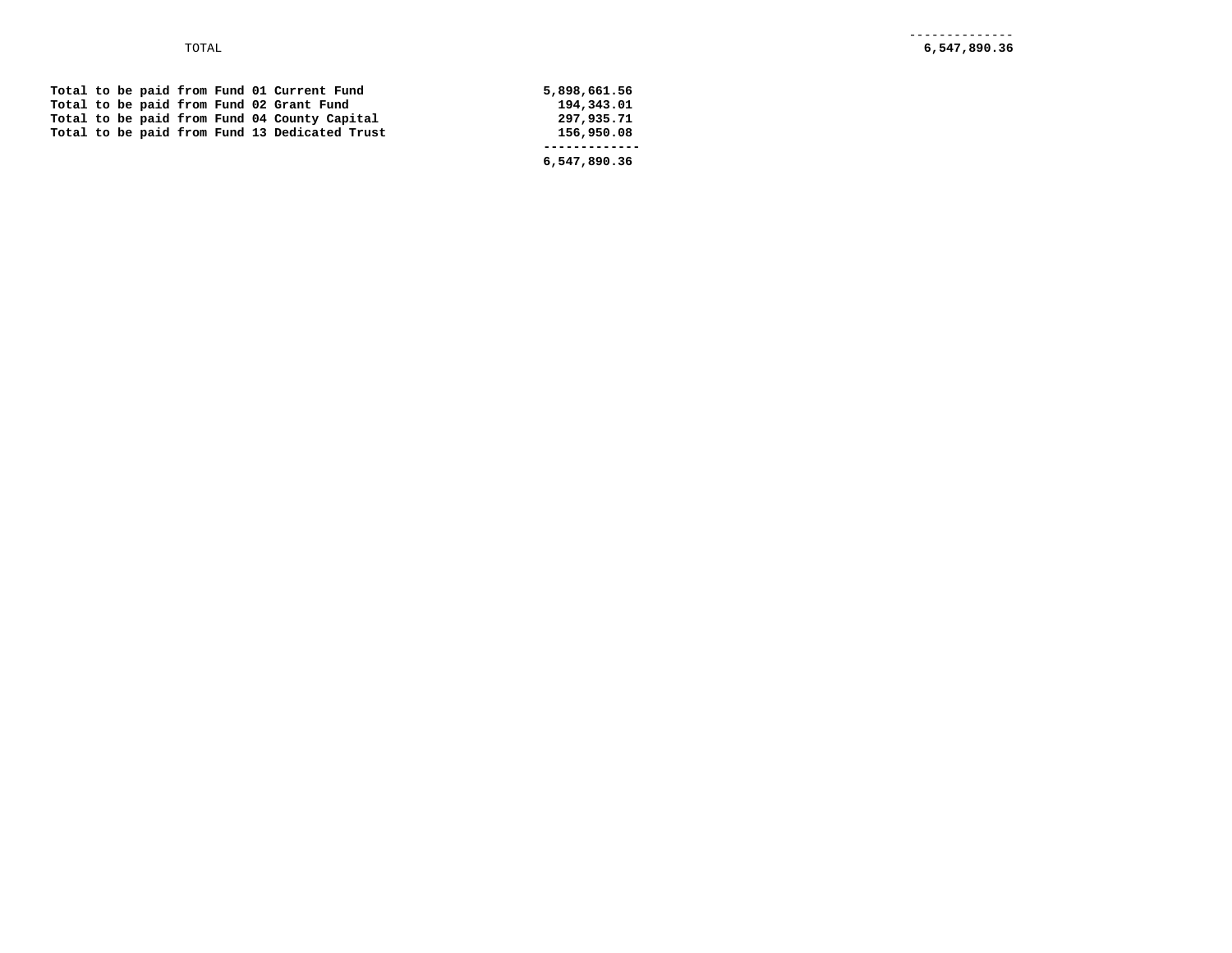| TOTAL | 6,547,890.36 |
|---|---|

| | |
|---|---|
| **Total to be paid from Fund 01 Current Fund** | **5,898,661.56** |
| **Total to be paid from Fund 02 Grant Fund** | **194,343.01** |
| **Total to be paid from Fund 04 County Capital** | **297,935.71** |
| **Total to be paid from Fund 13 Dedicated Trust** | **156,950.08** |
| | **6,547,890.36** |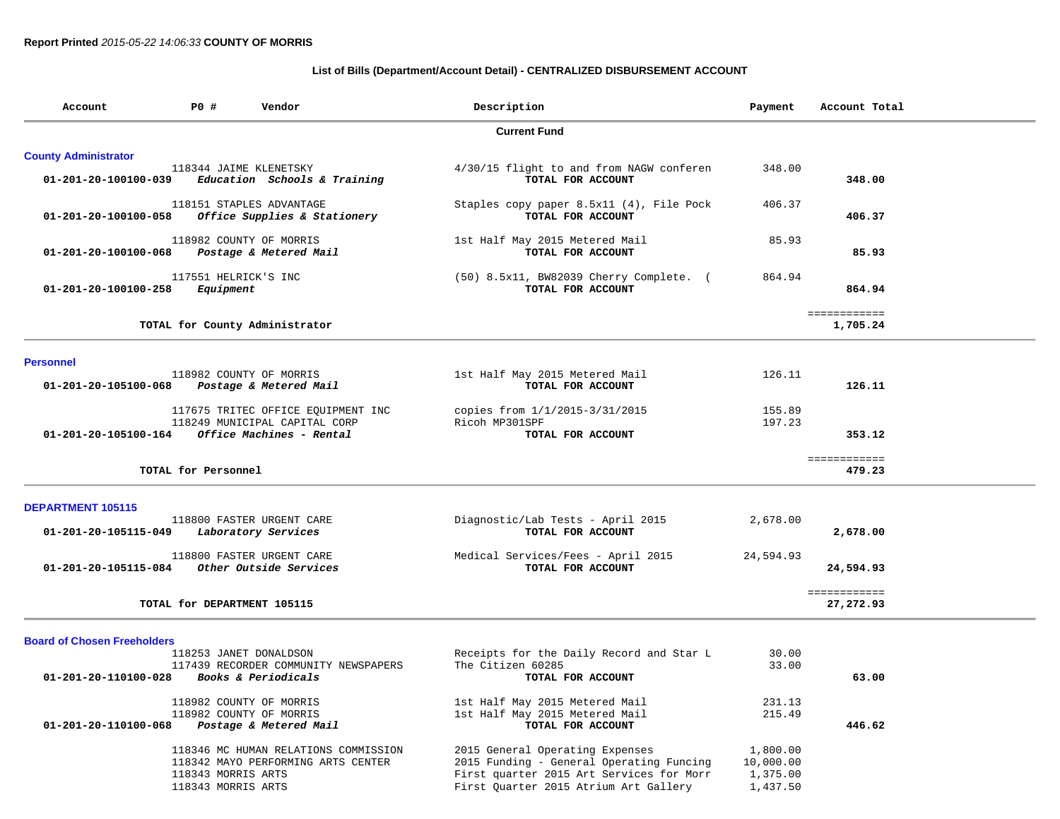**Report Printed** *2015-05-22 14:06:33* **COUNTY OF MORRIS**

### List of Bills (Department/Account Detail) - CENTRALIZED DISBURSEMENT ACCOUNT

| Account | PO # | Vendor | Description | Payment | Account Total |
|---|---|---|---|---|---|
| | | | **Current Fund** | | |
| **County Administrator** | | | | | |
| | 118344 | JAIME KLENETSKY | 4/30/15 flight to and from NAGW conferen | 348.00 | |
| **01-201-20-100100-039** | | ***Education Schools & Training*** | **TOTAL FOR ACCOUNT** | | **348.00** |
| | 118151 | STAPLES ADVANTAGE | Staples copy paper 8.5x11 (4), File Pock | 406.37 | |
| **01-201-20-100100-058** | | ***Office Supplies & Stationery*** | **TOTAL FOR ACCOUNT** | | **406.37** |
| | 118982 | COUNTY OF MORRIS | 1st Half May 2015 Metered Mail | 85.93 | |
| **01-201-20-100100-068** | | ***Postage & Metered Mail*** | **TOTAL FOR ACCOUNT** | | **85.93** |
| | 117551 | HELRICK'S INC | (50) 8.5x11, BW82039 Cherry Complete. ( | 864.94 | |
| **01-201-20-100100-258** | | ***Equipment*** | **TOTAL FOR ACCOUNT** | | **864.94** |
| | | **TOTAL for County Administrator** | | | ============ **1,705.24** |
| **Personnel** | | | | | |
| | 118982 | COUNTY OF MORRIS | 1st Half May 2015 Metered Mail | 126.11 | |
| **01-201-20-105100-068** | | ***Postage & Metered Mail*** | **TOTAL FOR ACCOUNT** | | **126.11** |
| | 117675 | TRITEC OFFICE EQUIPMENT INC | copies from 1/1/2015-3/31/2015 | 155.89 | |
| | 118249 | MUNICIPAL CAPITAL CORP | Ricoh MP301SPF | 197.23 | |
| **01-201-20-105100-164** | | ***Office Machines - Rental*** | **TOTAL FOR ACCOUNT** | | **353.12** |
| | | **TOTAL for Personnel** | | | ============ **479.23** |
| **DEPARTMENT 105115** | | | | | |
| | 118800 | FASTER URGENT CARE | Diagnostic/Lab Tests - April 2015 | 2,678.00 | |
| **01-201-20-105115-049** | | ***Laboratory Services*** | **TOTAL FOR ACCOUNT** | | **2,678.00** |
| | 118800 | FASTER URGENT CARE | Medical Services/Fees - April 2015 | 24,594.93 | |
| **01-201-20-105115-084** | | ***Other Outside Services*** | **TOTAL FOR ACCOUNT** | | **24,594.93** |
| | | **TOTAL for DEPARTMENT 105115** | | | ============ **27,272.93** |
| **Board of Chosen Freeholders** | | | | | |
| | 118253 | JANET DONALDSON | Receipts for the Daily Record and Star L | 30.00 | |
| | 117439 | RECORDER COMMUNITY NEWSPAPERS | The Citizen 60285 | 33.00 | |
| **01-201-20-110100-028** | | ***Books & Periodicals*** | **TOTAL FOR ACCOUNT** | | **63.00** |
| | 118982 | COUNTY OF MORRIS | 1st Half May 2015 Metered Mail | 231.13 | |
| | 118982 | COUNTY OF MORRIS | 1st Half May 2015 Metered Mail | 215.49 | |
| **01-201-20-110100-068** | | ***Postage & Metered Mail*** | **TOTAL FOR ACCOUNT** | | **446.62** |
| | 118346 | MC HUMAN RELATIONS COMMISSION | 2015 General Operating Expenses | 1,800.00 | |
| | 118342 | MAYO PERFORMING ARTS CENTER | 2015 Funding - General Operating Funcing | 10,000.00 | |
| | 118343 | MORRIS ARTS | First quarter 2015 Art Services for Morr | 1,375.00 | |
| | 118343 | MORRIS ARTS | First Quarter 2015 Atrium Art Gallery | 1,437.50 | |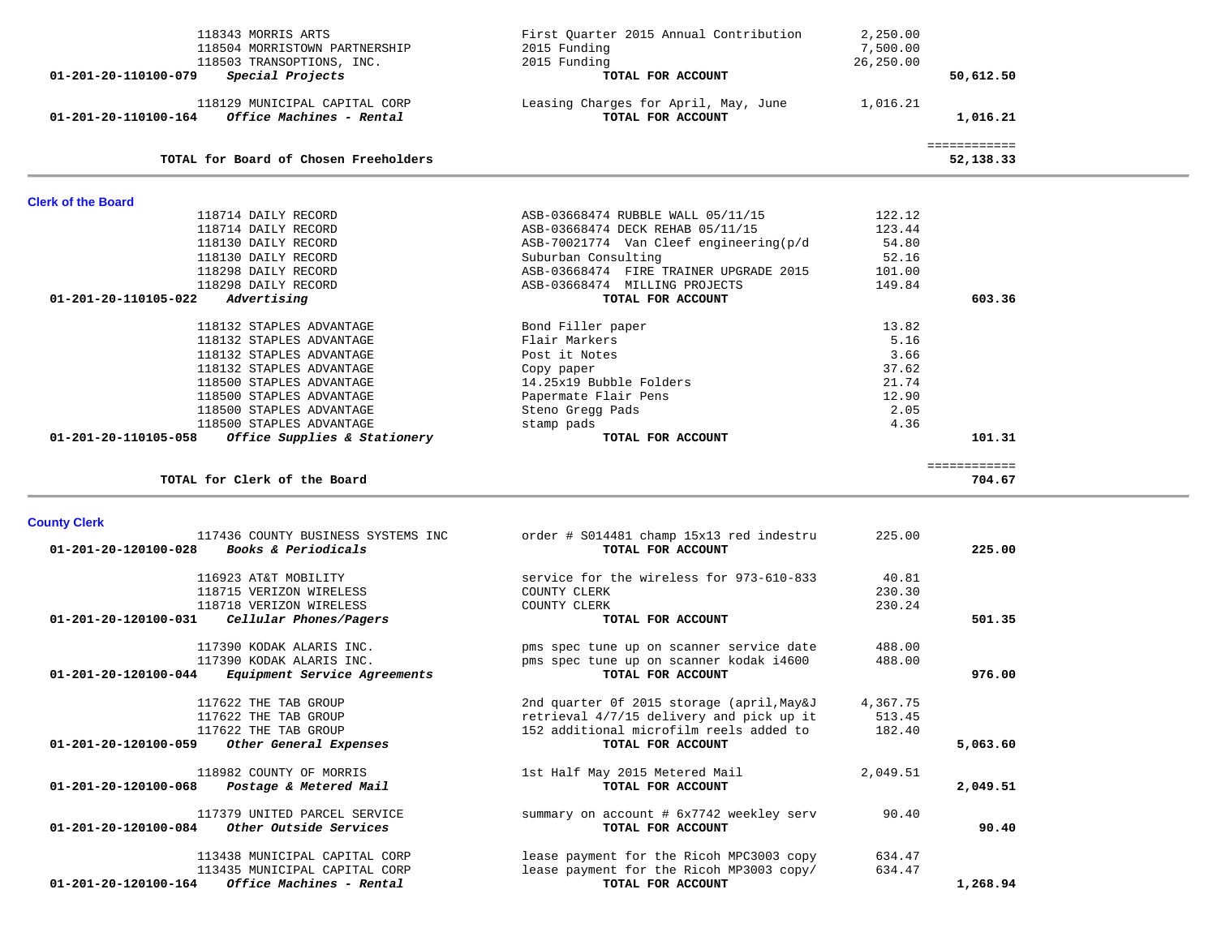| Account | Vendor / Account Name | Description | Amount | Total |
|---|---|---|---|---|
| | 118343 MORRIS ARTS | First Quarter 2015 Annual Contribution | 2,250.00 | |
| | 118504 MORRISTOWN PARTNERSHIP | 2015 Funding | 7,500.00 | |
| | 118503 TRANSOPTIONS, INC. | 2015 Funding | 26,250.00 | |
| **01-201-20-110100-079** | ***Special Projects*** | **TOTAL FOR ACCOUNT** | | **50,612.50** |
| | 118129 MUNICIPAL CAPITAL CORP | Leasing Charges for April, May, June | 1,016.21 | |
| **01-201-20-110100-164** | ***Office Machines - Rental*** | **TOTAL FOR ACCOUNT** | | **1,016.21** |
| | **TOTAL for Board of Chosen Freeholders** | | | ============ **52,138.33** |

## Clerk of the Board

| Account | Vendor / Account Name | Description | Amount | Total |
|---|---|---|---|---|
| | 118714 DAILY RECORD | ASB-03668474 RUBBLE WALL 05/11/15 | 122.12 | |
| | 118714 DAILY RECORD | ASB-03668474 DECK REHAB 05/11/15 | 123.44 | |
| | 118130 DAILY RECORD | ASB-70021774 Van Cleef engineering(p/d | 54.80 | |
| | 118130 DAILY RECORD | Suburban Consulting | 52.16 | |
| | 118298 DAILY RECORD | ASB-03668474 FIRE TRAINER UPGRADE 2015 | 101.00 | |
| | 118298 DAILY RECORD | ASB-03668474 MILLING PROJECTS | 149.84 | |
| **01-201-20-110105-022** | ***Advertising*** | **TOTAL FOR ACCOUNT** | | **603.36** |
| | 118132 STAPLES ADVANTAGE | Bond Filler paper | 13.82 | |
| | 118132 STAPLES ADVANTAGE | Flair Markers | 5.16 | |
| | 118132 STAPLES ADVANTAGE | Post it Notes | 3.66 | |
| | 118132 STAPLES ADVANTAGE | Copy paper | 37.62 | |
| | 118500 STAPLES ADVANTAGE | 14.25x19 Bubble Folders | 21.74 | |
| | 118500 STAPLES ADVANTAGE | Papermate Flair Pens | 12.90 | |
| | 118500 STAPLES ADVANTAGE | Steno Gregg Pads | 2.05 | |
| | 118500 STAPLES ADVANTAGE | stamp pads | 4.36 | |
| **01-201-20-110105-058** | ***Office Supplies & Stationery*** | **TOTAL FOR ACCOUNT** | | **101.31** |
| | **TOTAL for Clerk of the Board** | | | ============ **704.67** |

## County Clerk

| Account | Vendor / Account Name | Description | Amount | Total |
|---|---|---|---|---|
| | 117436 COUNTY BUSINESS SYSTEMS INC | order # S014481 champ 15x13 red indestru | 225.00 | |
| **01-201-20-120100-028** | ***Books & Periodicals*** | **TOTAL FOR ACCOUNT** | | **225.00** |
| | 116923 AT&T MOBILITY | service for the wireless for 973-610-833 | 40.81 | |
| | 118715 VERIZON WIRELESS | COUNTY CLERK | 230.30 | |
| | 118718 VERIZON WIRELESS | COUNTY CLERK | 230.24 | |
| **01-201-20-120100-031** | ***Cellular Phones/Pagers*** | **TOTAL FOR ACCOUNT** | | **501.35** |
| | 117390 KODAK ALARIS INC. | pms spec tune up on scanner service date | 488.00 | |
| | 117390 KODAK ALARIS INC. | pms spec tune up on scanner kodak i4600 | 488.00 | |
| **01-201-20-120100-044** | ***Equipment Service Agreements*** | **TOTAL FOR ACCOUNT** | | **976.00** |
| | 117622 THE TAB GROUP | 2nd quarter 0f 2015 storage (april,May&J | 4,367.75 | |
| | 117622 THE TAB GROUP | retrieval 4/7/15 delivery and pick up it | 513.45 | |
| | 117622 THE TAB GROUP | 152 additional microfilm reels added to | 182.40 | |
| **01-201-20-120100-059** | ***Other General Expenses*** | **TOTAL FOR ACCOUNT** | | **5,063.60** |
| | 118982 COUNTY OF MORRIS | 1st Half May 2015 Metered Mail | 2,049.51 | |
| **01-201-20-120100-068** | ***Postage & Metered Mail*** | **TOTAL FOR ACCOUNT** | | **2,049.51** |
| | 117379 UNITED PARCEL SERVICE | summary on account # 6x7742 weekley serv | 90.40 | |
| **01-201-20-120100-084** | ***Other Outside Services*** | **TOTAL FOR ACCOUNT** | | **90.40** |
| | 113438 MUNICIPAL CAPITAL CORP | lease payment for the Ricoh MPC3003 copy | 634.47 | |
| | 113435 MUNICIPAL CAPITAL CORP | lease payment for the Ricoh MP3003 copy/ | 634.47 | |
| **01-201-20-120100-164** | ***Office Machines - Rental*** | **TOTAL FOR ACCOUNT** | | **1,268.94** |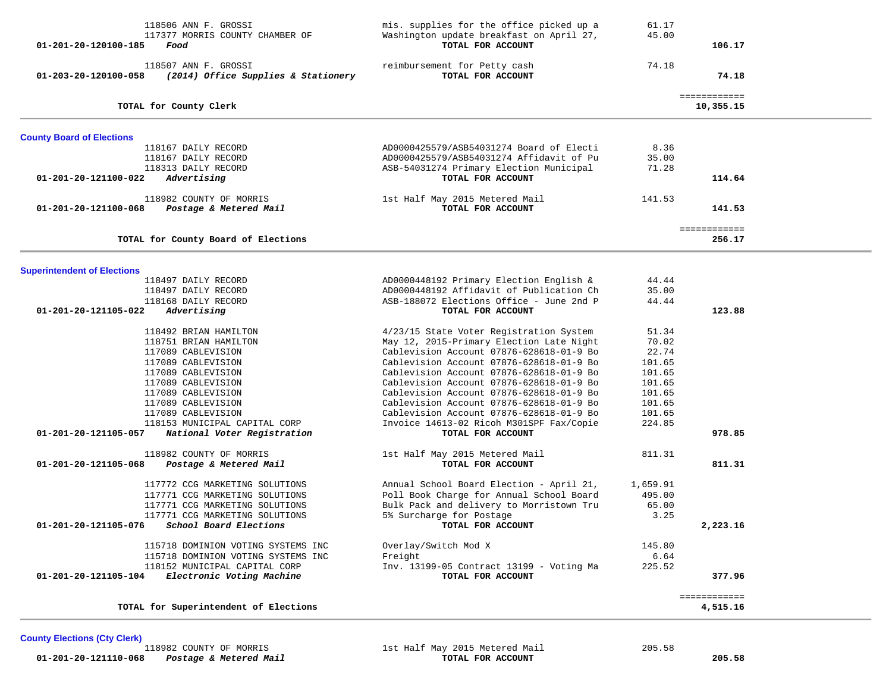| Account | Vendor / Description | Detail | Amount | Total |
|---|---|---|---|---|
| | 118506 ANN F. GROSSI | mis. supplies for the office picked up a | 61.17 | |
| | 117377 MORRIS COUNTY CHAMBER OF | Washington update breakfast on April 27, | 45.00 | |
| **01-201-20-120100-185** | ***Food*** | **TOTAL FOR ACCOUNT** | | **106.17** |
| | 118507 ANN F. GROSSI | reimbursement for Petty cash | 74.18 | |
| **01-203-20-120100-058** | ***(2014) Office Supplies & Stationery*** | **TOTAL FOR ACCOUNT** | | **74.18** |
| | **TOTAL for County Clerk** | | | ============ **10,355.15** |

## County Board of Elections

| Account | Vendor / Description | Detail | Amount | Total |
|---|---|---|---|---|
| | 118167 DAILY RECORD | AD0000425579/ASB54031274 Board of Electi | 8.36 | |
| | 118167 DAILY RECORD | AD0000425579/ASB54031274 Affidavit of Pu | 35.00 | |
| | 118313 DAILY RECORD | ASB-54031274 Primary Election Municipal | 71.28 | |
| **01-201-20-121100-022** | ***Advertising*** | **TOTAL FOR ACCOUNT** | | **114.64** |
| | 118982 COUNTY OF MORRIS | 1st Half May 2015 Metered Mail | 141.53 | |
| **01-201-20-121100-068** | ***Postage & Metered Mail*** | **TOTAL FOR ACCOUNT** | | **141.53** |
| | **TOTAL for County Board of Elections** | | | ============ **256.17** |

## Superintendent of Elections

| Account | Vendor / Description | Detail | Amount | Total |
|---|---|---|---|---|
| | 118497 DAILY RECORD | AD0000448192 Primary Election English & | 44.44 | |
| | 118497 DAILY RECORD | AD0000448192 Affidavit of Publication Ch | 35.00 | |
| | 118168 DAILY RECORD | ASB-188072 Elections Office - June 2nd P | 44.44 | |
| **01-201-20-121105-022** | ***Advertising*** | **TOTAL FOR ACCOUNT** | | **123.88** |
| | 118492 BRIAN HAMILTON | 4/23/15 State Voter Registration System | 51.34 | |
| | 118751 BRIAN HAMILTON | May 12, 2015-Primary Election Late Night | 70.02 | |
| | 117089 CABLEVISION | Cablevision Account 07876-628618-01-9 Bo | 22.74 | |
| | 117089 CABLEVISION | Cablevision Account 07876-628618-01-9 Bo | 101.65 | |
| | 117089 CABLEVISION | Cablevision Account 07876-628618-01-9 Bo | 101.65 | |
| | 117089 CABLEVISION | Cablevision Account 07876-628618-01-9 Bo | 101.65 | |
| | 117089 CABLEVISION | Cablevision Account 07876-628618-01-9 Bo | 101.65 | |
| | 117089 CABLEVISION | Cablevision Account 07876-628618-01-9 Bo | 101.65 | |
| | 117089 CABLEVISION | Cablevision Account 07876-628618-01-9 Bo | 101.65 | |
| | 118153 MUNICIPAL CAPITAL CORP | Invoice 14613-02 Ricoh M301SPF Fax/Copie | 224.85 | |
| **01-201-20-121105-057** | ***National Voter Registration*** | **TOTAL FOR ACCOUNT** | | **978.85** |
| | 118982 COUNTY OF MORRIS | 1st Half May 2015 Metered Mail | 811.31 | |
| **01-201-20-121105-068** | ***Postage & Metered Mail*** | **TOTAL FOR ACCOUNT** | | **811.31** |
| | 117772 CCG MARKETING SOLUTIONS | Annual School Board Election - April 21, | 1,659.91 | |
| | 117771 CCG MARKETING SOLUTIONS | Poll Book Charge for Annual School Board | 495.00 | |
| | 117771 CCG MARKETING SOLUTIONS | Bulk Pack and delivery to Morristown Tru | 65.00 | |
| | 117771 CCG MARKETING SOLUTIONS | 5% Surcharge for Postage | 3.25 | |
| **01-201-20-121105-076** | ***School Board Elections*** | **TOTAL FOR ACCOUNT** | | **2,223.16** |
| | 115718 DOMINION VOTING SYSTEMS INC | Overlay/Switch Mod X | 145.80 | |
| | 115718 DOMINION VOTING SYSTEMS INC | Freight | 6.64 | |
| | 118152 MUNICIPAL CAPITAL CORP | Inv. 13199-05 Contract 13199 - Voting Ma | 225.52 | |
| **01-201-20-121105-104** | ***Electronic Voting Machine*** | **TOTAL FOR ACCOUNT** | | **377.96** |
| | **TOTAL for Superintendent of Elections** | | | ============ **4,515.16** |

## County Elections (Cty Clerk)

| Account | Vendor / Description | Detail | Amount | Total |
|---|---|---|---|---|
| | 118982 COUNTY OF MORRIS | 1st Half May 2015 Metered Mail | 205.58 | |
| **01-201-20-121110-068** | ***Postage & Metered Mail*** | **TOTAL FOR ACCOUNT** | | **205.58** |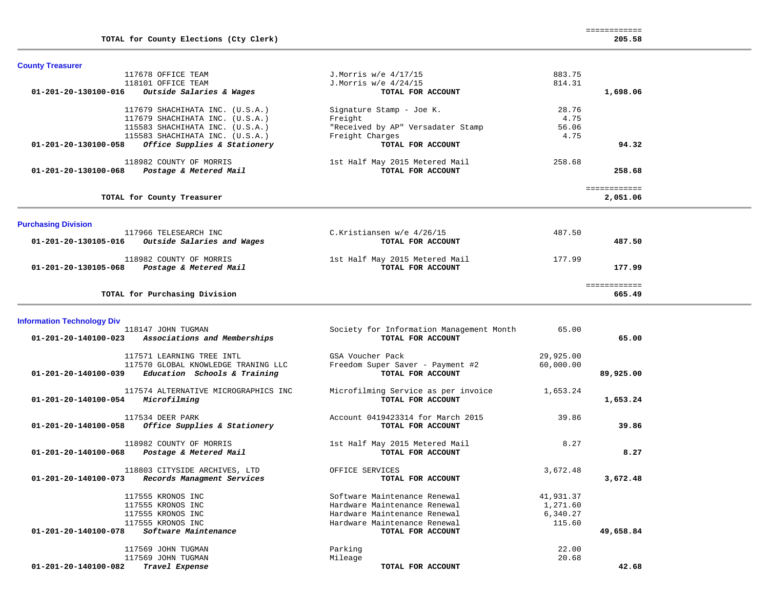**TOTAL for County Elections (Cty Clerk)** ============ **205.58**

---

## County Treasurer

| Account | Vendor / Description | Item | Amount | Total |
|---|---|---|---|---|
| | 117678 OFFICE TEAM | J.Morris w/e 4/17/15 | 883.75 | |
| | 118101 OFFICE TEAM | J.Morris w/e 4/24/15 | 814.31 | |
| **01-201-20-130100-016** | ***Outside Salaries & Wages*** | **TOTAL FOR ACCOUNT** | | **1,698.06** |
| | 117679 SHACHIHATA INC. (U.S.A.) | Signature Stamp - Joe K. | 28.76 | |
| | 117679 SHACHIHATA INC. (U.S.A.) | Freight | 4.75 | |
| | 115583 SHACHIHATA INC. (U.S.A.) | "Received by AP" Versadater Stamp | 56.06 | |
| | 115583 SHACHIHATA INC. (U.S.A.) | Freight Charges | 4.75 | |
| **01-201-20-130100-058** | ***Office Supplies & Stationery*** | **TOTAL FOR ACCOUNT** | | **94.32** |
| | 118982 COUNTY OF MORRIS | 1st Half May 2015 Metered Mail | 258.68 | |
| **01-201-20-130100-068** | ***Postage & Metered Mail*** | **TOTAL FOR ACCOUNT** | | **258.68** |

**TOTAL for County Treasurer** ============ **2,051.06**

---

## Purchasing Division

| Account | Vendor / Description | Item | Amount | Total |
|---|---|---|---|---|
| | 117966 TELESEARCH INC | C.Kristiansen w/e 4/26/15 | 487.50 | |
| **01-201-20-130105-016** | ***Outside Salaries and Wages*** | **TOTAL FOR ACCOUNT** | | **487.50** |
| | 118982 COUNTY OF MORRIS | 1st Half May 2015 Metered Mail | 177.99 | |
| **01-201-20-130105-068** | ***Postage & Metered Mail*** | **TOTAL FOR ACCOUNT** | | **177.99** |

**TOTAL for Purchasing Division** ============ **665.49**

---

## Information Technology Div

| Account | Vendor / Description | Item | Amount | Total |
|---|---|---|---|---|
| | 118147 JOHN TUGMAN | Society for Information Management Month | 65.00 | |
| **01-201-20-140100-023** | ***Associations and Memberships*** | **TOTAL FOR ACCOUNT** | | **65.00** |
| | 117571 LEARNING TREE INTL | GSA Voucher Pack | 29,925.00 | |
| | 117570 GLOBAL KNOWLEDGE TRANING LLC | Freedom Super Saver - Payment #2 | 60,000.00 | |
| **01-201-20-140100-039** | ***Education Schools & Training*** | **TOTAL FOR ACCOUNT** | | **89,925.00** |
| | 117574 ALTERNATIVE MICROGRAPHICS INC | Microfilming Service as per invoice | 1,653.24 | |
| **01-201-20-140100-054** | ***Microfilming*** | **TOTAL FOR ACCOUNT** | | **1,653.24** |
| | 117534 DEER PARK | Account 0419423314 for March 2015 | 39.86 | |
| **01-201-20-140100-058** | ***Office Supplies & Stationery*** | **TOTAL FOR ACCOUNT** | | **39.86** |
| | 118982 COUNTY OF MORRIS | 1st Half May 2015 Metered Mail | 8.27 | |
| **01-201-20-140100-068** | ***Postage & Metered Mail*** | **TOTAL FOR ACCOUNT** | | **8.27** |
| | 118803 CITYSIDE ARCHIVES, LTD | OFFICE SERVICES | 3,672.48 | |
| **01-201-20-140100-073** | ***Records Managment Services*** | **TOTAL FOR ACCOUNT** | | **3,672.48** |
| | 117555 KRONOS INC | Software Maintenance Renewal | 41,931.37 | |
| | 117555 KRONOS INC | Hardware Maintenance Renewal | 1,271.60 | |
| | 117555 KRONOS INC | Hardware Maintenance Renewal | 6,340.27 | |
| | 117555 KRONOS INC | Hardware Maintenance Renewal | 115.60 | |
| **01-201-20-140100-078** | ***Software Maintenance*** | **TOTAL FOR ACCOUNT** | | **49,658.84** |
| | 117569 JOHN TUGMAN | Parking | 22.00 | |
| | 117569 JOHN TUGMAN | Mileage | 20.68 | |
| **01-201-20-140100-082** | ***Travel Expense*** | **TOTAL FOR ACCOUNT** | | **42.68** |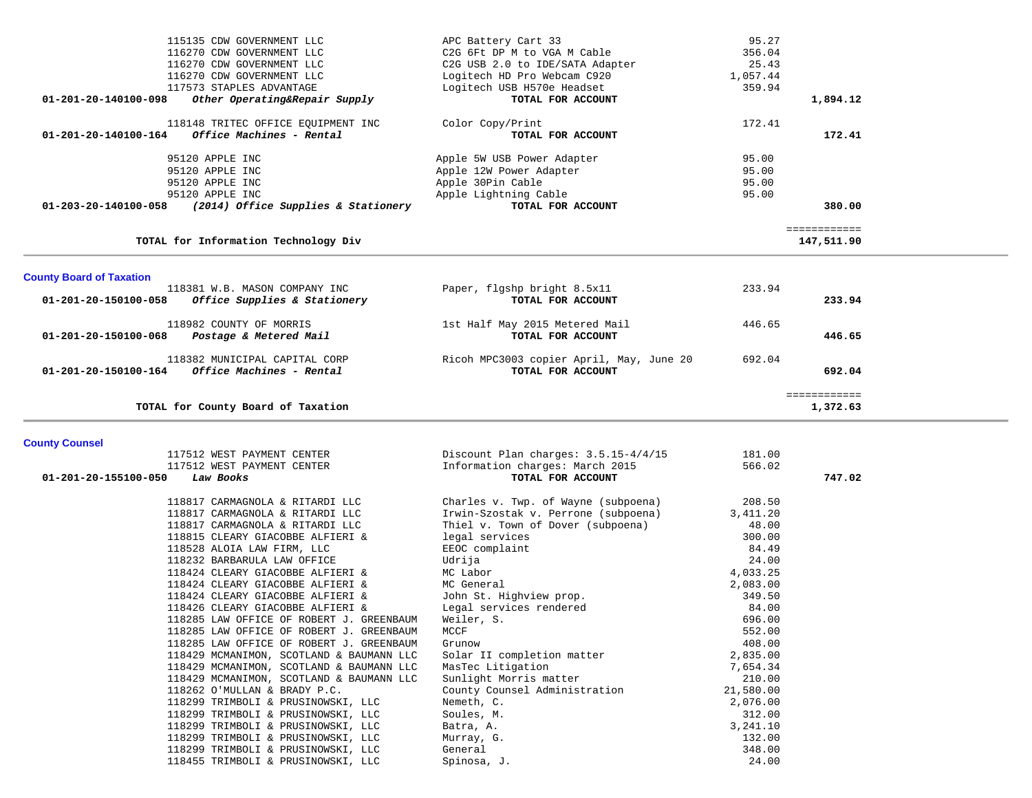| Account | Vendor | Description | Amount | Total |
|---|---|---|---|---|
| | 115135 CDW GOVERNMENT LLC | APC Battery Cart 33 | 95.27 | |
| | 116270 CDW GOVERNMENT LLC | C2G 6Ft DP M to VGA M Cable | 356.04 | |
| | 116270 CDW GOVERNMENT LLC | C2G USB 2.0 to IDE/SATA Adapter | 25.43 | |
| | 116270 CDW GOVERNMENT LLC | Logitech HD Pro Webcam C920 | 1,057.44 | |
| | 117573 STAPLES ADVANTAGE | Logitech USB H570e Headset | 359.94 | |
| **01-201-20-140100-098** | ***Other Operating&Repair Supply*** | **TOTAL FOR ACCOUNT** | | **1,894.12** |
| | 118148 TRITEC OFFICE EQUIPMENT INC | Color Copy/Print | 172.41 | |
| **01-201-20-140100-164** | ***Office Machines - Rental*** | **TOTAL FOR ACCOUNT** | | **172.41** |
| | 95120 APPLE INC | Apple 5W USB Power Adapter | 95.00 | |
| | 95120 APPLE INC | Apple 12W Power Adapter | 95.00 | |
| | 95120 APPLE INC | Apple 30Pin Cable | 95.00 | |
| | 95120 APPLE INC | Apple Lightning Cable | 95.00 | |
| **01-203-20-140100-058** | ***(2014) Office Supplies & Stationery*** | **TOTAL FOR ACCOUNT** | | **380.00** |
| | | | | ============ |
| | **TOTAL for Information Technology Div** | | | **147,511.90** |

## County Board of Taxation

| Account | Vendor | Description | Amount | Total |
|---|---|---|---|---|
| | 118381 W.B. MASON COMPANY INC | Paper, flgshp bright 8.5x11 | 233.94 | |
| **01-201-20-150100-058** | ***Office Supplies & Stationery*** | **TOTAL FOR ACCOUNT** | | **233.94** |
| | 118982 COUNTY OF MORRIS | 1st Half May 2015 Metered Mail | 446.65 | |
| **01-201-20-150100-068** | ***Postage & Metered Mail*** | **TOTAL FOR ACCOUNT** | | **446.65** |
| | 118382 MUNICIPAL CAPITAL CORP | Ricoh MPC3003 copier April, May, June 20 | 692.04 | |
| **01-201-20-150100-164** | ***Office Machines - Rental*** | **TOTAL FOR ACCOUNT** | | **692.04** |
| | | | | ============ |
| | **TOTAL for County Board of Taxation** | | | **1,372.63** |

## County Counsel

| Account | Vendor | Description | Amount | Total |
|---|---|---|---|---|
| | 117512 WEST PAYMENT CENTER | Discount Plan charges: 3.5.15-4/4/15 | 181.00 | |
| | 117512 WEST PAYMENT CENTER | Information charges: March 2015 | 566.02 | |
| **01-201-20-155100-050** | ***Law Books*** | **TOTAL FOR ACCOUNT** | | **747.02** |
| | 118817 CARMAGNOLA & RITARDI LLC | Charles v. Twp. of Wayne (subpoena) | 208.50 | |
| | 118817 CARMAGNOLA & RITARDI LLC | Irwin-Szostak v. Perrone (subpoena) | 3,411.20 | |
| | 118817 CARMAGNOLA & RITARDI LLC | Thiel v. Town of Dover (subpoena) | 48.00 | |
| | 118815 CLEARY GIACOBBE ALFIERI & | legal services | 300.00 | |
| | 118528 ALOIA LAW FIRM, LLC | EEOC complaint | 84.49 | |
| | 118232 BARBARULA LAW OFFICE | Udrija | 24.00 | |
| | 118424 CLEARY GIACOBBE ALFIERI & | MC Labor | 4,033.25 | |
| | 118424 CLEARY GIACOBBE ALFIERI & | MC General | 2,083.00 | |
| | 118424 CLEARY GIACOBBE ALFIERI & | John St. Highview prop. | 349.50 | |
| | 118426 CLEARY GIACOBBE ALFIERI & | Legal services rendered | 84.00 | |
| | 118285 LAW OFFICE OF ROBERT J. GREENBAUM | Weiler, S. | 696.00 | |
| | 118285 LAW OFFICE OF ROBERT J. GREENBAUM | MCCF | 552.00 | |
| | 118285 LAW OFFICE OF ROBERT J. GREENBAUM | Grunow | 408.00 | |
| | 118429 MCMANIMON, SCOTLAND & BAUMANN LLC | Solar II completion matter | 2,835.00 | |
| | 118429 MCMANIMON, SCOTLAND & BAUMANN LLC | MasTec Litigation | 7,654.34 | |
| | 118429 MCMANIMON, SCOTLAND & BAUMANN LLC | Sunlight Morris matter | 210.00 | |
| | 118262 O'MULLAN & BRADY P.C. | County Counsel Administration | 21,580.00 | |
| | 118299 TRIMBOLI & PRUSINOWSKI, LLC | Nemeth, C. | 2,076.00 | |
| | 118299 TRIMBOLI & PRUSINOWSKI, LLC | Soules, M. | 312.00 | |
| | 118299 TRIMBOLI & PRUSINOWSKI, LLC | Batra, A. | 3,241.10 | |
| | 118299 TRIMBOLI & PRUSINOWSKI, LLC | Murray, G. | 132.00 | |
| | 118299 TRIMBOLI & PRUSINOWSKI, LLC | General | 348.00 | |
| | 118455 TRIMBOLI & PRUSINOWSKI, LLC | Spinosa, J. | 24.00 | |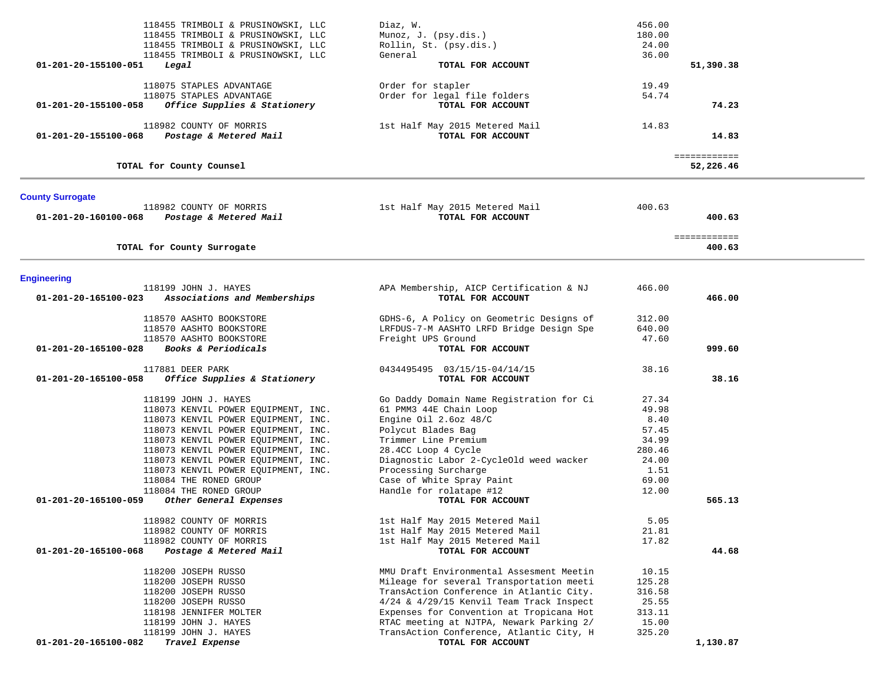| Account | Vendor | Description | Amount | Total |
|---|---|---|---|---|
| | 118455 TRIMBOLI & PRUSINOWSKI, LLC | Diaz, W. | 456.00 | |
| | 118455 TRIMBOLI & PRUSINOWSKI, LLC | Munoz, J. (psy.dis.) | 180.00 | |
| | 118455 TRIMBOLI & PRUSINOWSKI, LLC | Rollin, St. (psy.dis.) | 24.00 | |
| | 118455 TRIMBOLI & PRUSINOWSKI, LLC | General | 36.00 | |
| **01-201-20-155100-051** | ***Legal*** | **TOTAL FOR ACCOUNT** | | **51,390.38** |
| | 118075 STAPLES ADVANTAGE | Order for stapler | 19.49 | |
| | 118075 STAPLES ADVANTAGE | Order for legal file folders | 54.74 | |
| **01-201-20-155100-058** | ***Office Supplies & Stationery*** | **TOTAL FOR ACCOUNT** | | **74.23** |
| | 118982 COUNTY OF MORRIS | 1st Half May 2015 Metered Mail | 14.83 | |
| **01-201-20-155100-068** | ***Postage & Metered Mail*** | **TOTAL FOR ACCOUNT** | | **14.83** |
| | | | | ============ |
| | **TOTAL for County Counsel** | | | **52,226.46** |

## County Surrogate

| Account | Vendor | Description | Amount | Total |
|---|---|---|---|---|
| | 118982 COUNTY OF MORRIS | 1st Half May 2015 Metered Mail | 400.63 | |
| **01-201-20-160100-068** | ***Postage & Metered Mail*** | **TOTAL FOR ACCOUNT** | | **400.63** |
| | | | | ============ |
| | **TOTAL for County Surrogate** | | | **400.63** |

## Engineering

| Account | Vendor | Description | Amount | Total |
|---|---|---|---|---|
| | 118199 JOHN J. HAYES | APA Membership, AICP Certification & NJ | 466.00 | |
| **01-201-20-165100-023** | ***Associations and Memberships*** | **TOTAL FOR ACCOUNT** | | **466.00** |
| | 118570 AASHTO BOOKSTORE | GDHS-6, A Policy on Geometric Designs of | 312.00 | |
| | 118570 AASHTO BOOKSTORE | LRFDUS-7-M AASHTO LRFD Bridge Design Spe | 640.00 | |
| | 118570 AASHTO BOOKSTORE | Freight UPS Ground | 47.60 | |
| **01-201-20-165100-028** | ***Books & Periodicals*** | **TOTAL FOR ACCOUNT** | | **999.60** |
| | 117881 DEER PARK | 0434495495 03/15/15-04/14/15 | 38.16 | |
| **01-201-20-165100-058** | ***Office Supplies & Stationery*** | **TOTAL FOR ACCOUNT** | | **38.16** |
| | 118199 JOHN J. HAYES | Go Daddy Domain Name Registration for Ci | 27.34 | |
| | 118073 KENVIL POWER EQUIPMENT, INC. | 61 PMM3 44E Chain Loop | 49.98 | |
| | 118073 KENVIL POWER EQUIPMENT, INC. | Engine Oil 2.6oz 48/C | 8.40 | |
| | 118073 KENVIL POWER EQUIPMENT, INC. | Polycut Blades Bag | 57.45 | |
| | 118073 KENVIL POWER EQUIPMENT, INC. | Trimmer Line Premium | 34.99 | |
| | 118073 KENVIL POWER EQUIPMENT, INC. | 28.4CC Loop 4 Cycle | 280.46 | |
| | 118073 KENVIL POWER EQUIPMENT, INC. | Diagnostic Labor 2-CycleOld weed wacker | 24.00 | |
| | 118073 KENVIL POWER EQUIPMENT, INC. | Processing Surcharge | 1.51 | |
| | 118084 THE RONED GROUP | Case of White Spray Paint | 69.00 | |
| | 118084 THE RONED GROUP | Handle for rolatape #12 | 12.00 | |
| **01-201-20-165100-059** | ***Other General Expenses*** | **TOTAL FOR ACCOUNT** | | **565.13** |
| | 118982 COUNTY OF MORRIS | 1st Half May 2015 Metered Mail | 5.05 | |
| | 118982 COUNTY OF MORRIS | 1st Half May 2015 Metered Mail | 21.81 | |
| | 118982 COUNTY OF MORRIS | 1st Half May 2015 Metered Mail | 17.82 | |
| **01-201-20-165100-068** | ***Postage & Metered Mail*** | **TOTAL FOR ACCOUNT** | | **44.68** |
| | 118200 JOSEPH RUSSO | MMU Draft Environmental Assesment Meetin | 10.15 | |
| | 118200 JOSEPH RUSSO | Mileage for several Transportation meeti | 125.28 | |
| | 118200 JOSEPH RUSSO | TransAction Conference in Atlantic City. | 316.58 | |
| | 118200 JOSEPH RUSSO | 4/24 & 4/29/15 Kenvil Team Track Inspect | 25.55 | |
| | 118198 JENNIFER MOLTER | Expenses for Convention at Tropicana Hot | 313.11 | |
| | 118199 JOHN J. HAYES | RTAC meeting at NJTPA, Newark Parking 2/ | 15.00 | |
| | 118199 JOHN J. HAYES | TransAction Conference, Atlantic City, H | 325.20 | |
| **01-201-20-165100-082** | ***Travel Expense*** | **TOTAL FOR ACCOUNT** | | **1,130.87** |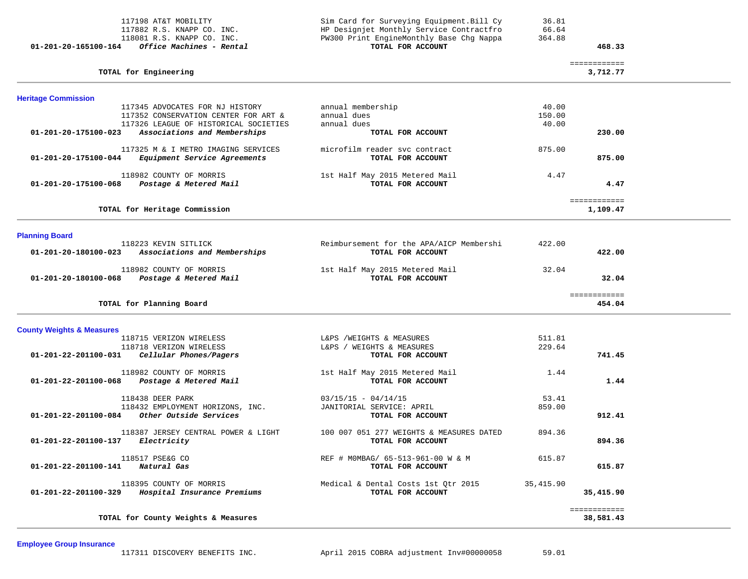| Account | Vendor / Description | Item Description | Amount | Total |
|---|---|---|---|---|
| | 117198 AT&T MOBILITY | Sim Card for Surveying Equipment.Bill Cy | 36.81 | |
| | 117882 R.S. KNAPP CO. INC. | HP Designjet Monthly Service Contractfro | 66.64 | |
| | 118081 R.S. KNAPP CO. INC. | PW300 Print EngineMonthly Base Chg Nappa | 364.88 | |
| **01-201-20-165100-164** | ***Office Machines - Rental*** | **TOTAL FOR ACCOUNT** | | **468.33** |
| | **TOTAL for Engineering** | | | **3,712.77** |

## Heritage Commission

| Account | Vendor / Description | Item Description | Amount | Total |
|---|---|---|---|---|
| | 117345 ADVOCATES FOR NJ HISTORY | annual membership | 40.00 | |
| | 117352 CONSERVATION CENTER FOR ART & | annual dues | 150.00 | |
| | 117326 LEAGUE OF HISTORICAL SOCIETIES | annual dues | 40.00 | |
| **01-201-20-175100-023** | ***Associations and Memberships*** | **TOTAL FOR ACCOUNT** | | **230.00** |
| | 117325 M & I METRO IMAGING SERVICES | microfilm reader svc contract | 875.00 | |
| **01-201-20-175100-044** | ***Equipment Service Agreements*** | **TOTAL FOR ACCOUNT** | | **875.00** |
| | 118982 COUNTY OF MORRIS | 1st Half May 2015 Metered Mail | 4.47 | |
| **01-201-20-175100-068** | ***Postage & Metered Mail*** | **TOTAL FOR ACCOUNT** | | **4.47** |
| | **TOTAL for Heritage Commission** | | | **1,109.47** |

## Planning Board

| Account | Vendor / Description | Item Description | Amount | Total |
|---|---|---|---|---|
| | 118223 KEVIN SITLICK | Reimbursement for the APA/AICP Membershi | 422.00 | |
| **01-201-20-180100-023** | ***Associations and Memberships*** | **TOTAL FOR ACCOUNT** | | **422.00** |
| | 118982 COUNTY OF MORRIS | 1st Half May 2015 Metered Mail | 32.04 | |
| **01-201-20-180100-068** | ***Postage & Metered Mail*** | **TOTAL FOR ACCOUNT** | | **32.04** |
| | **TOTAL for Planning Board** | | | **454.04** |

## County Weights & Measures

| Account | Vendor / Description | Item Description | Amount | Total |
|---|---|---|---|---|
| | 118715 VERIZON WIRELESS | L&PS /WEIGHTS & MEASURES | 511.81 | |
| | 118718 VERIZON WIRELESS | L&PS / WEIGHTS & MEASURES | 229.64 | |
| **01-201-22-201100-031** | ***Cellular Phones/Pagers*** | **TOTAL FOR ACCOUNT** | | **741.45** |
| | 118982 COUNTY OF MORRIS | 1st Half May 2015 Metered Mail | 1.44 | |
| **01-201-22-201100-068** | ***Postage & Metered Mail*** | **TOTAL FOR ACCOUNT** | | **1.44** |
| | 118438 DEER PARK | 03/15/15 - 04/14/15 | 53.41 | |
| | 118432 EMPLOYMENT HORIZONS, INC. | JANITORIAL SERVICE: APRIL | 859.00 | |
| **01-201-22-201100-084** | ***Other Outside Services*** | **TOTAL FOR ACCOUNT** | | **912.41** |
| | 118387 JERSEY CENTRAL POWER & LIGHT | 100 007 051 277 WEIGHTS & MEASURES DATED | 894.36 | |
| **01-201-22-201100-137** | ***Electricity*** | **TOTAL FOR ACCOUNT** | | **894.36** |
| | 118517 PSE&G CO | REF # M0MBAG/ 65-513-961-00 W & M | 615.87 | |
| **01-201-22-201100-141** | ***Natural Gas*** | **TOTAL FOR ACCOUNT** | | **615.87** |
| | 118395 COUNTY OF MORRIS | Medical & Dental Costs 1st Qtr 2015 | 35,415.90 | |
| **01-201-22-201100-329** | ***Hospital Insurance Premiums*** | **TOTAL FOR ACCOUNT** | | **35,415.90** |
| | **TOTAL for County Weights & Measures** | | | **38,581.43** |

## Employee Group Insurance

| Account | Vendor / Description | Item Description | Amount | Total |
|---|---|---|---|---|
| | 117311 DISCOVERY BENEFITS INC. | April 2015 COBRA adjustment Inv#00000058 | 59.01 | |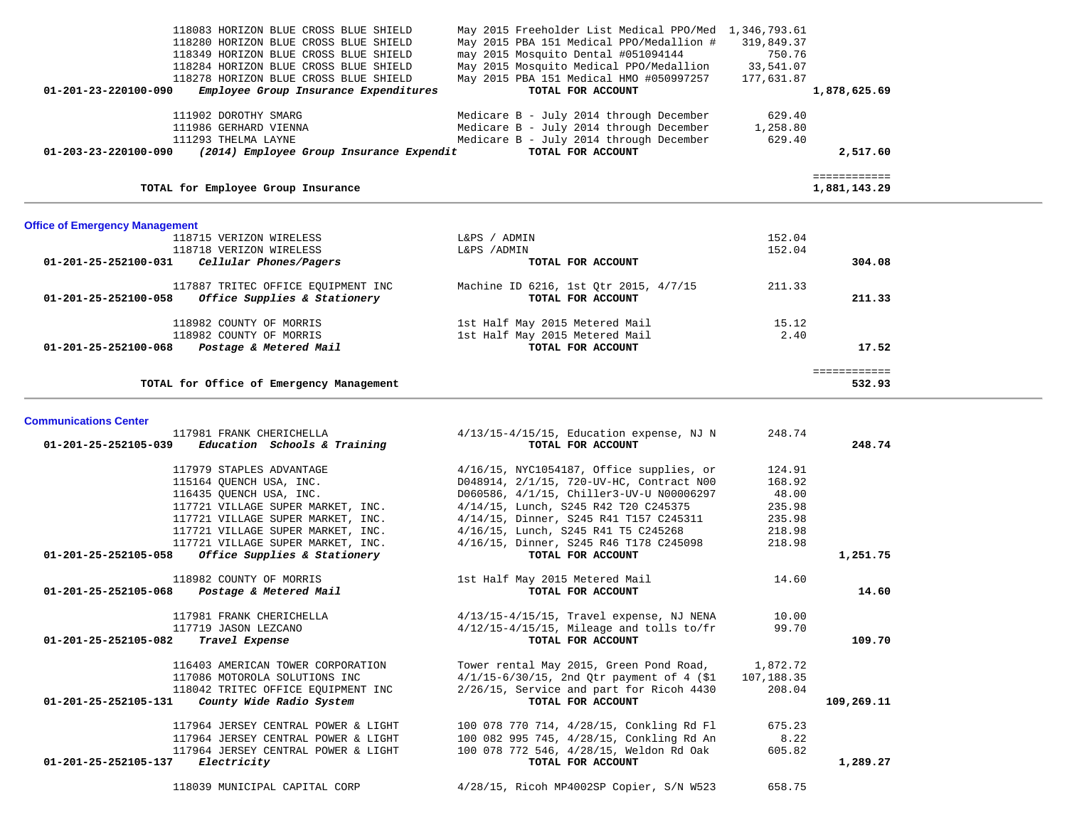| Account | Vendor / Description | Detail | Amount | Total |
|---|---|---|---|---|
| | 118083 HORIZON BLUE CROSS BLUE SHIELD | May 2015 Freeholder List Medical PPO/Med | 1,346,793.61 | |
| | 118280 HORIZON BLUE CROSS BLUE SHIELD | May 2015 PBA 151 Medical PPO/Medallion # | 319,849.37 | |
| | 118349 HORIZON BLUE CROSS BLUE SHIELD | may 2015 Mosquito Dental #051094144 | 750.76 | |
| | 118284 HORIZON BLUE CROSS BLUE SHIELD | May 2015 Mosquito Medical PPO/Medallion | 33,541.07 | |
| | 118278 HORIZON BLUE CROSS BLUE SHIELD | May 2015 PBA 151 Medical HMO #050997257 | 177,631.87 | |
| **01-201-23-220100-090** | ***Employee Group Insurance Expenditures*** | **TOTAL FOR ACCOUNT** | | **1,878,625.69** |
| | 111902 DOROTHY SMARG | Medicare B - July 2014 through December | 629.40 | |
| | 111986 GERHARD VIENNA | Medicare B - July 2014 through December | 1,258.80 | |
| | 111293 THELMA LAYNE | Medicare B - July 2014 through December | 629.40 | |
| **01-203-23-220100-090** | ***(2014) Employee Group Insurance Expendit*** | **TOTAL FOR ACCOUNT** | | **2,517.60** |
| | **TOTAL for Employee Group Insurance** | | | **1,881,143.29** |

### Office of Emergency Management

| Account | Vendor / Description | Detail | Amount | Total |
|---|---|---|---|---|
| | 118715 VERIZON WIRELESS | L&PS / ADMIN | 152.04 | |
| | 118718 VERIZON WIRELESS | L&PS /ADMIN | 152.04 | |
| **01-201-25-252100-031** | ***Cellular Phones/Pagers*** | **TOTAL FOR ACCOUNT** | | **304.08** |
| | 117887 TRITEC OFFICE EQUIPMENT INC | Machine ID 6216, 1st Qtr 2015, 4/7/15 | 211.33 | |
| **01-201-25-252100-058** | ***Office Supplies & Stationery*** | **TOTAL FOR ACCOUNT** | | **211.33** |
| | 118982 COUNTY OF MORRIS | 1st Half May 2015 Metered Mail | 15.12 | |
| | 118982 COUNTY OF MORRIS | 1st Half May 2015 Metered Mail | 2.40 | |
| **01-201-25-252100-068** | ***Postage & Metered Mail*** | **TOTAL FOR ACCOUNT** | | **17.52** |
| | **TOTAL for Office of Emergency Management** | | | **532.93** |

### Communications Center

| Account | Vendor / Description | Detail | Amount | Total |
|---|---|---|---|---|
| | 117981 FRANK CHERICHELLA | 4/13/15-4/15/15, Education expense, NJ N | 248.74 | |
| **01-201-25-252105-039** | ***Education Schools & Training*** | **TOTAL FOR ACCOUNT** | | **248.74** |
| | 117979 STAPLES ADVANTAGE | 4/16/15, NYC1054187, Office supplies, or | 124.91 | |
| | 115164 QUENCH USA, INC. | D048914, 2/1/15, 720-UV-HC, Contract N00 | 168.92 | |
| | 116435 QUENCH USA, INC. | D060586, 4/1/15, Chiller3-UV-U N00006297 | 48.00 | |
| | 117721 VILLAGE SUPER MARKET, INC. | 4/14/15, Lunch, S245 R42 T20 C245375 | 235.98 | |
| | 117721 VILLAGE SUPER MARKET, INC. | 4/14/15, Dinner, S245 R41 T157 C245311 | 235.98 | |
| | 117721 VILLAGE SUPER MARKET, INC. | 4/16/15, Lunch, S245 R41 T5 C245268 | 218.98 | |
| | 117721 VILLAGE SUPER MARKET, INC. | 4/16/15, Dinner, S245 R46 T178 C245098 | 218.98 | |
| **01-201-25-252105-058** | ***Office Supplies & Stationery*** | **TOTAL FOR ACCOUNT** | | **1,251.75** |
| | 118982 COUNTY OF MORRIS | 1st Half May 2015 Metered Mail | 14.60 | |
| **01-201-25-252105-068** | ***Postage & Metered Mail*** | **TOTAL FOR ACCOUNT** | | **14.60** |
| | 117981 FRANK CHERICHELLA | 4/13/15-4/15/15, Travel expense, NJ NENA | 10.00 | |
| | 117719 JASON LEZCANO | 4/12/15-4/15/15, Mileage and tolls to/fr | 99.70 | |
| **01-201-25-252105-082** | ***Travel Expense*** | **TOTAL FOR ACCOUNT** | | **109.70** |
| | 116403 AMERICAN TOWER CORPORATION | Tower rental May 2015, Green Pond Road, | 1,872.72 | |
| | 117086 MOTOROLA SOLUTIONS INC | 4/1/15-6/30/15, 2nd Qtr payment of 4 ($1 | 107,188.35 | |
| | 118042 TRITEC OFFICE EQUIPMENT INC | 2/26/15, Service and part for Ricoh 4430 | 208.04 | |
| **01-201-25-252105-131** | ***County Wide Radio System*** | **TOTAL FOR ACCOUNT** | | **109,269.11** |
| | 117964 JERSEY CENTRAL POWER & LIGHT | 100 078 770 714, 4/28/15, Conkling Rd Fl | 675.23 | |
| | 117964 JERSEY CENTRAL POWER & LIGHT | 100 082 995 745, 4/28/15, Conkling Rd An | 8.22 | |
| | 117964 JERSEY CENTRAL POWER & LIGHT | 100 078 772 546, 4/28/15, Weldon Rd Oak | 605.82 | |
| **01-201-25-252105-137** | ***Electricity*** | **TOTAL FOR ACCOUNT** | | **1,289.27** |
| | 118039 MUNICIPAL CAPITAL CORP | 4/28/15, Ricoh MP4002SP Copier, S/N W523 | 658.75 | |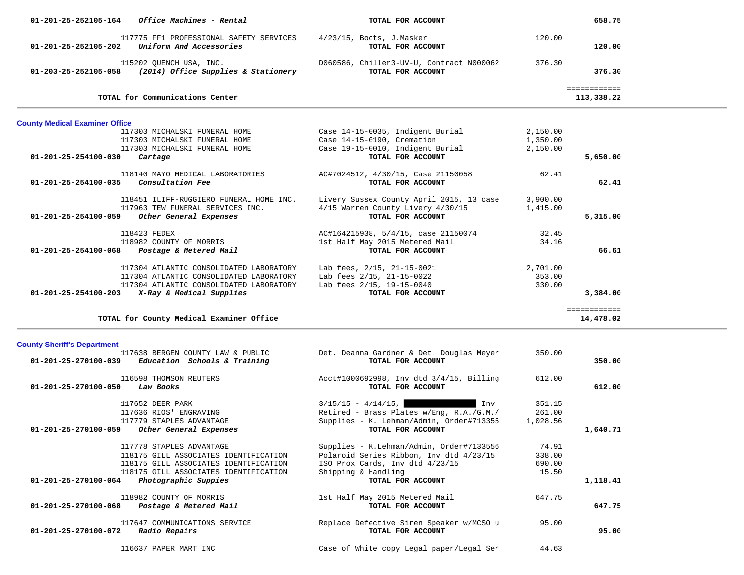| Account | Vendor / Description | Detail | Amount | Total |
|---|---|---|---|---|
| 01-201-25-252105-164 | *Office Machines - Rental* | TOTAL FOR ACCOUNT | | 658.75 |
| | 117775 FF1 PROFESSIONAL SAFETY SERVICES | 4/23/15, Boots, J.Masker | 120.00 | |
| 01-201-25-252105-202 | *Uniform And Accessories* | TOTAL FOR ACCOUNT | | 120.00 |
| | 115202 QUENCH USA, INC. | D060586, Chiller3-UV-U, Contract N000062 | 376.30 | |
| 01-203-25-252105-058 | *(2014) Office Supplies & Stationery* | TOTAL FOR ACCOUNT | | 376.30 |
| | **TOTAL for Communications Center** | | | 113,338.22 |

## County Medical Examiner Office

| Account | Vendor / Description | Detail | Amount | Total |
|---|---|---|---|---|
| | 117303 MICHALSKI FUNERAL HOME | Case 14-15-0035, Indigent Burial | 2,150.00 | |
| | 117303 MICHALSKI FUNERAL HOME | Case 14-15-0190, Cremation | 1,350.00 | |
| | 117303 MICHALSKI FUNERAL HOME | Case 19-15-0010, Indigent Burial | 2,150.00 | |
| 01-201-25-254100-030 | *Cartage* | TOTAL FOR ACCOUNT | | 5,650.00 |
| | 118140 MAYO MEDICAL LABORATORIES | AC#7024512, 4/30/15, Case 21150058 | 62.41 | |
| 01-201-25-254100-035 | *Consultation Fee* | TOTAL FOR ACCOUNT | | 62.41 |
| | 118451 ILIFF-RUGGIERO FUNERAL HOME INC. | Livery Sussex County April 2015, 13 case | 3,900.00 | |
| | 117963 TEW FUNERAL SERVICES INC. | 4/15 Warren County Livery 4/30/15 | 1,415.00 | |
| 01-201-25-254100-059 | *Other General Expenses* | TOTAL FOR ACCOUNT | | 5,315.00 |
| | 118423 FEDEX | AC#164215938, 5/4/15, case 21150074 | 32.45 | |
| | 118982 COUNTY OF MORRIS | 1st Half May 2015 Metered Mail | 34.16 | |
| 01-201-25-254100-068 | *Postage & Metered Mail* | TOTAL FOR ACCOUNT | | 66.61 |
| | 117304 ATLANTIC CONSOLIDATED LABORATORY | Lab fees, 2/15, 21-15-0021 | 2,701.00 | |
| | 117304 ATLANTIC CONSOLIDATED LABORATORY | Lab fees 2/15, 21-15-0022 | 353.00 | |
| | 117304 ATLANTIC CONSOLIDATED LABORATORY | Lab fees 2/15, 19-15-0040 | 330.00 | |
| 01-201-25-254100-203 | *X-Ray & Medical Supplies* | TOTAL FOR ACCOUNT | | 3,384.00 |
| | **TOTAL for County Medical Examiner Office** | | | 14,478.02 |

## County Sheriff's Department

| Account | Vendor / Description | Detail | Amount | Total |
|---|---|---|---|---|
| | 117638 BERGEN COUNTY LAW & PUBLIC | Det. Deanna Gardner & Det. Douglas Meyer | 350.00 | |
| 01-201-25-270100-039 | *Education Schools & Training* | TOTAL FOR ACCOUNT | | 350.00 |
| | 116598 THOMSON REUTERS | Acct#1000692998, Inv dtd 3/4/15, Billing | 612.00 | |
| 01-201-25-270100-050 | *Law Books* | TOTAL FOR ACCOUNT | | 612.00 |
| | 117652 DEER PARK | 3/15/15 - 4/14/15, [REDACTED] Inv | 351.15 | |
| | 117636 RIOS' ENGRAVING | Retired - Brass Plates w/Eng, R.A./G.M./ | 261.00 | |
| | 117779 STAPLES ADVANTAGE | Supplies - K. Lehman/Admin, Order#713355 | 1,028.56 | |
| 01-201-25-270100-059 | *Other General Expenses* | TOTAL FOR ACCOUNT | | 1,640.71 |
| | 117778 STAPLES ADVANTAGE | Supplies - K.Lehman/Admin, Order#7133556 | 74.91 | |
| | 118175 GILL ASSOCIATES IDENTIFICATION | Polaroid Series Ribbon, Inv dtd 4/23/15 | 338.00 | |
| | 118175 GILL ASSOCIATES IDENTIFICATION | ISO Prox Cards, Inv dtd 4/23/15 | 690.00 | |
| | 118175 GILL ASSOCIATES IDENTIFICATION | Shipping & Handling | 15.50 | |
| 01-201-25-270100-064 | *Photographic Suppies* | TOTAL FOR ACCOUNT | | 1,118.41 |
| | 118982 COUNTY OF MORRIS | 1st Half May 2015 Metered Mail | 647.75 | |
| 01-201-25-270100-068 | *Postage & Metered Mail* | TOTAL FOR ACCOUNT | | 647.75 |
| | 117647 COMMUNICATIONS SERVICE | Replace Defective Siren Speaker w/MCSO u | 95.00 | |
| 01-201-25-270100-072 | *Radio Repairs* | TOTAL FOR ACCOUNT | | 95.00 |
| | 116637 PAPER MART INC | Case of White copy Legal paper/Legal Ser | 44.63 | |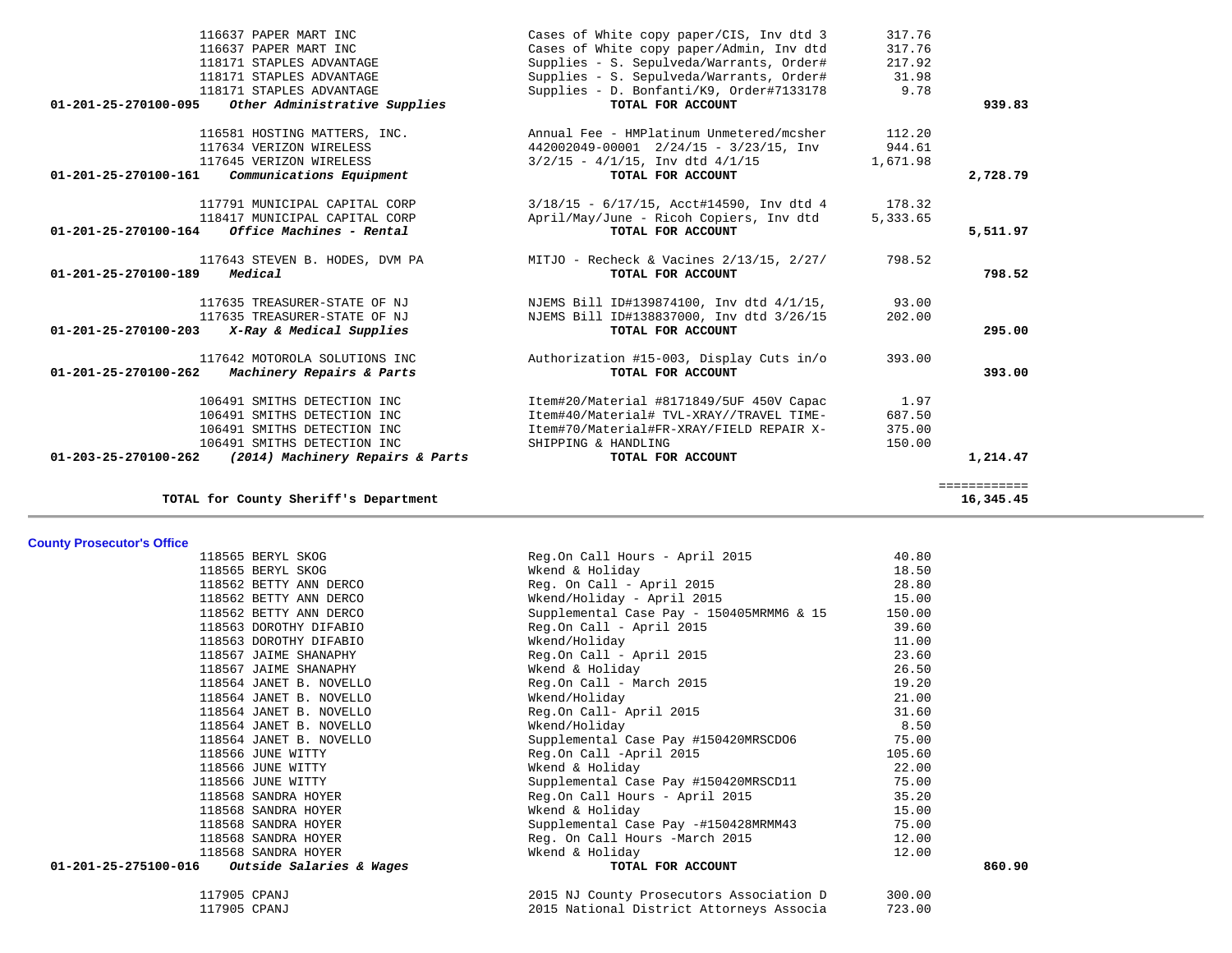| Account | Vendor | Description | Amount | Total |
|---|---|---|---|---|
| | 116637 PAPER MART INC | Cases of White copy paper/CIS, Inv dtd 3 | 317.76 | |
| | 116637 PAPER MART INC | Cases of White copy paper/Admin, Inv dtd | 317.76 | |
| | 118171 STAPLES ADVANTAGE | Supplies - S. Sepulveda/Warrants, Order# | 217.92 | |
| | 118171 STAPLES ADVANTAGE | Supplies - S. Sepulveda/Warrants, Order# | 31.98 | |
| | 118171 STAPLES ADVANTAGE | Supplies - D. Bonfanti/K9, Order#7133178 | 9.78 | |
| **01-201-25-270100-095** | ***Other Administrative Supplies*** | **TOTAL FOR ACCOUNT** | | **939.83** |
| | 116581 HOSTING MATTERS, INC. | Annual Fee - HMPlatinum Unmetered/mcsher | 112.20 | |
| | 117634 VERIZON WIRELESS | 442002049-00001 2/24/15 - 3/23/15, Inv | 944.61 | |
| | 117645 VERIZON WIRELESS | 3/2/15 - 4/1/15, Inv dtd 4/1/15 | 1,671.98 | |
| **01-201-25-270100-161** | ***Communications Equipment*** | **TOTAL FOR ACCOUNT** | | **2,728.79** |
| | 117791 MUNICIPAL CAPITAL CORP | 3/18/15 - 6/17/15, Acct#14590, Inv dtd 4 | 178.32 | |
| | 118417 MUNICIPAL CAPITAL CORP | April/May/June - Ricoh Copiers, Inv dtd | 5,333.65 | |
| **01-201-25-270100-164** | ***Office Machines - Rental*** | **TOTAL FOR ACCOUNT** | | **5,511.97** |
| | 117643 STEVEN B. HODES, DVM PA | MITJO - Recheck & Vacines 2/13/15, 2/27/ | 798.52 | |
| **01-201-25-270100-189** | ***Medical*** | **TOTAL FOR ACCOUNT** | | **798.52** |
| | 117635 TREASURER-STATE OF NJ | NJEMS Bill ID#139874100, Inv dtd 4/1/15, | 93.00 | |
| | 117635 TREASURER-STATE OF NJ | NJEMS Bill ID#138837000, Inv dtd 3/26/15 | 202.00 | |
| **01-201-25-270100-203** | ***X-Ray & Medical Supplies*** | **TOTAL FOR ACCOUNT** | | **295.00** |
| | 117642 MOTOROLA SOLUTIONS INC | Authorization #15-003, Display Cuts in/o | 393.00 | |
| **01-201-25-270100-262** | ***Machinery Repairs & Parts*** | **TOTAL FOR ACCOUNT** | | **393.00** |
| | 106491 SMITHS DETECTION INC | Item#20/Material #8171849/5UF 450V Capac | 1.97 | |
| | 106491 SMITHS DETECTION INC | Item#40/Material# TVL-XRAY//TRAVEL TIME- | 687.50 | |
| | 106491 SMITHS DETECTION INC | Item#70/Material#FR-XRAY/FIELD REPAIR X- | 375.00 | |
| | 106491 SMITHS DETECTION INC | SHIPPING & HANDLING | 150.00 | |
| **01-203-25-270100-262** | ***(2014) Machinery Repairs & Parts*** | **TOTAL FOR ACCOUNT** | | **1,214.47** |
| | | | | ============ |
| | **TOTAL for County Sheriff's Department** | | | **16,345.45** |

**County Prosecutor's Office**

| Account | Vendor | Description | Amount | Total |
|---|---|---|---|---|
| | 118565 BERYL SKOG | Reg.On Call Hours - April 2015 | 40.80 | |
| | 118565 BERYL SKOG | Wkend & Holiday | 18.50 | |
| | 118562 BETTY ANN DERCO | Reg. On Call - April 2015 | 28.80 | |
| | 118562 BETTY ANN DERCO | Wkend/Holiday - April 2015 | 15.00 | |
| | 118562 BETTY ANN DERCO | Supplemental Case Pay - 150405MRMM6 & 15 | 150.00 | |
| | 118563 DOROTHY DIFABIO | Reg.On Call - April 2015 | 39.60 | |
| | 118563 DOROTHY DIFABIO | Wkend/Holiday | 11.00 | |
| | 118567 JAIME SHANAPHY | Reg.On Call - April 2015 | 23.60 | |
| | 118567 JAIME SHANAPHY | Wkend & Holiday | 26.50 | |
| | 118564 JANET B. NOVELLO | Reg.On Call - March 2015 | 19.20 | |
| | 118564 JANET B. NOVELLO | Wkend/Holiday | 21.00 | |
| | 118564 JANET B. NOVELLO | Reg.On Call- April 2015 | 31.60 | |
| | 118564 JANET B. NOVELLO | Wkend/Holiday | 8.50 | |
| | 118564 JANET B. NOVELLO | Supplemental Case Pay #150420MRSCDO6 | 75.00 | |
| | 118566 JUNE WITTY | Reg.On Call -April 2015 | 105.60 | |
| | 118566 JUNE WITTY | Wkend & Holiday | 22.00 | |
| | 118566 JUNE WITTY | Supplemental Case Pay #150420MRSCD11 | 75.00 | |
| | 118568 SANDRA HOYER | Reg.On Call Hours - April 2015 | 35.20 | |
| | 118568 SANDRA HOYER | Wkend & Holiday | 15.00 | |
| | 118568 SANDRA HOYER | Supplemental Case Pay -#150428MRMM43 | 75.00 | |
| | 118568 SANDRA HOYER | Reg. On Call Hours -March 2015 | 12.00 | |
| | 118568 SANDRA HOYER | Wkend & Holiday | 12.00 | |
| **01-201-25-275100-016** | ***Outside Salaries & Wages*** | **TOTAL FOR ACCOUNT** | | **860.90** |
| | 117905 CPANJ | 2015 NJ County Prosecutors Association D | 300.00 | |
| | 117905 CPANJ | 2015 National District Attorneys Associa | 723.00 | |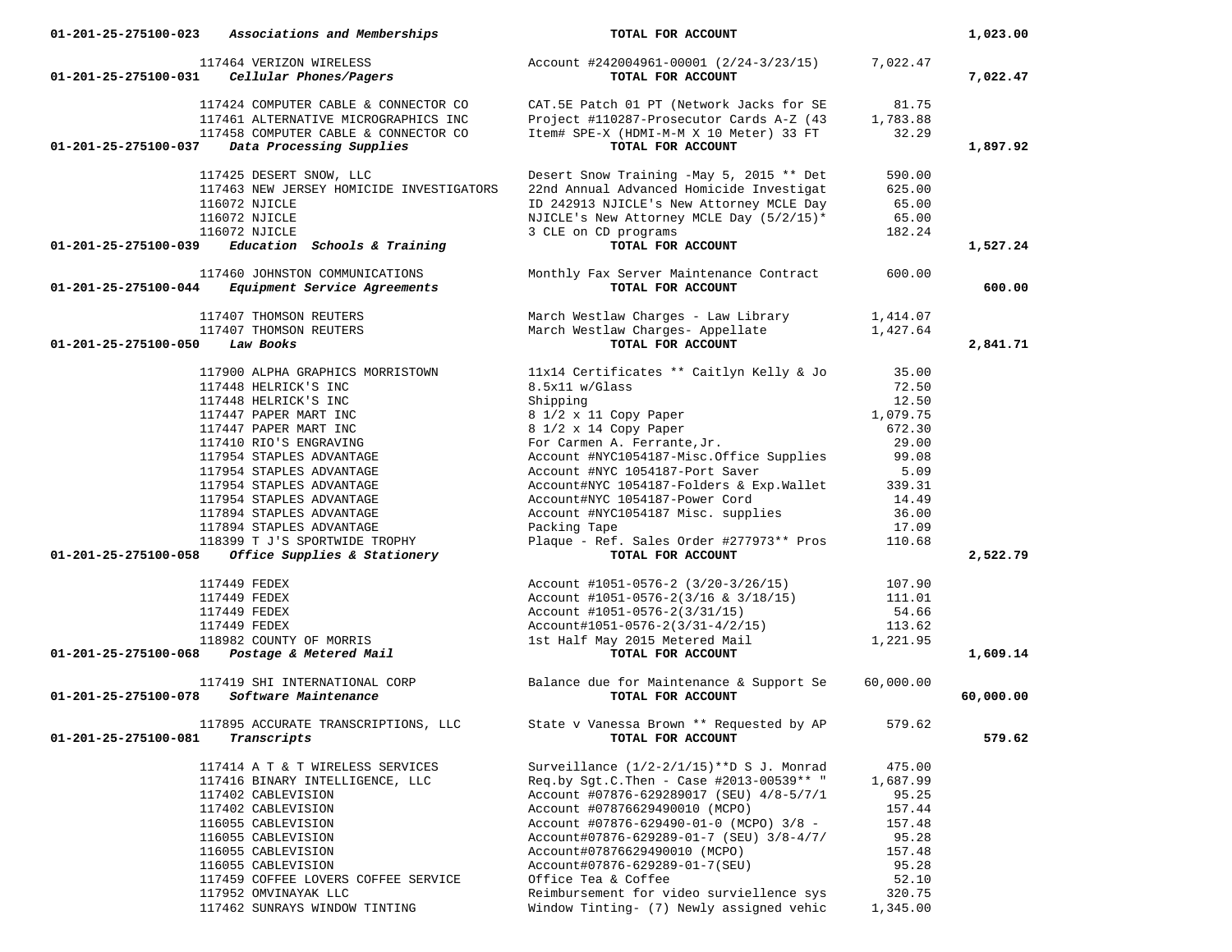| Account | Vendor | Description | Amount | Total |
|---|---|---|---|---|
| 01-201-25-275100-023 | *Associations and Memberships* | TOTAL FOR ACCOUNT | | 1,023.00 |
| | 117464 VERIZON WIRELESS | Account #242004961-00001 (2/24-3/23/15) | 7,022.47 | |
| 01-201-25-275100-031 | *Cellular Phones/Pagers* | TOTAL FOR ACCOUNT | | 7,022.47 |
| | 117424 COMPUTER CABLE & CONNECTOR CO | CAT.5E Patch 01 PT (Network Jacks for SE | 81.75 | |
| | 117461 ALTERNATIVE MICROGRAPHICS INC | Project #110287-Prosecutor Cards A-Z (43 | 1,783.88 | |
| | 117458 COMPUTER CABLE & CONNECTOR CO | Item# SPE-X (HDMI-M-M X 10 Meter) 33 FT | 32.29 | |
| 01-201-25-275100-037 | *Data Processing Supplies* | TOTAL FOR ACCOUNT | | 1,897.92 |
| | 117425 DESERT SNOW, LLC | Desert Snow Training -May 5, 2015 ** Det | 590.00 | |
| | 117463 NEW JERSEY HOMICIDE INVESTIGATORS | 22nd Annual Advanced Homicide Investigat | 625.00 | |
| | 116072 NJICLE | ID 242913 NJICLE's New Attorney MCLE Day | 65.00 | |
| | 116072 NJICLE | NJICLE's New Attorney MCLE Day (5/2/15)* | 65.00 | |
| | 116072 NJICLE | 3 CLE on CD programs | 182.24 | |
| 01-201-25-275100-039 | *Education Schools & Training* | TOTAL FOR ACCOUNT | | 1,527.24 |
| | 117460 JOHNSTON COMMUNICATIONS | Monthly Fax Server Maintenance Contract | 600.00 | |
| 01-201-25-275100-044 | *Equipment Service Agreements* | TOTAL FOR ACCOUNT | | 600.00 |
| | 117407 THOMSON REUTERS | March Westlaw Charges - Law Library | 1,414.07 | |
| | 117407 THOMSON REUTERS | March Westlaw Charges- Appellate | 1,427.64 | |
| 01-201-25-275100-050 | *Law Books* | TOTAL FOR ACCOUNT | | 2,841.71 |
| | 117900 ALPHA GRAPHICS MORRISTOWN | 11x14 Certificates ** Caitlyn Kelly & Jo | 35.00 | |
| | 117448 HELRICK'S INC | 8.5x11 w/Glass | 72.50 | |
| | 117448 HELRICK'S INC | Shipping | 12.50 | |
| | 117447 PAPER MART INC | 8 1/2 x 11 Copy Paper | 1,079.75 | |
| | 117447 PAPER MART INC | 8 1/2 x 14 Copy Paper | 672.30 | |
| | 117410 RIO'S ENGRAVING | For Carmen A. Ferrante,Jr. | 29.00 | |
| | 117954 STAPLES ADVANTAGE | Account #NYC1054187-Misc.Office Supplies | 99.08 | |
| | 117954 STAPLES ADVANTAGE | Account #NYC 1054187-Port Saver | 5.09 | |
| | 117954 STAPLES ADVANTAGE | Account#NYC 1054187-Folders & Exp.Wallet | 339.31 | |
| | 117954 STAPLES ADVANTAGE | Account#NYC 1054187-Power Cord | 14.49 | |
| | 117894 STAPLES ADVANTAGE | Account #NYC1054187 Misc. supplies | 36.00 | |
| | 117894 STAPLES ADVANTAGE | Packing Tape | 17.09 | |
| | 118399 T J'S SPORTWIDE TROPHY | Plaque - Ref. Sales Order #277973** Pros | 110.68 | |
| 01-201-25-275100-058 | *Office Supplies & Stationery* | TOTAL FOR ACCOUNT | | 2,522.79 |
| | 117449 FEDEX | Account #1051-0576-2 (3/20-3/26/15) | 107.90 | |
| | 117449 FEDEX | Account #1051-0576-2(3/16 & 3/18/15) | 111.01 | |
| | 117449 FEDEX | Account #1051-0576-2(3/31/15) | 54.66 | |
| | 117449 FEDEX | Account#1051-0576-2(3/31-4/2/15) | 113.62 | |
| | 118982 COUNTY OF MORRIS | 1st Half May 2015 Metered Mail | 1,221.95 | |
| 01-201-25-275100-068 | *Postage & Metered Mail* | TOTAL FOR ACCOUNT | | 1,609.14 |
| | 117419 SHI INTERNATIONAL CORP | Balance due for Maintenance & Support Se | 60,000.00 | |
| 01-201-25-275100-078 | *Software Maintenance* | TOTAL FOR ACCOUNT | | 60,000.00 |
| | 117895 ACCURATE TRANSCRIPTIONS, LLC | State v Vanessa Brown ** Requested by AP | 579.62 | |
| 01-201-25-275100-081 | *Transcripts* | TOTAL FOR ACCOUNT | | 579.62 |
| | 117414 A T & T WIRELESS SERVICES | Surveillance (1/2-2/1/15)**D S J. Monrad | 475.00 | |
| | 117416 BINARY INTELLIGENCE, LLC | Req.by Sgt.C.Then - Case #2013-00539** " | 1,687.99 | |
| | 117402 CABLEVISION | Account #07876-629289017 (SEU) 4/8-5/7/1 | 95.25 | |
| | 117402 CABLEVISION | Account #07876629490010 (MCPO) | 157.44 | |
| | 116055 CABLEVISION | Account #07876-629490-01-0 (MCPO) 3/8 - | 157.48 | |
| | 116055 CABLEVISION | Account#07876-629289-01-7 (SEU) 3/8-4/7/ | 95.28 | |
| | 116055 CABLEVISION | Account#07876629490010 (MCPO) | 157.48 | |
| | 116055 CABLEVISION | Account#07876-629289-01-7(SEU) | 95.28 | |
| | 117459 COFFEE LOVERS COFFEE SERVICE | Office Tea & Coffee | 52.10 | |
| | 117952 OMVINAYAK LLC | Reimbursement for video surviellence sys | 320.75 | |
| | 117462 SUNRAYS WINDOW TINTING | Window Tinting- (7) Newly assigned vehic | 1,345.00 | |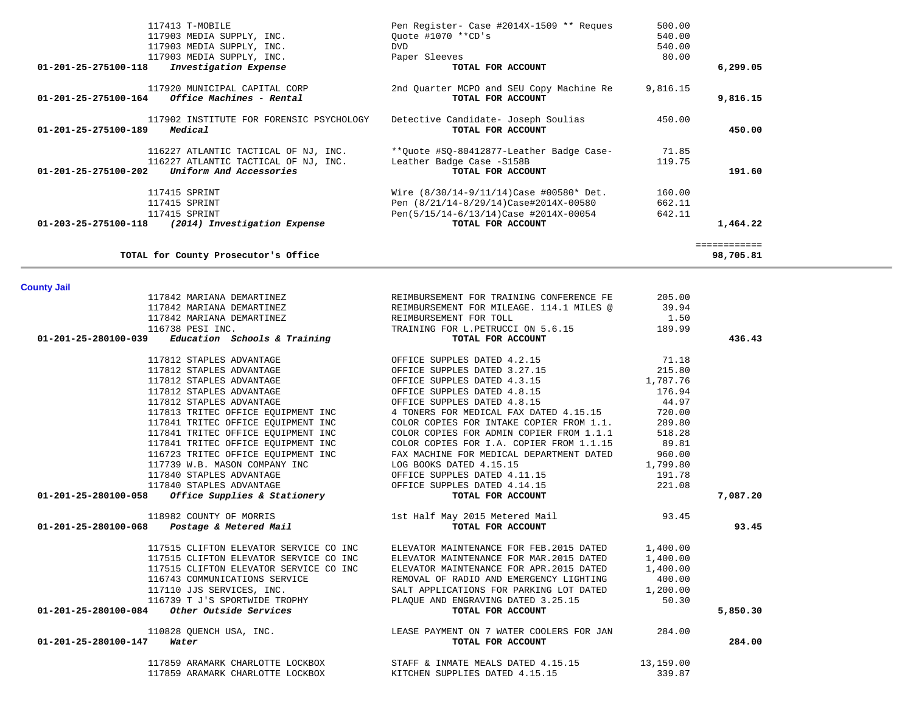| Account | Vendor | Description | Amount | Total |
|---|---|---|---|---|
| | 117413 T-MOBILE | Pen Register- Case #2014X-1509 ** Reques | 500.00 | |
| | 117903 MEDIA SUPPLY, INC. | Quote #1070 **CD's | 540.00 | |
| | 117903 MEDIA SUPPLY, INC. | DVD | 540.00 | |
| | 117903 MEDIA SUPPLY, INC. | Paper Sleeves | 80.00 | |
| **01-201-25-275100-118** | ***Investigation Expense*** | **TOTAL FOR ACCOUNT** | | **6,299.05** |
| | 117920 MUNICIPAL CAPITAL CORP | 2nd Quarter MCPO and SEU Copy Machine Re | 9,816.15 | |
| **01-201-25-275100-164** | ***Office Machines - Rental*** | **TOTAL FOR ACCOUNT** | | **9,816.15** |
| | 117902 INSTITUTE FOR FORENSIC PSYCHOLOGY | Detective Candidate- Joseph Soulias | 450.00 | |
| **01-201-25-275100-189** | ***Medical*** | **TOTAL FOR ACCOUNT** | | **450.00** |
| | 116227 ATLANTIC TACTICAL OF NJ, INC. | **Quote #SQ-80412877-Leather Badge Case- | 71.85 | |
| | 116227 ATLANTIC TACTICAL OF NJ, INC. | Leather Badge Case -S158B | 119.75 | |
| **01-201-25-275100-202** | ***Uniform And Accessories*** | **TOTAL FOR ACCOUNT** | | **191.60** |
| | 117415 SPRINT | Wire (8/30/14-9/11/14)Case #00580* Det. | 160.00 | |
| | 117415 SPRINT | Pen (8/21/14-8/29/14)Case#2014X-00580 | 662.11 | |
| | 117415 SPRINT | Pen(5/15/14-6/13/14)Case #2014X-00054 | 642.11 | |
| **01-203-25-275100-118** | ***(2014) Investigation Expense*** | **TOTAL FOR ACCOUNT** | | **1,464.22** |
| | | | | ============ |
| | **TOTAL for County Prosecutor's Office** | | | **98,705.81** |

## County Jail

| Account | Vendor | Description | Amount | Total |
|---|---|---|---|---|
| | 117842 MARIANA DEMARTINEZ | REIMBURSEMENT FOR TRAINING CONFERENCE FE | 205.00 | |
| | 117842 MARIANA DEMARTINEZ | REIMBURSEMENT FOR MILEAGE. 114.1 MILES @ | 39.94 | |
| | 117842 MARIANA DEMARTINEZ | REIMBURSEMENT FOR TOLL | 1.50 | |
| | 116738 PESI INC. | TRAINING FOR L.PETRUCCI ON 5.6.15 | 189.99 | |
| **01-201-25-280100-039** | ***Education Schools & Training*** | **TOTAL FOR ACCOUNT** | | **436.43** |
| | 117812 STAPLES ADVANTAGE | OFFICE SUPPLES DATED 4.2.15 | 71.18 | |
| | 117812 STAPLES ADVANTAGE | OFFICE SUPPLES DATED 3.27.15 | 215.80 | |
| | 117812 STAPLES ADVANTAGE | OFFICE SUPPLES DATED 4.3.15 | 1,787.76 | |
| | 117812 STAPLES ADVANTAGE | OFFICE SUPPLES DATED 4.8.15 | 176.94 | |
| | 117812 STAPLES ADVANTAGE | OFFICE SUPPLES DATED 4.8.15 | 44.97 | |
| | 117813 TRITEC OFFICE EQUIPMENT INC | 4 TONERS FOR MEDICAL FAX DATED 4.15.15 | 720.00 | |
| | 117841 TRITEC OFFICE EQUIPMENT INC | COLOR COPIES FOR INTAKE COPIER FROM 1.1. | 289.80 | |
| | 117841 TRITEC OFFICE EQUIPMENT INC | COLOR COPIES FOR ADMIN COPIER FROM 1.1.1 | 518.28 | |
| | 117841 TRITEC OFFICE EQUIPMENT INC | COLOR COPIES FOR I.A. COPIER FROM 1.1.15 | 89.81 | |
| | 116723 TRITEC OFFICE EQUIPMENT INC | FAX MACHINE FOR MEDICAL DEPARTMENT DATED | 960.00 | |
| | 117739 W.B. MASON COMPANY INC | LOG BOOKS DATED 4.15.15 | 1,799.80 | |
| | 117840 STAPLES ADVANTAGE | OFFICE SUPPLES DATED 4.11.15 | 191.78 | |
| | 117840 STAPLES ADVANTAGE | OFFICE SUPPLES DATED 4.14.15 | 221.08 | |
| **01-201-25-280100-058** | ***Office Supplies & Stationery*** | **TOTAL FOR ACCOUNT** | | **7,087.20** |
| | 118982 COUNTY OF MORRIS | 1st Half May 2015 Metered Mail | 93.45 | |
| **01-201-25-280100-068** | ***Postage & Metered Mail*** | **TOTAL FOR ACCOUNT** | | **93.45** |
| | 117515 CLIFTON ELEVATOR SERVICE CO INC | ELEVATOR MAINTENANCE FOR FEB.2015 DATED | 1,400.00 | |
| | 117515 CLIFTON ELEVATOR SERVICE CO INC | ELEVATOR MAINTENANCE FOR MAR.2015 DATED | 1,400.00 | |
| | 117515 CLIFTON ELEVATOR SERVICE CO INC | ELEVATOR MAINTENANCE FOR APR.2015 DATED | 1,400.00 | |
| | 116743 COMMUNICATIONS SERVICE | REMOVAL OF RADIO AND EMERGENCY LIGHTING | 400.00 | |
| | 117110 JJS SERVICES, INC. | SALT APPLICATIONS FOR PARKING LOT DATED | 1,200.00 | |
| | 116739 T J'S SPORTWIDE TROPHY | PLAQUE AND ENGRAVING DATED 3.25.15 | 50.30 | |
| **01-201-25-280100-084** | ***Other Outside Services*** | **TOTAL FOR ACCOUNT** | | **5,850.30** |
| | 110828 QUENCH USA, INC. | LEASE PAYMENT ON 7 WATER COOLERS FOR JAN | 284.00 | |
| **01-201-25-280100-147** | ***Water*** | **TOTAL FOR ACCOUNT** | | **284.00** |
| | 117859 ARAMARK CHARLOTTE LOCKBOX | STAFF & INMATE MEALS DATED 4.15.15 | 13,159.00 | |
| | 117859 ARAMARK CHARLOTTE LOCKBOX | KITCHEN SUPPLIES DATED 4.15.15 | 339.87 | |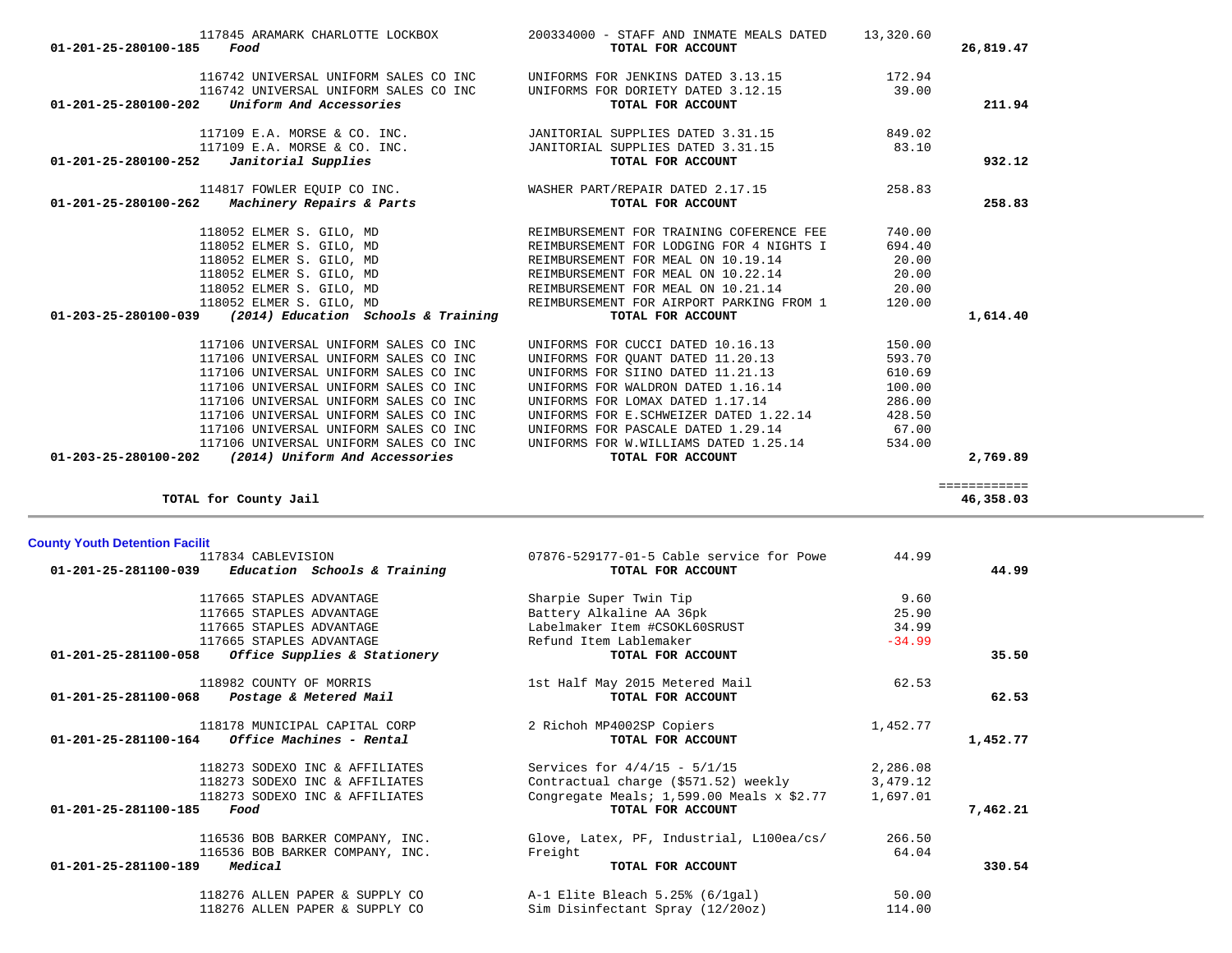| Account | Vendor / Account Description | Description | Amount | Total |
|---|---|---|---|---|
| | 117845 ARAMARK CHARLOTTE LOCKBOX | 200334000 - STAFF AND INMATE MEALS DATED | 13,320.60 | |
| 01-201-25-280100-185 | *Food* | **TOTAL FOR ACCOUNT** | | **26,819.47** |
| | 116742 UNIVERSAL UNIFORM SALES CO INC | UNIFORMS FOR JENKINS DATED 3.13.15 | 172.94 | |
| | 116742 UNIVERSAL UNIFORM SALES CO INC | UNIFORMS FOR DORIETY DATED 3.12.15 | 39.00 | |
| 01-201-25-280100-202 | *Uniform And Accessories* | **TOTAL FOR ACCOUNT** | | **211.94** |
| | 117109 E.A. MORSE & CO. INC. | JANITORIAL SUPPLIES DATED 3.31.15 | 849.02 | |
| | 117109 E.A. MORSE & CO. INC. | JANITORIAL SUPPLIES DATED 3.31.15 | 83.10 | |
| 01-201-25-280100-252 | *Janitorial Supplies* | **TOTAL FOR ACCOUNT** | | **932.12** |
| | 114817 FOWLER EQUIP CO INC. | WASHER PART/REPAIR DATED 2.17.15 | 258.83 | |
| 01-201-25-280100-262 | *Machinery Repairs & Parts* | **TOTAL FOR ACCOUNT** | | **258.83** |
| | 118052 ELMER S. GILO, MD | REIMBURSEMENT FOR TRAINING COFERENCE FEE | 740.00 | |
| | 118052 ELMER S. GILO, MD | REIMBURSEMENT FOR LODGING FOR 4 NIGHTS I | 694.40 | |
| | 118052 ELMER S. GILO, MD | REIMBURSEMENT FOR MEAL ON 10.19.14 | 20.00 | |
| | 118052 ELMER S. GILO, MD | REIMBURSEMENT FOR MEAL ON 10.22.14 | 20.00 | |
| | 118052 ELMER S. GILO, MD | REIMBURSEMENT FOR MEAL ON 10.21.14 | 20.00 | |
| | 118052 ELMER S. GILO, MD | REIMBURSEMENT FOR AIRPORT PARKING FROM 1 | 120.00 | |
| 01-203-25-280100-039 | *(2014) Education Schools & Training* | **TOTAL FOR ACCOUNT** | | **1,614.40** |
| | 117106 UNIVERSAL UNIFORM SALES CO INC | UNIFORMS FOR CUCCI DATED 10.16.13 | 150.00 | |
| | 117106 UNIVERSAL UNIFORM SALES CO INC | UNIFORMS FOR QUANT DATED 11.20.13 | 593.70 | |
| | 117106 UNIVERSAL UNIFORM SALES CO INC | UNIFORMS FOR SIINO DATED 11.21.13 | 610.69 | |
| | 117106 UNIVERSAL UNIFORM SALES CO INC | UNIFORMS FOR WALDRON DATED 1.16.14 | 100.00 | |
| | 117106 UNIVERSAL UNIFORM SALES CO INC | UNIFORMS FOR LOMAX DATED 1.17.14 | 286.00 | |
| | 117106 UNIVERSAL UNIFORM SALES CO INC | UNIFORMS FOR E.SCHWEIZER DATED 1.22.14 | 428.50 | |
| | 117106 UNIVERSAL UNIFORM SALES CO INC | UNIFORMS FOR PASCALE DATED 1.29.14 | 67.00 | |
| | 117106 UNIVERSAL UNIFORM SALES CO INC | UNIFORMS FOR W.WILLIAMS DATED 1.25.14 | 534.00 | |
| 01-203-25-280100-202 | *(2014) Uniform And Accessories* | **TOTAL FOR ACCOUNT** | | **2,769.89** |
| | | | | ============ |
| | **TOTAL for County Jail** | | | **46,358.03** |

## County Youth Detention Facilit

| Account | Vendor / Account Description | Description | Amount | Total |
|---|---|---|---|---|
| | 117834 CABLEVISION | 07876-529177-01-5 Cable service for Powe | 44.99 | |
| 01-201-25-281100-039 | *Education Schools & Training* | **TOTAL FOR ACCOUNT** | | **44.99** |
| | 117665 STAPLES ADVANTAGE | Sharpie Super Twin Tip | 9.60 | |
| | 117665 STAPLES ADVANTAGE | Battery Alkaline AA 36pk | 25.90 | |
| | 117665 STAPLES ADVANTAGE | Labelmaker Item #CSOKL60SRUST | 34.99 | |
| | 117665 STAPLES ADVANTAGE | Refund Item Lablemaker | -34.99 | |
| 01-201-25-281100-058 | *Office Supplies & Stationery* | **TOTAL FOR ACCOUNT** | | **35.50** |
| | 118982 COUNTY OF MORRIS | 1st Half May 2015 Metered Mail | 62.53 | |
| 01-201-25-281100-068 | *Postage & Metered Mail* | **TOTAL FOR ACCOUNT** | | **62.53** |
| | 118178 MUNICIPAL CAPITAL CORP | 2 Richoh MP4002SP Copiers | 1,452.77 | |
| 01-201-25-281100-164 | *Office Machines - Rental* | **TOTAL FOR ACCOUNT** | | **1,452.77** |
| | 118273 SODEXO INC & AFFILIATES | Services for 4/4/15 - 5/1/15 | 2,286.08 | |
| | 118273 SODEXO INC & AFFILIATES | Contractual charge ($571.52) weekly | 3,479.12 | |
| | 118273 SODEXO INC & AFFILIATES | Congregate Meals; 1,599.00 Meals x $2.77 | 1,697.01 | |
| 01-201-25-281100-185 | *Food* | **TOTAL FOR ACCOUNT** | | **7,462.21** |
| | 116536 BOB BARKER COMPANY, INC. | Glove, Latex, PF, Industrial, L100ea/cs/ | 266.50 | |
| | 116536 BOB BARKER COMPANY, INC. | Freight | 64.04 | |
| 01-201-25-281100-189 | *Medical* | **TOTAL FOR ACCOUNT** | | **330.54** |
| | 118276 ALLEN PAPER & SUPPLY CO | A-1 Elite Bleach 5.25% (6/1gal) | 50.00 | |
| | 118276 ALLEN PAPER & SUPPLY CO | Sim Disinfectant Spray (12/20oz) | 114.00 | |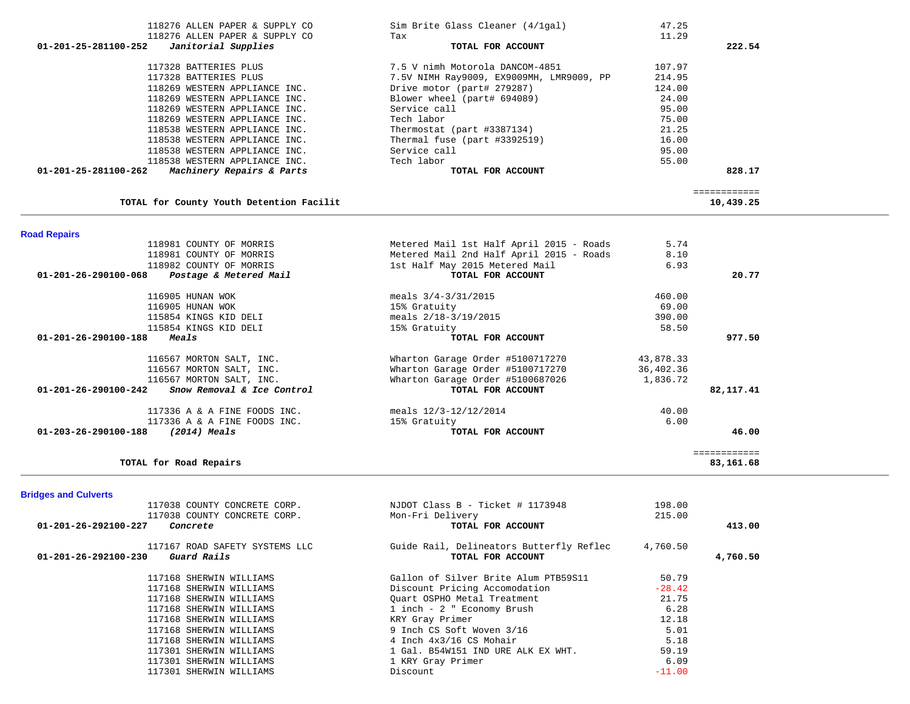| Account | Vendor / Description | Item Description | Amount | Total |
|---|---|---|---|---|
| | 118276 ALLEN PAPER & SUPPLY CO | Sim Brite Glass Cleaner (4/1gal) | 47.25 | |
| | 118276 ALLEN PAPER & SUPPLY CO | Tax | 11.29 | |
| 01-201-25-281100-252 | ***Janitorial Supplies*** | **TOTAL FOR ACCOUNT** | | **222.54** |
| | 117328 BATTERIES PLUS | 7.5 V nimh Motorola DANCOM-4851 | 107.97 | |
| | 117328 BATTERIES PLUS | 7.5V NIMH Ray9009, EX9009MH, LMR9009, PP | 214.95 | |
| | 118269 WESTERN APPLIANCE INC. | Drive motor (part# 279287) | 124.00 | |
| | 118269 WESTERN APPLIANCE INC. | Blower wheel (part# 694089) | 24.00 | |
| | 118269 WESTERN APPLIANCE INC. | Service call | 95.00 | |
| | 118269 WESTERN APPLIANCE INC. | Tech labor | 75.00 | |
| | 118538 WESTERN APPLIANCE INC. | Thermostat (part #3387134) | 21.25 | |
| | 118538 WESTERN APPLIANCE INC. | Thermal fuse (part #3392519) | 16.00 | |
| | 118538 WESTERN APPLIANCE INC. | Service call | 95.00 | |
| | 118538 WESTERN APPLIANCE INC. | Tech labor | 55.00 | |
| 01-201-25-281100-262 | ***Machinery Repairs & Parts*** | **TOTAL FOR ACCOUNT** | | **828.17** |
| | **TOTAL for County Youth Detention Facilit** | | | **10,439.25** |

## Road Repairs

| Account | Vendor / Description | Item Description | Amount | Total |
|---|---|---|---|---|
| | 118981 COUNTY OF MORRIS | Metered Mail 1st Half April 2015 - Roads | 5.74 | |
| | 118981 COUNTY OF MORRIS | Metered Mail 2nd Half April 2015 - Roads | 8.10 | |
| | 118982 COUNTY OF MORRIS | 1st Half May 2015 Metered Mail | 6.93 | |
| 01-201-26-290100-068 | ***Postage & Metered Mail*** | **TOTAL FOR ACCOUNT** | | **20.77** |
| | 116905 HUNAN WOK | meals 3/4-3/31/2015 | 460.00 | |
| | 116905 HUNAN WOK | 15% Gratuity | 69.00 | |
| | 115854 KINGS KID DELI | meals 2/18-3/19/2015 | 390.00 | |
| | 115854 KINGS KID DELI | 15% Gratuity | 58.50 | |
| 01-201-26-290100-188 | ***Meals*** | **TOTAL FOR ACCOUNT** | | **977.50** |
| | 116567 MORTON SALT, INC. | Wharton Garage Order #5100717270 | 43,878.33 | |
| | 116567 MORTON SALT, INC. | Wharton Garage Order #5100717270 | 36,402.36 | |
| | 116567 MORTON SALT, INC. | Wharton Garage Order #5100687026 | 1,836.72 | |
| 01-201-26-290100-242 | ***Snow Removal & Ice Control*** | **TOTAL FOR ACCOUNT** | | **82,117.41** |
| | 117336 A & A FINE FOODS INC. | meals 12/3-12/12/2014 | 40.00 | |
| | 117336 A & A FINE FOODS INC. | 15% Gratuity | 6.00 | |
| 01-203-26-290100-188 | ***(2014) Meals*** | **TOTAL FOR ACCOUNT** | | **46.00** |
| | **TOTAL for Road Repairs** | | | **83,161.68** |

## Bridges and Culverts

| Account | Vendor / Description | Item Description | Amount | Total |
|---|---|---|---|---|
| | 117038 COUNTY CONCRETE CORP. | NJDOT Class B - Ticket # 1173948 | 198.00 | |
| | 117038 COUNTY CONCRETE CORP. | Mon-Fri Delivery | 215.00 | |
| 01-201-26-292100-227 | ***Concrete*** | **TOTAL FOR ACCOUNT** | | **413.00** |
| | 117167 ROAD SAFETY SYSTEMS LLC | Guide Rail, Delineators Butterfly Reflec | 4,760.50 | |
| 01-201-26-292100-230 | ***Guard Rails*** | **TOTAL FOR ACCOUNT** | | **4,760.50** |
| | 117168 SHERWIN WILLIAMS | Gallon of Silver Brite Alum PTB59S11 | 50.79 | |
| | 117168 SHERWIN WILLIAMS | Discount Pricing Accomodation | -28.42 | |
| | 117168 SHERWIN WILLIAMS | Quart OSPHO Metal Treatment | 21.75 | |
| | 117168 SHERWIN WILLIAMS | 1 inch - 2 " Economy Brush | 6.28 | |
| | 117168 SHERWIN WILLIAMS | KRY Gray Primer | 12.18 | |
| | 117168 SHERWIN WILLIAMS | 9 Inch CS Soft Woven 3/16 | 5.01 | |
| | 117168 SHERWIN WILLIAMS | 4 Inch 4x3/16 CS Mohair | 5.18 | |
| | 117301 SHERWIN WILLIAMS | 1 Gal. B54W151 IND URE ALK EX WHT. | 59.19 | |
| | 117301 SHERWIN WILLIAMS | 1 KRY Gray Primer | 6.09 | |
| | 117301 SHERWIN WILLIAMS | Discount | -11.00 | |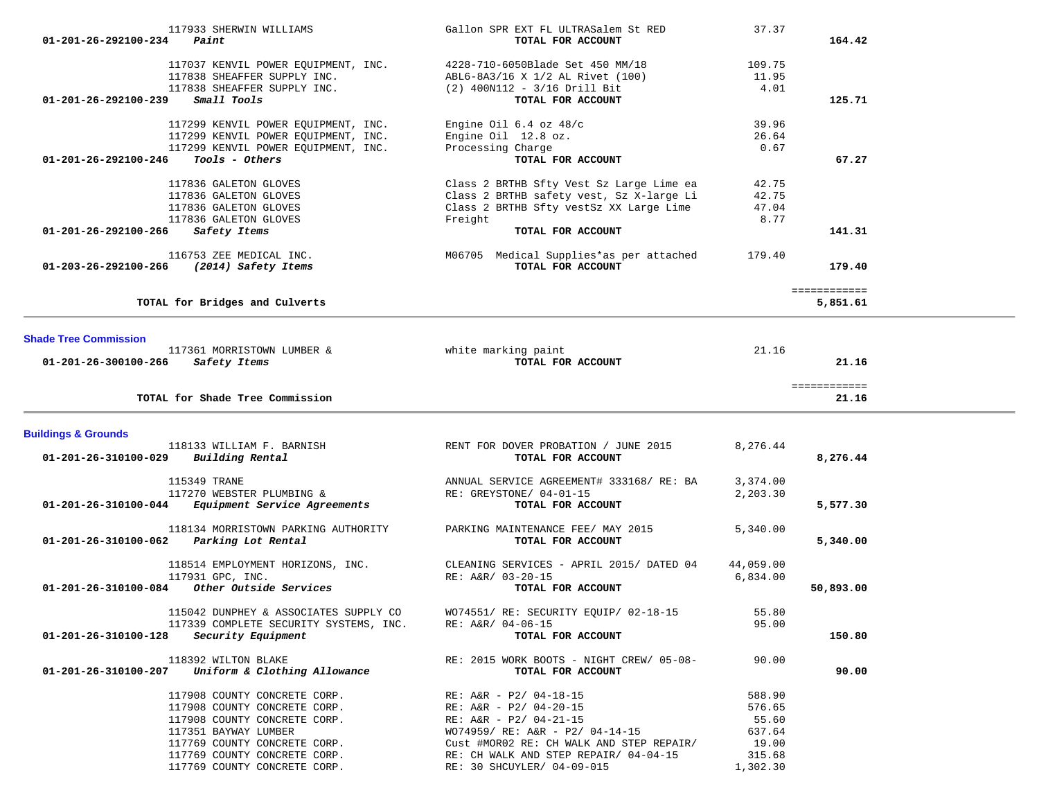| Account | Vendor | Description | Amount | Total |
|---|---|---|---|---|
| | 117933 SHERWIN WILLIAMS | Gallon SPR EXT FL ULTRASalem St RED | 37.37 | |
| **01-201-26-292100-234** | ***Paint*** | **TOTAL FOR ACCOUNT** | | **164.42** |
| | 117037 KENVIL POWER EQUIPMENT, INC. | 4228-710-6050Blade Set 450 MM/18 | 109.75 | |
| | 117838 SHEAFFER SUPPLY INC. | ABL6-8A3/16 X 1/2 AL Rivet (100) | 11.95 | |
| | 117838 SHEAFFER SUPPLY INC. | (2) 400N112 - 3/16 Drill Bit | 4.01 | |
| **01-201-26-292100-239** | ***Small Tools*** | **TOTAL FOR ACCOUNT** | | **125.71** |
| | 117299 KENVIL POWER EQUIPMENT, INC. | Engine Oil 6.4 oz 48/c | 39.96 | |
| | 117299 KENVIL POWER EQUIPMENT, INC. | Engine Oil 12.8 oz. | 26.64 | |
| | 117299 KENVIL POWER EQUIPMENT, INC. | Processing Charge | 0.67 | |
| **01-201-26-292100-246** | ***Tools - Others*** | **TOTAL FOR ACCOUNT** | | **67.27** |
| | 117836 GALETON GLOVES | Class 2 BRTHB Sfty Vest Sz Large Lime ea | 42.75 | |
| | 117836 GALETON GLOVES | Class 2 BRTHB safety vest, Sz X-large Li | 42.75 | |
| | 117836 GALETON GLOVES | Class 2 BRTHB Sfty vestSz XX Large Lime | 47.04 | |
| | 117836 GALETON GLOVES | Freight | 8.77 | |
| **01-201-26-292100-266** | ***Safety Items*** | **TOTAL FOR ACCOUNT** | | **141.31** |
| | 116753 ZEE MEDICAL INC. | M06705 Medical Supplies*as per attached | 179.40 | |
| **01-203-26-292100-266** | ***(2014) Safety Items*** | **TOTAL FOR ACCOUNT** | | **179.40** |
| | **TOTAL for Bridges and Culverts** | | | **5,851.61** |

**Shade Tree Commission**

| Account | Vendor | Description | Amount | Total |
|---|---|---|---|---|
| | 117361 MORRISTOWN LUMBER & | white marking paint | 21.16 | |
| **01-201-26-300100-266** | ***Safety Items*** | **TOTAL FOR ACCOUNT** | | **21.16** |
| | **TOTAL for Shade Tree Commission** | | | **21.16** |

**Buildings & Grounds**

| Account | Vendor | Description | Amount | Total |
|---|---|---|---|---|
| | 118133 WILLIAM F. BARNISH | RENT FOR DOVER PROBATION / JUNE 2015 | 8,276.44 | |
| **01-201-26-310100-029** | ***Building Rental*** | **TOTAL FOR ACCOUNT** | | **8,276.44** |
| | 115349 TRANE | ANNUAL SERVICE AGREEMENT# 333168/ RE: BA | 3,374.00 | |
| | 117270 WEBSTER PLUMBING & | RE: GREYSTONE/ 04-01-15 | 2,203.30 | |
| **01-201-26-310100-044** | ***Equipment Service Agreements*** | **TOTAL FOR ACCOUNT** | | **5,577.30** |
| | 118134 MORRISTOWN PARKING AUTHORITY | PARKING MAINTENANCE FEE/ MAY 2015 | 5,340.00 | |
| **01-201-26-310100-062** | ***Parking Lot Rental*** | **TOTAL FOR ACCOUNT** | | **5,340.00** |
| | 118514 EMPLOYMENT HORIZONS, INC. | CLEANING SERVICES - APRIL 2015/ DATED 04 | 44,059.00 | |
| | 117931 GPC, INC. | RE: A&R/ 03-20-15 | 6,834.00 | |
| **01-201-26-310100-084** | ***Other Outside Services*** | **TOTAL FOR ACCOUNT** | | **50,893.00** |
| | 115042 DUNPHEY & ASSOCIATES SUPPLY CO | WO74551/ RE: SECURITY EQUIP/ 02-18-15 | 55.80 | |
| | 117339 COMPLETE SECURITY SYSTEMS, INC. | RE: A&R/ 04-06-15 | 95.00 | |
| **01-201-26-310100-128** | ***Security Equipment*** | **TOTAL FOR ACCOUNT** | | **150.80** |
| | 118392 WILTON BLAKE | RE: 2015 WORK BOOTS - NIGHT CREW/ 05-08- | 90.00 | |
| **01-201-26-310100-207** | ***Uniform & Clothing Allowance*** | **TOTAL FOR ACCOUNT** | | **90.00** |
| | 117908 COUNTY CONCRETE CORP. | RE: A&R - P2/ 04-18-15 | 588.90 | |
| | 117908 COUNTY CONCRETE CORP. | RE: A&R - P2/ 04-20-15 | 576.65 | |
| | 117908 COUNTY CONCRETE CORP. | RE: A&R - P2/ 04-21-15 | 55.60 | |
| | 117351 BAYWAY LUMBER | WO74959/ RE: A&R - P2/ 04-14-15 | 637.64 | |
| | 117769 COUNTY CONCRETE CORP. | Cust #MOR02 RE: CH WALK AND STEP REPAIR/ | 19.00 | |
| | 117769 COUNTY CONCRETE CORP. | RE: CH WALK AND STEP REPAIR/ 04-04-15 | 315.68 | |
| | 117769 COUNTY CONCRETE CORP. | RE: 30 SHCUYLER/ 04-09-015 | 1,302.30 | |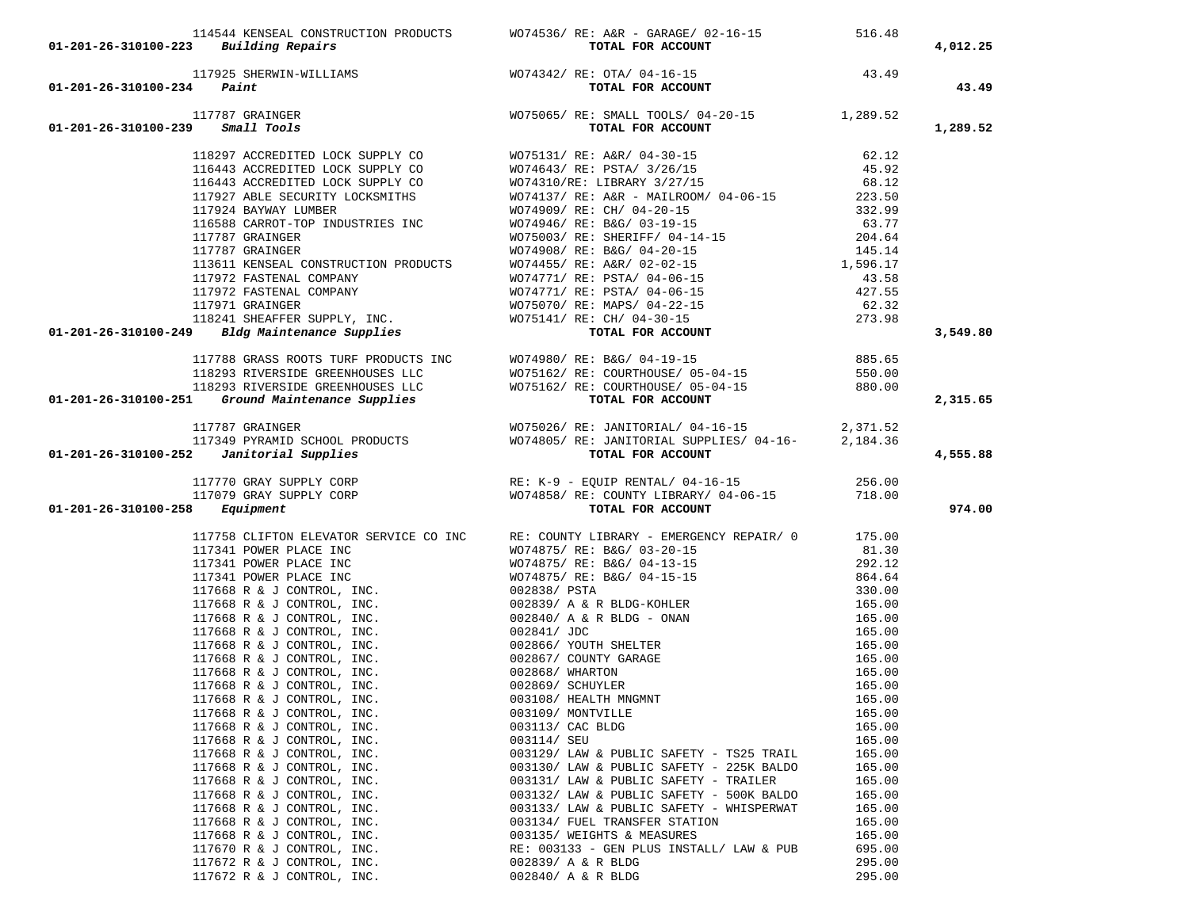| Account | Vendor | Description | Amount | Total |
|---|---|---|---|---|
| | 114544 KENSEAL CONSTRUCTION PRODUCTS | WO74536/ RE: A&R - GARAGE/ 02-16-15 | 516.48 | |
| 01-201-26-310100-223 *Building Repairs* | | **TOTAL FOR ACCOUNT** | | **4,012.25** |
| | 117925 SHERWIN-WILLIAMS | WO74342/ RE: OTA/ 04-16-15 | 43.49 | |
| 01-201-26-310100-234 *Paint* | | **TOTAL FOR ACCOUNT** | | **43.49** |
| | 117787 GRAINGER | WO75065/ RE: SMALL TOOLS/ 04-20-15 | 1,289.52 | |
| 01-201-26-310100-239 *Small Tools* | | **TOTAL FOR ACCOUNT** | | **1,289.52** |
| | 118297 ACCREDITED LOCK SUPPLY CO | WO75131/ RE: A&R/ 04-30-15 | 62.12 | |
| | 116443 ACCREDITED LOCK SUPPLY CO | WO74643/ RE: PSTA/ 3/26/15 | 45.92 | |
| | 116443 ACCREDITED LOCK SUPPLY CO | WO74310/RE: LIBRARY 3/27/15 | 68.12 | |
| | 117927 ABLE SECURITY LOCKSMITHS | WO74137/ RE: A&R - MAILROOM/ 04-06-15 | 223.50 | |
| | 117924 BAYWAY LUMBER | WO74909/ RE: CH/ 04-20-15 | 332.99 | |
| | 116588 CARROT-TOP INDUSTRIES INC | WO74946/ RE: B&G/ 03-19-15 | 63.77 | |
| | 117787 GRAINGER | WO75003/ RE: SHERIFF/ 04-14-15 | 204.64 | |
| | 117787 GRAINGER | WO74908/ RE: B&G/ 04-20-15 | 145.14 | |
| | 113611 KENSEAL CONSTRUCTION PRODUCTS | WO74455/ RE: A&R/ 02-02-15 | 1,596.17 | |
| | 117972 FASTENAL COMPANY | WO74771/ RE: PSTA/ 04-06-15 | 43.58 | |
| | 117972 FASTENAL COMPANY | WO74771/ RE: PSTA/ 04-06-15 | 427.55 | |
| | 117971 GRAINGER | WO75070/ RE: MAPS/ 04-22-15 | 62.32 | |
| | 118241 SHEAFFER SUPPLY, INC. | WO75141/ RE: CH/ 04-30-15 | 273.98 | |
| 01-201-26-310100-249 *Bldg Maintenance Supplies* | | **TOTAL FOR ACCOUNT** | | **3,549.80** |
| | 117788 GRASS ROOTS TURF PRODUCTS INC | WO74980/ RE: B&G/ 04-19-15 | 885.65 | |
| | 118293 RIVERSIDE GREENHOUSES LLC | WO75162/ RE: COURTHOUSE/ 05-04-15 | 550.00 | |
| | 118293 RIVERSIDE GREENHOUSES LLC | WO75162/ RE: COURTHOUSE/ 05-04-15 | 880.00 | |
| 01-201-26-310100-251 *Ground Maintenance Supplies* | | **TOTAL FOR ACCOUNT** | | **2,315.65** |
| | 117787 GRAINGER | WO75026/ RE: JANITORIAL/ 04-16-15 | 2,371.52 | |
| | 117349 PYRAMID SCHOOL PRODUCTS | WO74805/ RE: JANITORIAL SUPPLIES/ 04-16- | 2,184.36 | |
| 01-201-26-310100-252 *Janitorial Supplies* | | **TOTAL FOR ACCOUNT** | | **4,555.88** |
| | 117770 GRAY SUPPLY CORP | RE: K-9 - EQUIP RENTAL/ 04-16-15 | 256.00 | |
| | 117079 GRAY SUPPLY CORP | WO74858/ RE: COUNTY LIBRARY/ 04-06-15 | 718.00 | |
| 01-201-26-310100-258 *Equipment* | | **TOTAL FOR ACCOUNT** | | **974.00** |
| | 117758 CLIFTON ELEVATOR SERVICE CO INC | RE: COUNTY LIBRARY - EMERGENCY REPAIR/ 0 | 175.00 | |
| | 117341 POWER PLACE INC | WO74875/ RE: B&G/ 03-20-15 | 81.30 | |
| | 117341 POWER PLACE INC | WO74875/ RE: B&G/ 04-13-15 | 292.12 | |
| | 117341 POWER PLACE INC | WO74875/ RE: B&G/ 04-15-15 | 864.64 | |
| | 117668 R & J CONTROL, INC. | 002838/ PSTA | 330.00 | |
| | 117668 R & J CONTROL, INC. | 002839/ A & R BLDG-KOHLER | 165.00 | |
| | 117668 R & J CONTROL, INC. | 002840/ A & R BLDG - ONAN | 165.00 | |
| | 117668 R & J CONTROL, INC. | 002841/ JDC | 165.00 | |
| | 117668 R & J CONTROL, INC. | 002866/ YOUTH SHELTER | 165.00 | |
| | 117668 R & J CONTROL, INC. | 002867/ COUNTY GARAGE | 165.00 | |
| | 117668 R & J CONTROL, INC. | 002868/ WHARTON | 165.00 | |
| | 117668 R & J CONTROL, INC. | 002869/ SCHUYLER | 165.00 | |
| | 117668 R & J CONTROL, INC. | 003108/ HEALTH MNGMNT | 165.00 | |
| | 117668 R & J CONTROL, INC. | 003109/ MONTVILLE | 165.00 | |
| | 117668 R & J CONTROL, INC. | 003113/ CAC BLDG | 165.00 | |
| | 117668 R & J CONTROL, INC. | 003114/ SEU | 165.00 | |
| | 117668 R & J CONTROL, INC. | 003129/ LAW & PUBLIC SAFETY - TS25 TRAIL | 165.00 | |
| | 117668 R & J CONTROL, INC. | 003130/ LAW & PUBLIC SAFETY - 225K BALDO | 165.00 | |
| | 117668 R & J CONTROL, INC. | 003131/ LAW & PUBLIC SAFETY - TRAILER | 165.00 | |
| | 117668 R & J CONTROL, INC. | 003132/ LAW & PUBLIC SAFETY - 500K BALDO | 165.00 | |
| | 117668 R & J CONTROL, INC. | 003133/ LAW & PUBLIC SAFETY - WHISPERWAT | 165.00 | |
| | 117668 R & J CONTROL, INC. | 003134/ FUEL TRANSFER STATION | 165.00 | |
| | 117668 R & J CONTROL, INC. | 003135/ WEIGHTS & MEASURES | 165.00 | |
| | 117670 R & J CONTROL, INC. | RE: 003133 - GEN PLUS INSTALL/ LAW & PUB | 695.00 | |
| | 117672 R & J CONTROL, INC. | 002839/ A & R BLDG | 295.00 | |
| | 117672 R & J CONTROL, INC. | 002840/ A & R BLDG | 295.00 | |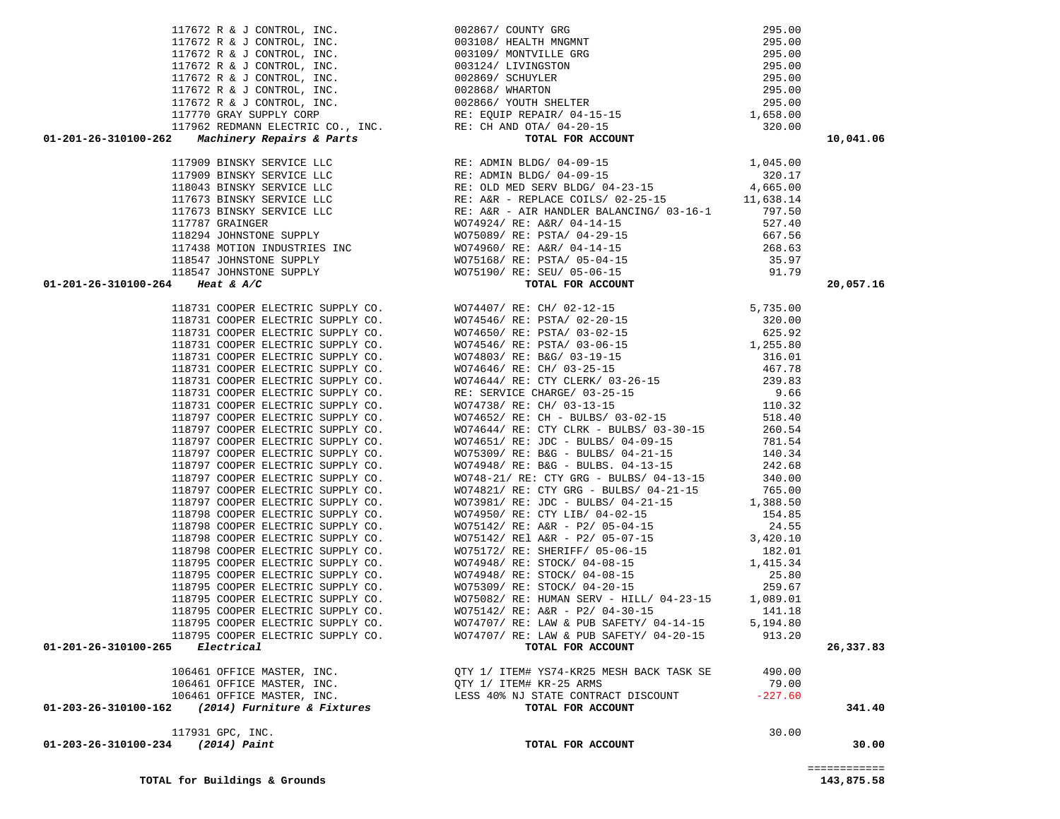| Account | Vendor | Description | Amount | Total |
|---|---|---|---|---|
| | 117672 R & J CONTROL, INC. | 002867/ COUNTY GRG | 295.00 | |
| | 117672 R & J CONTROL, INC. | 003108/ HEALTH MNGMNT | 295.00 | |
| | 117672 R & J CONTROL, INC. | 003109/ MONTVILLE GRG | 295.00 | |
| | 117672 R & J CONTROL, INC. | 003124/ LIVINGSTON | 295.00 | |
| | 117672 R & J CONTROL, INC. | 002869/ SCHUYLER | 295.00 | |
| | 117672 R & J CONTROL, INC. | 002868/ WHARTON | 295.00 | |
| | 117672 R & J CONTROL, INC. | 002866/ YOUTH SHELTER | 295.00 | |
| | 117770 GRAY SUPPLY CORP | RE: EQUIP REPAIR/ 04-15-15 | 1,658.00 | |
| | 117962 REDMANN ELECTRIC CO., INC. | RE: CH AND OTA/ 04-20-15 | 320.00 | |
| **01-201-26-310100-262** | ***Machinery Repairs & Parts*** | **TOTAL FOR ACCOUNT** | | **10,041.06** |
| | 117909 BINSKY SERVICE LLC | RE: ADMIN BLDG/ 04-09-15 | 1,045.00 | |
| | 117909 BINSKY SERVICE LLC | RE: ADMIN BLDG/ 04-09-15 | 320.17 | |
| | 118043 BINSKY SERVICE LLC | RE: OLD MED SERV BLDG/ 04-23-15 | 4,665.00 | |
| | 117673 BINSKY SERVICE LLC | RE: A&R - REPLACE COILS/ 02-25-15 | 11,638.14 | |
| | 117673 BINSKY SERVICE LLC | RE: A&R - AIR HANDLER BALANCING/ 03-16-1 | 797.50 | |
| | 117787 GRAINGER | WO74924/ RE: A&R/ 04-14-15 | 527.40 | |
| | 118294 JOHNSTONE SUPPLY | WO75089/ RE: PSTA/ 04-29-15 | 667.56 | |
| | 117438 MOTION INDUSTRIES INC | WO74960/ RE: A&R/ 04-14-15 | 268.63 | |
| | 118547 JOHNSTONE SUPPLY | WO75168/ RE: PSTA/ 05-04-15 | 35.97 | |
| | 118547 JOHNSTONE SUPPLY | WO75190/ RE: SEU/ 05-06-15 | 91.79 | |
| **01-201-26-310100-264** | ***Heat & A/C*** | **TOTAL FOR ACCOUNT** | | **20,057.16** |
| | 118731 COOPER ELECTRIC SUPPLY CO. | WO74407/ RE: CH/ 02-12-15 | 5,735.00 | |
| | 118731 COOPER ELECTRIC SUPPLY CO. | WO74546/ RE: PSTA/ 02-20-15 | 320.00 | |
| | 118731 COOPER ELECTRIC SUPPLY CO. | WO74650/ RE: PSTA/ 03-02-15 | 625.92 | |
| | 118731 COOPER ELECTRIC SUPPLY CO. | WO74546/ RE: PSTA/ 03-06-15 | 1,255.80 | |
| | 118731 COOPER ELECTRIC SUPPLY CO. | WO74803/ RE: B&G/ 03-19-15 | 316.01 | |
| | 118731 COOPER ELECTRIC SUPPLY CO. | WO74646/ RE: CH/ 03-25-15 | 467.78 | |
| | 118731 COOPER ELECTRIC SUPPLY CO. | WO74644/ RE: CTY CLERK/ 03-26-15 | 239.83 | |
| | 118731 COOPER ELECTRIC SUPPLY CO. | RE: SERVICE CHARGE/ 03-25-15 | 9.66 | |
| | 118731 COOPER ELECTRIC SUPPLY CO. | WO74738/ RE: CH/ 03-13-15 | 110.32 | |
| | 118797 COOPER ELECTRIC SUPPLY CO. | WO74652/ RE: CH - BULBS/ 03-02-15 | 518.40 | |
| | 118797 COOPER ELECTRIC SUPPLY CO. | WO74644/ RE: CTY CLRK - BULBS/ 03-30-15 | 260.54 | |
| | 118797 COOPER ELECTRIC SUPPLY CO. | WO74651/ RE: JDC - BULBS/ 04-09-15 | 781.54 | |
| | 118797 COOPER ELECTRIC SUPPLY CO. | WO75309/ RE: B&G - BULBS/ 04-21-15 | 140.34 | |
| | 118797 COOPER ELECTRIC SUPPLY CO. | WO74948/ RE: B&G - BULBS. 04-13-15 | 242.68 | |
| | 118797 COOPER ELECTRIC SUPPLY CO. | WO748-21/ RE: CTY GRG - BULBS/ 04-13-15 | 340.00 | |
| | 118797 COOPER ELECTRIC SUPPLY CO. | WO74821/ RE: CTY GRG - BULBS/ 04-21-15 | 765.00 | |
| | 118797 COOPER ELECTRIC SUPPLY CO. | WO73981/ RE: JDC - BULBS/ 04-21-15 | 1,388.50 | |
| | 118798 COOPER ELECTRIC SUPPLY CO. | WO74950/ RE: CTY LIB/ 04-02-15 | 154.85 | |
| | 118798 COOPER ELECTRIC SUPPLY CO. | WO75142/ RE: A&R - P2/ 05-04-15 | 24.55 | |
| | 118798 COOPER ELECTRIC SUPPLY CO. | WO75142/ REl A&R - P2/ 05-07-15 | 3,420.10 | |
| | 118798 COOPER ELECTRIC SUPPLY CO. | WO75172/ RE: SHERIFF/ 05-06-15 | 182.01 | |
| | 118795 COOPER ELECTRIC SUPPLY CO. | WO74948/ RE: STOCK/ 04-08-15 | 1,415.34 | |
| | 118795 COOPER ELECTRIC SUPPLY CO. | WO74948/ RE: STOCK/ 04-08-15 | 25.80 | |
| | 118795 COOPER ELECTRIC SUPPLY CO. | WO75309/ RE: STOCK/ 04-20-15 | 259.67 | |
| | 118795 COOPER ELECTRIC SUPPLY CO. | WO75082/ RE: HUMAN SERV - HILL/ 04-23-15 | 1,089.01 | |
| | 118795 COOPER ELECTRIC SUPPLY CO. | WO75142/ RE: A&R - P2/ 04-30-15 | 141.18 | |
| | 118795 COOPER ELECTRIC SUPPLY CO. | WO74707/ RE: LAW & PUB SAFETY/ 04-14-15 | 5,194.80 | |
| | 118795 COOPER ELECTRIC SUPPLY CO. | WO74707/ RE: LAW & PUB SAFETY/ 04-20-15 | 913.20 | |
| **01-201-26-310100-265** | ***Electrical*** | **TOTAL FOR ACCOUNT** | | **26,337.83** |
| | 106461 OFFICE MASTER, INC. | QTY 1/ ITEM# YS74-KR25 MESH BACK TASK SE | 490.00 | |
| | 106461 OFFICE MASTER, INC. | QTY 1/ ITEM# KR-25 ARMS | 79.00 | |
| | 106461 OFFICE MASTER, INC. | LESS 40% NJ STATE CONTRACT DISCOUNT | -227.60 | |
| **01-203-26-310100-162** | ***(2014) Furniture & Fixtures*** | **TOTAL FOR ACCOUNT** | | **341.40** |
| | 117931 GPC, INC. | | 30.00 | |
| **01-203-26-310100-234** | ***(2014) Paint*** | **TOTAL FOR ACCOUNT** | | **30.00** |
| **TOTAL for Buildings & Grounds** | | | | **143,875.58** |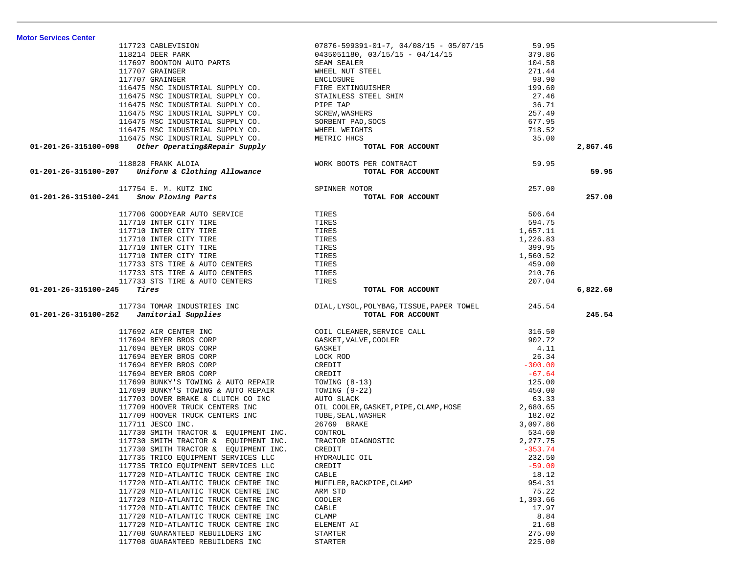**Motor Services Center**

| Account | Vendor | Description | Amount | Total |
|---|---|---|---|---|
| | 117723 CABLEVISION | 07876-599391-01-7, 04/08/15 - 05/07/15 | 59.95 | |
| | 118214 DEER PARK | 0435051180, 03/15/15 - 04/14/15 | 379.86 | |
| | 117697 BOONTON AUTO PARTS | SEAM SEALER | 104.58 | |
| | 117707 GRAINGER | WHEEL NUT STEEL | 271.44 | |
| | 117707 GRAINGER | ENCLOSURE | 98.90 | |
| | 116475 MSC INDUSTRIAL SUPPLY CO. | FIRE EXTINGUISHER | 199.60 | |
| | 116475 MSC INDUSTRIAL SUPPLY CO. | STAINLESS STEEL SHIM | 27.46 | |
| | 116475 MSC INDUSTRIAL SUPPLY CO. | PIPE TAP | 36.71 | |
| | 116475 MSC INDUSTRIAL SUPPLY CO. | SCREW,WASHERS | 257.49 | |
| | 116475 MSC INDUSTRIAL SUPPLY CO. | SORBENT PAD,SOCS | 677.95 | |
| | 116475 MSC INDUSTRIAL SUPPLY CO. | WHEEL WEIGHTS | 718.52 | |
| | 116475 MSC INDUSTRIAL SUPPLY CO. | METRIC HHCS | 35.00 | |
| **01-201-26-315100-098** | ***Other Operating&Repair Supply*** | **TOTAL FOR ACCOUNT** | | **2,867.46** |
| | 118828 FRANK ALOIA | WORK BOOTS PER CONTRACT | 59.95 | |
| **01-201-26-315100-207** | ***Uniform & Clothing Allowance*** | **TOTAL FOR ACCOUNT** | | **59.95** |
| | 117754 E. M. KUTZ INC | SPINNER MOTOR | 257.00 | |
| **01-201-26-315100-241** | ***Snow Plowing Parts*** | **TOTAL FOR ACCOUNT** | | **257.00** |
| | 117706 GOODYEAR AUTO SERVICE | TIRES | 506.64 | |
| | 117710 INTER CITY TIRE | TIRES | 594.75 | |
| | 117710 INTER CITY TIRE | TIRES | 1,657.11 | |
| | 117710 INTER CITY TIRE | TIRES | 1,226.83 | |
| | 117710 INTER CITY TIRE | TIRES | 399.95 | |
| | 117710 INTER CITY TIRE | TIRES | 1,560.52 | |
| | 117733 STS TIRE & AUTO CENTERS | TIRES | 459.00 | |
| | 117733 STS TIRE & AUTO CENTERS | TIRES | 210.76 | |
| | 117733 STS TIRE & AUTO CENTERS | TIRES | 207.04 | |
| **01-201-26-315100-245** | ***Tires*** | **TOTAL FOR ACCOUNT** | | **6,822.60** |
| | 117734 TOMAR INDUSTRIES INC | DIAL,LYSOL,POLYBAG,TISSUE,PAPER TOWEL | 245.54 | |
| **01-201-26-315100-252** | ***Janitorial Supplies*** | **TOTAL FOR ACCOUNT** | | **245.54** |
| | 117692 AIR CENTER INC | COIL CLEANER,SERVICE CALL | 316.50 | |
| | 117694 BEYER BROS CORP | GASKET,VALVE,COOLER | 902.72 | |
| | 117694 BEYER BROS CORP | GASKET | 4.11 | |
| | 117694 BEYER BROS CORP | LOCK ROD | 26.34 | |
| | 117694 BEYER BROS CORP | CREDIT | -300.00 | |
| | 117694 BEYER BROS CORP | CREDIT | -67.64 | |
| | 117699 BUNKY'S TOWING & AUTO REPAIR | TOWING (8-13) | 125.00 | |
| | 117699 BUNKY'S TOWING & AUTO REPAIR | TOWING (9-22) | 450.00 | |
| | 117703 DOVER BRAKE & CLUTCH CO INC | AUTO SLACK | 63.33 | |
| | 117709 HOOVER TRUCK CENTERS INC | OIL COOLER,GASKET,PIPE,CLAMP,HOSE | 2,680.65 | |
| | 117709 HOOVER TRUCK CENTERS INC | TUBE,SEAL,WASHER | 182.02 | |
| | 117711 JESCO INC. | 26769 BRAKE | 3,097.86 | |
| | 117730 SMITH TRACTOR & EQUIPMENT INC. | CONTROL | 534.60 | |
| | 117730 SMITH TRACTOR & EQUIPMENT INC. | TRACTOR DIAGNOSTIC | 2,277.75 | |
| | 117730 SMITH TRACTOR & EQUIPMENT INC. | CREDIT | -353.74 | |
| | 117735 TRICO EQUIPMENT SERVICES LLC | HYDRAULIC OIL | 232.50 | |
| | 117735 TRICO EQUIPMENT SERVICES LLC | CREDIT | -59.00 | |
| | 117720 MID-ATLANTIC TRUCK CENTRE INC | CABLE | 18.12 | |
| | 117720 MID-ATLANTIC TRUCK CENTRE INC | MUFFLER,RACKPIPE,CLAMP | 954.31 | |
| | 117720 MID-ATLANTIC TRUCK CENTRE INC | ARM STD | 75.22 | |
| | 117720 MID-ATLANTIC TRUCK CENTRE INC | COOLER | 1,393.66 | |
| | 117720 MID-ATLANTIC TRUCK CENTRE INC | CABLE | 17.97 | |
| | 117720 MID-ATLANTIC TRUCK CENTRE INC | CLAMP | 8.84 | |
| | 117720 MID-ATLANTIC TRUCK CENTRE INC | ELEMENT AI | 21.68 | |
| | 117708 GUARANTEED REBUILDERS INC | STARTER | 275.00 | |
| | 117708 GUARANTEED REBUILDERS INC | STARTER | 225.00 | |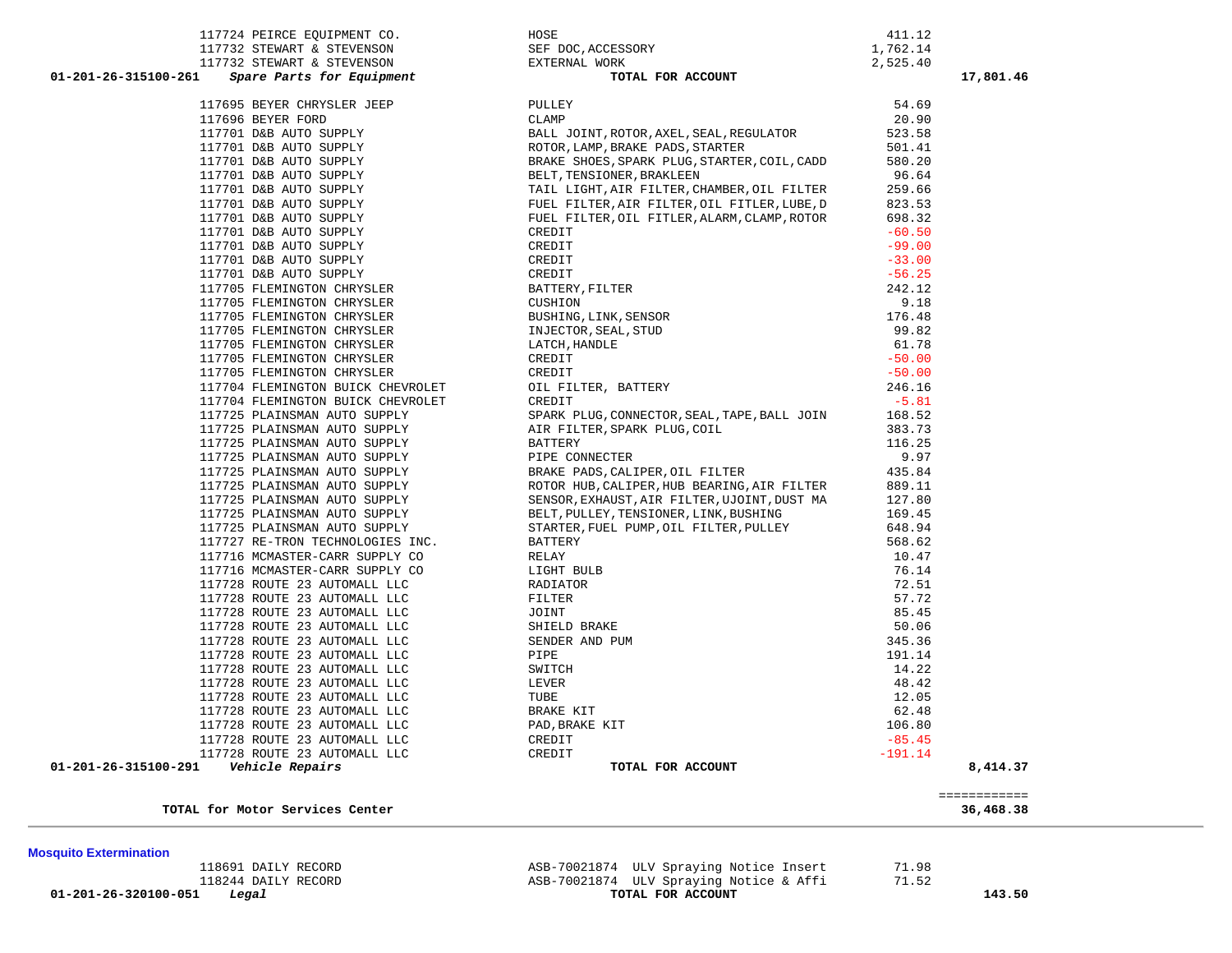| Account | Vendor | Description | Amount | Total |
|---|---|---|---|---|
| | 117724 PEIRCE EQUIPMENT CO. | HOSE | 411.12 | |
| | 117732 STEWART & STEVENSON | SEF DOC,ACCESSORY | 1,762.14 | |
| | 117732 STEWART & STEVENSON | EXTERNAL WORK | 2,525.40 | |
| **01-201-26-315100-261** | ***Spare Parts for Equipment*** | **TOTAL FOR ACCOUNT** | | **17,801.46** |
| | 117695 BEYER CHRYSLER JEEP | PULLEY | 54.69 | |
| | 117696 BEYER FORD | CLAMP | 20.90 | |
| | 117701 D&B AUTO SUPPLY | BALL JOINT,ROTOR,AXEL,SEAL,REGULATOR | 523.58 | |
| | 117701 D&B AUTO SUPPLY | ROTOR,LAMP,BRAKE PADS,STARTER | 501.41 | |
| | 117701 D&B AUTO SUPPLY | BRAKE SHOES,SPARK PLUG,STARTER,COIL,CADD | 580.20 | |
| | 117701 D&B AUTO SUPPLY | BELT,TENSIONER,BRAKLEEN | 96.64 | |
| | 117701 D&B AUTO SUPPLY | TAIL LIGHT,AIR FILTER,CHAMBER,OIL FILTER | 259.66 | |
| | 117701 D&B AUTO SUPPLY | FUEL FILTER,AIR FILTER,OIL FITLER,LUBE,D | 823.53 | |
| | 117701 D&B AUTO SUPPLY | FUEL FILTER,OIL FITLER,ALARM,CLAMP,ROTOR | 698.32 | |
| | 117701 D&B AUTO SUPPLY | CREDIT | -60.50 | |
| | 117701 D&B AUTO SUPPLY | CREDIT | -99.00 | |
| | 117701 D&B AUTO SUPPLY | CREDIT | -33.00 | |
| | 117701 D&B AUTO SUPPLY | CREDIT | -56.25 | |
| | 117705 FLEMINGTON CHRYSLER | BATTERY,FILTER | 242.12 | |
| | 117705 FLEMINGTON CHRYSLER | CUSHION | 9.18 | |
| | 117705 FLEMINGTON CHRYSLER | BUSHING,LINK,SENSOR | 176.48 | |
| | 117705 FLEMINGTON CHRYSLER | INJECTOR,SEAL,STUD | 99.82 | |
| | 117705 FLEMINGTON CHRYSLER | LATCH,HANDLE | 61.78 | |
| | 117705 FLEMINGTON CHRYSLER | CREDIT | -50.00 | |
| | 117705 FLEMINGTON CHRYSLER | CREDIT | -50.00 | |
| | 117704 FLEMINGTON BUICK CHEVROLET | OIL FILTER, BATTERY | 246.16 | |
| | 117704 FLEMINGTON BUICK CHEVROLET | CREDIT | -5.81 | |
| | 117725 PLAINSMAN AUTO SUPPLY | SPARK PLUG,CONNECTOR,SEAL,TAPE,BALL JOIN | 168.52 | |
| | 117725 PLAINSMAN AUTO SUPPLY | AIR FILTER,SPARK PLUG,COIL | 383.73 | |
| | 117725 PLAINSMAN AUTO SUPPLY | BATTERY | 116.25 | |
| | 117725 PLAINSMAN AUTO SUPPLY | PIPE CONNECTER | 9.97 | |
| | 117725 PLAINSMAN AUTO SUPPLY | BRAKE PADS,CALIPER,OIL FILTER | 435.84 | |
| | 117725 PLAINSMAN AUTO SUPPLY | ROTOR HUB,CALIPER,HUB BEARING,AIR FILTER | 889.11 | |
| | 117725 PLAINSMAN AUTO SUPPLY | SENSOR,EXHAUST,AIR FILTER,UJOINT,DUST MA | 127.80 | |
| | 117725 PLAINSMAN AUTO SUPPLY | BELT,PULLEY,TENSIONER,LINK,BUSHING | 169.45 | |
| | 117725 PLAINSMAN AUTO SUPPLY | STARTER,FUEL PUMP,OIL FILTER,PULLEY | 648.94 | |
| | 117727 RE-TRON TECHNOLOGIES INC. | BATTERY | 568.62 | |
| | 117716 MCMASTER-CARR SUPPLY CO | RELAY | 10.47 | |
| | 117716 MCMASTER-CARR SUPPLY CO | LIGHT BULB | 76.14 | |
| | 117728 ROUTE 23 AUTOMALL LLC | RADIATOR | 72.51 | |
| | 117728 ROUTE 23 AUTOMALL LLC | FILTER | 57.72 | |
| | 117728 ROUTE 23 AUTOMALL LLC | JOINT | 85.45 | |
| | 117728 ROUTE 23 AUTOMALL LLC | SHIELD BRAKE | 50.06 | |
| | 117728 ROUTE 23 AUTOMALL LLC | SENDER AND PUM | 345.36 | |
| | 117728 ROUTE 23 AUTOMALL LLC | PIPE | 191.14 | |
| | 117728 ROUTE 23 AUTOMALL LLC | SWITCH | 14.22 | |
| | 117728 ROUTE 23 AUTOMALL LLC | LEVER | 48.42 | |
| | 117728 ROUTE 23 AUTOMALL LLC | TUBE | 12.05 | |
| | 117728 ROUTE 23 AUTOMALL LLC | BRAKE KIT | 62.48 | |
| | 117728 ROUTE 23 AUTOMALL LLC | PAD,BRAKE KIT | 106.80 | |
| | 117728 ROUTE 23 AUTOMALL LLC | CREDIT | -85.45 | |
| | 117728 ROUTE 23 AUTOMALL LLC | CREDIT | -191.14 | |
| **01-201-26-315100-291** | ***Vehicle Repairs*** | **TOTAL FOR ACCOUNT** | | **8,414.37** |
| | | | | ============ |
| | **TOTAL for Motor Services Center** | | | **36,468.38** |

**Mosquito Extermination**

| Account | Vendor | Description | Amount | Total |
|---|---|---|---|---|
| | 118691 DAILY RECORD | ASB-70021874 ULV Spraying Notice Insert | 71.98 | |
| | 118244 DAILY RECORD | ASB-70021874 ULV Spraying Notice & Affi | 71.52 | |
| **01-201-26-320100-051** | ***Legal*** | **TOTAL FOR ACCOUNT** | | **143.50** |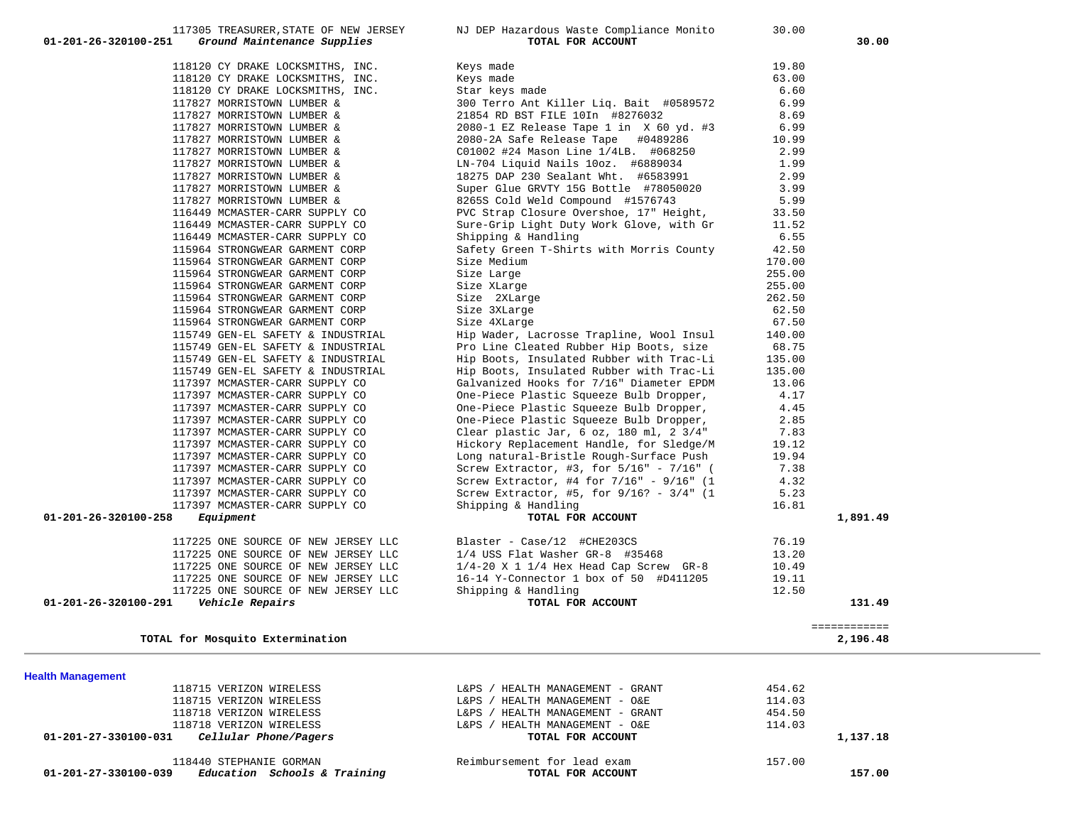| Account | Vendor | Description | Amount | Total |
|---|---|---|---|---|
| | 117305 TREASURER,STATE OF NEW JERSEY | NJ DEP Hazardous Waste Compliance Monito | 30.00 | |
| **01-201-26-320100-251** | ***Ground Maintenance Supplies*** | **TOTAL FOR ACCOUNT** | | **30.00** |
| | 118120 CY DRAKE LOCKSMITHS, INC. | Keys made | 19.80 | |
| | 118120 CY DRAKE LOCKSMITHS, INC. | Keys made | 63.00 | |
| | 118120 CY DRAKE LOCKSMITHS, INC. | Star keys made | 6.60 | |
| | 117827 MORRISTOWN LUMBER & | 300 Terro Ant Killer Liq. Bait #0589572 | 6.99 | |
| | 117827 MORRISTOWN LUMBER & | 21854 RD BST FILE 10In #8276032 | 8.69 | |
| | 117827 MORRISTOWN LUMBER & | 2080-1 EZ Release Tape 1 in X 60 yd. #3 | 6.99 | |
| | 117827 MORRISTOWN LUMBER & | 2080-2A Safe Release Tape #0489286 | 10.99 | |
| | 117827 MORRISTOWN LUMBER & | C01002 #24 Mason Line 1/4LB. #068250 | 2.99 | |
| | 117827 MORRISTOWN LUMBER & | LN-704 Liquid Nails 10oz. #6889034 | 1.99 | |
| | 117827 MORRISTOWN LUMBER & | 18275 DAP 230 Sealant Wht. #6583991 | 2.99 | |
| | 117827 MORRISTOWN LUMBER & | Super Glue GRVTY 15G Bottle #78050020 | 3.99 | |
| | 117827 MORRISTOWN LUMBER & | 8265S Cold Weld Compound #1576743 | 5.99 | |
| | 116449 MCMASTER-CARR SUPPLY CO | PVC Strap Closure Overshoe, 17" Height, | 33.50 | |
| | 116449 MCMASTER-CARR SUPPLY CO | Sure-Grip Light Duty Work Glove, with Gr | 11.52 | |
| | 116449 MCMASTER-CARR SUPPLY CO | Shipping & Handling | 6.55 | |
| | 115964 STRONGWEAR GARMENT CORP | Safety Green T-Shirts with Morris County | 42.50 | |
| | 115964 STRONGWEAR GARMENT CORP | Size Medium | 170.00 | |
| | 115964 STRONGWEAR GARMENT CORP | Size Large | 255.00 | |
| | 115964 STRONGWEAR GARMENT CORP | Size XLarge | 255.00 | |
| | 115964 STRONGWEAR GARMENT CORP | Size 2XLarge | 262.50 | |
| | 115964 STRONGWEAR GARMENT CORP | Size 3XLarge | 62.50 | |
| | 115964 STRONGWEAR GARMENT CORP | Size 4XLarge | 67.50 | |
| | 115749 GEN-EL SAFETY & INDUSTRIAL | Hip Wader, Lacrosse Trapline, Wool Insul | 140.00 | |
| | 115749 GEN-EL SAFETY & INDUSTRIAL | Pro Line Cleated Rubber Hip Boots, size | 68.75 | |
| | 115749 GEN-EL SAFETY & INDUSTRIAL | Hip Boots, Insulated Rubber with Trac-Li | 135.00 | |
| | 115749 GEN-EL SAFETY & INDUSTRIAL | Hip Boots, Insulated Rubber with Trac-Li | 135.00 | |
| | 117397 MCMASTER-CARR SUPPLY CO | Galvanized Hooks for 7/16" Diameter EPDM | 13.06 | |
| | 117397 MCMASTER-CARR SUPPLY CO | One-Piece Plastic Squeeze Bulb Dropper, | 4.17 | |
| | 117397 MCMASTER-CARR SUPPLY CO | One-Piece Plastic Squeeze Bulb Dropper, | 4.45 | |
| | 117397 MCMASTER-CARR SUPPLY CO | One-Piece Plastic Squeeze Bulb Dropper, | 2.85 | |
| | 117397 MCMASTER-CARR SUPPLY CO | Clear plastic Jar, 6 oz, 180 ml, 2 3/4" | 7.83 | |
| | 117397 MCMASTER-CARR SUPPLY CO | Hickory Replacement Handle, for Sledge/M | 19.12 | |
| | 117397 MCMASTER-CARR SUPPLY CO | Long natural-Bristle Rough-Surface Push | 19.94 | |
| | 117397 MCMASTER-CARR SUPPLY CO | Screw Extractor, #3, for 5/16" - 7/16" ( | 7.38 | |
| | 117397 MCMASTER-CARR SUPPLY CO | Screw Extractor, #4 for 7/16" - 9/16" (1 | 4.32 | |
| | 117397 MCMASTER-CARR SUPPLY CO | Screw Extractor, #5, for 9/16? - 3/4" (1 | 5.23 | |
| | 117397 MCMASTER-CARR SUPPLY CO | Shipping & Handling | 16.81 | |
| **01-201-26-320100-258** | ***Equipment*** | **TOTAL FOR ACCOUNT** | | **1,891.49** |
| | 117225 ONE SOURCE OF NEW JERSEY LLC | Blaster - Case/12 #CHE203CS | 76.19 | |
| | 117225 ONE SOURCE OF NEW JERSEY LLC | 1/4 USS Flat Washer GR-8 #35468 | 13.20 | |
| | 117225 ONE SOURCE OF NEW JERSEY LLC | 1/4-20 X 1 1/4 Hex Head Cap Screw GR-8 | 10.49 | |
| | 117225 ONE SOURCE OF NEW JERSEY LLC | 16-14 Y-Connector 1 box of 50 #D411205 | 19.11 | |
| | 117225 ONE SOURCE OF NEW JERSEY LLC | Shipping & Handling | 12.50 | |
| **01-201-26-320100-291** | ***Vehicle Repairs*** | **TOTAL FOR ACCOUNT** | | **131.49** |
| | | | | ============ |
| | **TOTAL for Mosquito Extermination** | | | **2,196.48** |

**Health Management**

| Account | Vendor | Description | Amount | Total |
|---|---|---|---|---|
| | 118715 VERIZON WIRELESS | L&PS / HEALTH MANAGEMENT - GRANT | 454.62 | |
| | 118715 VERIZON WIRELESS | L&PS / HEALTH MANAGEMENT - O&E | 114.03 | |
| | 118718 VERIZON WIRELESS | L&PS / HEALTH MANAGEMENT - GRANT | 454.50 | |
| | 118718 VERIZON WIRELESS | L&PS / HEALTH MANAGEMENT - O&E | 114.03 | |
| **01-201-27-330100-031** | ***Cellular Phone/Pagers*** | **TOTAL FOR ACCOUNT** | | **1,137.18** |
| | 118440 STEPHANIE GORMAN | Reimbursement for lead exam | 157.00 | |
| **01-201-27-330100-039** | ***Education Schools & Training*** | **TOTAL FOR ACCOUNT** | | **157.00** |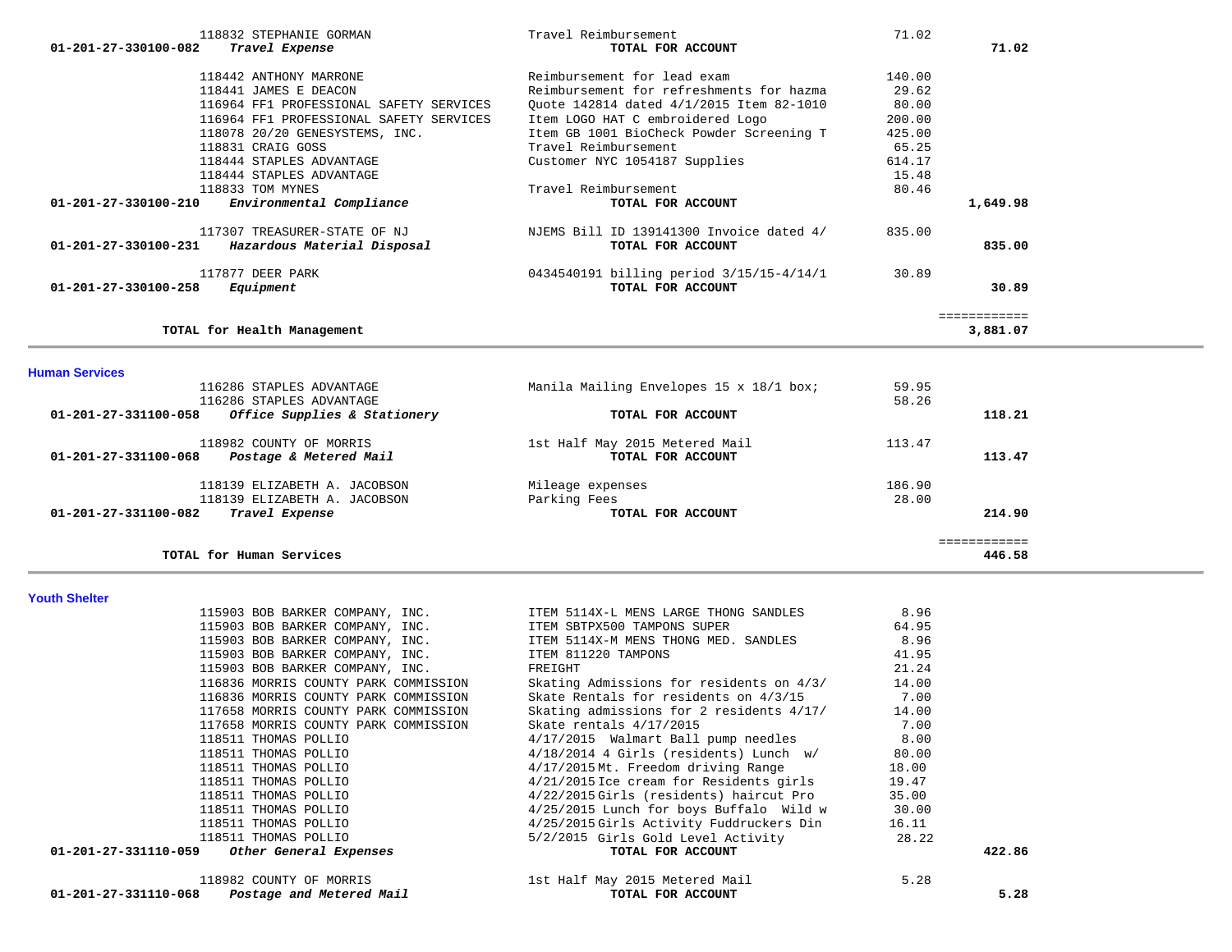| PO / Vendor | Description | Amount | Account Total |
|---|---|---|---|
| 118832 STEPHANIE GORMAN | Travel Reimbursement | 71.02 | |
| **01-201-27-330100-082** ***Travel Expense*** | **TOTAL FOR ACCOUNT** | | **71.02** |
| 118442 ANTHONY MARRONE | Reimbursement for lead exam | 140.00 | |
| 118441 JAMES E DEACON | Reimbursement for refreshments for hazma | 29.62 | |
| 116964 FF1 PROFESSIONAL SAFETY SERVICES | Quote 142814 dated 4/1/2015 Item 82-1010 | 80.00 | |
| 116964 FF1 PROFESSIONAL SAFETY SERVICES | Item LOGO HAT C embroidered Logo | 200.00 | |
| 118078 20/20 GENESYSTEMS, INC. | Item GB 1001 BioCheck Powder Screening T | 425.00 | |
| 118831 CRAIG GOSS | Travel Reimbursement | 65.25 | |
| 118444 STAPLES ADVANTAGE | Customer NYC 1054187 Supplies | 614.17 | |
| 118444 STAPLES ADVANTAGE | | 15.48 | |
| 118833 TOM MYNES | Travel Reimbursement | 80.46 | |
| **01-201-27-330100-210** ***Environmental Compliance*** | **TOTAL FOR ACCOUNT** | | **1,649.98** |
| 117307 TREASURER-STATE OF NJ | NJEMS Bill ID 139141300 Invoice dated 4/ | 835.00 | |
| **01-201-27-330100-231** ***Hazardous Material Disposal*** | **TOTAL FOR ACCOUNT** | | **835.00** |
| 117877 DEER PARK | 0434540191 billing period 3/15/15-4/14/1 | 30.89 | |
| **01-201-27-330100-258** ***Equipment*** | **TOTAL FOR ACCOUNT** | | **30.89** |
| | | | ============ |
| **TOTAL for Health Management** | | | **3,881.07** |

## Human Services

| PO / Vendor | Description | Amount | Account Total |
|---|---|---|---|
| 116286 STAPLES ADVANTAGE | Manila Mailing Envelopes 15 x 18/1 box; | 59.95 | |
| 116286 STAPLES ADVANTAGE | | 58.26 | |
| **01-201-27-331100-058** ***Office Supplies & Stationery*** | **TOTAL FOR ACCOUNT** | | **118.21** |
| 118982 COUNTY OF MORRIS | 1st Half May 2015 Metered Mail | 113.47 | |
| **01-201-27-331100-068** ***Postage & Metered Mail*** | **TOTAL FOR ACCOUNT** | | **113.47** |
| 118139 ELIZABETH A. JACOBSON | Mileage expenses | 186.90 | |
| 118139 ELIZABETH A. JACOBSON | Parking Fees | 28.00 | |
| **01-201-27-331100-082** ***Travel Expense*** | **TOTAL FOR ACCOUNT** | | **214.90** |
| | | | ============ |
| **TOTAL for Human Services** | | | **446.58** |

## Youth Shelter

| PO / Vendor | Description | Amount | Account Total |
|---|---|---|---|
| 115903 BOB BARKER COMPANY, INC. | ITEM 5114X-L MENS LARGE THONG SANDLES | 8.96 | |
| 115903 BOB BARKER COMPANY, INC. | ITEM SBTPX500 TAMPONS SUPER | 64.95 | |
| 115903 BOB BARKER COMPANY, INC. | ITEM 5114X-M MENS THONG MED. SANDLES | 8.96 | |
| 115903 BOB BARKER COMPANY, INC. | ITEM 811220 TAMPONS | 41.95 | |
| 115903 BOB BARKER COMPANY, INC. | FREIGHT | 21.24 | |
| 116836 MORRIS COUNTY PARK COMMISSION | Skating Admissions for residents on 4/3/ | 14.00 | |
| 116836 MORRIS COUNTY PARK COMMISSION | Skate Rentals for residents on 4/3/15 | 7.00 | |
| 117658 MORRIS COUNTY PARK COMMISSION | Skating admissions for 2 residents 4/17/ | 14.00 | |
| 117658 MORRIS COUNTY PARK COMMISSION | Skate rentals 4/17/2015 | 7.00 | |
| 118511 THOMAS POLLIO | 4/17/2015 Walmart Ball pump needles | 8.00 | |
| 118511 THOMAS POLLIO | 4/18/2014 4 Girls (residents) Lunch w/ | 80.00 | |
| 118511 THOMAS POLLIO | 4/17/2015 Mt. Freedom driving Range | 18.00 | |
| 118511 THOMAS POLLIO | 4/21/2015 Ice cream for Residents girls | 19.47 | |
| 118511 THOMAS POLLIO | 4/22/2015 Girls (residents) haircut Pro | 35.00 | |
| 118511 THOMAS POLLIO | 4/25/2015 Lunch for boys Buffalo Wild w | 30.00 | |
| 118511 THOMAS POLLIO | 4/25/2015 Girls Activity Fuddruckers Din | 16.11 | |
| 118511 THOMAS POLLIO | 5/2/2015 Girls Gold Level Activity | 28.22 | |
| **01-201-27-331110-059** ***Other General Expenses*** | **TOTAL FOR ACCOUNT** | | **422.86** |
| 118982 COUNTY OF MORRIS | 1st Half May 2015 Metered Mail | 5.28 | |
| **01-201-27-331110-068** ***Postage and Metered Mail*** | **TOTAL FOR ACCOUNT** | | **5.28** |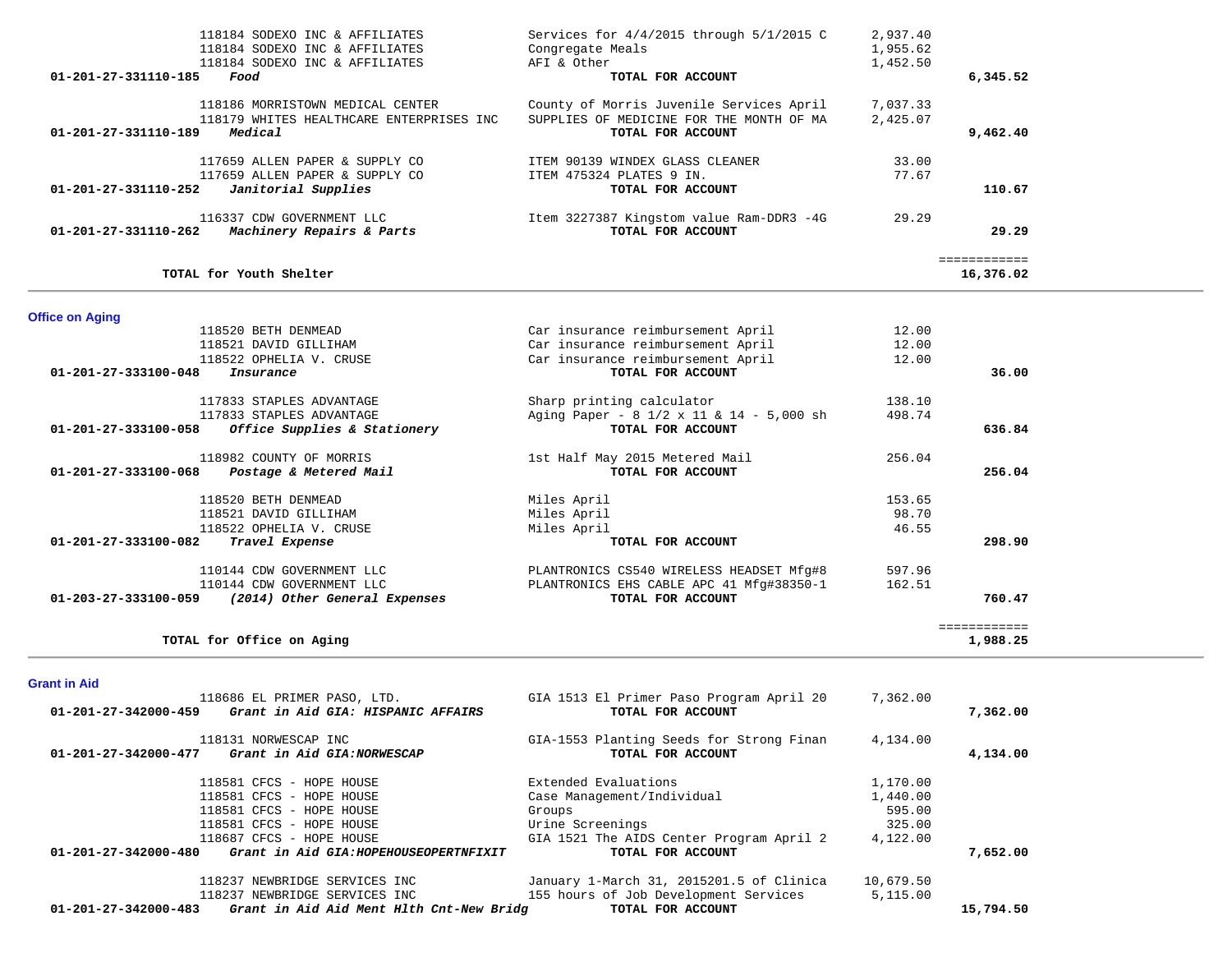| Account | Vendor | Description | Amount | Total |
|---|---|---|---|---|
| | 118184 SODEXO INC & AFFILIATES | Services for 4/4/2015 through 5/1/2015 C | 2,937.40 | |
| | 118184 SODEXO INC & AFFILIATES | Congregate Meals | 1,955.62 | |
| | 118184 SODEXO INC & AFFILIATES | AFI & Other | 1,452.50 | |
| **01-201-27-331110-185** | ***Food*** | **TOTAL FOR ACCOUNT** | | **6,345.52** |
| | 118186 MORRISTOWN MEDICAL CENTER | County of Morris Juvenile Services April | 7,037.33 | |
| | 118179 WHITES HEALTHCARE ENTERPRISES INC | SUPPLIES OF MEDICINE FOR THE MONTH OF MA | 2,425.07 | |
| **01-201-27-331110-189** | ***Medical*** | **TOTAL FOR ACCOUNT** | | **9,462.40** |
| | 117659 ALLEN PAPER & SUPPLY CO | ITEM 90139 WINDEX GLASS CLEANER | 33.00 | |
| | 117659 ALLEN PAPER & SUPPLY CO | ITEM 475324 PLATES 9 IN. | 77.67 | |
| **01-201-27-331110-252** | ***Janitorial Supplies*** | **TOTAL FOR ACCOUNT** | | **110.67** |
| | 116337 CDW GOVERNMENT LLC | Item 3227387 Kingstom value Ram-DDR3 -4G | 29.29 | |
| **01-201-27-331110-262** | ***Machinery Repairs & Parts*** | **TOTAL FOR ACCOUNT** | | **29.29** |
| | **TOTAL for Youth Shelter** | | | **16,376.02** |

## Office on Aging

| Account | Vendor | Description | Amount | Total |
|---|---|---|---|---|
| | 118520 BETH DENMEAD | Car insurance reimbursement April | 12.00 | |
| | 118521 DAVID GILLIHAM | Car insurance reimbursement April | 12.00 | |
| | 118522 OPHELIA V. CRUSE | Car insurance reimbursement April | 12.00 | |
| **01-201-27-333100-048** | ***Insurance*** | **TOTAL FOR ACCOUNT** | | **36.00** |
| | 117833 STAPLES ADVANTAGE | Sharp printing calculator | 138.10 | |
| | 117833 STAPLES ADVANTAGE | Aging Paper - 8 1/2 x 11 & 14 - 5,000 sh | 498.74 | |
| **01-201-27-333100-058** | ***Office Supplies & Stationery*** | **TOTAL FOR ACCOUNT** | | **636.84** |
| | 118982 COUNTY OF MORRIS | 1st Half May 2015 Metered Mail | 256.04 | |
| **01-201-27-333100-068** | ***Postage & Metered Mail*** | **TOTAL FOR ACCOUNT** | | **256.04** |
| | 118520 BETH DENMEAD | Miles April | 153.65 | |
| | 118521 DAVID GILLIHAM | Miles April | 98.70 | |
| | 118522 OPHELIA V. CRUSE | Miles April | 46.55 | |
| **01-201-27-333100-082** | ***Travel Expense*** | **TOTAL FOR ACCOUNT** | | **298.90** |
| | 110144 CDW GOVERNMENT LLC | PLANTRONICS CS540 WIRELESS HEADSET Mfg#8 | 597.96 | |
| | 110144 CDW GOVERNMENT LLC | PLANTRONICS EHS CABLE APC 41 Mfg#38350-1 | 162.51 | |
| **01-203-27-333100-059** | ***(2014) Other General Expenses*** | **TOTAL FOR ACCOUNT** | | **760.47** |
| | **TOTAL for Office on Aging** | | | **1,988.25** |

## Grant in Aid

| Account | Vendor | Description | Amount | Total |
|---|---|---|---|---|
| | 118686 EL PRIMER PASO, LTD. | GIA 1513 El Primer Paso Program April 20 | 7,362.00 | |
| **01-201-27-342000-459** | ***Grant in Aid GIA: HISPANIC AFFAIRS*** | **TOTAL FOR ACCOUNT** | | **7,362.00** |
| | 118131 NORWESCAP INC | GIA-1553 Planting Seeds for Strong Finan | 4,134.00 | |
| **01-201-27-342000-477** | ***Grant in Aid GIA:NORWESCAP*** | **TOTAL FOR ACCOUNT** | | **4,134.00** |
| | 118581 CFCS - HOPE HOUSE | Extended Evaluations | 1,170.00 | |
| | 118581 CFCS - HOPE HOUSE | Case Management/Individual | 1,440.00 | |
| | 118581 CFCS - HOPE HOUSE | Groups | 595.00 | |
| | 118581 CFCS - HOPE HOUSE | Urine Screenings | 325.00 | |
| | 118687 CFCS - HOPE HOUSE | GIA 1521 The AIDS Center Program April 2 | 4,122.00 | |
| **01-201-27-342000-480** | ***Grant in Aid GIA:HOPEHOUSEOPERTNFIXIT*** | **TOTAL FOR ACCOUNT** | | **7,652.00** |
| | 118237 NEWBRIDGE SERVICES INC | January 1-March 31, 2015201.5 of Clinica | 10,679.50 | |
| | 118237 NEWBRIDGE SERVICES INC | 155 hours of Job Development Services | 5,115.00 | |
| **01-201-27-342000-483** | ***Grant in Aid Aid Ment Hlth Cnt-New Bridg*** | **TOTAL FOR ACCOUNT** | | **15,794.50** |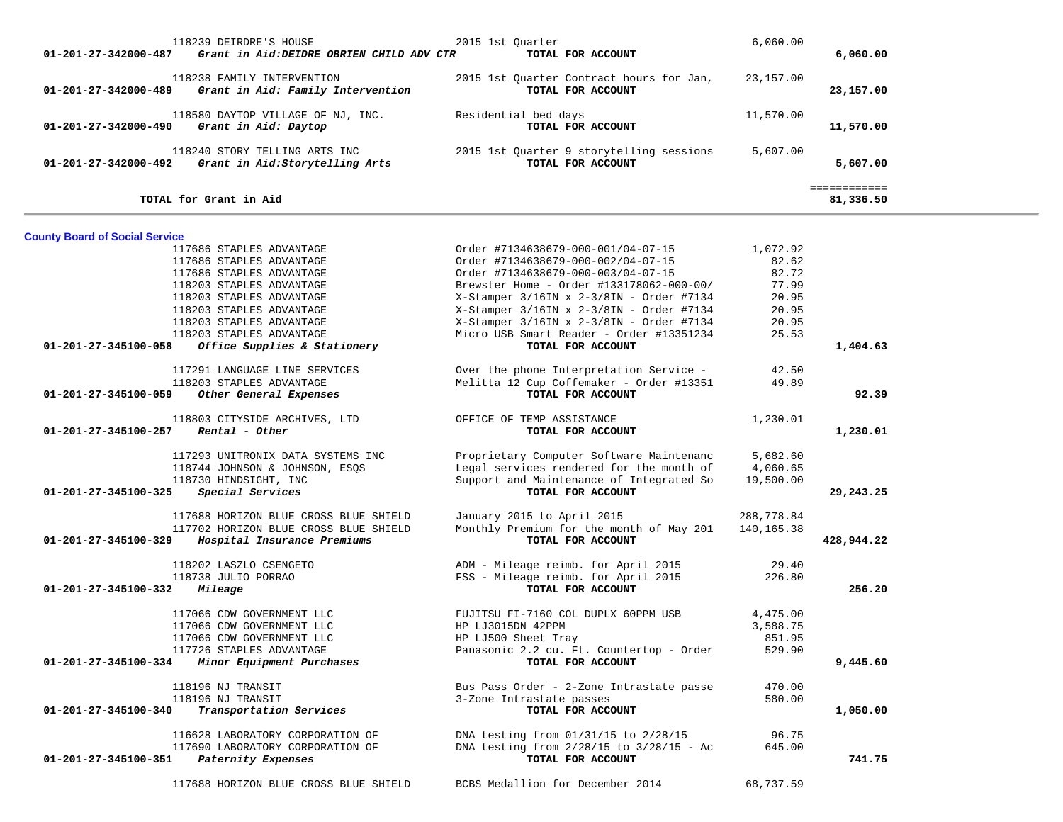| Account | Vendor / Description | Detail | Amount | Total |
|---|---|---|---|---|
| | 118239 DEIRDRE'S HOUSE | 2015 1st Quarter | 6,060.00 | |
| **01-201-27-342000-487** | ***Grant in Aid:DEIDRE OBRIEN CHILD ADV CTR*** | **TOTAL FOR ACCOUNT** | | **6,060.00** |
| | 118238 FAMILY INTERVENTION | 2015 1st Quarter Contract hours for Jan, | 23,157.00 | |
| **01-201-27-342000-489** | ***Grant in Aid: Family Intervention*** | **TOTAL FOR ACCOUNT** | | **23,157.00** |
| | 118580 DAYTOP VILLAGE OF NJ, INC. | Residential bed days | 11,570.00 | |
| **01-201-27-342000-490** | ***Grant in Aid: Daytop*** | **TOTAL FOR ACCOUNT** | | **11,570.00** |
| | 118240 STORY TELLING ARTS INC | 2015 1st Quarter 9 storytelling sessions | 5,607.00 | |
| **01-201-27-342000-492** | ***Grant in Aid:Storytelling Arts*** | **TOTAL FOR ACCOUNT** | | **5,607.00** |
| | | | | ============ |
| | **TOTAL for Grant in Aid** | | | **81,336.50** |

**County Board of Social Service**

| Account | Vendor / Description | Detail | Amount | Total |
|---|---|---|---|---|
| | 117686 STAPLES ADVANTAGE | Order #7134638679-000-001/04-07-15 | 1,072.92 | |
| | 117686 STAPLES ADVANTAGE | Order #7134638679-000-002/04-07-15 | 82.62 | |
| | 117686 STAPLES ADVANTAGE | Order #7134638679-000-003/04-07-15 | 82.72 | |
| | 118203 STAPLES ADVANTAGE | Brewster Home - Order #133178062-000-00/ | 77.99 | |
| | 118203 STAPLES ADVANTAGE | X-Stamper 3/16IN x 2-3/8IN - Order #7134 | 20.95 | |
| | 118203 STAPLES ADVANTAGE | X-Stamper 3/16IN x 2-3/8IN - Order #7134 | 20.95 | |
| | 118203 STAPLES ADVANTAGE | X-Stamper 3/16IN x 2-3/8IN - Order #7134 | 20.95 | |
| | 118203 STAPLES ADVANTAGE | Micro USB Smart Reader - Order #13351234 | 25.53 | |
| **01-201-27-345100-058** | ***Office Supplies & Stationery*** | **TOTAL FOR ACCOUNT** | | **1,404.63** |
| | 117291 LANGUAGE LINE SERVICES | Over the phone Interpretation Service - | 42.50 | |
| | 118203 STAPLES ADVANTAGE | Melitta 12 Cup Coffemaker - Order #13351 | 49.89 | |
| **01-201-27-345100-059** | ***Other General Expenses*** | **TOTAL FOR ACCOUNT** | | **92.39** |
| | 118803 CITYSIDE ARCHIVES, LTD | OFFICE OF TEMP ASSISTANCE | 1,230.01 | |
| **01-201-27-345100-257** | ***Rental - Other*** | **TOTAL FOR ACCOUNT** | | **1,230.01** |
| | 117293 UNITRONIX DATA SYSTEMS INC | Proprietary Computer Software Maintenanc | 5,682.60 | |
| | 118744 JOHNSON & JOHNSON, ESQS | Legal services rendered for the month of | 4,060.65 | |
| | 118730 HINDSIGHT, INC | Support and Maintenance of Integrated So | 19,500.00 | |
| **01-201-27-345100-325** | ***Special Services*** | **TOTAL FOR ACCOUNT** | | **29,243.25** |
| | 117688 HORIZON BLUE CROSS BLUE SHIELD | January 2015 to April 2015 | 288,778.84 | |
| | 117702 HORIZON BLUE CROSS BLUE SHIELD | Monthly Premium for the month of May 201 | 140,165.38 | |
| **01-201-27-345100-329** | ***Hospital Insurance Premiums*** | **TOTAL FOR ACCOUNT** | | **428,944.22** |
| | 118202 LASZLO CSENGETO | ADM - Mileage reimb. for April 2015 | 29.40 | |
| | 118738 JULIO PORRAO | FSS - Mileage reimb. for April 2015 | 226.80 | |
| **01-201-27-345100-332** | ***Mileage*** | **TOTAL FOR ACCOUNT** | | **256.20** |
| | 117066 CDW GOVERNMENT LLC | FUJITSU FI-7160 COL DUPLX 60PPM USB | 4,475.00 | |
| | 117066 CDW GOVERNMENT LLC | HP LJ3015DN 42PPM | 3,588.75 | |
| | 117066 CDW GOVERNMENT LLC | HP LJ500 Sheet Tray | 851.95 | |
| | 117726 STAPLES ADVANTAGE | Panasonic 2.2 cu. Ft. Countertop - Order | 529.90 | |
| **01-201-27-345100-334** | ***Minor Equipment Purchases*** | **TOTAL FOR ACCOUNT** | | **9,445.60** |
| | 118196 NJ TRANSIT | Bus Pass Order - 2-Zone Intrastate passe | 470.00 | |
| | 118196 NJ TRANSIT | 3-Zone Intrastate passes | 580.00 | |
| **01-201-27-345100-340** | ***Transportation Services*** | **TOTAL FOR ACCOUNT** | | **1,050.00** |
| | 116628 LABORATORY CORPORATION OF | DNA testing from 01/31/15 to 2/28/15 | 96.75 | |
| | 117690 LABORATORY CORPORATION OF | DNA testing from 2/28/15 to 3/28/15 - Ac | 645.00 | |
| **01-201-27-345100-351** | ***Paternity Expenses*** | **TOTAL FOR ACCOUNT** | | **741.75** |
| | 117688 HORIZON BLUE CROSS BLUE SHIELD | BCBS Medallion for December 2014 | 68,737.59 | |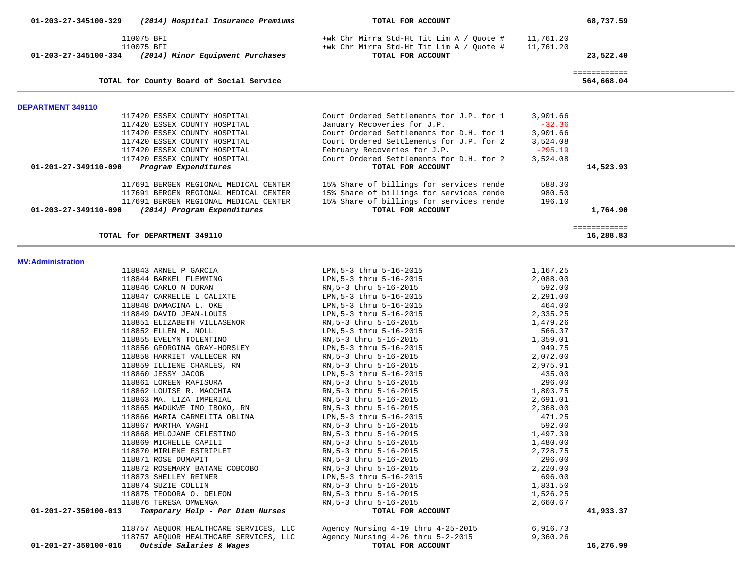| Account | Vendor / Description | Detail | Amount | Total |
|---|---|---|---|---|
| 01-203-27-345100-329 | *(2014) Hospital Insurance Premiums* | **TOTAL FOR ACCOUNT** | | **68,737.59** |
| | 110075 BFI | +wk Chr Mirra Std-Ht Tit Lim A / Quote # | 11,761.20 | |
| | 110075 BFI | +wk Chr Mirra Std-Ht Tit Lim A / Quote # | 11,761.20 | |
| 01-203-27-345100-334 | *(2014) Minor Equipment Purchases* | **TOTAL FOR ACCOUNT** | | **23,522.40** |
| | **TOTAL for County Board of Social Service** | | | **564,668.04** |

**DEPARTMENT 349110**

| Account | Vendor / Description | Detail | Amount | Total |
|---|---|---|---|---|
| | 117420 ESSEX COUNTY HOSPITAL | Court Ordered Settlements for J.P. for 1 | 3,901.66 | |
| | 117420 ESSEX COUNTY HOSPITAL | January Recoveries for J.P. | -32.36 | |
| | 117420 ESSEX COUNTY HOSPITAL | Court Ordered Settlements for D.H. for 1 | 3,901.66 | |
| | 117420 ESSEX COUNTY HOSPITAL | Court Ordered Settlements for J.P. for 2 | 3,524.08 | |
| | 117420 ESSEX COUNTY HOSPITAL | February Recoveries for J.P. | -295.19 | |
| | 117420 ESSEX COUNTY HOSPITAL | Court Ordered Settlements for D.H. for 2 | 3,524.08 | |
| 01-201-27-349110-090 | *Program Expenditures* | **TOTAL FOR ACCOUNT** | | **14,523.93** |
| | 117691 BERGEN REGIONAL MEDICAL CENTER | 15% Share of billings for services rende | 588.30 | |
| | 117691 BERGEN REGIONAL MEDICAL CENTER | 15% Share of billings for services rende | 980.50 | |
| | 117691 BERGEN REGIONAL MEDICAL CENTER | 15% Share of billings for services rende | 196.10 | |
| 01-203-27-349110-090 | *(2014) Program Expenditures* | **TOTAL FOR ACCOUNT** | | **1,764.90** |
| | **TOTAL for DEPARTMENT 349110** | | | **16,288.83** |

**MV:Administration**

| Account | Vendor / Description | Detail | Amount | Total |
|---|---|---|---|---|
| | 118843 ARNEL P GARCIA | LPN,5-3 thru 5-16-2015 | 1,167.25 | |
| | 118844 BARKEL FLEMMING | LPN,5-3 thru 5-16-2015 | 2,088.00 | |
| | 118846 CARLO N DURAN | RN,5-3 thru 5-16-2015 | 592.00 | |
| | 118847 CARRELLE L CALIXTE | LPN,5-3 thru 5-16-2015 | 2,291.00 | |
| | 118848 DAMACINA L. OKE | LPN,5-3 thru 5-16-2015 | 464.00 | |
| | 118849 DAVID JEAN-LOUIS | LPN,5-3 thru 5-16-2015 | 2,335.25 | |
| | 118851 ELIZABETH VILLASENOR | RN,5-3 thru 5-16-2015 | 1,479.26 | |
| | 118852 ELLEN M. NOLL | LPN,5-3 thru 5-16-2015 | 566.37 | |
| | 118855 EVELYN TOLENTINO | RN,5-3 thru 5-16-2015 | 1,359.01 | |
| | 118856 GEORGINA GRAY-HORSLEY | LPN,5-3 thru 5-16-2015 | 949.75 | |
| | 118858 HARRIET VALLECER RN | RN,5-3 thru 5-16-2015 | 2,072.00 | |
| | 118859 ILLIENE CHARLES, RN | RN,5-3 thru 5-16-2015 | 2,975.91 | |
| | 118860 JESSY JACOB | LPN,5-3 thru 5-16-2015 | 435.00 | |
| | 118861 LOREEN RAFISURA | RN,5-3 thru 5-16-2015 | 296.00 | |
| | 118862 LOUISE R. MACCHIA | RN,5-3 thru 5-16-2015 | 1,803.75 | |
| | 118863 MA. LIZA IMPERIAL | RN,5-3 thru 5-16-2015 | 2,691.01 | |
| | 118865 MADUKWE IMO IBOKO, RN | RN,5-3 thru 5-16-2015 | 2,368.00 | |
| | 118866 MARIA CARMELITA OBLINA | LPN,5-3 thru 5-16-2015 | 471.25 | |
| | 118867 MARTHA YAGHI | RN,5-3 thru 5-16-2015 | 592.00 | |
| | 118868 MELOJANE CELESTINO | RN,5-3 thru 5-16-2015 | 1,497.39 | |
| | 118869 MICHELLE CAPILI | RN,5-3 thru 5-16-2015 | 1,480.00 | |
| | 118870 MIRLENE ESTRIPLET | RN,5-3 thru 5-16-2015 | 2,728.75 | |
| | 118871 ROSE DUMAPIT | RN,5-3 thru 5-16-2015 | 296.00 | |
| | 118872 ROSEMARY BATANE COBCOBO | RN,5-3 thru 5-16-2015 | 2,220.00 | |
| | 118873 SHELLEY REINER | LPN,5-3 thru 5-16-2015 | 696.00 | |
| | 118874 SUZIE COLLIN | RN,5-3 thru 5-16-2015 | 1,831.50 | |
| | 118875 TEODORA O. DELEON | RN,5-3 thru 5-16-2015 | 1,526.25 | |
| | 118876 TERESA OMWENGA | RN,5-3 thru 5-16-2015 | 2,660.67 | |
| 01-201-27-350100-013 | *Temporary Help - Per Diem Nurses* | **TOTAL FOR ACCOUNT** | | **41,933.37** |
| | 118757 AEQUOR HEALTHCARE SERVICES, LLC | Agency Nursing 4-19 thru 4-25-2015 | 6,916.73 | |
| | 118757 AEQUOR HEALTHCARE SERVICES, LLC | Agency Nursing 4-26 thru 5-2-2015 | 9,360.26 | |
| 01-201-27-350100-016 | *Outside Salaries & Wages* | **TOTAL FOR ACCOUNT** | | **16,276.99** |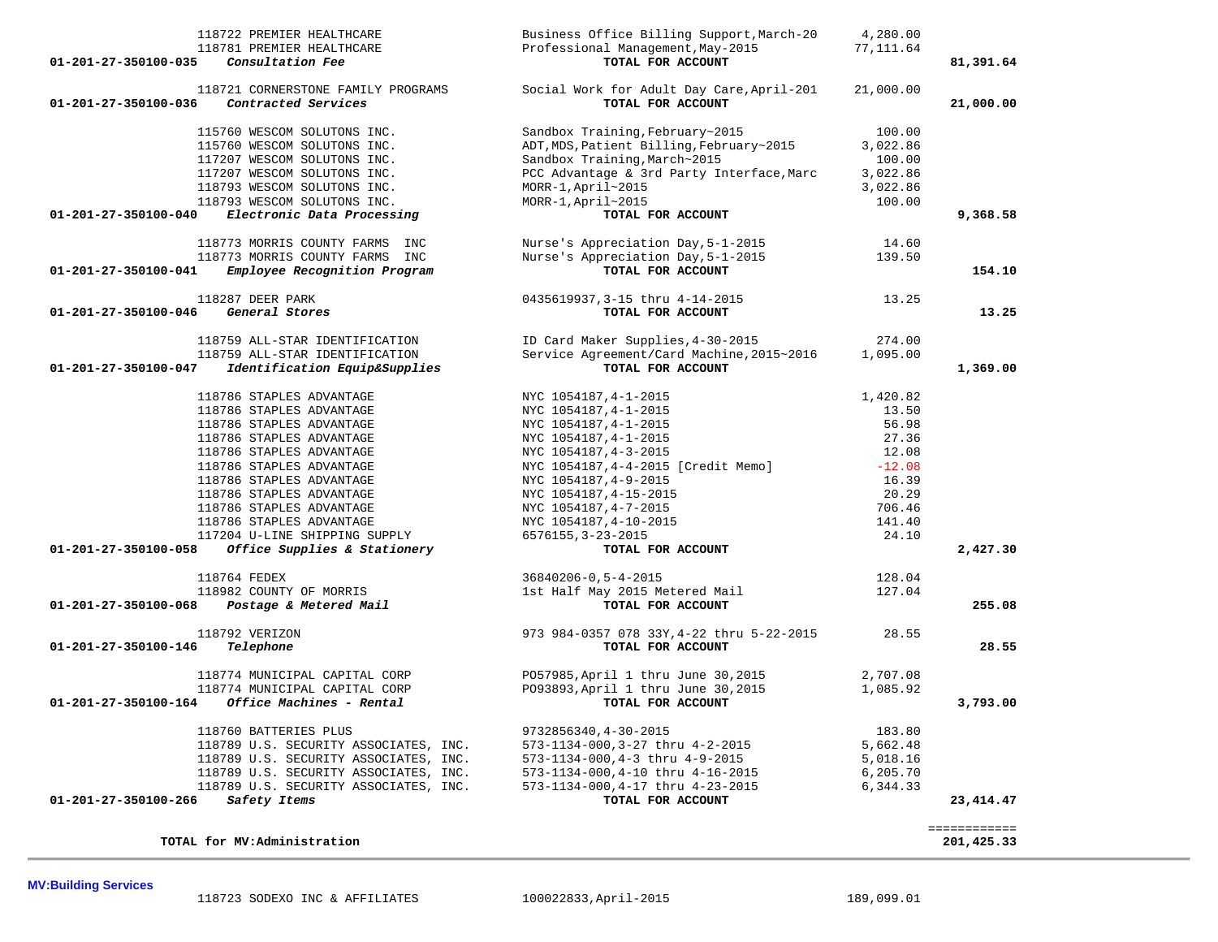| Account | Vendor / Description | Detail | Amount | Total |
|---|---|---|---|---|
| | 118722 PREMIER HEALTHCARE | Business Office Billing Support,March-20 | 4,280.00 | |
| | 118781 PREMIER HEALTHCARE | Professional Management,May-2015 | 77,111.64 | |
| **01-201-27-350100-035** | ***Consultation Fee*** | **TOTAL FOR ACCOUNT** | | **81,391.64** |
| | 118721 CORNERSTONE FAMILY PROGRAMS | Social Work for Adult Day Care,April-201 | 21,000.00 | |
| **01-201-27-350100-036** | ***Contracted Services*** | **TOTAL FOR ACCOUNT** | | **21,000.00** |
| | 115760 WESCOM SOLUTONS INC. | Sandbox Training,February~2015 | 100.00 | |
| | 115760 WESCOM SOLUTONS INC. | ADT,MDS,Patient Billing,February~2015 | 3,022.86 | |
| | 117207 WESCOM SOLUTONS INC. | Sandbox Training,March~2015 | 100.00 | |
| | 117207 WESCOM SOLUTONS INC. | PCC Advantage & 3rd Party Interface,Marc | 3,022.86 | |
| | 118793 WESCOM SOLUTONS INC. | MORR-1,April~2015 | 3,022.86 | |
| | 118793 WESCOM SOLUTONS INC. | MORR-1,April~2015 | 100.00 | |
| **01-201-27-350100-040** | ***Electronic Data Processing*** | **TOTAL FOR ACCOUNT** | | **9,368.58** |
| | 118773 MORRIS COUNTY FARMS INC | Nurse's Appreciation Day,5-1-2015 | 14.60 | |
| | 118773 MORRIS COUNTY FARMS INC | Nurse's Appreciation Day,5-1-2015 | 139.50 | |
| **01-201-27-350100-041** | ***Employee Recognition Program*** | **TOTAL FOR ACCOUNT** | | **154.10** |
| | 118287 DEER PARK | 0435619937,3-15 thru 4-14-2015 | 13.25 | |
| **01-201-27-350100-046** | ***General Stores*** | **TOTAL FOR ACCOUNT** | | **13.25** |
| | 118759 ALL-STAR IDENTIFICATION | ID Card Maker Supplies,4-30-2015 | 274.00 | |
| | 118759 ALL-STAR IDENTIFICATION | Service Agreement/Card Machine,2015~2016 | 1,095.00 | |
| **01-201-27-350100-047** | ***Identification Equip&Supplies*** | **TOTAL FOR ACCOUNT** | | **1,369.00** |
| | 118786 STAPLES ADVANTAGE | NYC 1054187,4-1-2015 | 1,420.82 | |
| | 118786 STAPLES ADVANTAGE | NYC 1054187,4-1-2015 | 13.50 | |
| | 118786 STAPLES ADVANTAGE | NYC 1054187,4-1-2015 | 56.98 | |
| | 118786 STAPLES ADVANTAGE | NYC 1054187,4-1-2015 | 27.36 | |
| | 118786 STAPLES ADVANTAGE | NYC 1054187,4-3-2015 | 12.08 | |
| | 118786 STAPLES ADVANTAGE | NYC 1054187,4-4-2015 [Credit Memo] | -12.08 | |
| | 118786 STAPLES ADVANTAGE | NYC 1054187,4-9-2015 | 16.39 | |
| | 118786 STAPLES ADVANTAGE | NYC 1054187,4-15-2015 | 20.29 | |
| | 118786 STAPLES ADVANTAGE | NYC 1054187,4-7-2015 | 706.46 | |
| | 118786 STAPLES ADVANTAGE | NYC 1054187,4-10-2015 | 141.40 | |
| | 117204 U-LINE SHIPPING SUPPLY | 6576155,3-23-2015 | 24.10 | |
| **01-201-27-350100-058** | ***Office Supplies & Stationery*** | **TOTAL FOR ACCOUNT** | | **2,427.30** |
| | 118764 FEDEX | 36840206-0,5-4-2015 | 128.04 | |
| | 118982 COUNTY OF MORRIS | 1st Half May 2015 Metered Mail | 127.04 | |
| **01-201-27-350100-068** | ***Postage & Metered Mail*** | **TOTAL FOR ACCOUNT** | | **255.08** |
| | 118792 VERIZON | 973 984-0357 078 33Y,4-22 thru 5-22-2015 | 28.55 | |
| **01-201-27-350100-146** | ***Telephone*** | **TOTAL FOR ACCOUNT** | | **28.55** |
| | 118774 MUNICIPAL CAPITAL CORP | PO57985,April 1 thru June 30,2015 | 2,707.08 | |
| | 118774 MUNICIPAL CAPITAL CORP | PO93893,April 1 thru June 30,2015 | 1,085.92 | |
| **01-201-27-350100-164** | ***Office Machines - Rental*** | **TOTAL FOR ACCOUNT** | | **3,793.00** |
| | 118760 BATTERIES PLUS | 9732856340,4-30-2015 | 183.80 | |
| | 118789 U.S. SECURITY ASSOCIATES, INC. | 573-1134-000,3-27 thru 4-2-2015 | 5,662.48 | |
| | 118789 U.S. SECURITY ASSOCIATES, INC. | 573-1134-000,4-3 thru 4-9-2015 | 5,018.16 | |
| | 118789 U.S. SECURITY ASSOCIATES, INC. | 573-1134-000,4-10 thru 4-16-2015 | 6,205.70 | |
| | 118789 U.S. SECURITY ASSOCIATES, INC. | 573-1134-000,4-17 thru 4-23-2015 | 6,344.33 | |
| **01-201-27-350100-266** | ***Safety Items*** | **TOTAL FOR ACCOUNT** | | **23,414.47** |
| | **TOTAL for MV:Administration** | | | **201,425.33** |

**MV:Building Services**

| Account | Vendor / Description | Detail | Amount | Total |
|---|---|---|---|---|
| | 118723 SODEXO INC & AFFILIATES | 100022833,April-2015 | 189,099.01 | |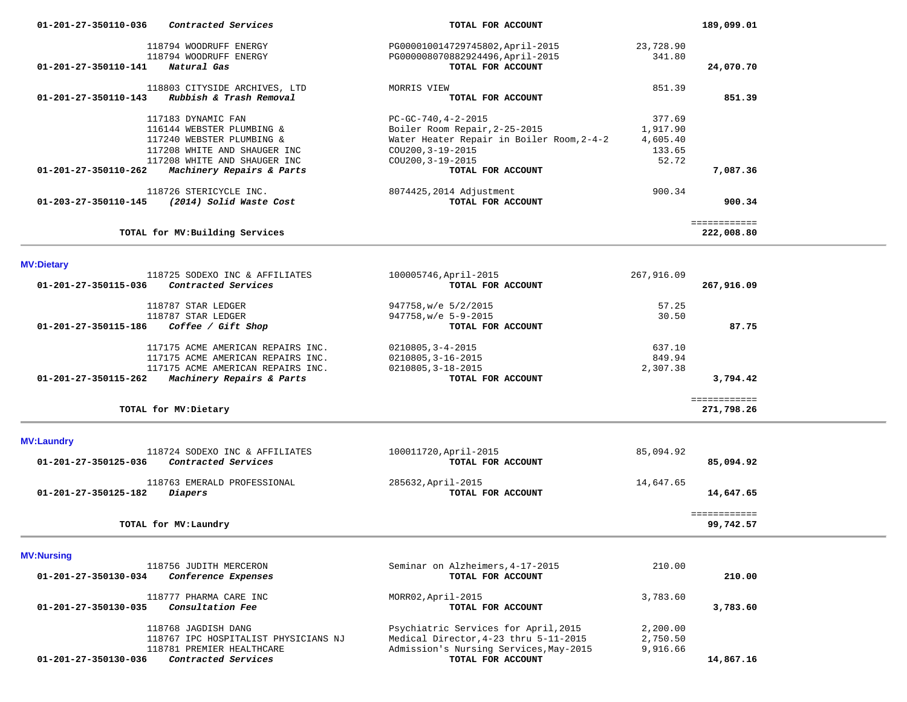| Account | Vendor | Description | Amount | Total |
|---|---|---|---|---|
| 01-201-27-350110-036 *Contracted Services* | | **TOTAL FOR ACCOUNT** | | **189,099.01** |
| | 118794 WOODRUFF ENERGY | PG000010014729745802,April-2015 | 23,728.90 | |
| | 118794 WOODRUFF ENERGY | PG000008070882924496,April-2015 | 341.80 | |
| 01-201-27-350110-141 *Natural Gas* | | **TOTAL FOR ACCOUNT** | | **24,070.70** |
| | 118803 CITYSIDE ARCHIVES, LTD | MORRIS VIEW | 851.39 | |
| 01-201-27-350110-143 *Rubbish & Trash Removal* | | **TOTAL FOR ACCOUNT** | | **851.39** |
| | 117183 DYNAMIC FAN | PC-GC-740,4-2-2015 | 377.69 | |
| | 116144 WEBSTER PLUMBING & | Boiler Room Repair,2-25-2015 | 1,917.90 | |
| | 117240 WEBSTER PLUMBING & | Water Heater Repair in Boiler Room,2-4-2 | 4,605.40 | |
| | 117208 WHITE AND SHAUGER INC | COU200,3-19-2015 | 133.65 | |
| | 117208 WHITE AND SHAUGER INC | COU200,3-19-2015 | 52.72 | |
| 01-201-27-350110-262 *Machinery Repairs & Parts* | | **TOTAL FOR ACCOUNT** | | **7,087.36** |
| | 118726 STERICYCLE INC. | 8074425,2014 Adjustment | 900.34 | |
| 01-203-27-350110-145 *(2014) Solid Waste Cost* | | **TOTAL FOR ACCOUNT** | | **900.34** |
| | | | | ============ |
| **TOTAL for MV:Building Services** | | | | **222,008.80** |

## MV:Dietary

| Account | Vendor | Description | Amount | Total |
|---|---|---|---|---|
| | 118725 SODEXO INC & AFFILIATES | 100005746,April-2015 | 267,916.09 | |
| 01-201-27-350115-036 *Contracted Services* | | **TOTAL FOR ACCOUNT** | | **267,916.09** |
| | 118787 STAR LEDGER | 947758,w/e 5/2/2015 | 57.25 | |
| | 118787 STAR LEDGER | 947758,w/e 5-9-2015 | 30.50 | |
| 01-201-27-350115-186 *Coffee / Gift Shop* | | **TOTAL FOR ACCOUNT** | | **87.75** |
| | 117175 ACME AMERICAN REPAIRS INC. | 0210805,3-4-2015 | 637.10 | |
| | 117175 ACME AMERICAN REPAIRS INC. | 0210805,3-16-2015 | 849.94 | |
| | 117175 ACME AMERICAN REPAIRS INC. | 0210805,3-18-2015 | 2,307.38 | |
| 01-201-27-350115-262 *Machinery Repairs & Parts* | | **TOTAL FOR ACCOUNT** | | **3,794.42** |
| | | | | ============ |
| **TOTAL for MV:Dietary** | | | | **271,798.26** |

## MV:Laundry

| Account | Vendor | Description | Amount | Total |
|---|---|---|---|---|
| | 118724 SODEXO INC & AFFILIATES | 100011720,April-2015 | 85,094.92 | |
| 01-201-27-350125-036 *Contracted Services* | | **TOTAL FOR ACCOUNT** | | **85,094.92** |
| | 118763 EMERALD PROFESSIONAL | 285632,April-2015 | 14,647.65 | |
| 01-201-27-350125-182 *Diapers* | | **TOTAL FOR ACCOUNT** | | **14,647.65** |
| | | | | ============ |
| **TOTAL for MV:Laundry** | | | | **99,742.57** |

## MV:Nursing

| Account | Vendor | Description | Amount | Total |
|---|---|---|---|---|
| | 118756 JUDITH MERCERON | Seminar on Alzheimers,4-17-2015 | 210.00 | |
| 01-201-27-350130-034 *Conference Expenses* | | **TOTAL FOR ACCOUNT** | | **210.00** |
| | 118777 PHARMA CARE INC | MORR02,April-2015 | 3,783.60 | |
| 01-201-27-350130-035 *Consultation Fee* | | **TOTAL FOR ACCOUNT** | | **3,783.60** |
| | 118768 JAGDISH DANG | Psychiatric Services for April,2015 | 2,200.00 | |
| | 118767 IPC HOSPITALIST PHYSICIANS NJ | Medical Director,4-23 thru 5-11-2015 | 2,750.50 | |
| | 118781 PREMIER HEALTHCARE | Admission's Nursing Services,May-2015 | 9,916.66 | |
| 01-201-27-350130-036 *Contracted Services* | | **TOTAL FOR ACCOUNT** | | **14,867.16** |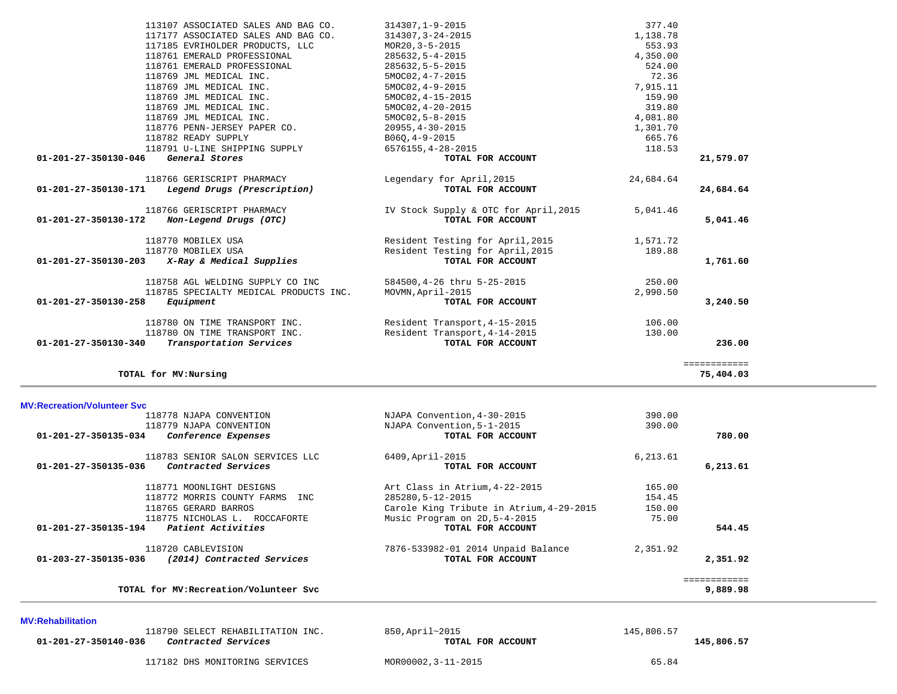| Account | Vendor | Description | Amount | Total |
|---|---|---|---|---|
| | 113107 ASSOCIATED SALES AND BAG CO. | 314307,1-9-2015 | 377.40 | |
| | 117177 ASSOCIATED SALES AND BAG CO. | 314307,3-24-2015 | 1,138.78 | |
| | 117185 EVRIHOLDER PRODUCTS, LLC | MOR20,3-5-2015 | 553.93 | |
| | 118761 EMERALD PROFESSIONAL | 285632,5-4-2015 | 4,350.00 | |
| | 118761 EMERALD PROFESSIONAL | 285632,5-5-2015 | 524.00 | |
| | 118769 JML MEDICAL INC. | 5MOC02,4-7-2015 | 72.36 | |
| | 118769 JML MEDICAL INC. | 5MOC02,4-9-2015 | 7,915.11 | |
| | 118769 JML MEDICAL INC. | 5MOC02,4-15-2015 | 159.90 | |
| | 118769 JML MEDICAL INC. | 5MOC02,4-20-2015 | 319.80 | |
| | 118769 JML MEDICAL INC. | 5MOC02,5-8-2015 | 4,081.80 | |
| | 118776 PENN-JERSEY PAPER CO. | 20955,4-30-2015 | 1,301.70 | |
| | 118782 READY SUPPLY | B06Q,4-9-2015 | 665.76 | |
| | 118791 U-LINE SHIPPING SUPPLY | 6576155,4-28-2015 | 118.53 | |
| **01-201-27-350130-046** | ***General Stores*** | **TOTAL FOR ACCOUNT** | | **21,579.07** |
| | 118766 GERISCRIPT PHARMACY | Legendary for April,2015 | 24,684.64 | |
| **01-201-27-350130-171** | ***Legend Drugs (Prescription)*** | **TOTAL FOR ACCOUNT** | | **24,684.64** |
| | 118766 GERISCRIPT PHARMACY | IV Stock Supply & OTC for April,2015 | 5,041.46 | |
| **01-201-27-350130-172** | ***Non-Legend Drugs (OTC)*** | **TOTAL FOR ACCOUNT** | | **5,041.46** |
| | 118770 MOBILEX USA | Resident Testing for April,2015 | 1,571.72 | |
| | 118770 MOBILEX USA | Resident Testing for April,2015 | 189.88 | |
| **01-201-27-350130-203** | ***X-Ray & Medical Supplies*** | **TOTAL FOR ACCOUNT** | | **1,761.60** |
| | 118758 AGL WELDING SUPPLY CO INC | 584500,4-26 thru 5-25-2015 | 250.00 | |
| | 118785 SPECIALTY MEDICAL PRODUCTS INC. | MOVMN,April-2015 | 2,990.50 | |
| **01-201-27-350130-258** | ***Equipment*** | **TOTAL FOR ACCOUNT** | | **3,240.50** |
| | 118780 ON TIME TRANSPORT INC. | Resident Transport,4-15-2015 | 106.00 | |
| | 118780 ON TIME TRANSPORT INC. | Resident Transport,4-14-2015 | 130.00 | |
| **01-201-27-350130-340** | ***Transportation Services*** | **TOTAL FOR ACCOUNT** | | **236.00** |
| | | | | ============ |
| **TOTAL for MV:Nursing** | | | | **75,404.03** |

## MV:Recreation/Volunteer Svc

| Account | Vendor | Description | Amount | Total |
|---|---|---|---|---|
| | 118778 NJAPA CONVENTION | NJAPA Convention,4-30-2015 | 390.00 | |
| | 118779 NJAPA CONVENTION | NJAPA Convention,5-1-2015 | 390.00 | |
| **01-201-27-350135-034** | ***Conference Expenses*** | **TOTAL FOR ACCOUNT** | | **780.00** |
| | 118783 SENIOR SALON SERVICES LLC | 6409,April-2015 | 6,213.61 | |
| **01-201-27-350135-036** | ***Contracted Services*** | **TOTAL FOR ACCOUNT** | | **6,213.61** |
| | 118771 MOONLIGHT DESIGNS | Art Class in Atrium,4-22-2015 | 165.00 | |
| | 118772 MORRIS COUNTY FARMS INC | 285280,5-12-2015 | 154.45 | |
| | 118765 GERARD BARROS | Carole King Tribute in Atrium,4-29-2015 | 150.00 | |
| | 118775 NICHOLAS L. ROCCAFORTE | Music Program on 2D,5-4-2015 | 75.00 | |
| **01-201-27-350135-194** | ***Patient Activities*** | **TOTAL FOR ACCOUNT** | | **544.45** |
| | 118720 CABLEVISION | 7876-533982-01 2014 Unpaid Balance | 2,351.92 | |
| **01-203-27-350135-036** | ***(2014) Contracted Services*** | **TOTAL FOR ACCOUNT** | | **2,351.92** |
| | | | | ============ |
| **TOTAL for MV:Recreation/Volunteer Svc** | | | | **9,889.98** |

## MV:Rehabilitation

| Account | Vendor | Description | Amount | Total |
|---|---|---|---|---|
| | 118790 SELECT REHABILITATION INC. | 850,April~2015 | 145,806.57 | |
| **01-201-27-350140-036** | ***Contracted Services*** | **TOTAL FOR ACCOUNT** | | **145,806.57** |
| | 117182 DHS MONITORING SERVICES | MOR00002,3-11-2015 | 65.84 | |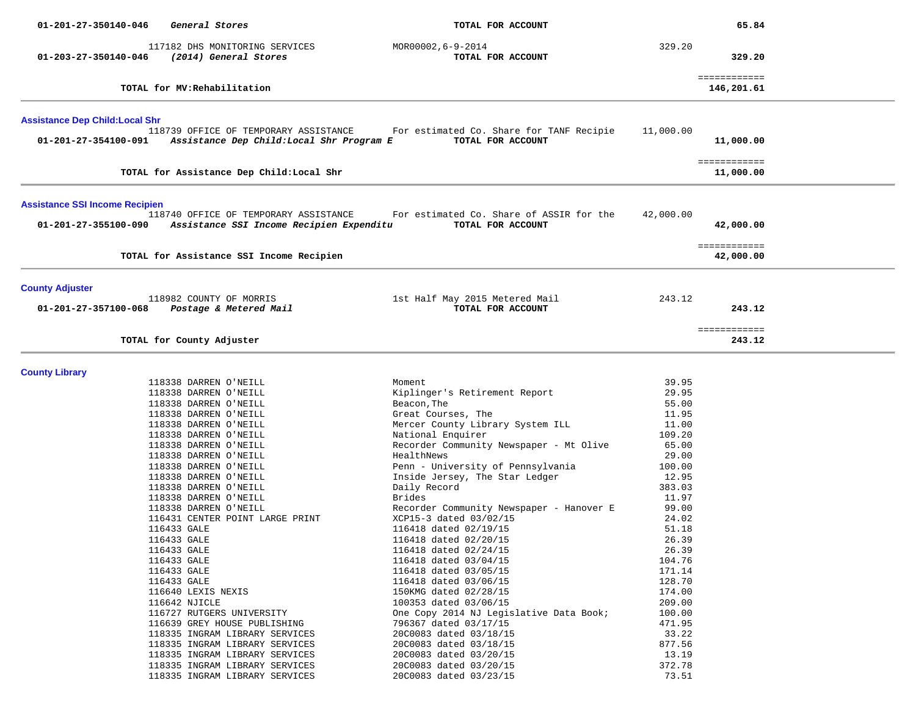| Account | Description | Reference | Amount | Total |
|---|---|---|---|---|
| 01-201-27-350140-046 | ***General Stores*** | **TOTAL FOR ACCOUNT** | | **65.84** |
| | 117182 DHS MONITORING SERVICES | MOR00002,6-9-2014 | 329.20 | |
| 01-203-27-350140-046 | ***(2014) General Stores*** | **TOTAL FOR ACCOUNT** | | **329.20** |
| | | | | ============ |
| | **TOTAL for MV:Rehabilitation** | | | **146,201.61** |

## Assistance Dep Child:Local Shr

| Account | Description | Reference | Amount | Total |
|---|---|---|---|---|
| | 118739 OFFICE OF TEMPORARY ASSISTANCE | For estimated Co. Share for TANF Recipie | 11,000.00 | |
| 01-201-27-354100-091 | ***Assistance Dep Child:Local Shr Program E*** | **TOTAL FOR ACCOUNT** | | **11,000.00** |
| | | | | ============ |
| | **TOTAL for Assistance Dep Child:Local Shr** | | | **11,000.00** |

## Assistance SSI Income Recipien

| Account | Description | Reference | Amount | Total |
|---|---|---|---|---|
| | 118740 OFFICE OF TEMPORARY ASSISTANCE | For estimated Co. Share of ASSIR for the | 42,000.00 | |
| 01-201-27-355100-090 | ***Assistance SSI Income Recipien Expenditu*** | **TOTAL FOR ACCOUNT** | | **42,000.00** |
| | | | | ============ |
| | **TOTAL for Assistance SSI Income Recipien** | | | **42,000.00** |

## County Adjuster

| Account | Description | Reference | Amount | Total |
|---|---|---|---|---|
| | 118982 COUNTY OF MORRIS | 1st Half May 2015 Metered Mail | 243.12 | |
| 01-201-27-357100-068 | ***Postage & Metered Mail*** | **TOTAL FOR ACCOUNT** | | **243.12** |
| | | | | ============ |
| | **TOTAL for County Adjuster** | | | **243.12** |

## County Library

| Account | Description | Reference | Amount | Total |
|---|---|---|---|---|
| | 118338 DARREN O'NEILL | Moment | 39.95 | |
| | 118338 DARREN O'NEILL | Kiplinger's Retirement Report | 29.95 | |
| | 118338 DARREN O'NEILL | Beacon,The | 55.00 | |
| | 118338 DARREN O'NEILL | Great Courses, The | 11.95 | |
| | 118338 DARREN O'NEILL | Mercer County Library System ILL | 11.00 | |
| | 118338 DARREN O'NEILL | National Enquirer | 109.20 | |
| | 118338 DARREN O'NEILL | Recorder Community Newspaper - Mt Olive | 65.00 | |
| | 118338 DARREN O'NEILL | HealthNews | 29.00 | |
| | 118338 DARREN O'NEILL | Penn - University of Pennsylvania | 100.00 | |
| | 118338 DARREN O'NEILL | Inside Jersey, The Star Ledger | 12.95 | |
| | 118338 DARREN O'NEILL | Daily Record | 383.03 | |
| | 118338 DARREN O'NEILL | Brides | 11.97 | |
| | 118338 DARREN O'NEILL | Recorder Community Newspaper - Hanover E | 99.00 | |
| | 116431 CENTER POINT LARGE PRINT | XCP15-3 dated 03/02/15 | 24.02 | |
| | 116433 GALE | 116418 dated 02/19/15 | 51.18 | |
| | 116433 GALE | 116418 dated 02/20/15 | 26.39 | |
| | 116433 GALE | 116418 dated 02/24/15 | 26.39 | |
| | 116433 GALE | 116418 dated 03/04/15 | 104.76 | |
| | 116433 GALE | 116418 dated 03/05/15 | 171.14 | |
| | 116433 GALE | 116418 dated 03/06/15 | 128.70 | |
| | 116640 LEXIS NEXIS | 150KMG dated 02/28/15 | 174.00 | |
| | 116642 NJICLE | 100353 dated 03/06/15 | 209.00 | |
| | 116727 RUTGERS UNIVERSITY | One Copy 2014 NJ Legislative Data Book; | 100.00 | |
| | 116639 GREY HOUSE PUBLISHING | 796367 dated 03/17/15 | 471.95 | |
| | 118335 INGRAM LIBRARY SERVICES | 20C0083 dated 03/18/15 | 33.22 | |
| | 118335 INGRAM LIBRARY SERVICES | 20C0083 dated 03/18/15 | 877.56 | |
| | 118335 INGRAM LIBRARY SERVICES | 20C0083 dated 03/20/15 | 13.19 | |
| | 118335 INGRAM LIBRARY SERVICES | 20C0083 dated 03/20/15 | 372.78 | |
| | 118335 INGRAM LIBRARY SERVICES | 20C0083 dated 03/23/15 | 73.51 | |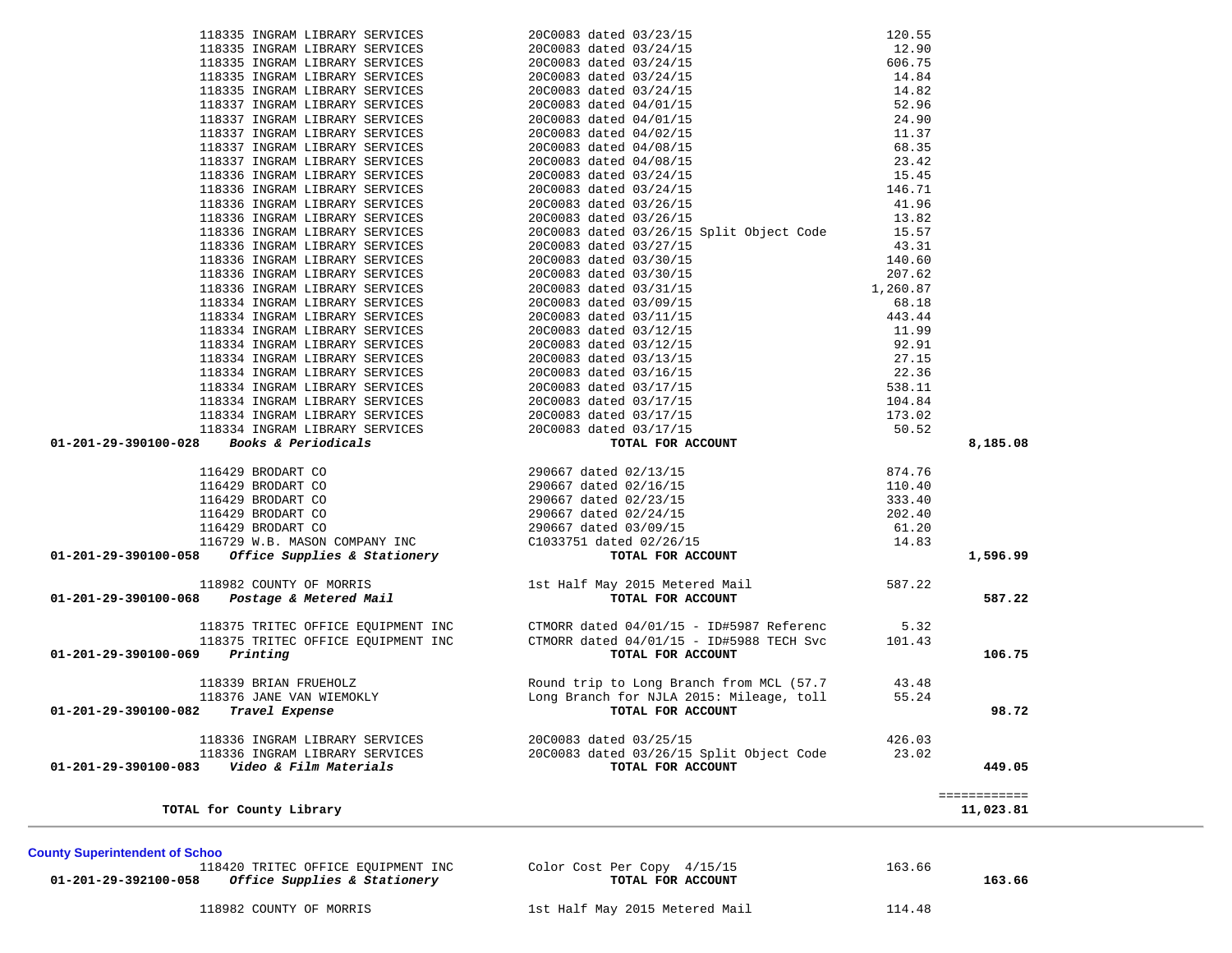| Account | Vendor | Description | Amount | Total |
|---|---|---|---|---|
| | 118335 INGRAM LIBRARY SERVICES | 20C0083 dated 03/23/15 | 120.55 | |
| | 118335 INGRAM LIBRARY SERVICES | 20C0083 dated 03/24/15 | 12.90 | |
| | 118335 INGRAM LIBRARY SERVICES | 20C0083 dated 03/24/15 | 606.75 | |
| | 118335 INGRAM LIBRARY SERVICES | 20C0083 dated 03/24/15 | 14.84 | |
| | 118335 INGRAM LIBRARY SERVICES | 20C0083 dated 03/24/15 | 14.82 | |
| | 118337 INGRAM LIBRARY SERVICES | 20C0083 dated 04/01/15 | 52.96 | |
| | 118337 INGRAM LIBRARY SERVICES | 20C0083 dated 04/01/15 | 24.90 | |
| | 118337 INGRAM LIBRARY SERVICES | 20C0083 dated 04/02/15 | 11.37 | |
| | 118337 INGRAM LIBRARY SERVICES | 20C0083 dated 04/08/15 | 68.35 | |
| | 118337 INGRAM LIBRARY SERVICES | 20C0083 dated 04/08/15 | 23.42 | |
| | 118336 INGRAM LIBRARY SERVICES | 20C0083 dated 03/24/15 | 15.45 | |
| | 118336 INGRAM LIBRARY SERVICES | 20C0083 dated 03/24/15 | 146.71 | |
| | 118336 INGRAM LIBRARY SERVICES | 20C0083 dated 03/26/15 | 41.96 | |
| | 118336 INGRAM LIBRARY SERVICES | 20C0083 dated 03/26/15 | 13.82 | |
| | 118336 INGRAM LIBRARY SERVICES | 20C0083 dated 03/26/15 Split Object Code | 15.57 | |
| | 118336 INGRAM LIBRARY SERVICES | 20C0083 dated 03/27/15 | 43.31 | |
| | 118336 INGRAM LIBRARY SERVICES | 20C0083 dated 03/30/15 | 140.60 | |
| | 118336 INGRAM LIBRARY SERVICES | 20C0083 dated 03/30/15 | 207.62 | |
| | 118336 INGRAM LIBRARY SERVICES | 20C0083 dated 03/31/15 | 1,260.87 | |
| | 118334 INGRAM LIBRARY SERVICES | 20C0083 dated 03/09/15 | 68.18 | |
| | 118334 INGRAM LIBRARY SERVICES | 20C0083 dated 03/11/15 | 443.44 | |
| | 118334 INGRAM LIBRARY SERVICES | 20C0083 dated 03/12/15 | 11.99 | |
| | 118334 INGRAM LIBRARY SERVICES | 20C0083 dated 03/12/15 | 92.91 | |
| | 118334 INGRAM LIBRARY SERVICES | 20C0083 dated 03/13/15 | 27.15 | |
| | 118334 INGRAM LIBRARY SERVICES | 20C0083 dated 03/16/15 | 22.36 | |
| | 118334 INGRAM LIBRARY SERVICES | 20C0083 dated 03/17/15 | 538.11 | |
| | 118334 INGRAM LIBRARY SERVICES | 20C0083 dated 03/17/15 | 104.84 | |
| | 118334 INGRAM LIBRARY SERVICES | 20C0083 dated 03/17/15 | 173.02 | |
| | 118334 INGRAM LIBRARY SERVICES | 20C0083 dated 03/17/15 | 50.52 | |
| **01-201-29-390100-028** | ***Books & Periodicals*** | **TOTAL FOR ACCOUNT** | | **8,185.08** |
| | 116429 BRODART CO | 290667 dated 02/13/15 | 874.76 | |
| | 116429 BRODART CO | 290667 dated 02/16/15 | 110.40 | |
| | 116429 BRODART CO | 290667 dated 02/23/15 | 333.40 | |
| | 116429 BRODART CO | 290667 dated 02/24/15 | 202.40 | |
| | 116429 BRODART CO | 290667 dated 03/09/15 | 61.20 | |
| | 116729 W.B. MASON COMPANY INC | C1033751 dated 02/26/15 | 14.83 | |
| **01-201-29-390100-058** | ***Office Supplies & Stationery*** | **TOTAL FOR ACCOUNT** | | **1,596.99** |
| | 118982 COUNTY OF MORRIS | 1st Half May 2015 Metered Mail | 587.22 | |
| **01-201-29-390100-068** | ***Postage & Metered Mail*** | **TOTAL FOR ACCOUNT** | | **587.22** |
| | 118375 TRITEC OFFICE EQUIPMENT INC | CTMORR dated 04/01/15 - ID#5987 Referenc | 5.32 | |
| | 118375 TRITEC OFFICE EQUIPMENT INC | CTMORR dated 04/01/15 - ID#5988 TECH Svc | 101.43 | |
| **01-201-29-390100-069** | ***Printing*** | **TOTAL FOR ACCOUNT** | | **106.75** |
| | 118339 BRIAN FRUEHOLZ | Round trip to Long Branch from MCL (57.7 | 43.48 | |
| | 118376 JANE VAN WIEMOKLY | Long Branch for NJLA 2015: Mileage, toll | 55.24 | |
| **01-201-29-390100-082** | ***Travel Expense*** | **TOTAL FOR ACCOUNT** | | **98.72** |
| | 118336 INGRAM LIBRARY SERVICES | 20C0083 dated 03/25/15 | 426.03 | |
| | 118336 INGRAM LIBRARY SERVICES | 20C0083 dated 03/26/15 Split Object Code | 23.02 | |
| **01-201-29-390100-083** | ***Video & Film Materials*** | **TOTAL FOR ACCOUNT** | | **449.05** |
| | | | | ============ |
| **TOTAL for County Library** | | | | **11,023.81** |

**County Superintendent of Schoo**

| Account | Vendor | Description | Amount | Total |
|---|---|---|---|---|
| | 118420 TRITEC OFFICE EQUIPMENT INC | Color Cost Per Copy 4/15/15 | 163.66 | |
| **01-201-29-392100-058** | ***Office Supplies & Stationery*** | **TOTAL FOR ACCOUNT** | | **163.66** |
| | 118982 COUNTY OF MORRIS | 1st Half May 2015 Metered Mail | 114.48 | |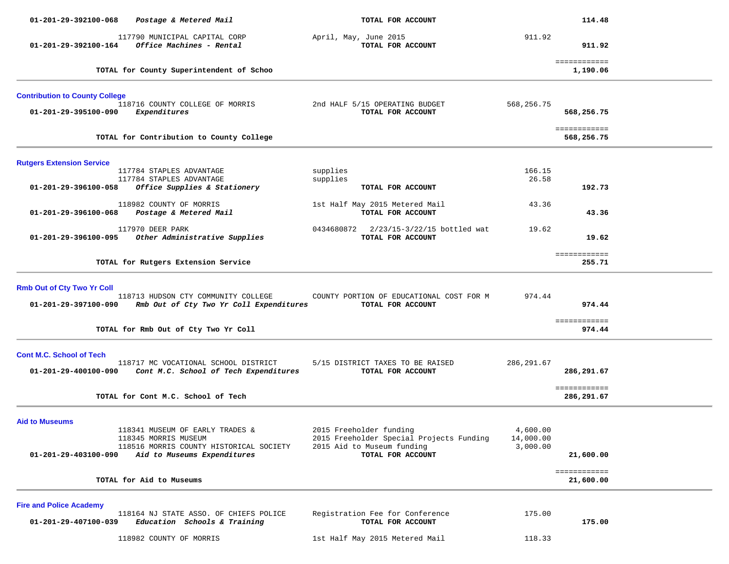| Account | Vendor / Description | Detail | Amount | Total |
|---|---|---|---|---|
| 01-201-29-392100-068 | *Postage & Metered Mail* | **TOTAL FOR ACCOUNT** | | **114.48** |
| | 117790 MUNICIPAL CAPITAL CORP | April, May, June 2015 | 911.92 | |
| 01-201-29-392100-164 | *Office Machines - Rental* | **TOTAL FOR ACCOUNT** | | **911.92** |
| | **TOTAL for County Superintendent of Schoo** | | | ============ **1,190.06** |

## Contribution to County College

| Account | Vendor / Description | Detail | Amount | Total |
|---|---|---|---|---|
| | 118716 COUNTY COLLEGE OF MORRIS | 2nd HALF 5/15 OPERATING BUDGET | 568,256.75 | |
| 01-201-29-395100-090 | *Expenditures* | **TOTAL FOR ACCOUNT** | | **568,256.75** |
| | **TOTAL for Contribution to County College** | | | ============ **568,256.75** |

## Rutgers Extension Service

| Account | Vendor / Description | Detail | Amount | Total |
|---|---|---|---|---|
| | 117784 STAPLES ADVANTAGE | supplies | 166.15 | |
| | 117784 STAPLES ADVANTAGE | supplies | 26.58 | |
| 01-201-29-396100-058 | *Office Supplies & Stationery* | **TOTAL FOR ACCOUNT** | | **192.73** |
| | 118982 COUNTY OF MORRIS | 1st Half May 2015 Metered Mail | 43.36 | |
| 01-201-29-396100-068 | *Postage & Metered Mail* | **TOTAL FOR ACCOUNT** | | **43.36** |
| | 117970 DEER PARK | 0434680872 2/23/15-3/22/15 bottled wat | 19.62 | |
| 01-201-29-396100-095 | *Other Administrative Supplies* | **TOTAL FOR ACCOUNT** | | **19.62** |
| | **TOTAL for Rutgers Extension Service** | | | ============ **255.71** |

## Rmb Out of Cty Two Yr Coll

| Account | Vendor / Description | Detail | Amount | Total |
|---|---|---|---|---|
| | 118713 HUDSON CTY COMMUNITY COLLEGE | COUNTY PORTION OF EDUCATIONAL COST FOR M | 974.44 | |
| 01-201-29-397100-090 | *Rmb Out of Cty Two Yr Coll Expenditures* | **TOTAL FOR ACCOUNT** | | **974.44** |
| | **TOTAL for Rmb Out of Cty Two Yr Coll** | | | ============ **974.44** |

## Cont M.C. School of Tech

| Account | Vendor / Description | Detail | Amount | Total |
|---|---|---|---|---|
| | 118717 MC VOCATIONAL SCHOOL DISTRICT | 5/15 DISTRICT TAXES TO BE RAISED | 286,291.67 | |
| 01-201-29-400100-090 | *Cont M.C. School of Tech Expenditures* | **TOTAL FOR ACCOUNT** | | **286,291.67** |
| | **TOTAL for Cont M.C. School of Tech** | | | ============ **286,291.67** |

## Aid to Museums

| Account | Vendor / Description | Detail | Amount | Total |
|---|---|---|---|---|
| | 118341 MUSEUM OF EARLY TRADES & | 2015 Freeholder funding | 4,600.00 | |
| | 118345 MORRIS MUSEUM | 2015 Freeholder Special Projects Funding | 14,000.00 | |
| | 118516 MORRIS COUNTY HISTORICAL SOCIETY | 2015 Aid to Museum funding | 3,000.00 | |
| 01-201-29-403100-090 | *Aid to Museums Expenditures* | **TOTAL FOR ACCOUNT** | | **21,600.00** |
| | **TOTAL for Aid to Museums** | | | ============ **21,600.00** |

## Fire and Police Academy

| Account | Vendor / Description | Detail | Amount | Total |
|---|---|---|---|---|
| | 118164 NJ STATE ASSO. OF CHIEFS POLICE | Registration Fee for Conference | 175.00 | |
| 01-201-29-407100-039 | *Education Schools & Training* | **TOTAL FOR ACCOUNT** | | **175.00** |
| | 118982 COUNTY OF MORRIS | 1st Half May 2015 Metered Mail | 118.33 | |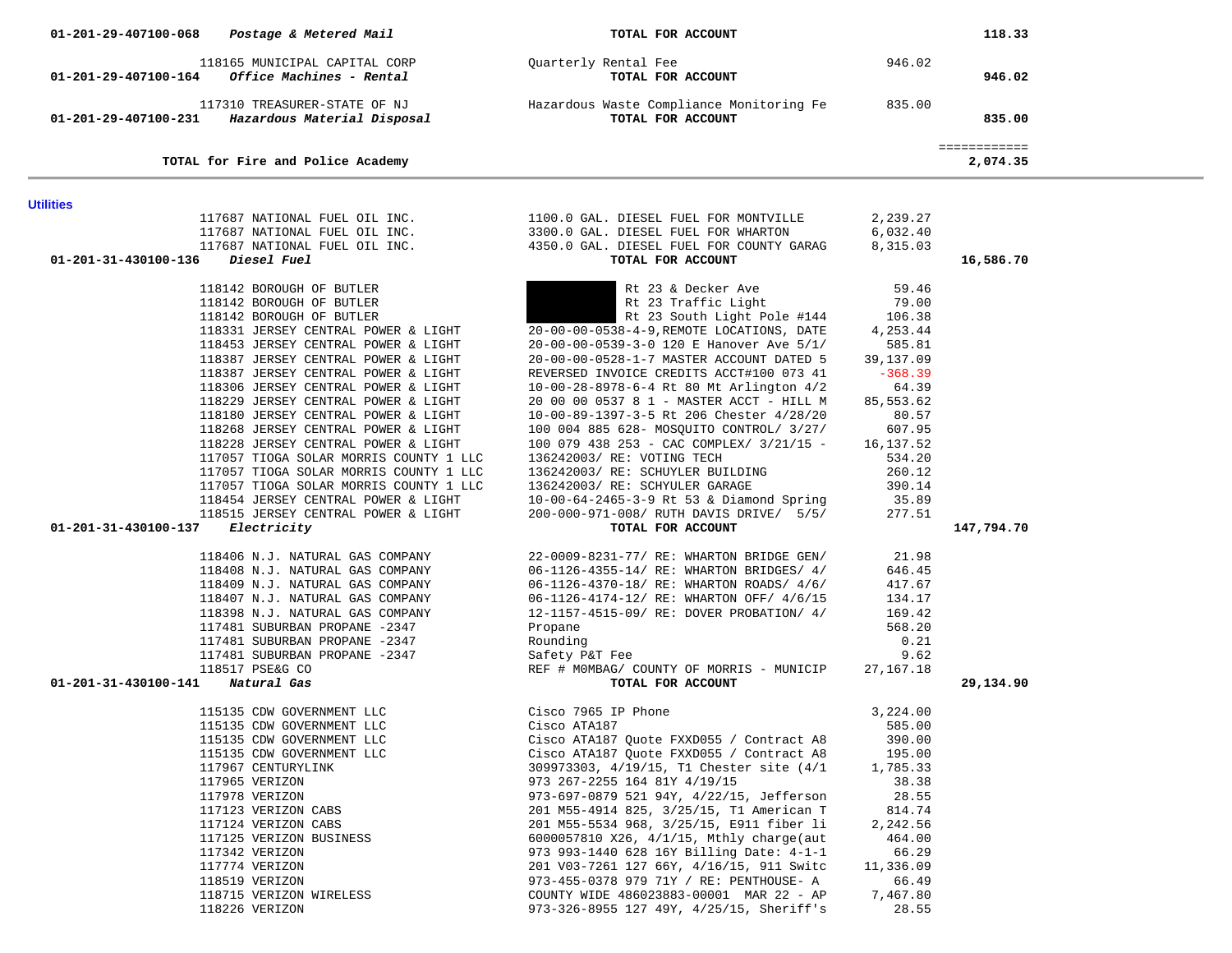| Account | Vendor | Description | Amount | Total |
|---|---|---|---|---|
| 01-201-29-407100-068 *Postage & Metered Mail* | | **TOTAL FOR ACCOUNT** | | **118.33** |
| | 118165 MUNICIPAL CAPITAL CORP | Quarterly Rental Fee | 946.02 | |
| 01-201-29-407100-164 *Office Machines - Rental* | | **TOTAL FOR ACCOUNT** | | **946.02** |
| | 117310 TREASURER-STATE OF NJ | Hazardous Waste Compliance Monitoring Fe | 835.00 | |
| 01-201-29-407100-231 *Hazardous Material Disposal* | | **TOTAL FOR ACCOUNT** | | **835.00** |
| **TOTAL for Fire and Police Academy** | | | | ============ **2,074.35** |

**Utilities**

| Account | Vendor | Description | Amount | Total |
|---|---|---|---|---|
| | 117687 NATIONAL FUEL OIL INC. | 1100.0 GAL. DIESEL FUEL FOR MONTVILLE | 2,239.27 | |
| | 117687 NATIONAL FUEL OIL INC. | 3300.0 GAL. DIESEL FUEL FOR WHARTON | 6,032.40 | |
| | 117687 NATIONAL FUEL OIL INC. | 4350.0 GAL. DIESEL FUEL FOR COUNTY GARAG | 8,315.03 | |
| 01-201-31-430100-136 *Diesel Fuel* | | **TOTAL FOR ACCOUNT** | | **16,586.70** |
| | 118142 BOROUGH OF BUTLER | [REDACTED] Rt 23 & Decker Ave | 59.46 | |
| | 118142 BOROUGH OF BUTLER | [REDACTED] Rt 23 Traffic Light | 79.00 | |
| | 118142 BOROUGH OF BUTLER | [REDACTED] Rt 23 South Light Pole #144 | 106.38 | |
| | 118331 JERSEY CENTRAL POWER & LIGHT | 20-00-00-0538-4-9,REMOTE LOCATIONS, DATE | 4,253.44 | |
| | 118453 JERSEY CENTRAL POWER & LIGHT | 20-00-00-0539-3-0 120 E Hanover Ave 5/1/ | 585.81 | |
| | 118387 JERSEY CENTRAL POWER & LIGHT | 20-00-00-0528-1-7 MASTER ACCOUNT DATED 5 | 39,137.09 | |
| | 118387 JERSEY CENTRAL POWER & LIGHT | REVERSED INVOICE CREDITS ACCT#100 073 41 | -368.39 | |
| | 118306 JERSEY CENTRAL POWER & LIGHT | 10-00-28-8978-6-4 Rt 80 Mt Arlington 4/2 | 64.39 | |
| | 118229 JERSEY CENTRAL POWER & LIGHT | 20 00 00 0537 8 1 - MASTER ACCT - HILL M | 85,553.62 | |
| | 118180 JERSEY CENTRAL POWER & LIGHT | 10-00-89-1397-3-5 Rt 206 Chester 4/28/20 | 80.57 | |
| | 118268 JERSEY CENTRAL POWER & LIGHT | 100 004 885 628- MOSQUITO CONTROL/ 3/27/ | 607.95 | |
| | 118228 JERSEY CENTRAL POWER & LIGHT | 100 079 438 253 - CAC COMPLEX/ 3/21/15 - | 16,137.52 | |
| | 117057 TIOGA SOLAR MORRIS COUNTY 1 LLC | 136242003/ RE: VOTING TECH | 534.20 | |
| | 117057 TIOGA SOLAR MORRIS COUNTY 1 LLC | 136242003/ RE: SCHUYLER BUILDING | 260.12 | |
| | 117057 TIOGA SOLAR MORRIS COUNTY 1 LLC | 136242003/ RE: SCHYULER GARAGE | 390.14 | |
| | 118454 JERSEY CENTRAL POWER & LIGHT | 10-00-64-2465-3-9 Rt 53 & Diamond Spring | 35.89 | |
| | 118515 JERSEY CENTRAL POWER & LIGHT | 200-000-971-008/ RUTH DAVIS DRIVE/ 5/5/ | 277.51 | |
| 01-201-31-430100-137 *Electricity* | | **TOTAL FOR ACCOUNT** | | **147,794.70** |
| | 118406 N.J. NATURAL GAS COMPANY | 22-0009-8231-77/ RE: WHARTON BRIDGE GEN/ | 21.98 | |
| | 118408 N.J. NATURAL GAS COMPANY | 06-1126-4355-14/ RE: WHARTON BRIDGES/ 4/ | 646.45 | |
| | 118409 N.J. NATURAL GAS COMPANY | 06-1126-4370-18/ RE: WHARTON ROADS/ 4/6/ | 417.67 | |
| | 118407 N.J. NATURAL GAS COMPANY | 06-1126-4174-12/ RE: WHARTON OFF/ 4/6/15 | 134.17 | |
| | 118398 N.J. NATURAL GAS COMPANY | 12-1157-4515-09/ RE: DOVER PROBATION/ 4/ | 169.42 | |
| | 117481 SUBURBAN PROPANE -2347 | Propane | 568.20 | |
| | 117481 SUBURBAN PROPANE -2347 | Rounding | 0.21 | |
| | 117481 SUBURBAN PROPANE -2347 | Safety P&T Fee | 9.62 | |
| | 118517 PSE&G CO | REF # M0MBAG/ COUNTY OF MORRIS - MUNICIP | 27,167.18 | |
| 01-201-31-430100-141 *Natural Gas* | | **TOTAL FOR ACCOUNT** | | **29,134.90** |
| | 115135 CDW GOVERNMENT LLC | Cisco 7965 IP Phone | 3,224.00 | |
| | 115135 CDW GOVERNMENT LLC | Cisco ATA187 | 585.00 | |
| | 115135 CDW GOVERNMENT LLC | Cisco ATA187 Quote FXXD055 / Contract A8 | 390.00 | |
| | 115135 CDW GOVERNMENT LLC | Cisco ATA187 Quote FXXD055 / Contract A8 | 195.00 | |
| | 117967 CENTURYLINK | 309973303, 4/19/15, T1 Chester site (4/1 | 1,785.33 | |
| | 117965 VERIZON | 973 267-2255 164 81Y 4/19/15 | 38.38 | |
| | 117978 VERIZON | 973-697-0879 521 94Y, 4/22/15, Jefferson | 28.55 | |
| | 117123 VERIZON CABS | 201 M55-4914 825, 3/25/15, T1 American T | 814.74 | |
| | 117124 VERIZON CABS | 201 M55-5534 968, 3/25/15, E911 fiber li | 2,242.56 | |
| | 117125 VERIZON BUSINESS | 6000057810 X26, 4/1/15, Mthly charge(aut | 464.00 | |
| | 117342 VERIZON | 973 993-1440 628 16Y Billing Date: 4-1-1 | 66.29 | |
| | 117774 VERIZON | 201 V03-7261 127 66Y, 4/16/15, 911 Switc | 11,336.09 | |
| | 118519 VERIZON | 973-455-0378 979 71Y / RE: PENTHOUSE- A | 66.49 | |
| | 118715 VERIZON WIRELESS | COUNTY WIDE 486023883-00001 MAR 22 - AP | 7,467.80 | |
| | 118226 VERIZON | 973-326-8955 127 49Y, 4/25/15, Sheriff's | 28.55 | |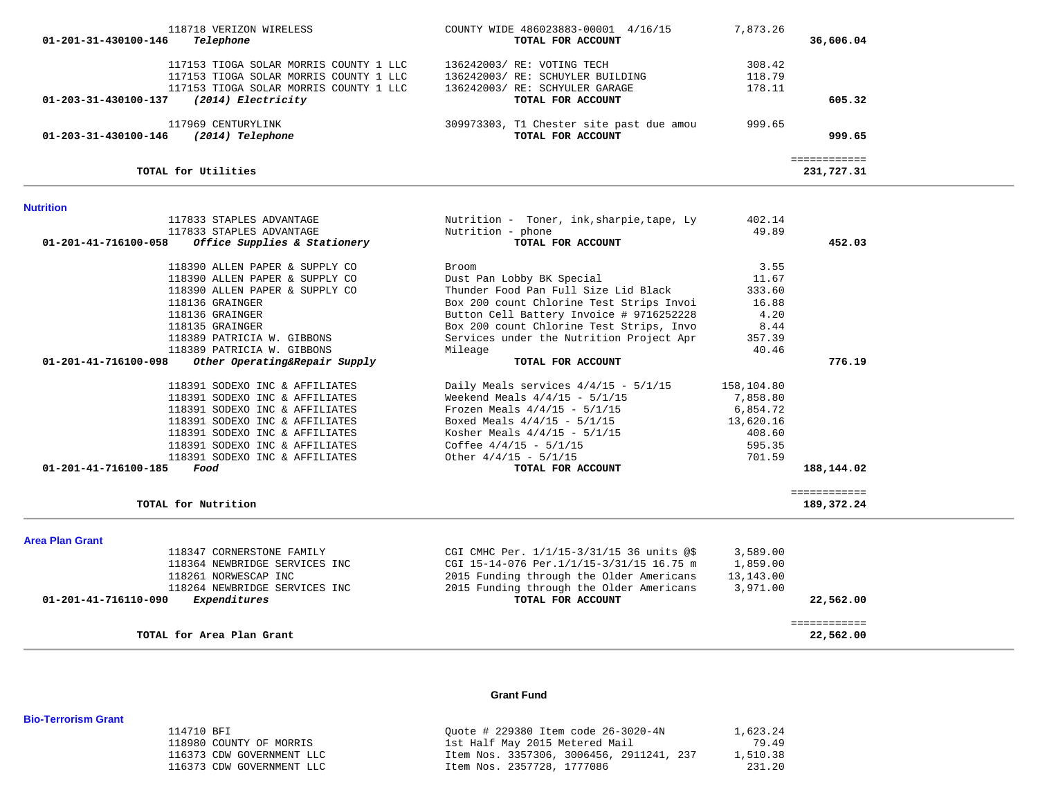| Account | Vendor | Description | Amount | Total |
|---|---|---|---|---|
| | 118718 VERIZON WIRELESS | COUNTY WIDE 486023883-00001 4/16/15 | 7,873.26 | |
| **01-201-31-430100-146** | ***Telephone*** | **TOTAL FOR ACCOUNT** | | **36,606.04** |
| | 117153 TIOGA SOLAR MORRIS COUNTY 1 LLC | 136242003/ RE: VOTING TECH | 308.42 | |
| | 117153 TIOGA SOLAR MORRIS COUNTY 1 LLC | 136242003/ RE: SCHUYLER BUILDING | 118.79 | |
| | 117153 TIOGA SOLAR MORRIS COUNTY 1 LLC | 136242003/ RE: SCHYULER GARAGE | 178.11 | |
| **01-203-31-430100-137** | ***(2014) Electricity*** | **TOTAL FOR ACCOUNT** | | **605.32** |
| | 117969 CENTURYLINK | 309973303, T1 Chester site past due amou | 999.65 | |
| **01-203-31-430100-146** | ***(2014) Telephone*** | **TOTAL FOR ACCOUNT** | | **999.65** |
| | | | | ============ |
| | **TOTAL for Utilities** | | | **231,727.31** |

## Nutrition

| Account | Vendor | Description | Amount | Total |
|---|---|---|---|---|
| | 117833 STAPLES ADVANTAGE | Nutrition - Toner, ink,sharpie,tape, Ly | 402.14 | |
| | 117833 STAPLES ADVANTAGE | Nutrition - phone | 49.89 | |
| **01-201-41-716100-058** | ***Office Supplies & Stationery*** | **TOTAL FOR ACCOUNT** | | **452.03** |
| | 118390 ALLEN PAPER & SUPPLY CO | Broom | 3.55 | |
| | 118390 ALLEN PAPER & SUPPLY CO | Dust Pan Lobby BK Special | 11.67 | |
| | 118390 ALLEN PAPER & SUPPLY CO | Thunder Food Pan Full Size Lid Black | 333.60 | |
| | 118136 GRAINGER | Box 200 count Chlorine Test Strips Invoi | 16.88 | |
| | 118136 GRAINGER | Button Cell Battery Invoice # 9716252228 | 4.20 | |
| | 118135 GRAINGER | Box 200 count Chlorine Test Strips, Invo | 8.44 | |
| | 118389 PATRICIA W. GIBBONS | Services under the Nutrition Project Apr | 357.39 | |
| | 118389 PATRICIA W. GIBBONS | Mileage | 40.46 | |
| **01-201-41-716100-098** | ***Other Operating&Repair Supply*** | **TOTAL FOR ACCOUNT** | | **776.19** |
| | 118391 SODEXO INC & AFFILIATES | Daily Meals services 4/4/15 - 5/1/15 | 158,104.80 | |
| | 118391 SODEXO INC & AFFILIATES | Weekend Meals 4/4/15 - 5/1/15 | 7,858.80 | |
| | 118391 SODEXO INC & AFFILIATES | Frozen Meals 4/4/15 - 5/1/15 | 6,854.72 | |
| | 118391 SODEXO INC & AFFILIATES | Boxed Meals 4/4/15 - 5/1/15 | 13,620.16 | |
| | 118391 SODEXO INC & AFFILIATES | Kosher Meals 4/4/15 - 5/1/15 | 408.60 | |
| | 118391 SODEXO INC & AFFILIATES | Coffee 4/4/15 - 5/1/15 | 595.35 | |
| | 118391 SODEXO INC & AFFILIATES | Other 4/4/15 - 5/1/15 | 701.59 | |
| **01-201-41-716100-185** | ***Food*** | **TOTAL FOR ACCOUNT** | | **188,144.02** |
| | | | | ============ |
| | **TOTAL for Nutrition** | | | **189,372.24** |

## Area Plan Grant

| Account | Vendor | Description | Amount | Total |
|---|---|---|---|---|
| | 118347 CORNERSTONE FAMILY | CGI CMHC Per. 1/1/15-3/31/15 36 units @$ | 3,589.00 | |
| | 118364 NEWBRIDGE SERVICES INC | CGI 15-14-076 Per.1/1/15-3/31/15 16.75 m | 1,859.00 | |
| | 118261 NORWESCAP INC | 2015 Funding through the Older Americans | 13,143.00 | |
| | 118264 NEWBRIDGE SERVICES INC | 2015 Funding through the Older Americans | 3,971.00 | |
| **01-201-41-716110-090** | ***Expenditures*** | **TOTAL FOR ACCOUNT** | | **22,562.00** |
| | | | | ============ |
| | **TOTAL for Area Plan Grant** | | | **22,562.00** |

# Grant Fund

## Bio-Terrorism Grant

| Account | Vendor | Description | Amount | Total |
|---|---|---|---|---|
| | 114710 BFI | Quote # 229380 Item code 26-3020-4N | 1,623.24 | |
| | 118980 COUNTY OF MORRIS | 1st Half May 2015 Metered Mail | 79.49 | |
| | 116373 CDW GOVERNMENT LLC | Item Nos. 3357306, 3006456, 2911241, 237 | 1,510.38 | |
| | 116373 CDW GOVERNMENT LLC | Item Nos. 2357728, 1777086 | 231.20 | |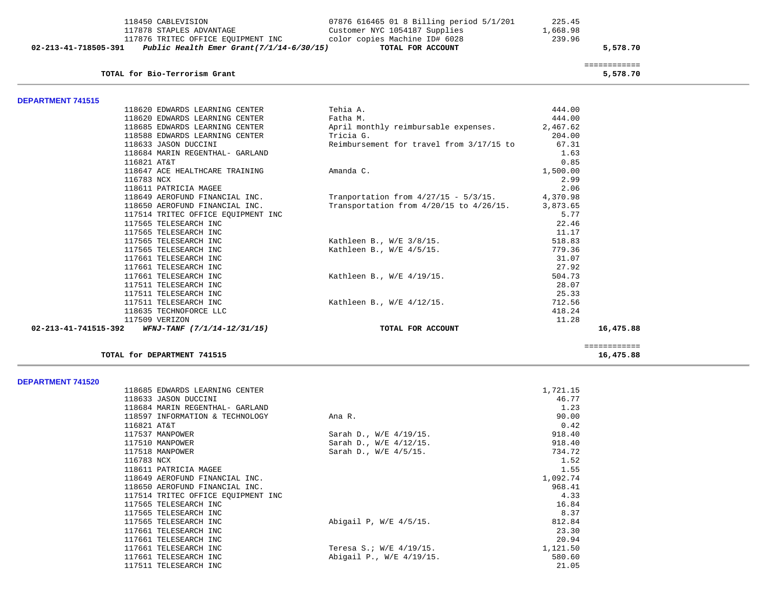| | | | | |
|---|---|---|---|---|
| | 118450 CABLEVISION | 07876 616465 01 8 Billing period 5/1/201 | 225.45 | |
| | 117878 STAPLES ADVANTAGE | Customer NYC 1054187 Supplies | 1,668.98 | |
| | 117876 TRITEC OFFICE EQUIPMENT INC | color copies Machine ID# 6028 | 239.96 | |
| **02-213-41-718505-391** | ***Public Health Emer Grant(7/1/14-6/30/15)*** | **TOTAL FOR ACCOUNT** | | **5,578.70** |
| | | | | ============ |
| | **TOTAL for Bio-Terrorism Grant** | | | **5,578.70** |

## DEPARTMENT 741515

| | | | | |
|---|---|---|---|---|
| | 118620 EDWARDS LEARNING CENTER | Tehia A. | 444.00 | |
| | 118620 EDWARDS LEARNING CENTER | Fatha M. | 444.00 | |
| | 118685 EDWARDS LEARNING CENTER | April monthly reimbursable expenses. | 2,467.62 | |
| | 118588 EDWARDS LEARNING CENTER | Tricia G. | 204.00 | |
| | 118633 JASON DUCCINI | Reimbursement for travel from 3/17/15 to | 67.31 | |
| | 118684 MARIN REGENTHAL- GARLAND | | 1.63 | |
| | 116821 AT&T | | 0.85 | |
| | 118647 ACE HEALTHCARE TRAINING | Amanda C. | 1,500.00 | |
| | 116783 NCX | | 2.99 | |
| | 118611 PATRICIA MAGEE | | 2.06 | |
| | 118649 AEROFUND FINANCIAL INC. | Tranportation from 4/27/15 - 5/3/15. | 4,370.98 | |
| | 118650 AEROFUND FINANCIAL INC. | Transportation from 4/20/15 to 4/26/15. | 3,873.65 | |
| | 117514 TRITEC OFFICE EQUIPMENT INC | | 5.77 | |
| | 117565 TELESEARCH INC | | 22.46 | |
| | 117565 TELESEARCH INC | | 11.17 | |
| | 117565 TELESEARCH INC | Kathleen B., W/E 3/8/15. | 518.83 | |
| | 117565 TELESEARCH INC | Kathleen B., W/E 4/5/15. | 779.36 | |
| | 117661 TELESEARCH INC | | 31.07 | |
| | 117661 TELESEARCH INC | | 27.92 | |
| | 117661 TELESEARCH INC | Kathleen B., W/E 4/19/15. | 504.73 | |
| | 117511 TELESEARCH INC | | 28.07 | |
| | 117511 TELESEARCH INC | | 25.33 | |
| | 117511 TELESEARCH INC | Kathleen B., W/E 4/12/15. | 712.56 | |
| | 118635 TECHNOFORCE LLC | | 418.24 | |
| | 117509 VERIZON | | 11.28 | |
| **02-213-41-741515-392** | ***WFNJ-TANF (7/1/14-12/31/15)*** | **TOTAL FOR ACCOUNT** | | **16,475.88** |
| | | | | ============ |
| | **TOTAL for DEPARTMENT 741515** | | | **16,475.88** |

## DEPARTMENT 741520

| | | | | |
|---|---|---|---|---|
| | 118685 EDWARDS LEARNING CENTER | | 1,721.15 | |
| | 118633 JASON DUCCINI | | 46.77 | |
| | 118684 MARIN REGENTHAL- GARLAND | | 1.23 | |
| | 118597 INFORMATION & TECHNOLOGY | Ana R. | 90.00 | |
| | 116821 AT&T | | 0.42 | |
| | 117537 MANPOWER | Sarah D., W/E 4/19/15. | 918.40 | |
| | 117510 MANPOWER | Sarah D., W/E 4/12/15. | 918.40 | |
| | 117518 MANPOWER | Sarah D., W/E 4/5/15. | 734.72 | |
| | 116783 NCX | | 1.52 | |
| | 118611 PATRICIA MAGEE | | 1.55 | |
| | 118649 AEROFUND FINANCIAL INC. | | 1,092.74 | |
| | 118650 AEROFUND FINANCIAL INC. | | 968.41 | |
| | 117514 TRITEC OFFICE EQUIPMENT INC | | 4.33 | |
| | 117565 TELESEARCH INC | | 16.84 | |
| | 117565 TELESEARCH INC | | 8.37 | |
| | 117565 TELESEARCH INC | Abigail P, W/E 4/5/15. | 812.84 | |
| | 117661 TELESEARCH INC | | 23.30 | |
| | 117661 TELESEARCH INC | | 20.94 | |
| | 117661 TELESEARCH INC | Teresa S.; W/E 4/19/15. | 1,121.50 | |
| | 117661 TELESEARCH INC | Abigail P., W/E 4/19/15. | 580.60 | |
| | 117511 TELESEARCH INC | | 21.05 | |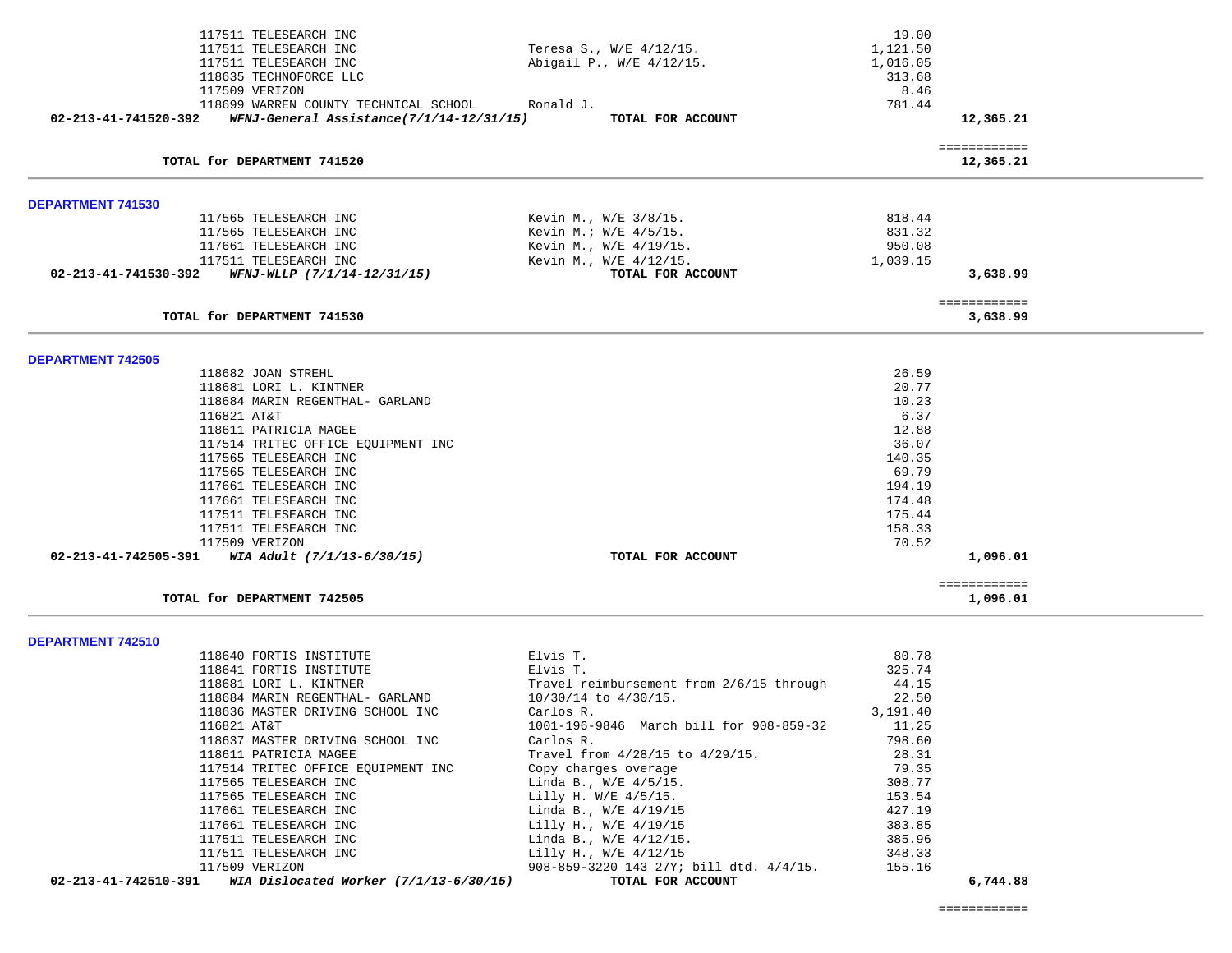| | | | |
|---|---|---|---|
| 117511 TELESEARCH INC | | 19.00 | |
| 117511 TELESEARCH INC | Teresa S., W/E 4/12/15. | 1,121.50 | |
| 117511 TELESEARCH INC | Abigail P., W/E 4/12/15. | 1,016.05 | |
| 118635 TECHNOFORCE LLC | | 313.68 | |
| 117509 VERIZON | | 8.46 | |
| 118699 WARREN COUNTY TECHNICAL SCHOOL | Ronald J. | 781.44 | |
| **02-213-41-741520-392** ***WFNJ-General Assistance(7/1/14-12/31/15)*** | **TOTAL FOR ACCOUNT** | | **12,365.21** |
| | | | ============ |
| **TOTAL for DEPARTMENT 741520** | | | **12,365.21** |

**DEPARTMENT 741530**

| | | | |
|---|---|---|---|
| 117565 TELESEARCH INC | Kevin M., W/E 3/8/15. | 818.44 | |
| 117565 TELESEARCH INC | Kevin M.; W/E 4/5/15. | 831.32 | |
| 117661 TELESEARCH INC | Kevin M., W/E 4/19/15. | 950.08 | |
| 117511 TELESEARCH INC | Kevin M., W/E 4/12/15. | 1,039.15 | |
| **02-213-41-741530-392** ***WFNJ-WLLP (7/1/14-12/31/15)*** | **TOTAL FOR ACCOUNT** | | **3,638.99** |
| | | | ============ |
| **TOTAL for DEPARTMENT 741530** | | | **3,638.99** |

**DEPARTMENT 742505**

| | | | |
|---|---|---|---|
| 118682 JOAN STREHL | | 26.59 | |
| 118681 LORI L. KINTNER | | 20.77 | |
| 118684 MARIN REGENTHAL- GARLAND | | 10.23 | |
| 116821 AT&T | | 6.37 | |
| 118611 PATRICIA MAGEE | | 12.88 | |
| 117514 TRITEC OFFICE EQUIPMENT INC | | 36.07 | |
| 117565 TELESEARCH INC | | 140.35 | |
| 117565 TELESEARCH INC | | 69.79 | |
| 117661 TELESEARCH INC | | 194.19 | |
| 117661 TELESEARCH INC | | 174.48 | |
| 117511 TELESEARCH INC | | 175.44 | |
| 117511 TELESEARCH INC | | 158.33 | |
| 117509 VERIZON | | 70.52 | |
| **02-213-41-742505-391** ***WIA Adult (7/1/13-6/30/15)*** | **TOTAL FOR ACCOUNT** | | **1,096.01** |
| | | | ============ |
| **TOTAL for DEPARTMENT 742505** | | | **1,096.01** |

**DEPARTMENT 742510**

| | | | |
|---|---|---|---|
| 118640 FORTIS INSTITUTE | Elvis T. | 80.78 | |
| 118641 FORTIS INSTITUTE | Elvis T. | 325.74 | |
| 118681 LORI L. KINTNER | Travel reimbursement from 2/6/15 through | 44.15 | |
| 118684 MARIN REGENTHAL- GARLAND | 10/30/14 to 4/30/15. | 22.50 | |
| 118636 MASTER DRIVING SCHOOL INC | Carlos R. | 3,191.40 | |
| 116821 AT&T | 1001-196-9846 March bill for 908-859-32 | 11.25 | |
| 118637 MASTER DRIVING SCHOOL INC | Carlos R. | 798.60 | |
| 118611 PATRICIA MAGEE | Travel from 4/28/15 to 4/29/15. | 28.31 | |
| 117514 TRITEC OFFICE EQUIPMENT INC | Copy charges overage | 79.35 | |
| 117565 TELESEARCH INC | Linda B., W/E 4/5/15. | 308.77 | |
| 117565 TELESEARCH INC | Lilly H. W/E 4/5/15. | 153.54 | |
| 117661 TELESEARCH INC | Linda B., W/E 4/19/15 | 427.19 | |
| 117661 TELESEARCH INC | Lilly H., W/E 4/19/15 | 383.85 | |
| 117511 TELESEARCH INC | Linda B., W/E 4/12/15. | 385.96 | |
| 117511 TELESEARCH INC | Lilly H., W/E 4/12/15 | 348.33 | |
| 117509 VERIZON | 908-859-3220 143 27Y; bill dtd. 4/4/15. | 155.16 | |
| **02-213-41-742510-391** ***WIA Dislocated Worker (7/1/13-6/30/15)*** | **TOTAL FOR ACCOUNT** | | **6,744.88** |
| | | | ============ |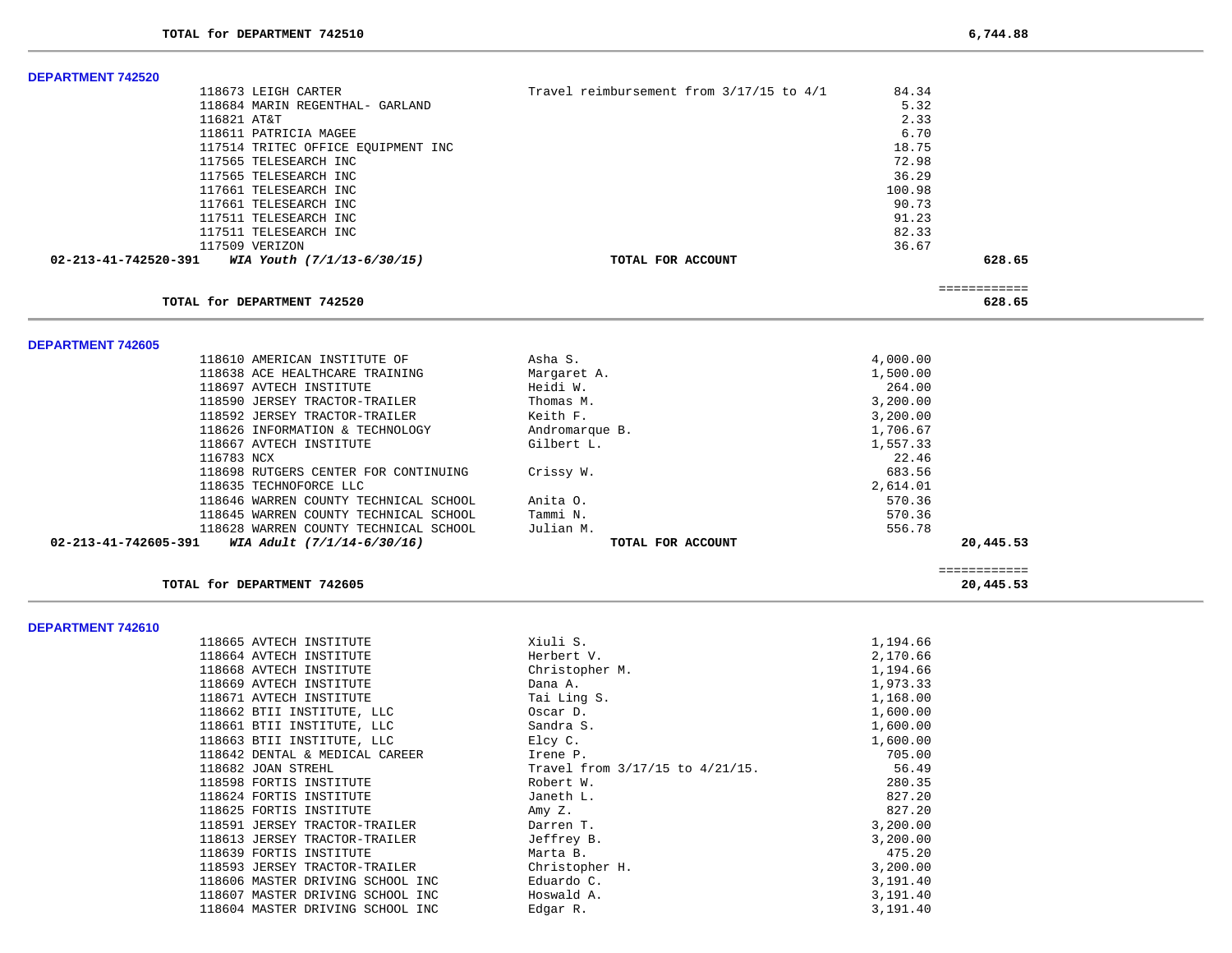**TOTAL for DEPARTMENT 742510** 6,744.88

**DEPARTMENT 742520**

| Vendor | Description | Amount | Total |
|---|---|---|---|
| 118673 LEIGH CARTER | Travel reimbursement from 3/17/15 to 4/1 | 84.34 | |
| 118684 MARIN REGENTHAL- GARLAND | | 5.32 | |
| 116821 AT&T | | 2.33 | |
| 118611 PATRICIA MAGEE | | 6.70 | |
| 117514 TRITEC OFFICE EQUIPMENT INC | | 18.75 | |
| 117565 TELESEARCH INC | | 72.98 | |
| 117565 TELESEARCH INC | | 36.29 | |
| 117661 TELESEARCH INC | | 100.98 | |
| 117661 TELESEARCH INC | | 90.73 | |
| 117511 TELESEARCH INC | | 91.23 | |
| 117511 TELESEARCH INC | | 82.33 | |
| 117509 VERIZON | | 36.67 | |
| **02-213-41-742520-391** ***WIA Youth (7/1/13-6/30/15)*** | **TOTAL FOR ACCOUNT** | | **628.65** |

============

**TOTAL for DEPARTMENT 742520** 628.65

**DEPARTMENT 742605**

| Vendor | Description | Amount | Total |
|---|---|---|---|
| 118610 AMERICAN INSTITUTE OF | Asha S. | 4,000.00 | |
| 118638 ACE HEALTHCARE TRAINING | Margaret A. | 1,500.00 | |
| 118697 AVTECH INSTITUTE | Heidi W. | 264.00 | |
| 118590 JERSEY TRACTOR-TRAILER | Thomas M. | 3,200.00 | |
| 118592 JERSEY TRACTOR-TRAILER | Keith F. | 3,200.00 | |
| 118626 INFORMATION & TECHNOLOGY | Andromarque B. | 1,706.67 | |
| 118667 AVTECH INSTITUTE | Gilbert L. | 1,557.33 | |
| 116783 NCX | | 22.46 | |
| 118698 RUTGERS CENTER FOR CONTINUING | Crissy W. | 683.56 | |
| 118635 TECHNOFORCE LLC | | 2,614.01 | |
| 118646 WARREN COUNTY TECHNICAL SCHOOL | Anita O. | 570.36 | |
| 118645 WARREN COUNTY TECHNICAL SCHOOL | Tammi N. | 570.36 | |
| 118628 WARREN COUNTY TECHNICAL SCHOOL | Julian M. | 556.78 | |
| **02-213-41-742605-391** ***WIA Adult (7/1/14-6/30/16)*** | **TOTAL FOR ACCOUNT** | | **20,445.53** |

============

**TOTAL for DEPARTMENT 742605** 20,445.53

**DEPARTMENT 742610**

| Vendor | Description | Amount |
|---|---|---|
| 118665 AVTECH INSTITUTE | Xiuli S. | 1,194.66 |
| 118664 AVTECH INSTITUTE | Herbert V. | 2,170.66 |
| 118668 AVTECH INSTITUTE | Christopher M. | 1,194.66 |
| 118669 AVTECH INSTITUTE | Dana A. | 1,973.33 |
| 118671 AVTECH INSTITUTE | Tai Ling S. | 1,168.00 |
| 118662 BTII INSTITUTE, LLC | Oscar D. | 1,600.00 |
| 118661 BTII INSTITUTE, LLC | Sandra S. | 1,600.00 |
| 118663 BTII INSTITUTE, LLC | Elcy C. | 1,600.00 |
| 118642 DENTAL & MEDICAL CAREER | Irene P. | 705.00 |
| 118682 JOAN STREHL | Travel from 3/17/15 to 4/21/15. | 56.49 |
| 118598 FORTIS INSTITUTE | Robert W. | 280.35 |
| 118624 FORTIS INSTITUTE | Janeth L. | 827.20 |
| 118625 FORTIS INSTITUTE | Amy Z. | 827.20 |
| 118591 JERSEY TRACTOR-TRAILER | Darren T. | 3,200.00 |
| 118613 JERSEY TRACTOR-TRAILER | Jeffrey B. | 3,200.00 |
| 118639 FORTIS INSTITUTE | Marta B. | 475.20 |
| 118593 JERSEY TRACTOR-TRAILER | Christopher H. | 3,200.00 |
| 118606 MASTER DRIVING SCHOOL INC | Eduardo C. | 3,191.40 |
| 118607 MASTER DRIVING SCHOOL INC | Hoswald A. | 3,191.40 |
| 118604 MASTER DRIVING SCHOOL INC | Edgar R. | 3,191.40 |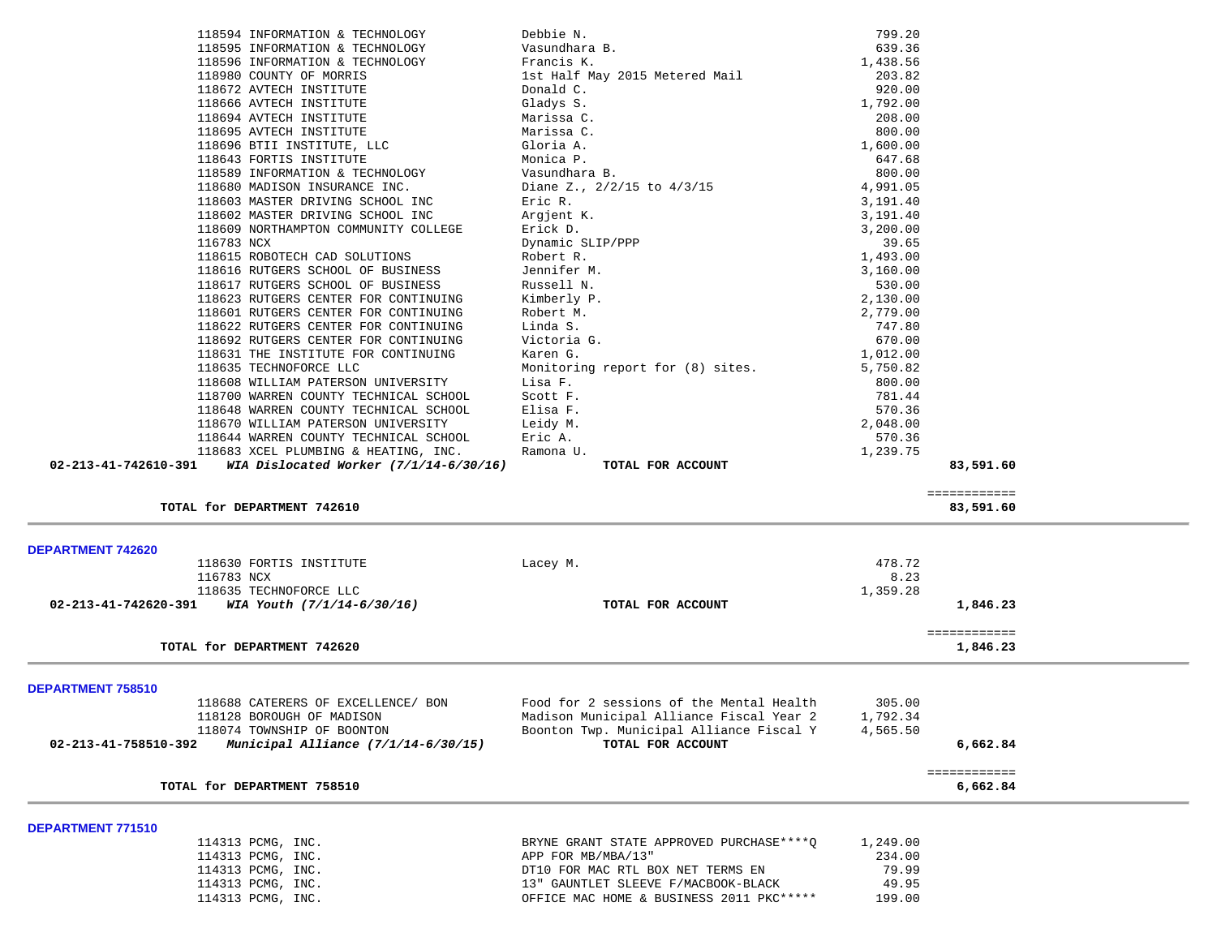| | Vendor | Description | Amount | Total |
|---|---|---|---|---|
| | 118594 INFORMATION & TECHNOLOGY | Debbie N. | 799.20 | |
| | 118595 INFORMATION & TECHNOLOGY | Vasundhara B. | 639.36 | |
| | 118596 INFORMATION & TECHNOLOGY | Francis K. | 1,438.56 | |
| | 118980 COUNTY OF MORRIS | 1st Half May 2015 Metered Mail | 203.82 | |
| | 118672 AVTECH INSTITUTE | Donald C. | 920.00 | |
| | 118666 AVTECH INSTITUTE | Gladys S. | 1,792.00 | |
| | 118694 AVTECH INSTITUTE | Marissa C. | 208.00 | |
| | 118695 AVTECH INSTITUTE | Marissa C. | 800.00 | |
| | 118696 BTII INSTITUTE, LLC | Gloria A. | 1,600.00 | |
| | 118643 FORTIS INSTITUTE | Monica P. | 647.68 | |
| | 118589 INFORMATION & TECHNOLOGY | Vasundhara B. | 800.00 | |
| | 118680 MADISON INSURANCE INC. | Diane Z., 2/2/15 to 4/3/15 | 4,991.05 | |
| | 118603 MASTER DRIVING SCHOOL INC | Eric R. | 3,191.40 | |
| | 118602 MASTER DRIVING SCHOOL INC | Argjent K. | 3,191.40 | |
| | 118609 NORTHAMPTON COMMUNITY COLLEGE | Erick D. | 3,200.00 | |
| | 116783 NCX | Dynamic SLIP/PPP | 39.65 | |
| | 118615 ROBOTECH CAD SOLUTIONS | Robert R. | 1,493.00 | |
| | 118616 RUTGERS SCHOOL OF BUSINESS | Jennifer M. | 3,160.00 | |
| | 118617 RUTGERS SCHOOL OF BUSINESS | Russell N. | 530.00 | |
| | 118623 RUTGERS CENTER FOR CONTINUING | Kimberly P. | 2,130.00 | |
| | 118601 RUTGERS CENTER FOR CONTINUING | Robert M. | 2,779.00 | |
| | 118622 RUTGERS CENTER FOR CONTINUING | Linda S. | 747.80 | |
| | 118692 RUTGERS CENTER FOR CONTINUING | Victoria G. | 670.00 | |
| | 118631 THE INSTITUTE FOR CONTINUING | Karen G. | 1,012.00 | |
| | 118635 TECHNOFORCE LLC | Monitoring report for (8) sites. | 5,750.82 | |
| | 118608 WILLIAM PATERSON UNIVERSITY | Lisa F. | 800.00 | |
| | 118700 WARREN COUNTY TECHNICAL SCHOOL | Scott F. | 781.44 | |
| | 118648 WARREN COUNTY TECHNICAL SCHOOL | Elisa F. | 570.36 | |
| | 118670 WILLIAM PATERSON UNIVERSITY | Leidy M. | 2,048.00 | |
| | 118644 WARREN COUNTY TECHNICAL SCHOOL | Eric A. | 570.36 | |
| | 118683 XCEL PLUMBING & HEATING, INC. | Ramona U. | 1,239.75 | |
| **02-213-41-742610-391** | ***WIA Dislocated Worker (7/1/14-6/30/16)*** | **TOTAL FOR ACCOUNT** | | **83,591.60** |
| | | | | ============ |
| | **TOTAL for DEPARTMENT 742610** | | | **83,591.60** |

## DEPARTMENT 742620

| | Vendor | Description | Amount | Total |
|---|---|---|---|---|
| | 118630 FORTIS INSTITUTE | Lacey M. | 478.72 | |
| | 116783 NCX | | 8.23 | |
| | 118635 TECHNOFORCE LLC | | 1,359.28 | |
| **02-213-41-742620-391** | ***WIA Youth (7/1/14-6/30/16)*** | **TOTAL FOR ACCOUNT** | | **1,846.23** |
| | | | | ============ |
| | **TOTAL for DEPARTMENT 742620** | | | **1,846.23** |

## DEPARTMENT 758510

| | Vendor | Description | Amount | Total |
|---|---|---|---|---|
| | 118688 CATERERS OF EXCELLENCE/ BON | Food for 2 sessions of the Mental Health | 305.00 | |
| | 118128 BOROUGH OF MADISON | Madison Municipal Alliance Fiscal Year 2 | 1,792.34 | |
| | 118074 TOWNSHIP OF BOONTON | Boonton Twp. Municipal Alliance Fiscal Y | 4,565.50 | |
| **02-213-41-758510-392** | ***Municipal Alliance (7/1/14-6/30/15)*** | **TOTAL FOR ACCOUNT** | | **6,662.84** |
| | | | | ============ |
| | **TOTAL for DEPARTMENT 758510** | | | **6,662.84** |

## DEPARTMENT 771510

| | Vendor | Description | Amount | Total |
|---|---|---|---|---|
| | 114313 PCMG, INC. | BRYNE GRANT STATE APPROVED PURCHASE****Q | 1,249.00 | |
| | 114313 PCMG, INC. | APP FOR MB/MBA/13" | 234.00 | |
| | 114313 PCMG, INC. | DT10 FOR MAC RTL BOX NET TERMS EN | 79.99 | |
| | 114313 PCMG, INC. | 13" GAUNTLET SLEEVE F/MACBOOK-BLACK | 49.95 | |
| | 114313 PCMG, INC. | OFFICE MAC HOME & BUSINESS 2011 PKC***** | 199.00 | |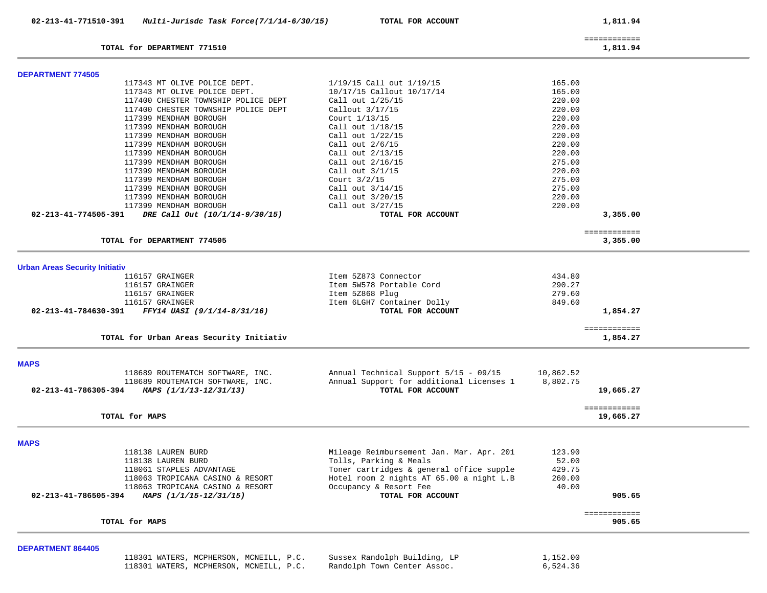| | | | | |
|---|---|---|---|---|
| **02-213-41-771510-391** | ***Multi-Jurisdc Task Force(7/1/14-6/30/15)*** | **TOTAL FOR ACCOUNT** | | **1,811.94** |
| | | | | ============ |
| | **TOTAL for DEPARTMENT 771510** | | | **1,811.94** |

**DEPARTMENT 774505**

| | | | | |
|---|---|---|---|---|
| | 117343 MT OLIVE POLICE DEPT. | 1/19/15 Call out 1/19/15 | 165.00 | |
| | 117343 MT OLIVE POLICE DEPT. | 10/17/15 Callout 10/17/14 | 165.00 | |
| | 117400 CHESTER TOWNSHIP POLICE DEPT | Call out 1/25/15 | 220.00 | |
| | 117400 CHESTER TOWNSHIP POLICE DEPT | Callout 3/17/15 | 220.00 | |
| | 117399 MENDHAM BOROUGH | Court 1/13/15 | 220.00 | |
| | 117399 MENDHAM BOROUGH | Call out 1/18/15 | 220.00 | |
| | 117399 MENDHAM BOROUGH | Call out 1/22/15 | 220.00 | |
| | 117399 MENDHAM BOROUGH | Call out 2/6/15 | 220.00 | |
| | 117399 MENDHAM BOROUGH | Call out 2/13/15 | 220.00 | |
| | 117399 MENDHAM BOROUGH | Call out 2/16/15 | 275.00 | |
| | 117399 MENDHAM BOROUGH | Call out 3/1/15 | 220.00 | |
| | 117399 MENDHAM BOROUGH | Court 3/2/15 | 275.00 | |
| | 117399 MENDHAM BOROUGH | Call out 3/14/15 | 275.00 | |
| | 117399 MENDHAM BOROUGH | Call out 3/20/15 | 220.00 | |
| | 117399 MENDHAM BOROUGH | Call out 3/27/15 | 220.00 | |
| **02-213-41-774505-391** | ***DRE Call Out (10/1/14-9/30/15)*** | **TOTAL FOR ACCOUNT** | | **3,355.00** |
| | | | | ============ |
| | **TOTAL for DEPARTMENT 774505** | | | **3,355.00** |

**Urban Areas Security Initiativ**

| | | | | |
|---|---|---|---|---|
| | 116157 GRAINGER | Item 5Z873 Connector | 434.80 | |
| | 116157 GRAINGER | Item 5W578 Portable Cord | 290.27 | |
| | 116157 GRAINGER | Item 5Z868 Plug | 279.60 | |
| | 116157 GRAINGER | Item 6LGH7 Container Dolly | 849.60 | |
| **02-213-41-784630-391** | ***FFY14 UASI (9/1/14-8/31/16)*** | **TOTAL FOR ACCOUNT** | | **1,854.27** |
| | | | | ============ |
| | **TOTAL for Urban Areas Security Initiativ** | | | **1,854.27** |

**MAPS**

| | | | | |
|---|---|---|---|---|
| | 118689 ROUTEMATCH SOFTWARE, INC. | Annual Technical Support 5/15 - 09/15 | 10,862.52 | |
| | 118689 ROUTEMATCH SOFTWARE, INC. | Annual Support for additional Licenses 1 | 8,802.75 | |
| **02-213-41-786305-394** | ***MAPS (1/1/13-12/31/13)*** | **TOTAL FOR ACCOUNT** | | **19,665.27** |
| | | | | ============ |
| | **TOTAL for MAPS** | | | **19,665.27** |

**MAPS**

| | | | | |
|---|---|---|---|---|
| | 118138 LAUREN BURD | Mileage Reimbursement Jan. Mar. Apr. 201 | 123.90 | |
| | 118138 LAUREN BURD | Tolls, Parking & Meals | 52.00 | |
| | 118061 STAPLES ADVANTAGE | Toner cartridges & general office supple | 429.75 | |
| | 118063 TROPICANA CASINO & RESORT | Hotel room 2 nights AT 65.00 a night L.B | 260.00 | |
| | 118063 TROPICANA CASINO & RESORT | Occupancy & Resort Fee | 40.00 | |
| **02-213-41-786505-394** | ***MAPS (1/1/15-12/31/15)*** | **TOTAL FOR ACCOUNT** | | **905.65** |
| | | | | ============ |
| | **TOTAL for MAPS** | | | **905.65** |

**DEPARTMENT 864405**

| | | | | |
|---|---|---|---|---|
| | 118301 WATERS, MCPHERSON, MCNEILL, P.C. | Sussex Randolph Building, LP | 1,152.00 | |
| | 118301 WATERS, MCPHERSON, MCNEILL, P.C. | Randolph Town Center Assoc. | 6,524.36 | |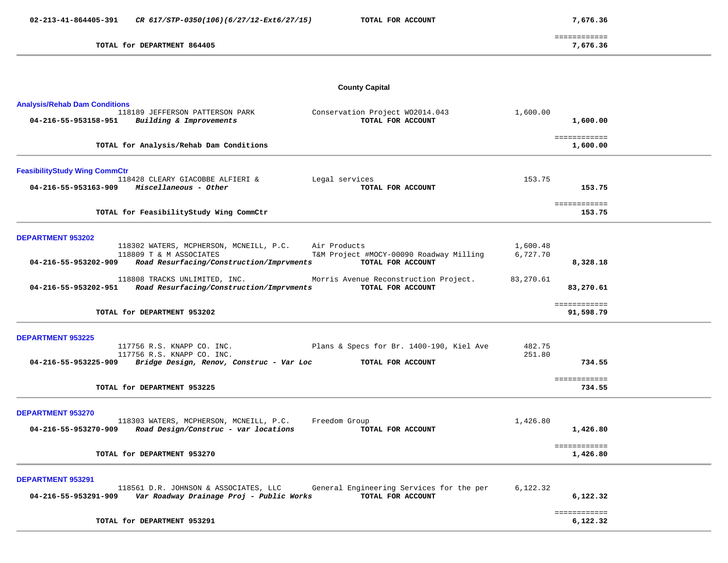**02-213-41-864405-391** ***CR 617/STP-0350(106)(6/27/12-Ext6/27/15)*** **TOTAL FOR ACCOUNT** **7,676.36**

============

**TOTAL for DEPARTMENT 864405** **7,676.36**

---

## County Capital

### Analysis/Rehab Dam Conditions

| | | | | |
|---|---|---|---|---|
| | 118189 JEFFERSON PATTERSON PARK | Conservation Project WO2014.043 | 1,600.00 | |
| **04-216-55-953158-951** | ***Building & Improvements*** | **TOTAL FOR ACCOUNT** | | **1,600.00** |

============

**TOTAL for Analysis/Rehab Dam Conditions** **1,600.00**

---

### FeasibilityStudy Wing CommCtr

| | | | | |
|---|---|---|---|---|
| | 118428 CLEARY GIACOBBE ALFIERI & | Legal services | 153.75 | |
| **04-216-55-953163-909** | ***Miscellaneous - Other*** | **TOTAL FOR ACCOUNT** | | **153.75** |

============

**TOTAL for FeasibilityStudy Wing CommCtr** **153.75**

---

### DEPARTMENT 953202

| | | | | |
|---|---|---|---|---|
| | 118302 WATERS, MCPHERSON, MCNEILL, P.C. | Air Products | 1,600.48 | |
| | 118809 T & M ASSOCIATES | T&M Project #MOCY-00090 Roadway Milling | 6,727.70 | |
| **04-216-55-953202-909** | ***Road Resurfacing/Construction/Imprvments*** | **TOTAL FOR ACCOUNT** | | **8,328.18** |
| | 118808 TRACKS UNLIMITED, INC. | Morris Avenue Reconstruction Project. | 83,270.61 | |
| **04-216-55-953202-951** | ***Road Resurfacing/Construction/Imprvments*** | **TOTAL FOR ACCOUNT** | | **83,270.61** |

============

**TOTAL for DEPARTMENT 953202** **91,598.79**

---

### DEPARTMENT 953225

| | | | | |
|---|---|---|---|---|
| | 117756 R.S. KNAPP CO. INC. | Plans & Specs for Br. 1400-190, Kiel Ave | 482.75 | |
| | 117756 R.S. KNAPP CO. INC. | | 251.80 | |
| **04-216-55-953225-909** | ***Bridge Design, Renov, Construc - Var Loc*** | **TOTAL FOR ACCOUNT** | | **734.55** |

============

**TOTAL for DEPARTMENT 953225** **734.55**

---

### DEPARTMENT 953270

| | | | | |
|---|---|---|---|---|
| | 118303 WATERS, MCPHERSON, MCNEILL, P.C. | Freedom Group | 1,426.80 | |
| **04-216-55-953270-909** | ***Road Design/Construc - var locations*** | **TOTAL FOR ACCOUNT** | | **1,426.80** |

============

**TOTAL for DEPARTMENT 953270** **1,426.80**

---

### DEPARTMENT 953291

| | | | | |
|---|---|---|---|---|
| | 118561 D.R. JOHNSON & ASSOCIATES, LLC | General Engineering Services for the per | 6,122.32 | |
| **04-216-55-953291-909** | ***Var Roadway Drainage Proj - Public Works*** | **TOTAL FOR ACCOUNT** | | **6,122.32** |

============

**TOTAL for DEPARTMENT 953291** **6,122.32**

---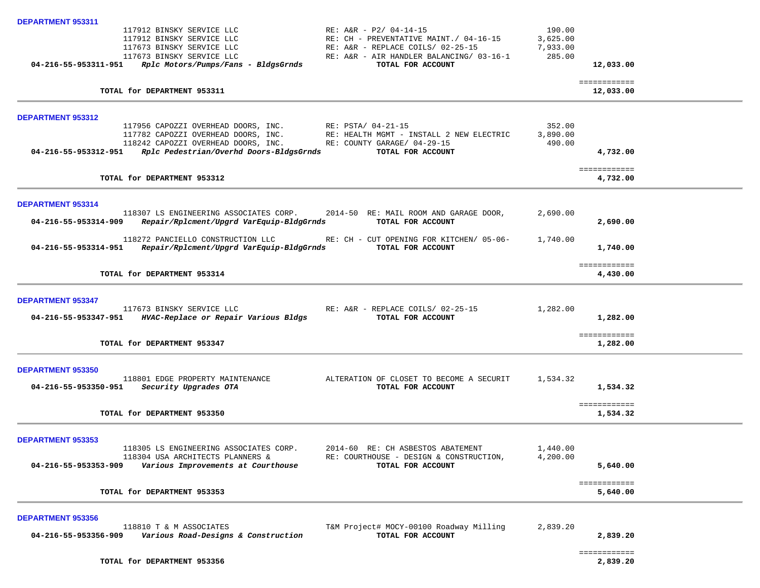**DEPARTMENT 953311**

| Account / PO | Vendor / Description | Reference | Amount | Total |
|---|---|---|---|---|
| 117912 | BINSKY SERVICE LLC | RE: A&R - P2/ 04-14-15 | 190.00 | |
| 117912 | BINSKY SERVICE LLC | RE: CH - PREVENTATIVE MAINT./ 04-16-15 | 3,625.00 | |
| 117673 | BINSKY SERVICE LLC | RE: A&R - REPLACE COILS/ 02-25-15 | 7,933.00 | |
| 117673 | BINSKY SERVICE LLC | RE: A&R - AIR HANDLER BALANCING/ 03-16-1 | 285.00 | |
| **04-216-55-953311-951** | ***Rplc Motors/Pumps/Fans - BldgsGrnds*** | **TOTAL FOR ACCOUNT** | | **12,033.00** |
| | **TOTAL for DEPARTMENT 953311** | | | **12,033.00** |

**DEPARTMENT 953312**

| Account / PO | Vendor / Description | Reference | Amount | Total |
|---|---|---|---|---|
| 117956 | CAPOZZI OVERHEAD DOORS, INC. | RE: PSTA/ 04-21-15 | 352.00 | |
| 117782 | CAPOZZI OVERHEAD DOORS, INC. | RE: HEALTH MGMT - INSTALL 2 NEW ELECTRIC | 3,890.00 | |
| 118242 | CAPOZZI OVERHEAD DOORS, INC. | RE: COUNTY GARAGE/ 04-29-15 | 490.00 | |
| **04-216-55-953312-951** | ***Rplc Pedestrian/Overhd Doors-BldgsGrnds*** | **TOTAL FOR ACCOUNT** | | **4,732.00** |
| | **TOTAL for DEPARTMENT 953312** | | | **4,732.00** |

**DEPARTMENT 953314**

| Account / PO | Vendor / Description | Reference | Amount | Total |
|---|---|---|---|---|
| 118307 | LS ENGINEERING ASSOCIATES CORP. | 2014-50 RE: MAIL ROOM AND GARAGE DOOR, | 2,690.00 | |
| **04-216-55-953314-909** | ***Repair/Rplcment/Upgrd VarEquip-BldgGrnds*** | **TOTAL FOR ACCOUNT** | | **2,690.00** |
| 118272 | PANCIELLO CONSTRUCTION LLC | RE: CH - CUT OPENING FOR KITCHEN/ 05-06- | 1,740.00 | |
| **04-216-55-953314-951** | ***Repair/Rplcment/Upgrd VarEquip-BldgGrnds*** | **TOTAL FOR ACCOUNT** | | **1,740.00** |
| | **TOTAL for DEPARTMENT 953314** | | | **4,430.00** |

**DEPARTMENT 953347**

| Account / PO | Vendor / Description | Reference | Amount | Total |
|---|---|---|---|---|
| 117673 | BINSKY SERVICE LLC | RE: A&R - REPLACE COILS/ 02-25-15 | 1,282.00 | |
| **04-216-55-953347-951** | ***HVAC-Replace or Repair Various Bldgs*** | **TOTAL FOR ACCOUNT** | | **1,282.00** |
| | **TOTAL for DEPARTMENT 953347** | | | **1,282.00** |

**DEPARTMENT 953350**

| Account / PO | Vendor / Description | Reference | Amount | Total |
|---|---|---|---|---|
| 118801 | EDGE PROPERTY MAINTENANCE | ALTERATION OF CLOSET TO BECOME A SECURIT | 1,534.32 | |
| **04-216-55-953350-951** | ***Security Upgrades OTA*** | **TOTAL FOR ACCOUNT** | | **1,534.32** |
| | **TOTAL for DEPARTMENT 953350** | | | **1,534.32** |

**DEPARTMENT 953353**

| Account / PO | Vendor / Description | Reference | Amount | Total |
|---|---|---|---|---|
| 118305 | LS ENGINEERING ASSOCIATES CORP. | 2014-60 RE: CH ASBESTOS ABATEMENT | 1,440.00 | |
| 118304 | USA ARCHITECTS PLANNERS & | RE: COURTHOUSE - DESIGN & CONSTRUCTION, | 4,200.00 | |
| **04-216-55-953353-909** | ***Various Improvements at Courthouse*** | **TOTAL FOR ACCOUNT** | | **5,640.00** |
| | **TOTAL for DEPARTMENT 953353** | | | **5,640.00** |

**DEPARTMENT 953356**

| Account / PO | Vendor / Description | Reference | Amount | Total |
|---|---|---|---|---|
| 118810 | T & M ASSOCIATES | T&M Project# MOCY-00100 Roadway Milling | 2,839.20 | |
| **04-216-55-953356-909** | ***Various Road-Designs & Construction*** | **TOTAL FOR ACCOUNT** | | **2,839.20** |
| | **TOTAL for DEPARTMENT 953356** | | | **2,839.20** |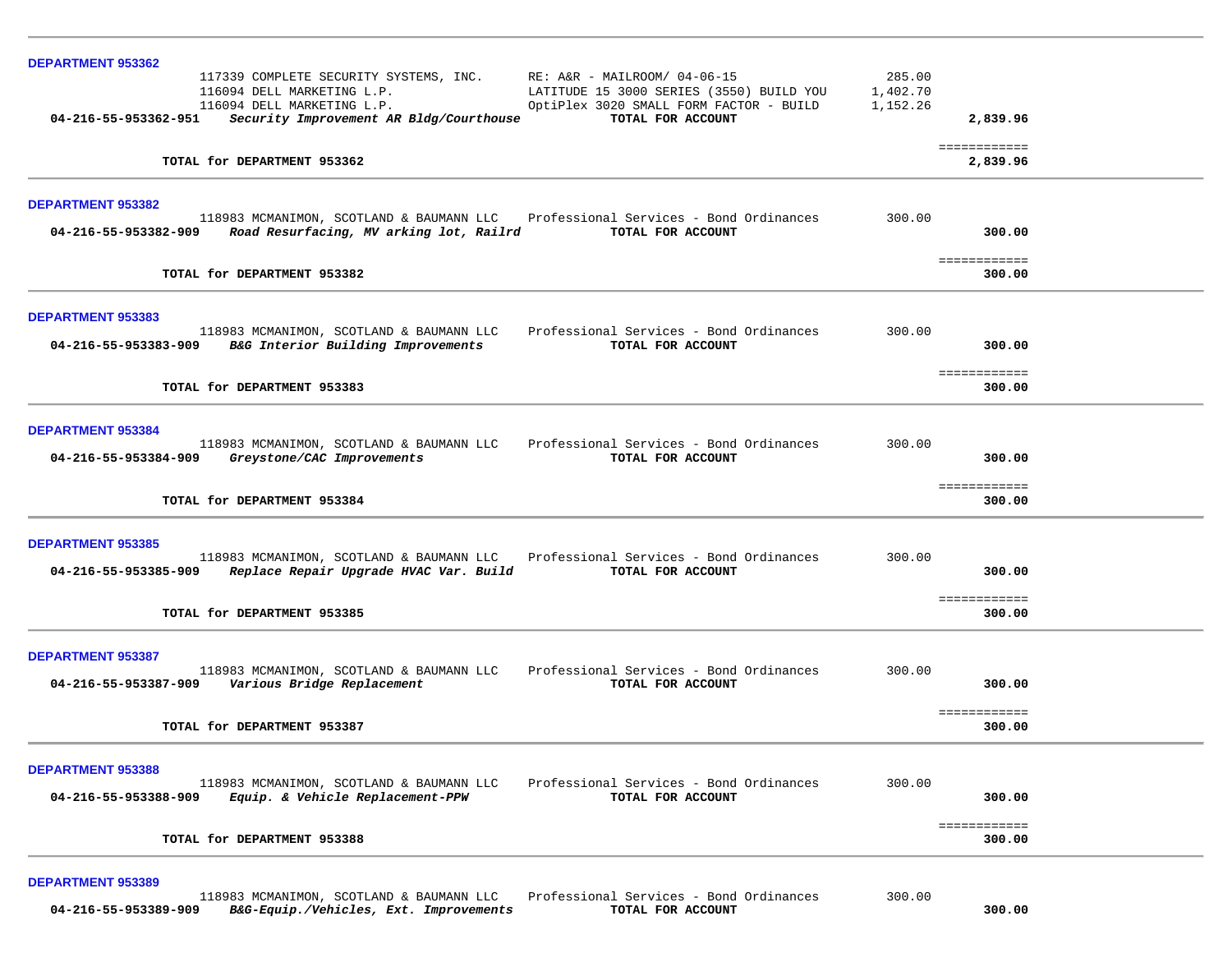**DEPARTMENT 953362**

| | | | | |
|---|---|---|---|---|
| | 117339 COMPLETE SECURITY SYSTEMS, INC. | RE: A&R - MAILROOM/ 04-06-15 | 285.00 | |
| | 116094 DELL MARKETING L.P. | LATITUDE 15 3000 SERIES (3550) BUILD YOU | 1,402.70 | |
| | 116094 DELL MARKETING L.P. | OptiPlex 3020 SMALL FORM FACTOR - BUILD | 1,152.26 | |
| **04-216-55-953362-951** | ***Security Improvement AR Bldg/Courthouse*** | **TOTAL FOR ACCOUNT** | | **2,839.96** |

============
**TOTAL for DEPARTMENT 953362** **2,839.96**

---

**DEPARTMENT 953382**

| | | | | |
|---|---|---|---|---|
| | 118983 MCMANIMON, SCOTLAND & BAUMANN LLC | Professional Services - Bond Ordinances | 300.00 | |
| **04-216-55-953382-909** | ***Road Resurfacing, MV arking lot, Railrd*** | **TOTAL FOR ACCOUNT** | | **300.00** |

============
**TOTAL for DEPARTMENT 953382** **300.00**

---

**DEPARTMENT 953383**

| | | | | |
|---|---|---|---|---|
| | 118983 MCMANIMON, SCOTLAND & BAUMANN LLC | Professional Services - Bond Ordinances | 300.00 | |
| **04-216-55-953383-909** | ***B&G Interior Building Improvements*** | **TOTAL FOR ACCOUNT** | | **300.00** |

============
**TOTAL for DEPARTMENT 953383** **300.00**

---

**DEPARTMENT 953384**

| | | | | |
|---|---|---|---|---|
| | 118983 MCMANIMON, SCOTLAND & BAUMANN LLC | Professional Services - Bond Ordinances | 300.00 | |
| **04-216-55-953384-909** | ***Greystone/CAC Improvements*** | **TOTAL FOR ACCOUNT** | | **300.00** |

============
**TOTAL for DEPARTMENT 953384** **300.00**

---

**DEPARTMENT 953385**

| | | | | |
|---|---|---|---|---|
| | 118983 MCMANIMON, SCOTLAND & BAUMANN LLC | Professional Services - Bond Ordinances | 300.00 | |
| **04-216-55-953385-909** | ***Replace Repair Upgrade HVAC Var. Build*** | **TOTAL FOR ACCOUNT** | | **300.00** |

============
**TOTAL for DEPARTMENT 953385** **300.00**

---

**DEPARTMENT 953387**

| | | | | |
|---|---|---|---|---|
| | 118983 MCMANIMON, SCOTLAND & BAUMANN LLC | Professional Services - Bond Ordinances | 300.00 | |
| **04-216-55-953387-909** | ***Various Bridge Replacement*** | **TOTAL FOR ACCOUNT** | | **300.00** |

============
**TOTAL for DEPARTMENT 953387** **300.00**

---

**DEPARTMENT 953388**

| | | | | |
|---|---|---|---|---|
| | 118983 MCMANIMON, SCOTLAND & BAUMANN LLC | Professional Services - Bond Ordinances | 300.00 | |
| **04-216-55-953388-909** | ***Equip. & Vehicle Replacement-PPW*** | **TOTAL FOR ACCOUNT** | | **300.00** |

============
**TOTAL for DEPARTMENT 953388** **300.00**

---

**DEPARTMENT 953389**

| | | | | |
|---|---|---|---|---|
| | 118983 MCMANIMON, SCOTLAND & BAUMANN LLC | Professional Services - Bond Ordinances | 300.00 | |
| **04-216-55-953389-909** | ***B&G-Equip./Vehicles, Ext. Improvements*** | **TOTAL FOR ACCOUNT** | | **300.00** |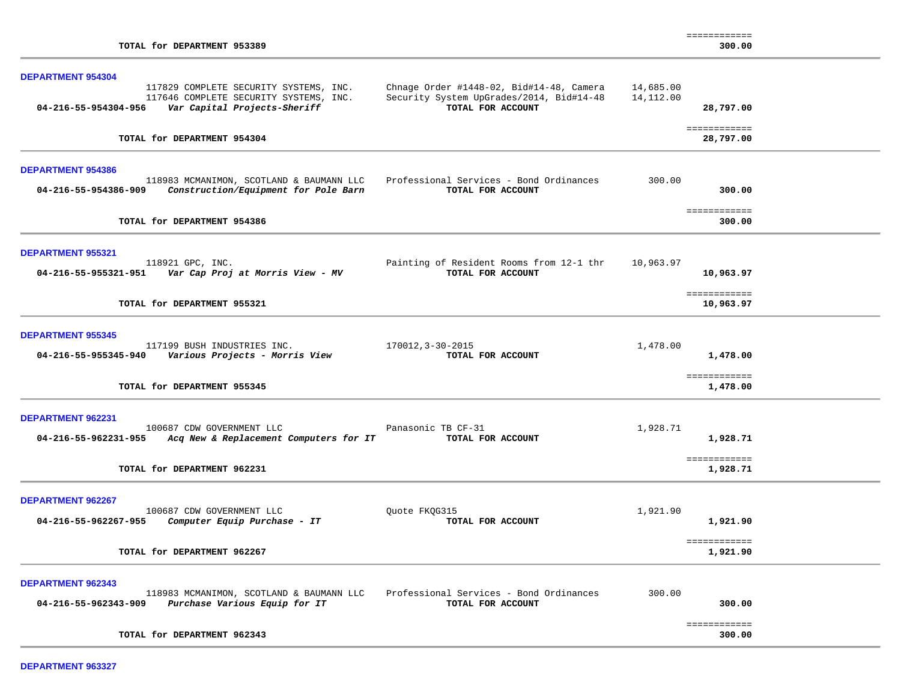TOTAL for DEPARTMENT 953389 ============ 300.00

---

**DEPARTMENT 954304**

| Account | Vendor | Description | Amount | Total |
|---|---|---|---|---|
| | 117829 COMPLETE SECURITY SYSTEMS, INC. | Chnage Order #1448-02, Bid#14-48, Camera | 14,685.00 | |
| | 117646 COMPLETE SECURITY SYSTEMS, INC. | Security System UpGrades/2014, Bid#14-48 | 14,112.00 | |
| **04-216-55-954304-956** | ***Var Capital Projects-Sheriff*** | **TOTAL FOR ACCOUNT** | | **28,797.00** |

**TOTAL for DEPARTMENT 954304** ============ **28,797.00**

---

**DEPARTMENT 954386**

| Account | Vendor | Description | Amount | Total |
|---|---|---|---|---|
| | 118983 MCMANIMON, SCOTLAND & BAUMANN LLC | Professional Services - Bond Ordinances | 300.00 | |
| **04-216-55-954386-909** | ***Construction/Equipment for Pole Barn*** | **TOTAL FOR ACCOUNT** | | **300.00** |

**TOTAL for DEPARTMENT 954386** ============ **300.00**

---

**DEPARTMENT 955321**

| Account | Vendor | Description | Amount | Total |
|---|---|---|---|---|
| | 118921 GPC, INC. | Painting of Resident Rooms from 12-1 thr | 10,963.97 | |
| **04-216-55-955321-951** | ***Var Cap Proj at Morris View - MV*** | **TOTAL FOR ACCOUNT** | | **10,963.97** |

**TOTAL for DEPARTMENT 955321** ============ **10,963.97**

---

**DEPARTMENT 955345**

| Account | Vendor | Description | Amount | Total |
|---|---|---|---|---|
| | 117199 BUSH INDUSTRIES INC. | 170012,3-30-2015 | 1,478.00 | |
| **04-216-55-955345-940** | ***Various Projects - Morris View*** | **TOTAL FOR ACCOUNT** | | **1,478.00** |

**TOTAL for DEPARTMENT 955345** ============ **1,478.00**

---

**DEPARTMENT 962231**

| Account | Vendor | Description | Amount | Total |
|---|---|---|---|---|
| | 100687 CDW GOVERNMENT LLC | Panasonic TB CF-31 | 1,928.71 | |
| **04-216-55-962231-955** | ***Acq New & Replacement Computers for IT*** | **TOTAL FOR ACCOUNT** | | **1,928.71** |

**TOTAL for DEPARTMENT 962231** ============ **1,928.71**

---

**DEPARTMENT 962267**

| Account | Vendor | Description | Amount | Total |
|---|---|---|---|---|
| | 100687 CDW GOVERNMENT LLC | Quote FKQG315 | 1,921.90 | |
| **04-216-55-962267-955** | ***Computer Equip Purchase - IT*** | **TOTAL FOR ACCOUNT** | | **1,921.90** |

**TOTAL for DEPARTMENT 962267** ============ **1,921.90**

---

**DEPARTMENT 962343**

| Account | Vendor | Description | Amount | Total |
|---|---|---|---|---|
| | 118983 MCMANIMON, SCOTLAND & BAUMANN LLC | Professional Services - Bond Ordinances | 300.00 | |
| **04-216-55-962343-909** | ***Purchase Various Equip for IT*** | **TOTAL FOR ACCOUNT** | | **300.00** |

**TOTAL for DEPARTMENT 962343** ============ **300.00**

---

**DEPARTMENT 963327**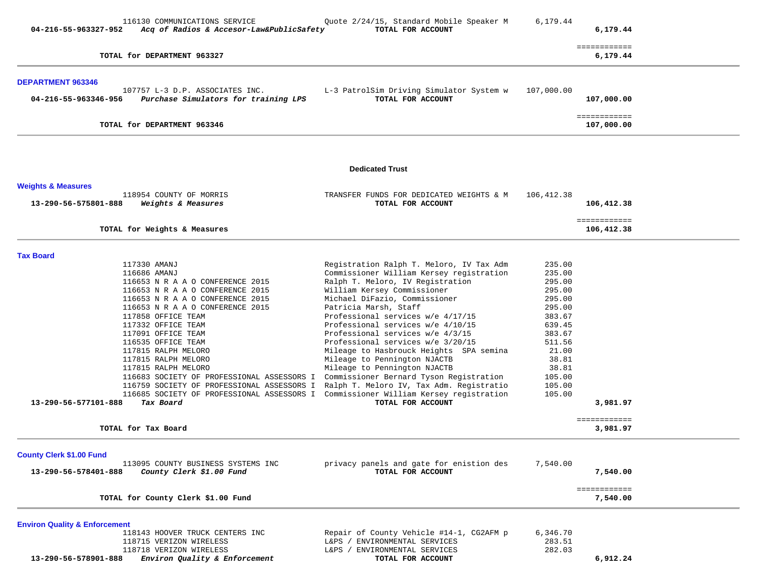| | | | | |
|---|---|---|---|---|
| | 116130 COMMUNICATIONS SERVICE | Quote 2/24/15, Standard Mobile Speaker M | 6,179.44 | |
| **04-216-55-963327-952** | ***Acq of Radios & Accesor-Law&PublicSafety*** | **TOTAL FOR ACCOUNT** | | **6,179.44** |
| | | | | ============ |
| | **TOTAL for DEPARTMENT 963327** | | | **6,179.44** |

**DEPARTMENT 963346**

| | | | | |
|---|---|---|---|---|
| | 107757 L-3 D.P. ASSOCIATES INC. | L-3 PatrolSim Driving Simulator System w | 107,000.00 | |
| **04-216-55-963346-956** | ***Purchase Simulators for training LPS*** | **TOTAL FOR ACCOUNT** | | **107,000.00** |
| | | | | ============ |
| | **TOTAL for DEPARTMENT 963346** | | | **107,000.00** |

**Dedicated Trust**

**Weights & Measures**

| | | | | |
|---|---|---|---|---|
| | 118954 COUNTY OF MORRIS | TRANSFER FUNDS FOR DEDICATED WEIGHTS & M | 106,412.38 | |
| **13-290-56-575801-888** | ***Weights & Measures*** | **TOTAL FOR ACCOUNT** | | **106,412.38** |
| | | | | ============ |
| | **TOTAL for Weights & Measures** | | | **106,412.38** |

**Tax Board**

| | | | | |
|---|---|---|---|---|
| | 117330 AMANJ | Registration Ralph T. Meloro, IV Tax Adm | 235.00 | |
| | 116686 AMANJ | Commissioner William Kersey registration | 235.00 | |
| | 116653 N R A A O CONFERENCE 2015 | Ralph T. Meloro, IV Registration | 295.00 | |
| | 116653 N R A A O CONFERENCE 2015 | William Kersey Commissioner | 295.00 | |
| | 116653 N R A A O CONFERENCE 2015 | Michael DiFazio, Commissioner | 295.00 | |
| | 116653 N R A A O CONFERENCE 2015 | Patricia Marsh, Staff | 295.00 | |
| | 117858 OFFICE TEAM | Professional services w/e 4/17/15 | 383.67 | |
| | 117332 OFFICE TEAM | Professional services w/e 4/10/15 | 639.45 | |
| | 117091 OFFICE TEAM | Professional services w/e 4/3/15 | 383.67 | |
| | 116535 OFFICE TEAM | Professional services w/e 3/20/15 | 511.56 | |
| | 117815 RALPH MELORO | Mileage to Hasbrouck Heights SPA semina | 21.00 | |
| | 117815 RALPH MELORO | Mileage to Pennington NJACTB | 38.81 | |
| | 117815 RALPH MELORO | Mileage to Pennington NJACTB | 38.81 | |
| | 116683 SOCIETY OF PROFESSIONAL ASSESSORS I | Commissioner Bernard Tyson Registration | 105.00 | |
| | 116759 SOCIETY OF PROFESSIONAL ASSESSORS I | Ralph T. Meloro IV, Tax Adm. Registratio | 105.00 | |
| | 116685 SOCIETY OF PROFESSIONAL ASSESSORS I | Commissioner William Kersey registration | 105.00 | |
| **13-290-56-577101-888** | ***Tax Board*** | **TOTAL FOR ACCOUNT** | | **3,981.97** |
| | | | | ============ |
| | **TOTAL for Tax Board** | | | **3,981.97** |

**County Clerk $1.00 Fund**

| | | | | |
|---|---|---|---|---|
| | 113095 COUNTY BUSINESS SYSTEMS INC | privacy panels and gate for enistion des | 7,540.00 | |
| **13-290-56-578401-888** | ***County Clerk $1.00 Fund*** | **TOTAL FOR ACCOUNT** | | **7,540.00** |
| | | | | ============ |
| | **TOTAL for County Clerk $1.00 Fund** | | | **7,540.00** |

**Environ Quality & Enforcement**

| | | | | |
|---|---|---|---|---|
| | 118143 HOOVER TRUCK CENTERS INC | Repair of County Vehicle #14-1, CG2AFM p | 6,346.70 | |
| | 118715 VERIZON WIRELESS | L&PS / ENVIRONMENTAL SERVICES | 283.51 | |
| | 118718 VERIZON WIRELESS | L&PS / ENVIRONMENTAL SERVICES | 282.03 | |
| **13-290-56-578901-888** | ***Environ Quality & Enforcement*** | **TOTAL FOR ACCOUNT** | | **6,912.24** |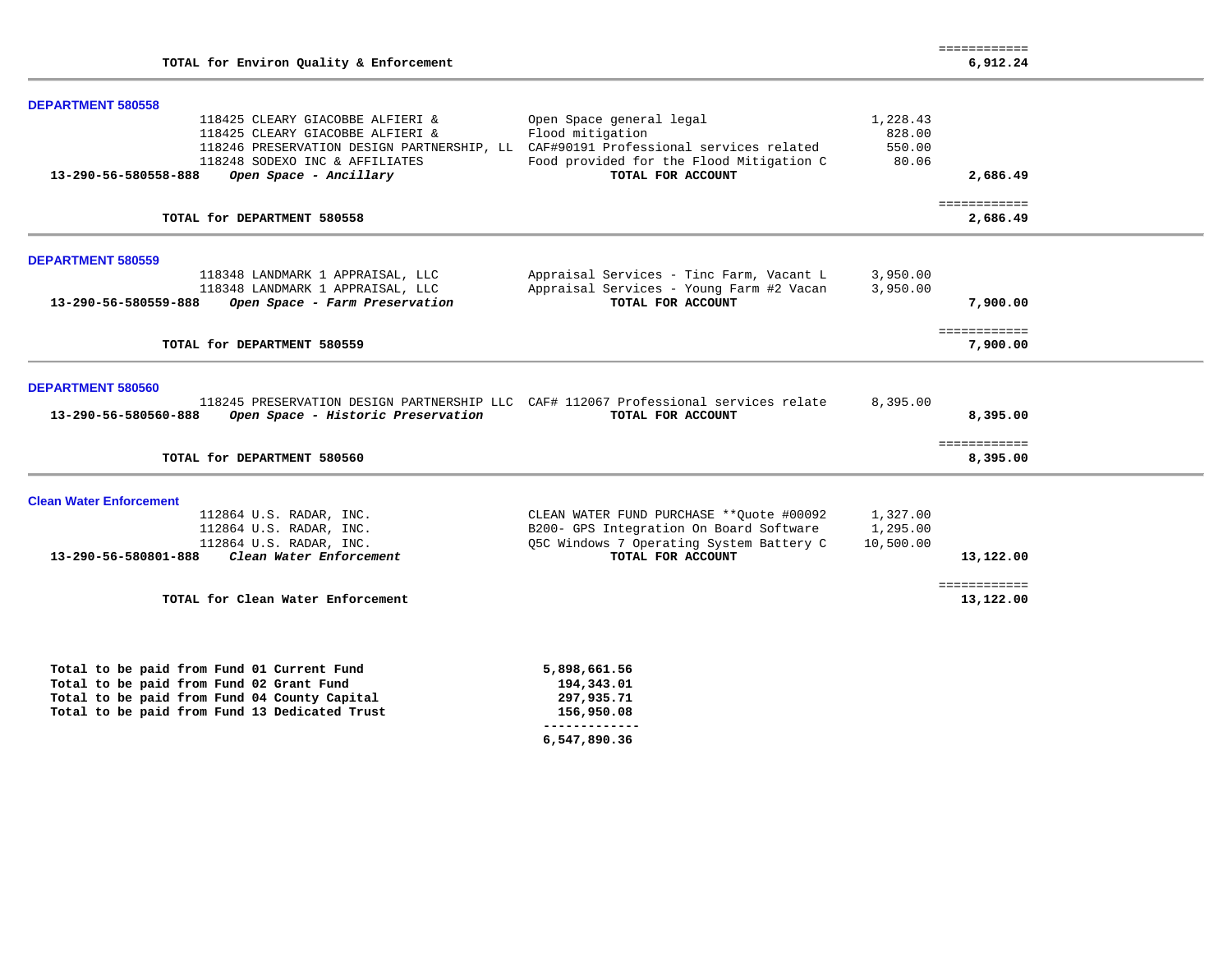| | | | |
|---|---|---|---|
| **TOTAL for Environ Quality & Enforcement** | | | ============ **6,912.24** |

### DEPARTMENT 580558

| | | | |
|---|---|---|---|
| 118425 CLEARY GIACOBBE ALFIERI & | Open Space general legal | 1,228.43 | |
| 118425 CLEARY GIACOBBE ALFIERI & | Flood mitigation | 828.00 | |
| 118246 PRESERVATION DESIGN PARTNERSHIP, LL | CAF#90191 Professional services related | 550.00 | |
| 118248 SODEXO INC & AFFILIATES | Food provided for the Flood Mitigation C | 80.06 | |
| **13-290-56-580558-888** *Open Space - Ancillary* | **TOTAL FOR ACCOUNT** | | **2,686.49** |
| **TOTAL for DEPARTMENT 580558** | | | ============ **2,686.49** |

### DEPARTMENT 580559

| | | | |
|---|---|---|---|
| 118348 LANDMARK 1 APPRAISAL, LLC | Appraisal Services - Tinc Farm, Vacant L | 3,950.00 | |
| 118348 LANDMARK 1 APPRAISAL, LLC | Appraisal Services - Young Farm #2 Vacan | 3,950.00 | |
| **13-290-56-580559-888** *Open Space - Farm Preservation* | **TOTAL FOR ACCOUNT** | | **7,900.00** |
| **TOTAL for DEPARTMENT 580559** | | | ============ **7,900.00** |

### DEPARTMENT 580560

| | | | |
|---|---|---|---|
| 118245 PRESERVATION DESIGN PARTNERSHIP LLC | CAF# 112067 Professional services relate | 8,395.00 | |
| **13-290-56-580560-888** *Open Space - Historic Preservation* | **TOTAL FOR ACCOUNT** | | **8,395.00** |
| **TOTAL for DEPARTMENT 580560** | | | ============ **8,395.00** |

### Clean Water Enforcement

| | | | |
|---|---|---|---|
| 112864 U.S. RADAR, INC. | CLEAN WATER FUND PURCHASE **Quote #00092 | 1,327.00 | |
| 112864 U.S. RADAR, INC. | B200- GPS Integration On Board Software | 1,295.00 | |
| 112864 U.S. RADAR, INC. | Q5C Windows 7 Operating System Battery C | 10,500.00 | |
| **13-290-56-580801-888** *Clean Water Enforcement* | **TOTAL FOR ACCOUNT** | | **13,122.00** |
| **TOTAL for Clean Water Enforcement** | | | ============ **13,122.00** |

| | |
|---|---|
| **Total to be paid from Fund 01 Current Fund** | **5,898,661.56** |
| **Total to be paid from Fund 02 Grant Fund** | **194,343.01** |
| **Total to be paid from Fund 04 County Capital** | **297,935.71** |
| **Total to be paid from Fund 13 Dedicated Trust** | **156,950.08** |
| | ------------- **6,547,890.36** |